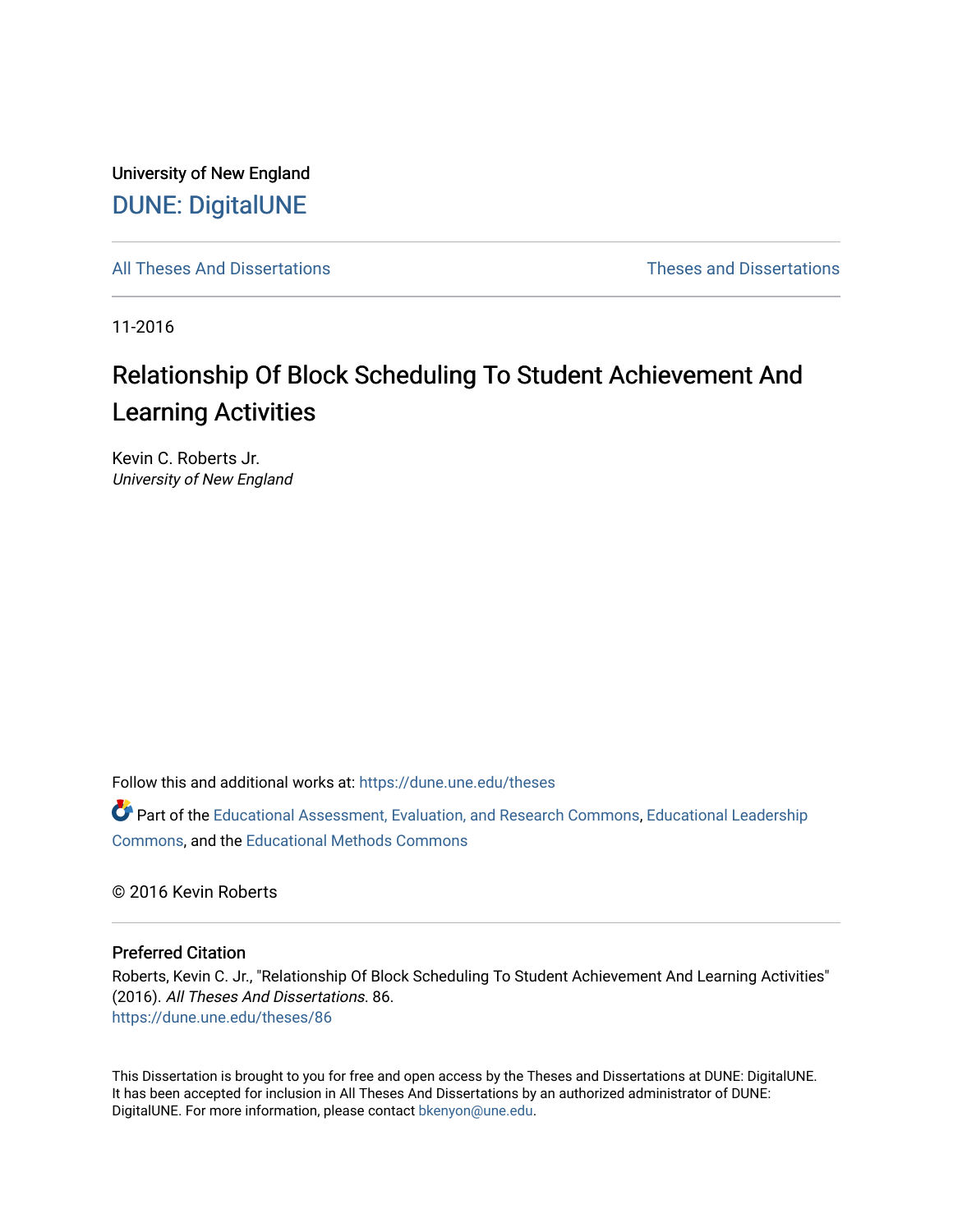University of New England

DUNE: DigitalUNE

All Theses And Dissertations | Theses and Dissertations

11-2016

# Relationship Of Block Scheduling To Student Achievement And Learning Activities

Kevin C. Roberts Jr.
*University of New England*

Follow this and additional works at: https://dune.une.edu/theses

Part of the Educational Assessment, Evaluation, and Research Commons, Educational Leadership Commons, and the Educational Methods Commons

© 2016 Kevin Roberts

## Preferred Citation

Roberts, Kevin C. Jr., "Relationship Of Block Scheduling To Student Achievement And Learning Activities" (2016). *All Theses And Dissertations*. 86.
https://dune.une.edu/theses/86

This Dissertation is brought to you for free and open access by the Theses and Dissertations at DUNE: DigitalUNE. It has been accepted for inclusion in All Theses And Dissertations by an authorized administrator of DUNE: DigitalUNE. For more information, please contact bkenyon@une.edu.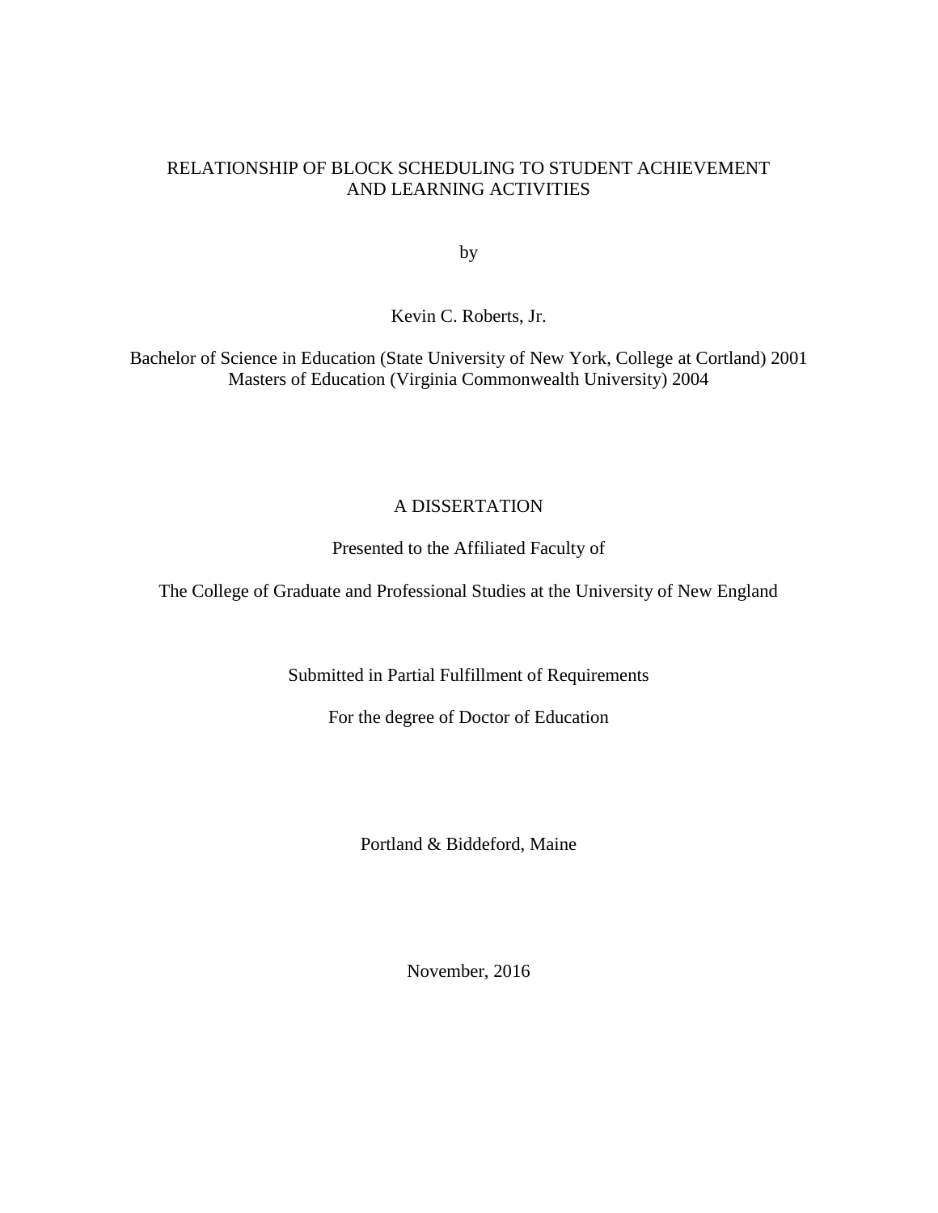# RELATIONSHIP OF BLOCK SCHEDULING TO STUDENT ACHIEVEMENT AND LEARNING ACTIVITIES

by

Kevin C. Roberts, Jr.

Bachelor of Science in Education (State University of New York, College at Cortland) 2001
Masters of Education (Virginia Commonwealth University) 2004

A DISSERTATION

Presented to the Affiliated Faculty of

The College of Graduate and Professional Studies at the University of New England

Submitted in Partial Fulfillment of Requirements

For the degree of Doctor of Education

Portland & Biddeford, Maine

November, 2016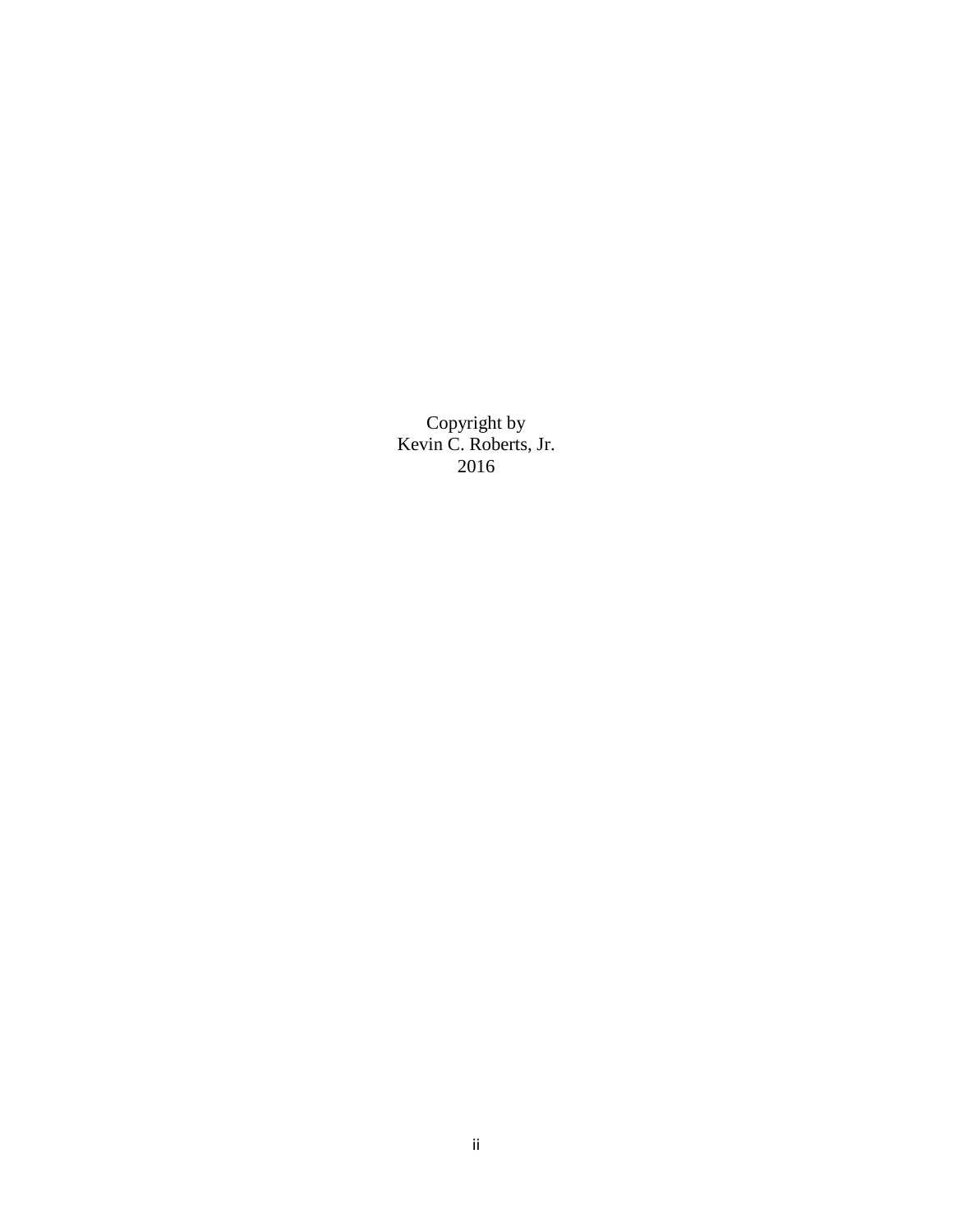Copyright by
Kevin C. Roberts, Jr.
2016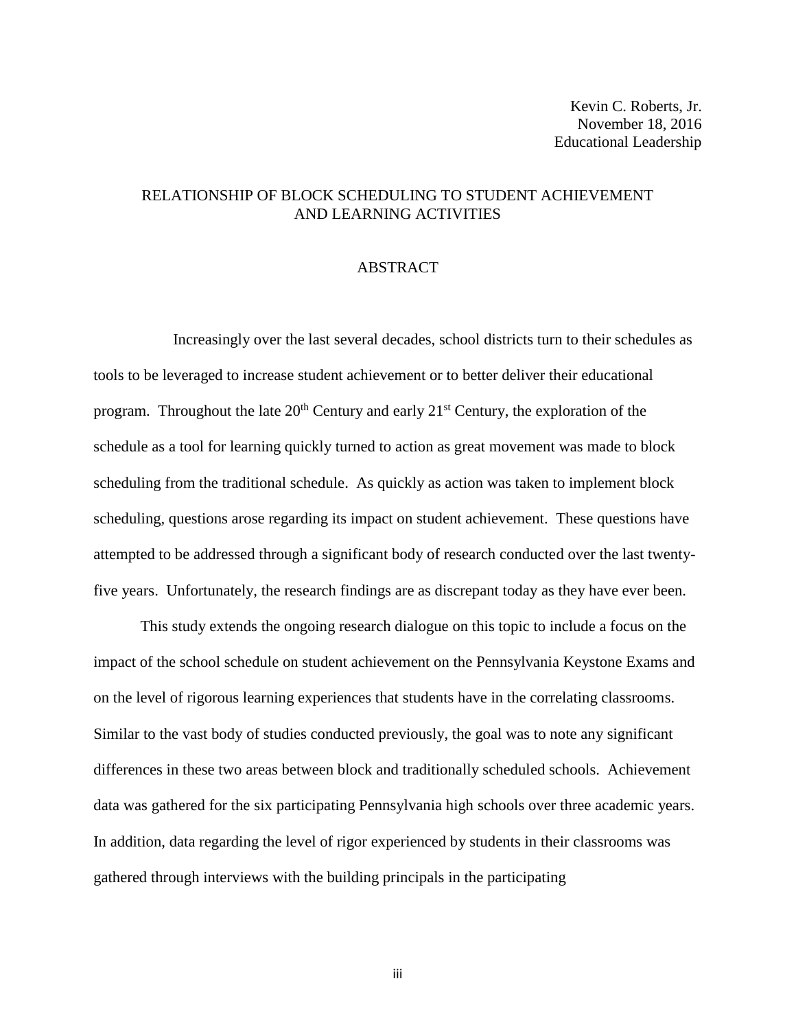Kevin C. Roberts, Jr.
November 18, 2016
Educational Leadership

# RELATIONSHIP OF BLOCK SCHEDULING TO STUDENT ACHIEVEMENT AND LEARNING ACTIVITIES

## ABSTRACT

Increasingly over the last several decades, school districts turn to their schedules as tools to be leveraged to increase student achievement or to better deliver their educational program. Throughout the late 20th Century and early 21st Century, the exploration of the schedule as a tool for learning quickly turned to action as great movement was made to block scheduling from the traditional schedule. As quickly as action was taken to implement block scheduling, questions arose regarding its impact on student achievement. These questions have attempted to be addressed through a significant body of research conducted over the last twenty-five years. Unfortunately, the research findings are as discrepant today as they have ever been.

This study extends the ongoing research dialogue on this topic to include a focus on the impact of the school schedule on student achievement on the Pennsylvania Keystone Exams and on the level of rigorous learning experiences that students have in the correlating classrooms. Similar to the vast body of studies conducted previously, the goal was to note any significant differences in these two areas between block and traditionally scheduled schools. Achievement data was gathered for the six participating Pennsylvania high schools over three academic years. In addition, data regarding the level of rigor experienced by students in their classrooms was gathered through interviews with the building principals in the participating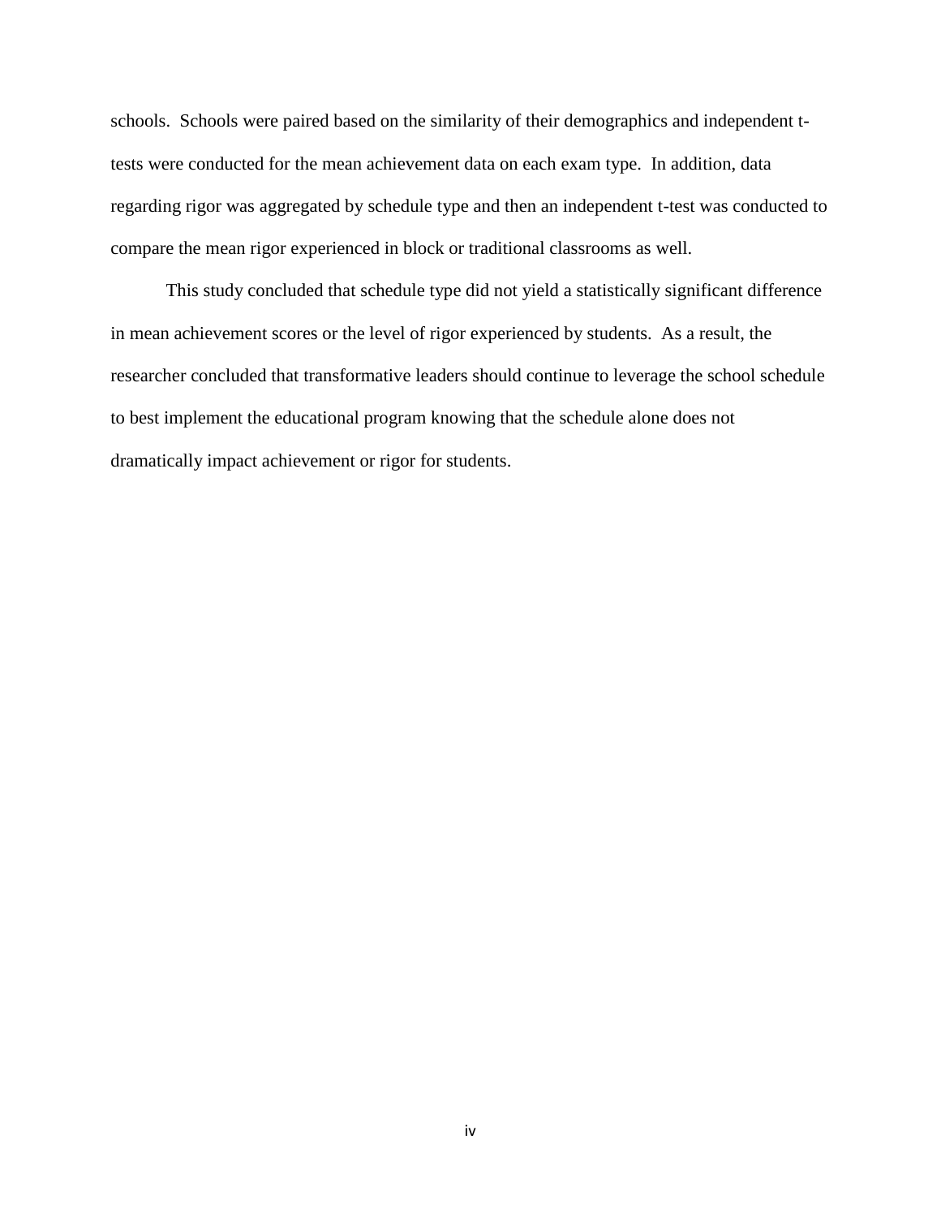schools. Schools were paired based on the similarity of their demographics and independent t-tests were conducted for the mean achievement data on each exam type. In addition, data regarding rigor was aggregated by schedule type and then an independent t-test was conducted to compare the mean rigor experienced in block or traditional classrooms as well.

This study concluded that schedule type did not yield a statistically significant difference in mean achievement scores or the level of rigor experienced by students. As a result, the researcher concluded that transformative leaders should continue to leverage the school schedule to best implement the educational program knowing that the schedule alone does not dramatically impact achievement or rigor for students.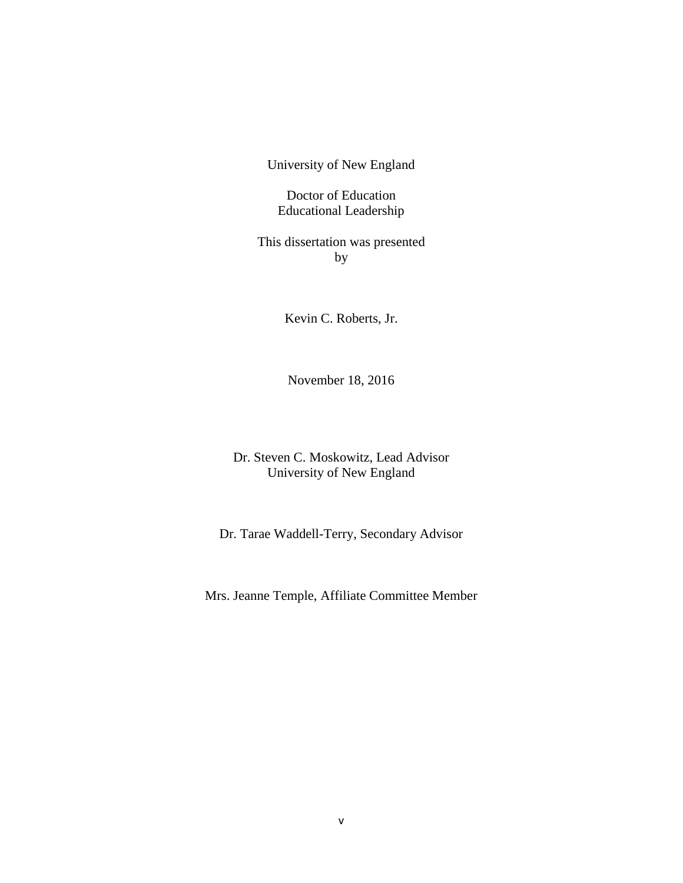University of New England

Doctor of Education
Educational Leadership

This dissertation was presented
by

Kevin C. Roberts, Jr.

November 18, 2016

Dr. Steven C. Moskowitz, Lead Advisor
University of New England

Dr. Tarae Waddell-Terry, Secondary Advisor

Mrs. Jeanne Temple, Affiliate Committee Member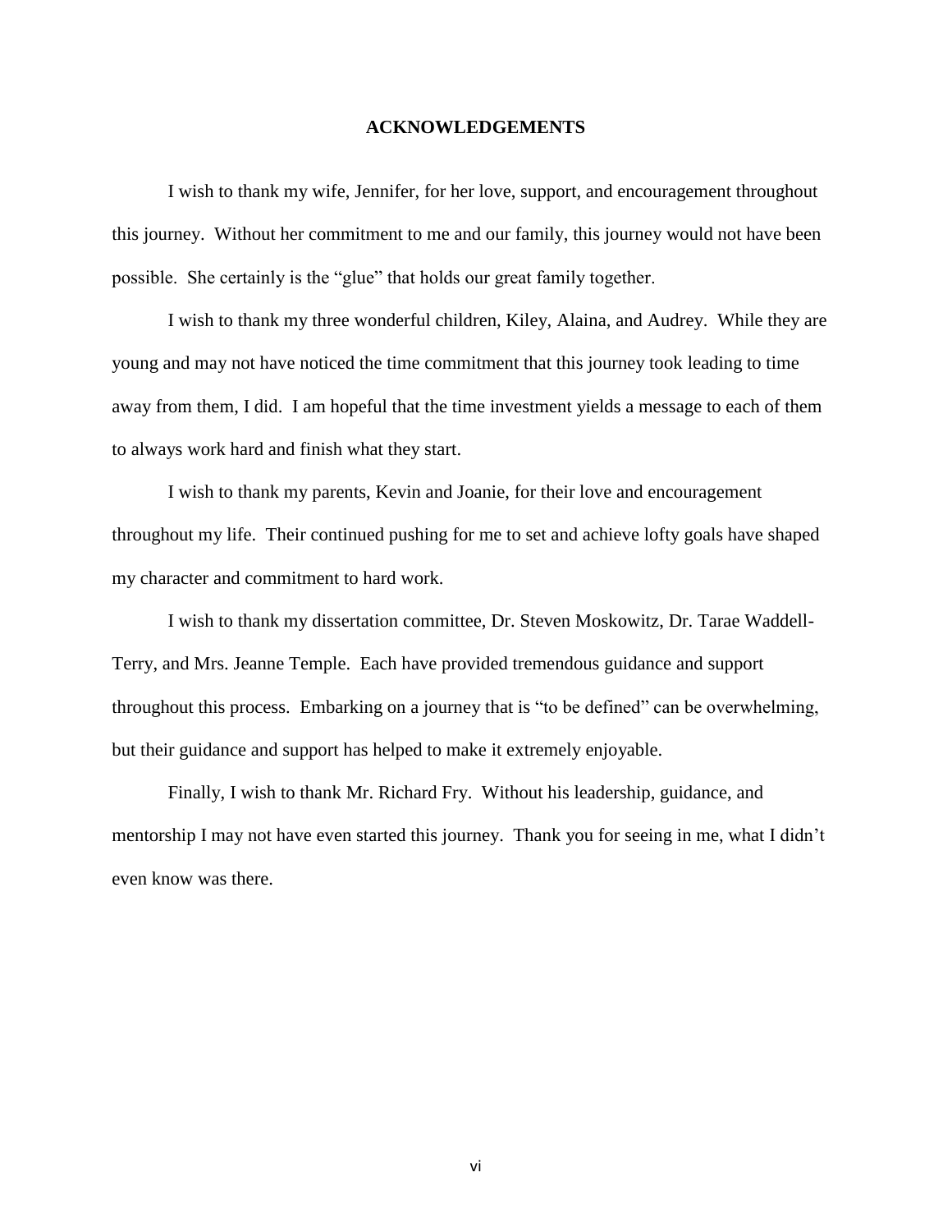# ACKNOWLEDGEMENTS

I wish to thank my wife, Jennifer, for her love, support, and encouragement throughout this journey. Without her commitment to me and our family, this journey would not have been possible. She certainly is the "glue" that holds our great family together.

I wish to thank my three wonderful children, Kiley, Alaina, and Audrey. While they are young and may not have noticed the time commitment that this journey took leading to time away from them, I did. I am hopeful that the time investment yields a message to each of them to always work hard and finish what they start.

I wish to thank my parents, Kevin and Joanie, for their love and encouragement throughout my life. Their continued pushing for me to set and achieve lofty goals have shaped my character and commitment to hard work.

I wish to thank my dissertation committee, Dr. Steven Moskowitz, Dr. Tarae Waddell-Terry, and Mrs. Jeanne Temple. Each have provided tremendous guidance and support throughout this process. Embarking on a journey that is "to be defined" can be overwhelming, but their guidance and support has helped to make it extremely enjoyable.

Finally, I wish to thank Mr. Richard Fry. Without his leadership, guidance, and mentorship I may not have even started this journey. Thank you for seeing in me, what I didn't even know was there.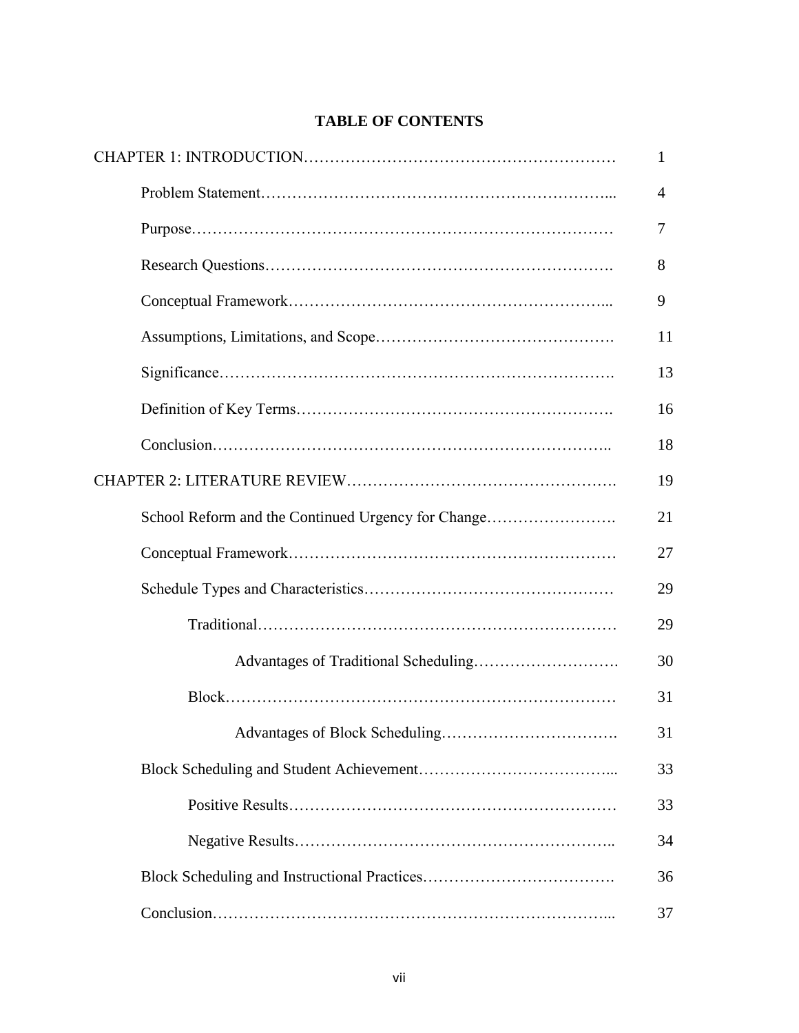**TABLE OF CONTENTS**

| | |
|---|---|
| CHAPTER 1: INTRODUCTION | 1 |
| Problem Statement | 4 |
| Purpose | 7 |
| Research Questions | 8 |
| Conceptual Framework | 9 |
| Assumptions, Limitations, and Scope | 11 |
| Significance | 13 |
| Definition of Key Terms | 16 |
| Conclusion | 18 |
| CHAPTER 2: LITERATURE REVIEW | 19 |
| School Reform and the Continued Urgency for Change | 21 |
| Conceptual Framework | 27 |
| Schedule Types and Characteristics | 29 |
| Traditional | 29 |
| Advantages of Traditional Scheduling | 30 |
| Block | 31 |
| Advantages of Block Scheduling | 31 |
| Block Scheduling and Student Achievement | 33 |
| Positive Results | 33 |
| Negative Results | 34 |
| Block Scheduling and Instructional Practices | 36 |
| Conclusion | 37 |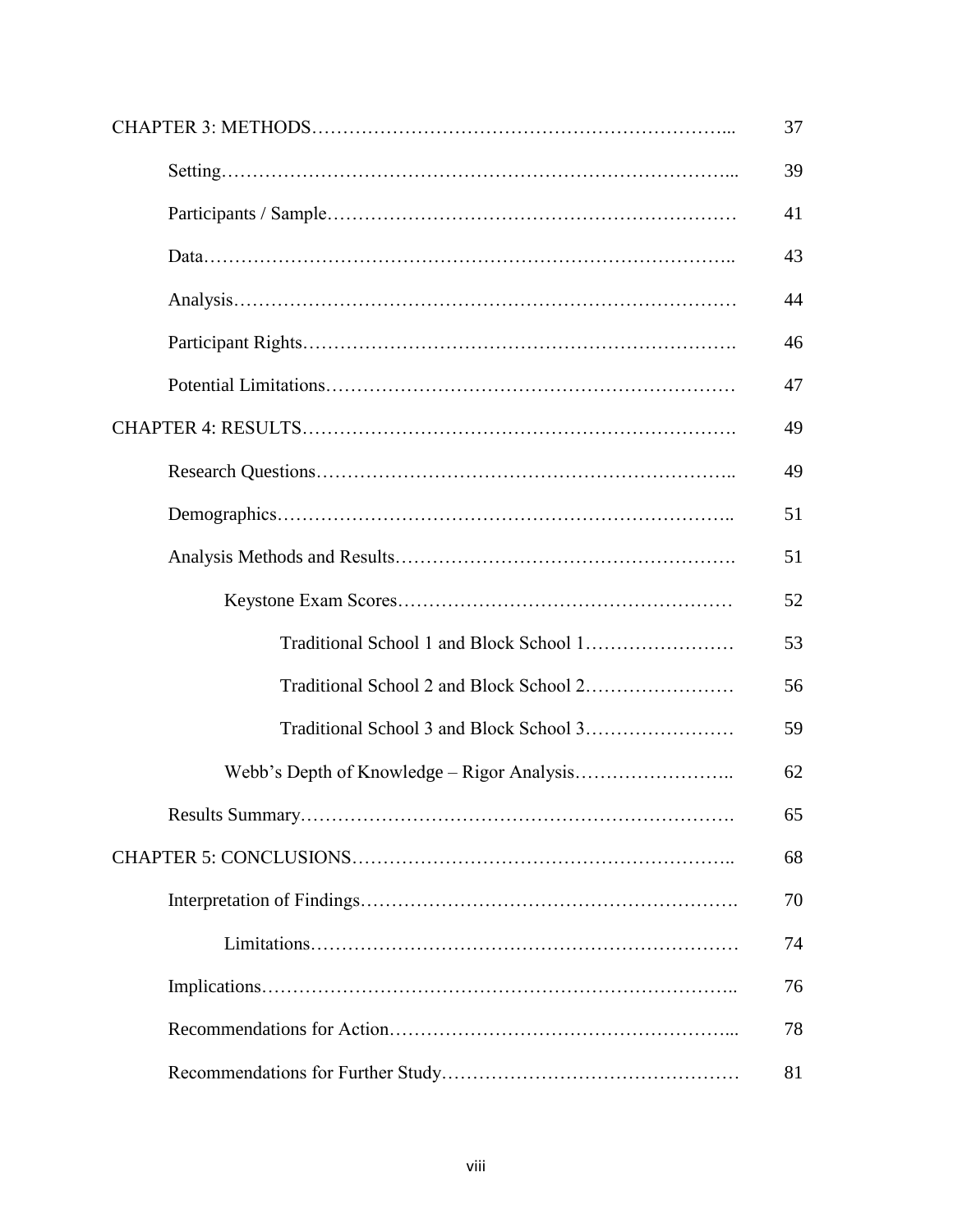| | |
|---|---|
| CHAPTER 3: METHODS……………………………………………………………... | 37 |
| Setting………………………………………………………………………... | 39 |
| Participants / Sample………………………………………………………… | 41 |
| Data………………………………………………………………………….. | 43 |
| Analysis……………………………………………………………………… | 44 |
| Participant Rights……………………………………………………………. | 46 |
| Potential Limitations………………………………………………………… | 47 |
| CHAPTER 4: RESULTS……………………………………………………………. | 49 |
| Research Questions………………………………………………………….. | 49 |
| Demographics……………………………………………………………….. | 51 |
| Analysis Methods and Results………………………………………………. | 51 |
| Keystone Exam Scores……………………………………………… | 52 |
| Traditional School 1 and Block School 1…………………… | 53 |
| Traditional School 2 and Block School 2…………………… | 56 |
| Traditional School 3 and Block School 3…………………… | 59 |
| Webb's Depth of Knowledge – Rigor Analysis…………………….. | 62 |
| Results Summary……………………………………………………………. | 65 |
| CHAPTER 5: CONCLUSIONS…………………………………………………….. | 68 |
| Interpretation of Findings……………………………………………………. | 70 |
| Limitations…………………………………………………………… | 74 |
| Implications………………………………………………………………….. | 76 |
| Recommendations for Action……………………………………………….. | 78 |
| Recommendations for Further Study………………………………………… | 81 |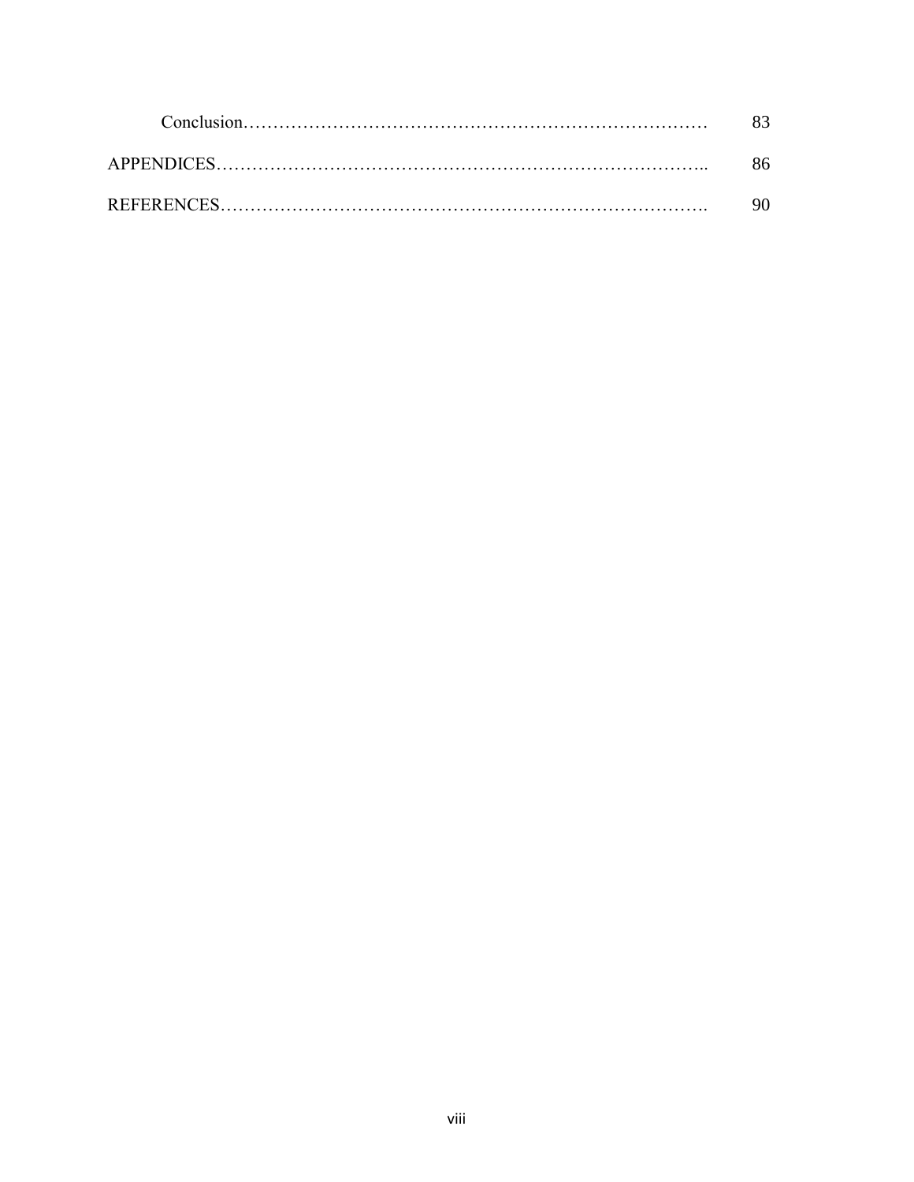Conclusion………………………………………………………………… 83

APPENDICES……………………………………………………………….. 86

REFERENCES……………………………………………………………. 90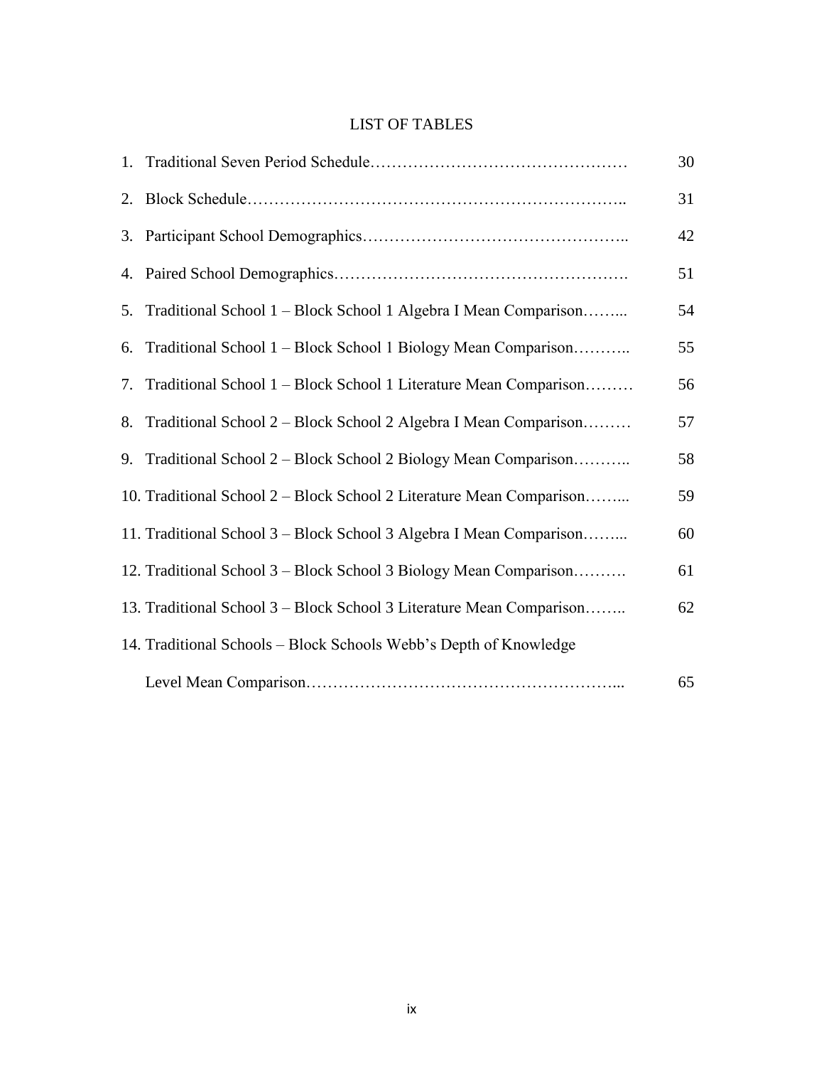# LIST OF TABLES

1. Traditional Seven Period Schedule………………………………………… 30
2. Block Schedule…………………………………………………………….. 31
3. Participant School Demographics………………………………………….. 42
4. Paired School Demographics………………………………………………. 51
5. Traditional School 1 – Block School 1 Algebra I Mean Comparison……... 54
6. Traditional School 1 – Block School 1 Biology Mean Comparison……….. 55
7. Traditional School 1 – Block School 1 Literature Mean Comparison……… 56
8. Traditional School 2 – Block School 2 Algebra I Mean Comparison……… 57
9. Traditional School 2 – Block School 2 Biology Mean Comparison……….. 58
10. Traditional School 2 – Block School 2 Literature Mean Comparison……... 59
11. Traditional School 3 – Block School 3 Algebra I Mean Comparison……... 60
12. Traditional School 3 – Block School 3 Biology Mean Comparison………. 61
13. Traditional School 3 – Block School 3 Literature Mean Comparison…….. 62
14. Traditional Schools – Block Schools Webb's Depth of Knowledge Level Mean Comparison………………………………………………... 65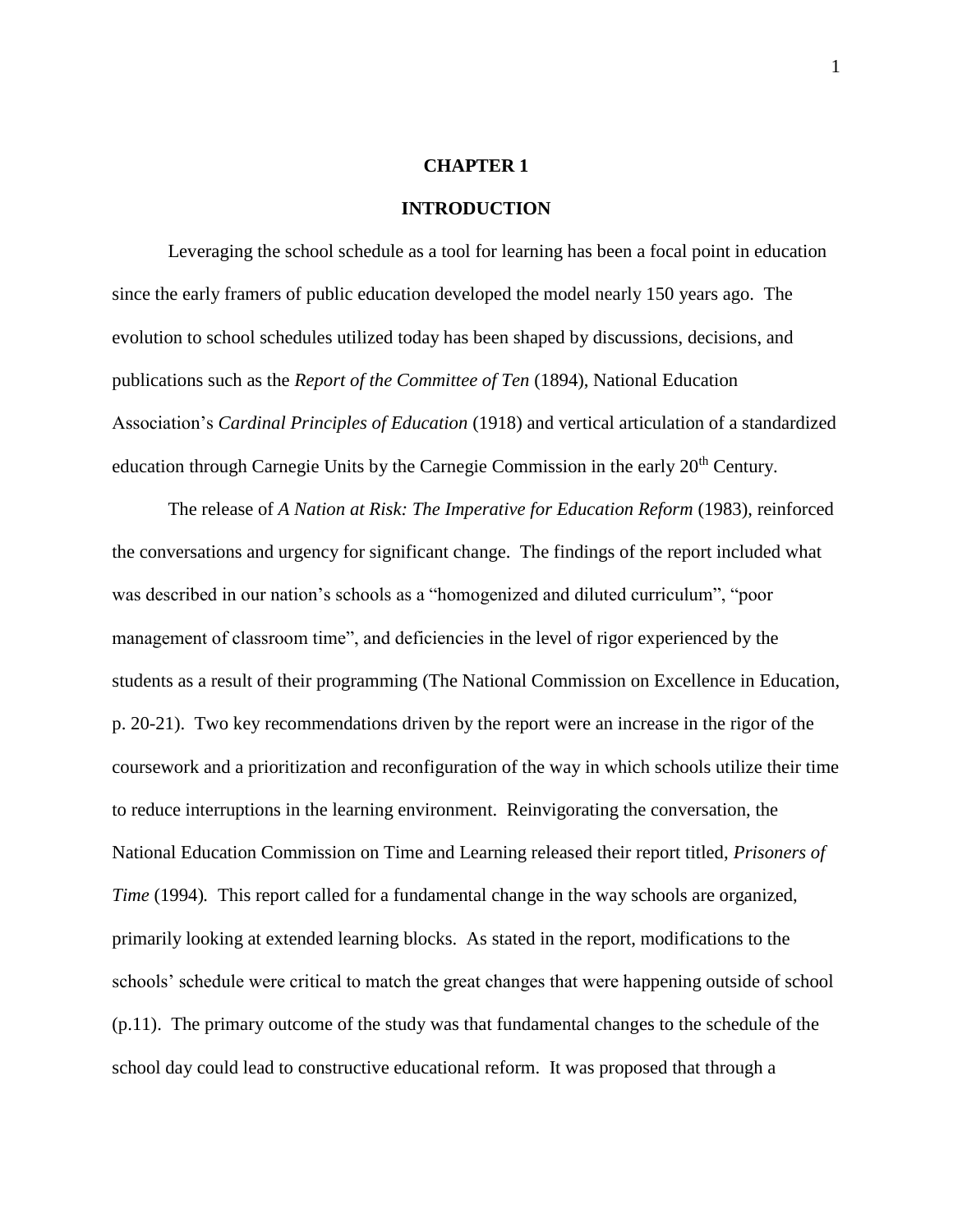# CHAPTER 1

## INTRODUCTION

Leveraging the school schedule as a tool for learning has been a focal point in education since the early framers of public education developed the model nearly 150 years ago. The evolution to school schedules utilized today has been shaped by discussions, decisions, and publications such as the *Report of the Committee of Ten* (1894), National Education Association's *Cardinal Principles of Education* (1918) and vertical articulation of a standardized education through Carnegie Units by the Carnegie Commission in the early 20th Century.

The release of *A Nation at Risk: The Imperative for Education Reform* (1983), reinforced the conversations and urgency for significant change. The findings of the report included what was described in our nation's schools as a "homogenized and diluted curriculum", "poor management of classroom time", and deficiencies in the level of rigor experienced by the students as a result of their programming (The National Commission on Excellence in Education, p. 20-21). Two key recommendations driven by the report were an increase in the rigor of the coursework and a prioritization and reconfiguration of the way in which schools utilize their time to reduce interruptions in the learning environment. Reinvigorating the conversation, the National Education Commission on Time and Learning released their report titled, *Prisoners of Time* (1994)*.* This report called for a fundamental change in the way schools are organized, primarily looking at extended learning blocks. As stated in the report, modifications to the schools' schedule were critical to match the great changes that were happening outside of school (p.11). The primary outcome of the study was that fundamental changes to the schedule of the school day could lead to constructive educational reform. It was proposed that through a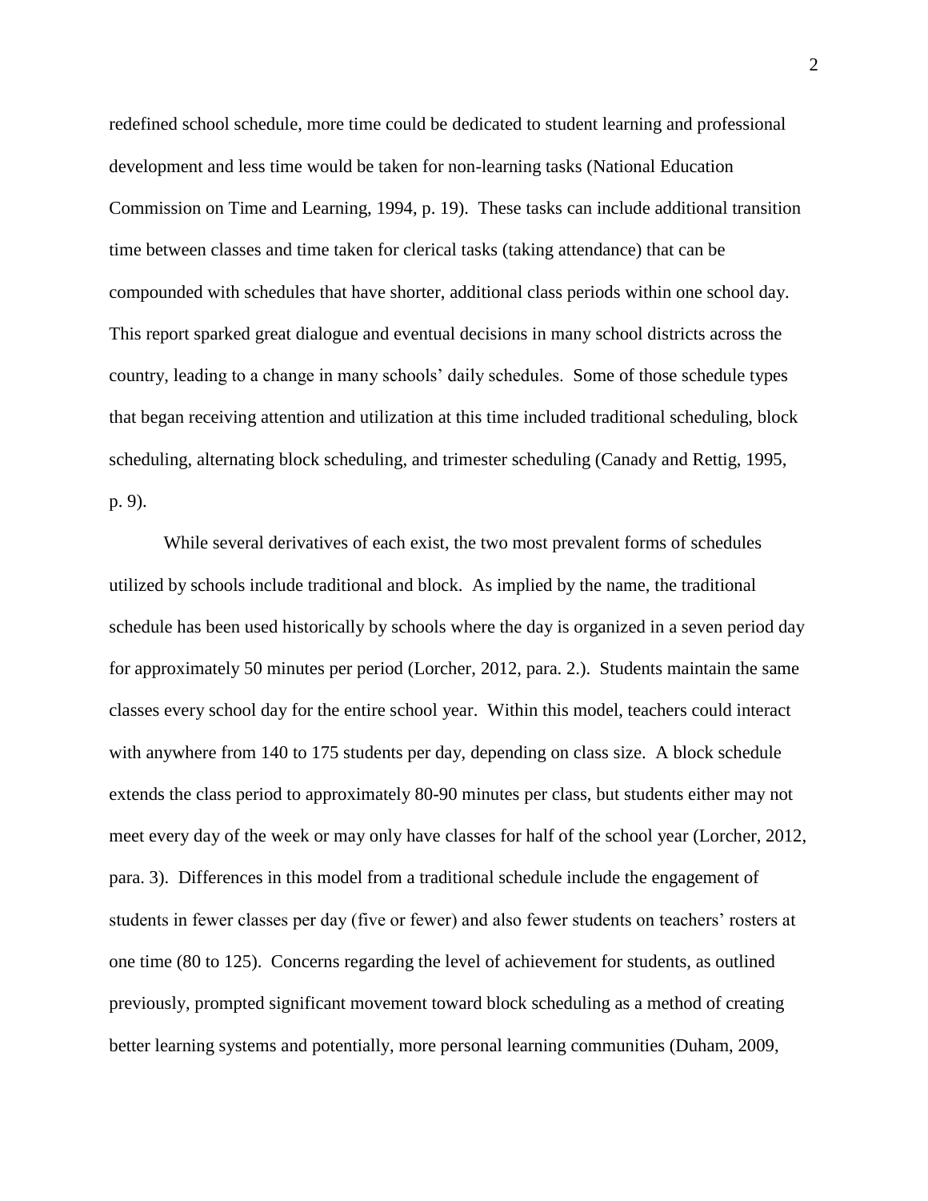redefined school schedule, more time could be dedicated to student learning and professional development and less time would be taken for non-learning tasks (National Education Commission on Time and Learning, 1994, p. 19). These tasks can include additional transition time between classes and time taken for clerical tasks (taking attendance) that can be compounded with schedules that have shorter, additional class periods within one school day. This report sparked great dialogue and eventual decisions in many school districts across the country, leading to a change in many schools' daily schedules. Some of those schedule types that began receiving attention and utilization at this time included traditional scheduling, block scheduling, alternating block scheduling, and trimester scheduling (Canady and Rettig, 1995, p. 9).

While several derivatives of each exist, the two most prevalent forms of schedules utilized by schools include traditional and block. As implied by the name, the traditional schedule has been used historically by schools where the day is organized in a seven period day for approximately 50 minutes per period (Lorcher, 2012, para. 2.). Students maintain the same classes every school day for the entire school year. Within this model, teachers could interact with anywhere from 140 to 175 students per day, depending on class size. A block schedule extends the class period to approximately 80-90 minutes per class, but students either may not meet every day of the week or may only have classes for half of the school year (Lorcher, 2012, para. 3). Differences in this model from a traditional schedule include the engagement of students in fewer classes per day (five or fewer) and also fewer students on teachers' rosters at one time (80 to 125). Concerns regarding the level of achievement for students, as outlined previously, prompted significant movement toward block scheduling as a method of creating better learning systems and potentially, more personal learning communities (Duham, 2009,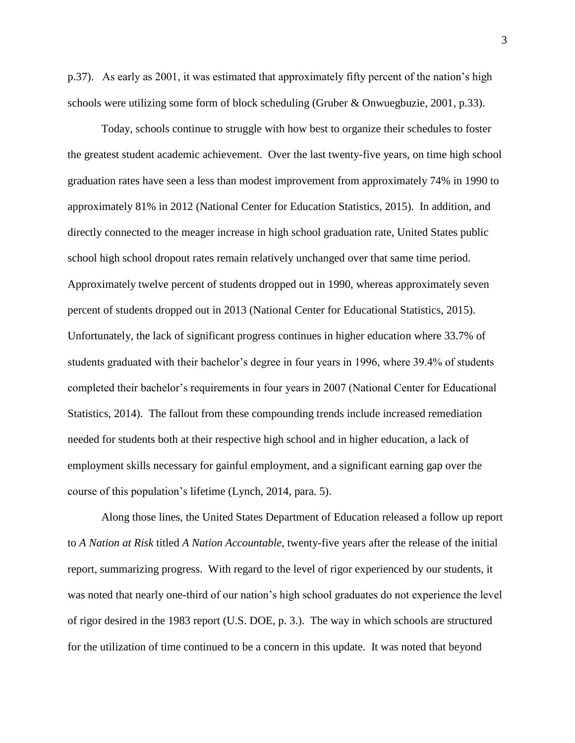p.37). As early as 2001, it was estimated that approximately fifty percent of the nation's high schools were utilizing some form of block scheduling (Gruber & Onwuegbuzie, 2001, p.33).

Today, schools continue to struggle with how best to organize their schedules to foster the greatest student academic achievement. Over the last twenty-five years, on time high school graduation rates have seen a less than modest improvement from approximately 74% in 1990 to approximately 81% in 2012 (National Center for Education Statistics, 2015). In addition, and directly connected to the meager increase in high school graduation rate, United States public school high school dropout rates remain relatively unchanged over that same time period. Approximately twelve percent of students dropped out in 1990, whereas approximately seven percent of students dropped out in 2013 (National Center for Educational Statistics, 2015). Unfortunately, the lack of significant progress continues in higher education where 33.7% of students graduated with their bachelor's degree in four years in 1996, where 39.4% of students completed their bachelor's requirements in four years in 2007 (National Center for Educational Statistics, 2014). The fallout from these compounding trends include increased remediation needed for students both at their respective high school and in higher education, a lack of employment skills necessary for gainful employment, and a significant earning gap over the course of this population's lifetime (Lynch, 2014, para. 5).

Along those lines, the United States Department of Education released a follow up report to *A Nation at Risk* titled *A Nation Accountable*, twenty-five years after the release of the initial report, summarizing progress. With regard to the level of rigor experienced by our students, it was noted that nearly one-third of our nation's high school graduates do not experience the level of rigor desired in the 1983 report (U.S. DOE, p. 3.). The way in which schools are structured for the utilization of time continued to be a concern in this update. It was noted that beyond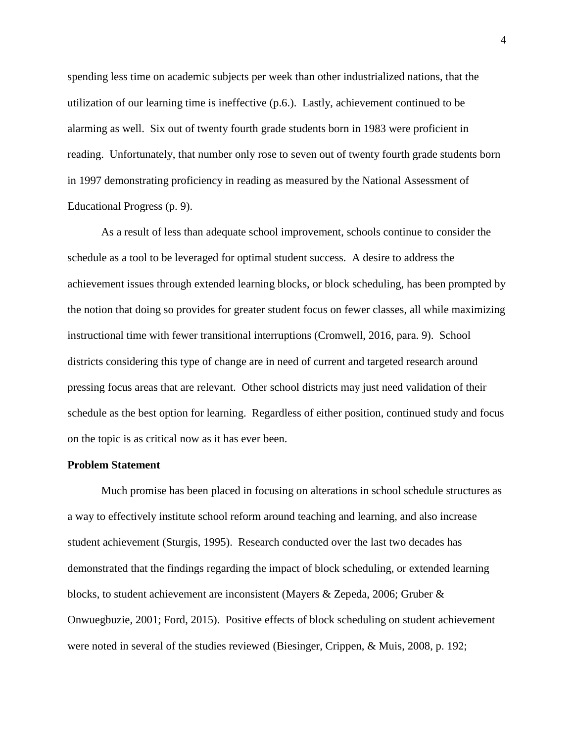spending less time on academic subjects per week than other industrialized nations, that the utilization of our learning time is ineffective (p.6.). Lastly, achievement continued to be alarming as well. Six out of twenty fourth grade students born in 1983 were proficient in reading. Unfortunately, that number only rose to seven out of twenty fourth grade students born in 1997 demonstrating proficiency in reading as measured by the National Assessment of Educational Progress (p. 9).

As a result of less than adequate school improvement, schools continue to consider the schedule as a tool to be leveraged for optimal student success. A desire to address the achievement issues through extended learning blocks, or block scheduling, has been prompted by the notion that doing so provides for greater student focus on fewer classes, all while maximizing instructional time with fewer transitional interruptions (Cromwell, 2016, para. 9). School districts considering this type of change are in need of current and targeted research around pressing focus areas that are relevant. Other school districts may just need validation of their schedule as the best option for learning. Regardless of either position, continued study and focus on the topic is as critical now as it has ever been.

**Problem Statement**

Much promise has been placed in focusing on alterations in school schedule structures as a way to effectively institute school reform around teaching and learning, and also increase student achievement (Sturgis, 1995). Research conducted over the last two decades has demonstrated that the findings regarding the impact of block scheduling, or extended learning blocks, to student achievement are inconsistent (Mayers & Zepeda, 2006; Gruber & Onwuegbuzie, 2001; Ford, 2015). Positive effects of block scheduling on student achievement were noted in several of the studies reviewed (Biesinger, Crippen, & Muis, 2008, p. 192;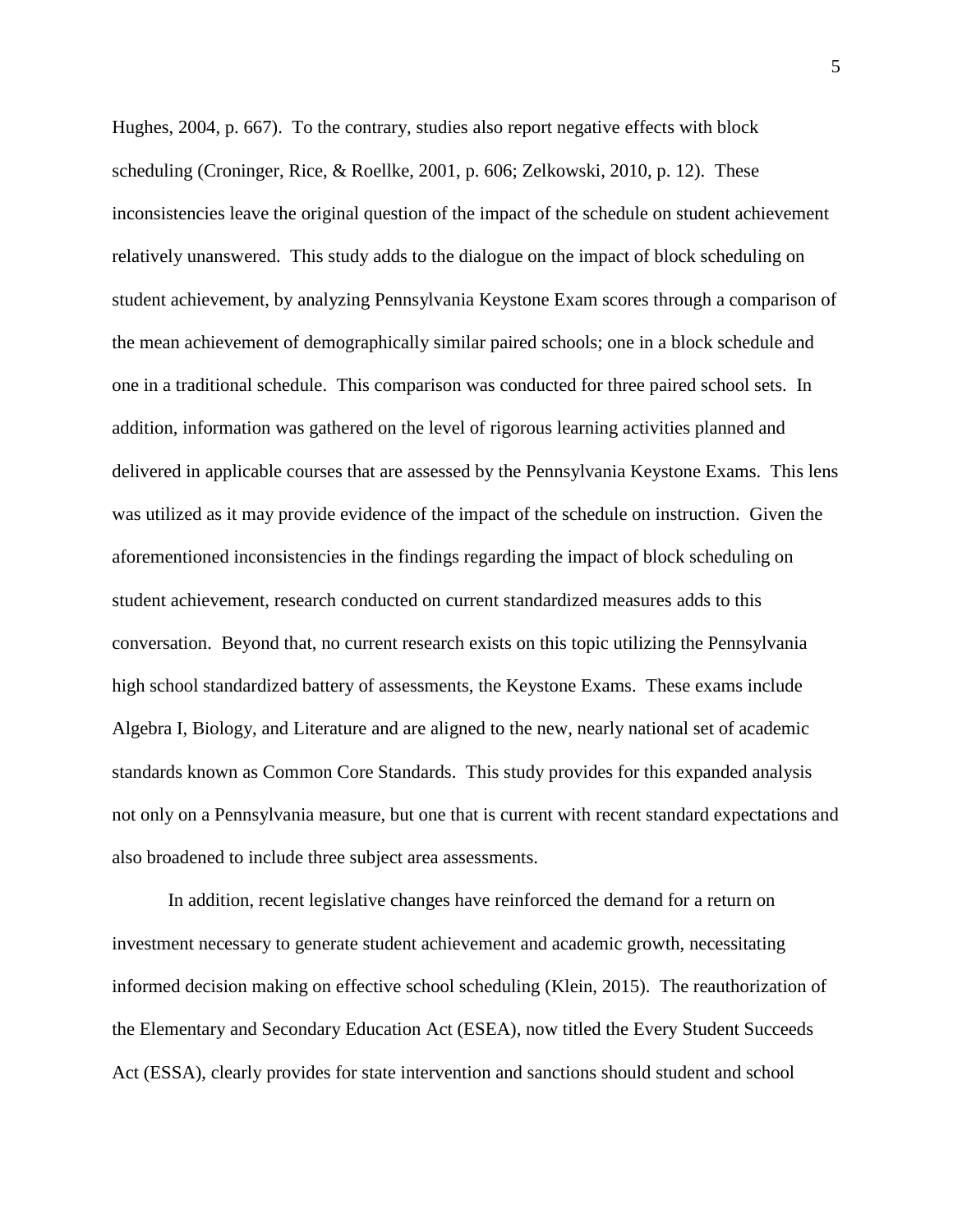Hughes, 2004, p. 667). To the contrary, studies also report negative effects with block scheduling (Croninger, Rice, & Roellke, 2001, p. 606; Zelkowski, 2010, p. 12). These inconsistencies leave the original question of the impact of the schedule on student achievement relatively unanswered. This study adds to the dialogue on the impact of block scheduling on student achievement, by analyzing Pennsylvania Keystone Exam scores through a comparison of the mean achievement of demographically similar paired schools; one in a block schedule and one in a traditional schedule. This comparison was conducted for three paired school sets. In addition, information was gathered on the level of rigorous learning activities planned and delivered in applicable courses that are assessed by the Pennsylvania Keystone Exams. This lens was utilized as it may provide evidence of the impact of the schedule on instruction. Given the aforementioned inconsistencies in the findings regarding the impact of block scheduling on student achievement, research conducted on current standardized measures adds to this conversation. Beyond that, no current research exists on this topic utilizing the Pennsylvania high school standardized battery of assessments, the Keystone Exams. These exams include Algebra I, Biology, and Literature and are aligned to the new, nearly national set of academic standards known as Common Core Standards. This study provides for this expanded analysis not only on a Pennsylvania measure, but one that is current with recent standard expectations and also broadened to include three subject area assessments.

In addition, recent legislative changes have reinforced the demand for a return on investment necessary to generate student achievement and academic growth, necessitating informed decision making on effective school scheduling (Klein, 2015). The reauthorization of the Elementary and Secondary Education Act (ESEA), now titled the Every Student Succeeds Act (ESSA), clearly provides for state intervention and sanctions should student and school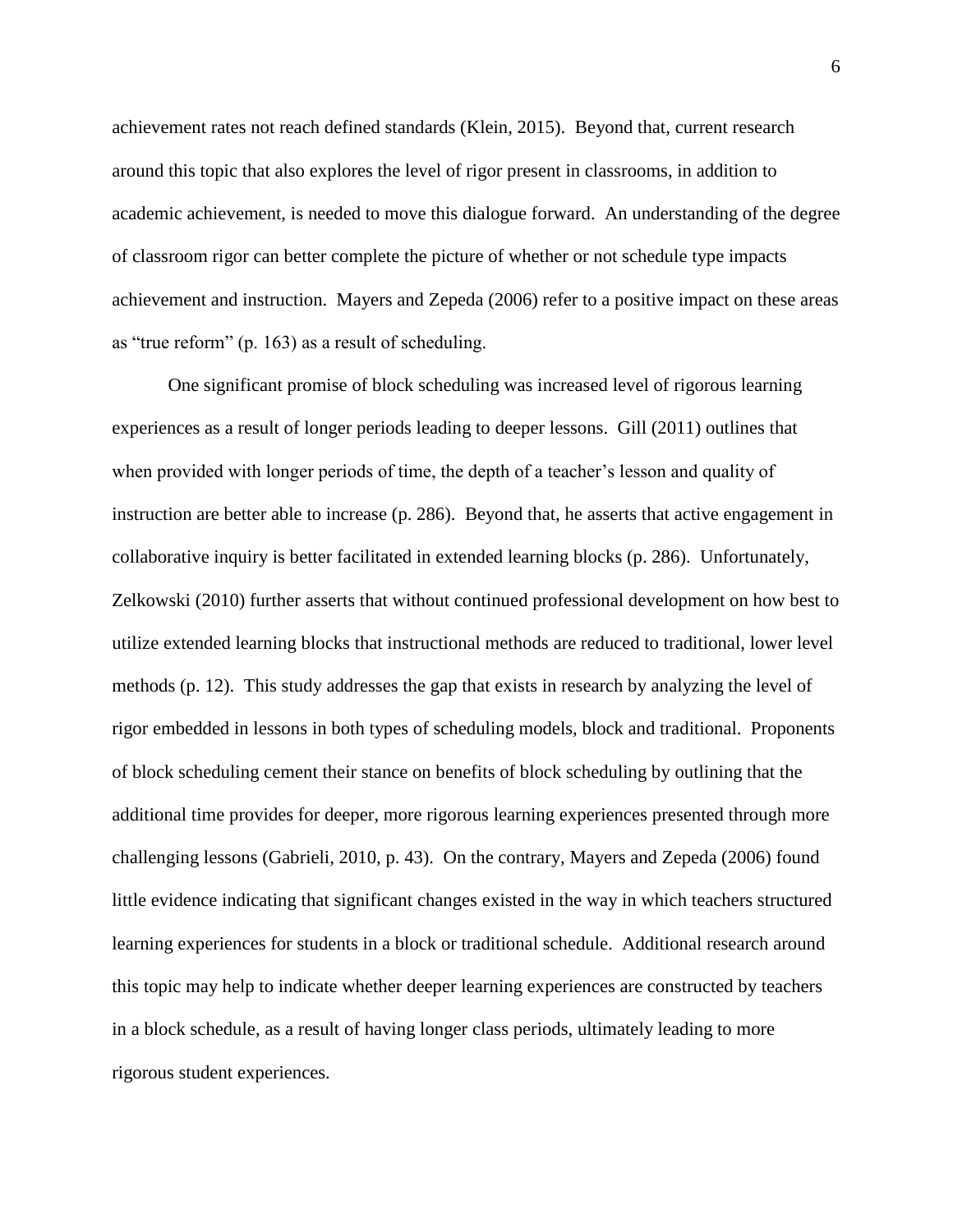achievement rates not reach defined standards (Klein, 2015). Beyond that, current research around this topic that also explores the level of rigor present in classrooms, in addition to academic achievement, is needed to move this dialogue forward. An understanding of the degree of classroom rigor can better complete the picture of whether or not schedule type impacts achievement and instruction. Mayers and Zepeda (2006) refer to a positive impact on these areas as "true reform" (p. 163) as a result of scheduling.

One significant promise of block scheduling was increased level of rigorous learning experiences as a result of longer periods leading to deeper lessons. Gill (2011) outlines that when provided with longer periods of time, the depth of a teacher's lesson and quality of instruction are better able to increase (p. 286). Beyond that, he asserts that active engagement in collaborative inquiry is better facilitated in extended learning blocks (p. 286). Unfortunately, Zelkowski (2010) further asserts that without continued professional development on how best to utilize extended learning blocks that instructional methods are reduced to traditional, lower level methods (p. 12). This study addresses the gap that exists in research by analyzing the level of rigor embedded in lessons in both types of scheduling models, block and traditional. Proponents of block scheduling cement their stance on benefits of block scheduling by outlining that the additional time provides for deeper, more rigorous learning experiences presented through more challenging lessons (Gabrieli, 2010, p. 43). On the contrary, Mayers and Zepeda (2006) found little evidence indicating that significant changes existed in the way in which teachers structured learning experiences for students in a block or traditional schedule. Additional research around this topic may help to indicate whether deeper learning experiences are constructed by teachers in a block schedule, as a result of having longer class periods, ultimately leading to more rigorous student experiences.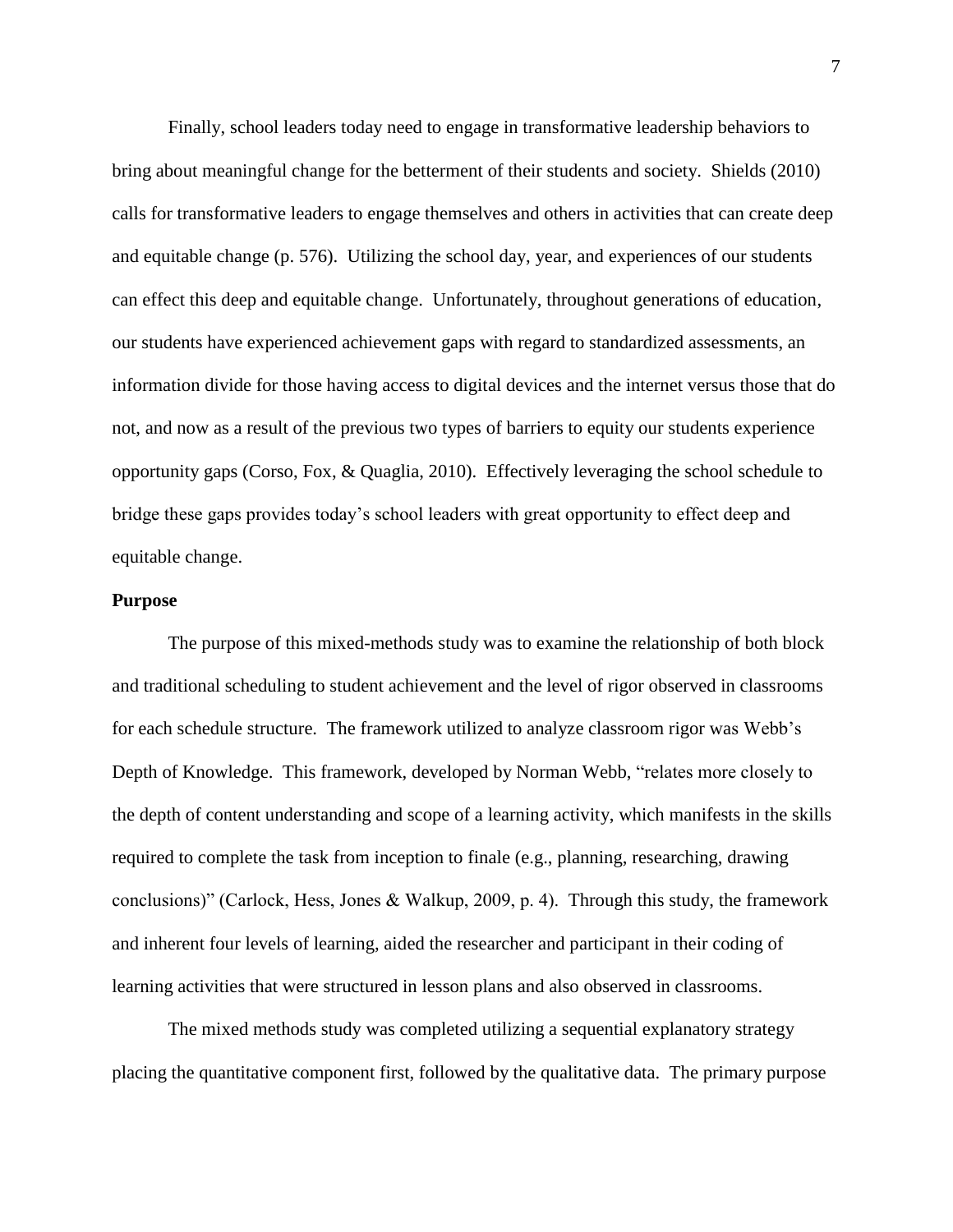Finally, school leaders today need to engage in transformative leadership behaviors to bring about meaningful change for the betterment of their students and society. Shields (2010) calls for transformative leaders to engage themselves and others in activities that can create deep and equitable change (p. 576). Utilizing the school day, year, and experiences of our students can effect this deep and equitable change. Unfortunately, throughout generations of education, our students have experienced achievement gaps with regard to standardized assessments, an information divide for those having access to digital devices and the internet versus those that do not, and now as a result of the previous two types of barriers to equity our students experience opportunity gaps (Corso, Fox, & Quaglia, 2010). Effectively leveraging the school schedule to bridge these gaps provides today's school leaders with great opportunity to effect deep and equitable change.

## Purpose

The purpose of this mixed-methods study was to examine the relationship of both block and traditional scheduling to student achievement and the level of rigor observed in classrooms for each schedule structure. The framework utilized to analyze classroom rigor was Webb's Depth of Knowledge. This framework, developed by Norman Webb, "relates more closely to the depth of content understanding and scope of a learning activity, which manifests in the skills required to complete the task from inception to finale (e.g., planning, researching, drawing conclusions)" (Carlock, Hess, Jones & Walkup, 2009, p. 4). Through this study, the framework and inherent four levels of learning, aided the researcher and participant in their coding of learning activities that were structured in lesson plans and also observed in classrooms.

The mixed methods study was completed utilizing a sequential explanatory strategy placing the quantitative component first, followed by the qualitative data. The primary purpose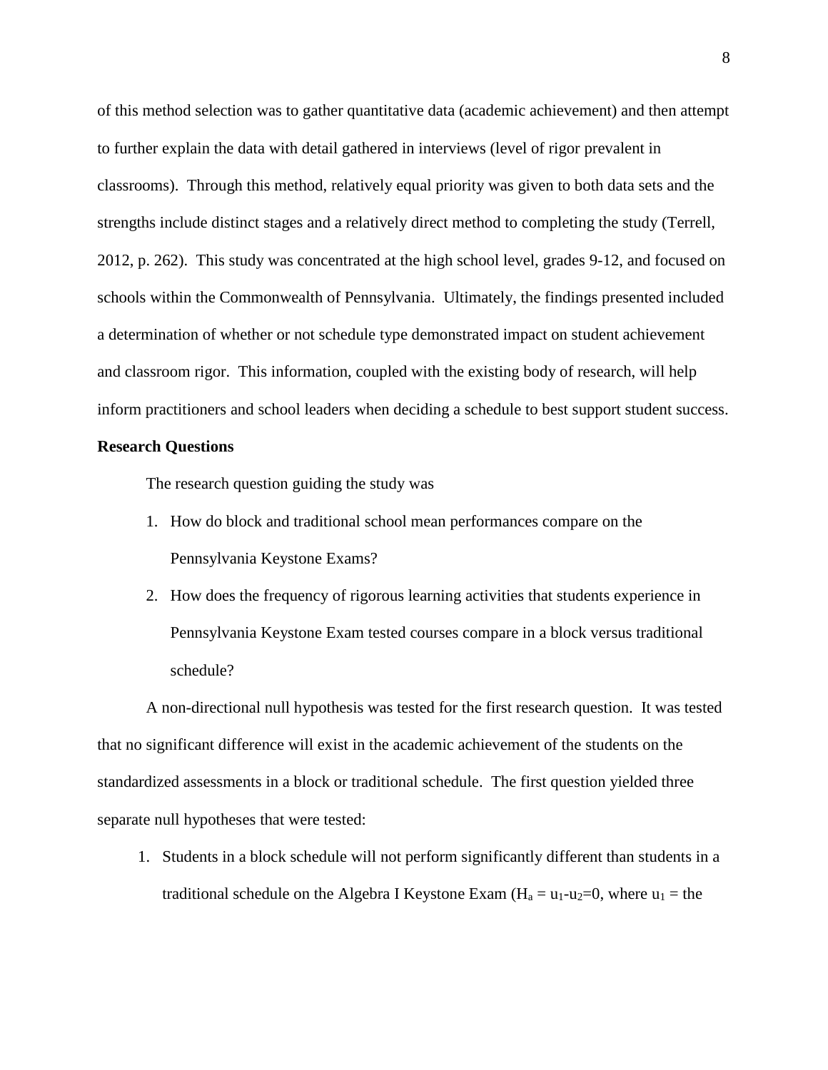of this method selection was to gather quantitative data (academic achievement) and then attempt to further explain the data with detail gathered in interviews (level of rigor prevalent in classrooms). Through this method, relatively equal priority was given to both data sets and the strengths include distinct stages and a relatively direct method to completing the study (Terrell, 2012, p. 262). This study was concentrated at the high school level, grades 9-12, and focused on schools within the Commonwealth of Pennsylvania. Ultimately, the findings presented included a determination of whether or not schedule type demonstrated impact on student achievement and classroom rigor. This information, coupled with the existing body of research, will help inform practitioners and school leaders when deciding a schedule to best support student success.

**Research Questions**

The research question guiding the study was

1. How do block and traditional school mean performances compare on the Pennsylvania Keystone Exams?
2. How does the frequency of rigorous learning activities that students experience in Pennsylvania Keystone Exam tested courses compare in a block versus traditional schedule?

A non-directional null hypothesis was tested for the first research question. It was tested that no significant difference will exist in the academic achievement of the students on the standardized assessments in a block or traditional schedule. The first question yielded three separate null hypotheses that were tested:

1. Students in a block schedule will not perform significantly different than students in a traditional schedule on the Algebra I Keystone Exam ($H_a = u_1 - u_2 = 0$, where $u_1$ = the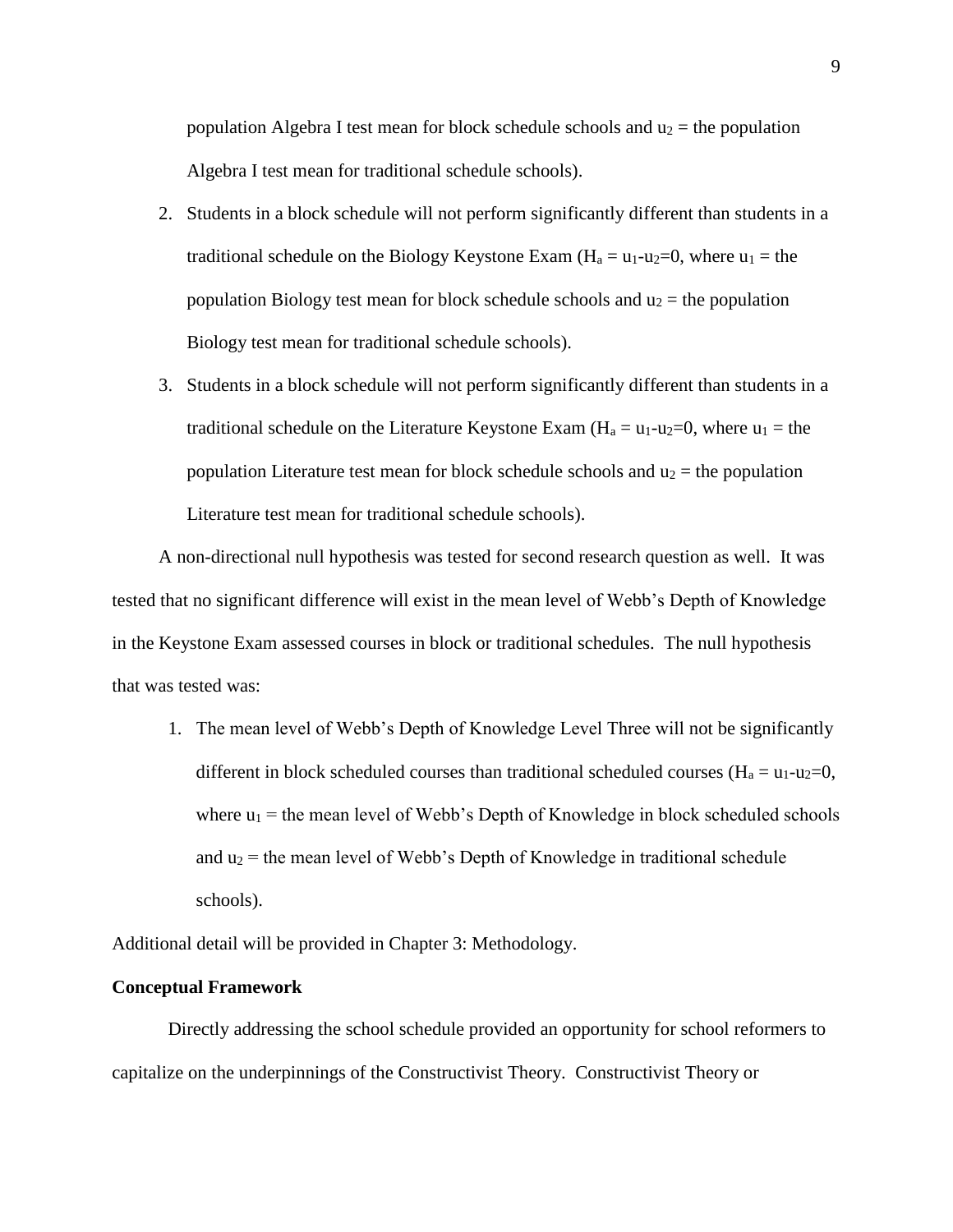population Algebra I test mean for block schedule schools and $u_2$ = the population Algebra I test mean for traditional schedule schools).

2. Students in a block schedule will not perform significantly different than students in a traditional schedule on the Biology Keystone Exam ($H_a = u_1\text{-}u_2\text{=}0$, where $u_1$ = the population Biology test mean for block schedule schools and $u_2$ = the population Biology test mean for traditional schedule schools).
3. Students in a block schedule will not perform significantly different than students in a traditional schedule on the Literature Keystone Exam ($H_a = u_1\text{-}u_2\text{=}0$, where $u_1$ = the population Literature test mean for block schedule schools and $u_2$ = the population Literature test mean for traditional schedule schools).

A non-directional null hypothesis was tested for second research question as well. It was tested that no significant difference will exist in the mean level of Webb's Depth of Knowledge in the Keystone Exam assessed courses in block or traditional schedules. The null hypothesis that was tested was:

1. The mean level of Webb's Depth of Knowledge Level Three will not be significantly different in block scheduled courses than traditional scheduled courses ($H_a = u_1\text{-}u_2\text{=}0$, where $u_1$ = the mean level of Webb's Depth of Knowledge in block scheduled schools and $u_2$ = the mean level of Webb's Depth of Knowledge in traditional schedule schools).

Additional detail will be provided in Chapter 3: Methodology.

**Conceptual Framework**

Directly addressing the school schedule provided an opportunity for school reformers to capitalize on the underpinnings of the Constructivist Theory. Constructivist Theory or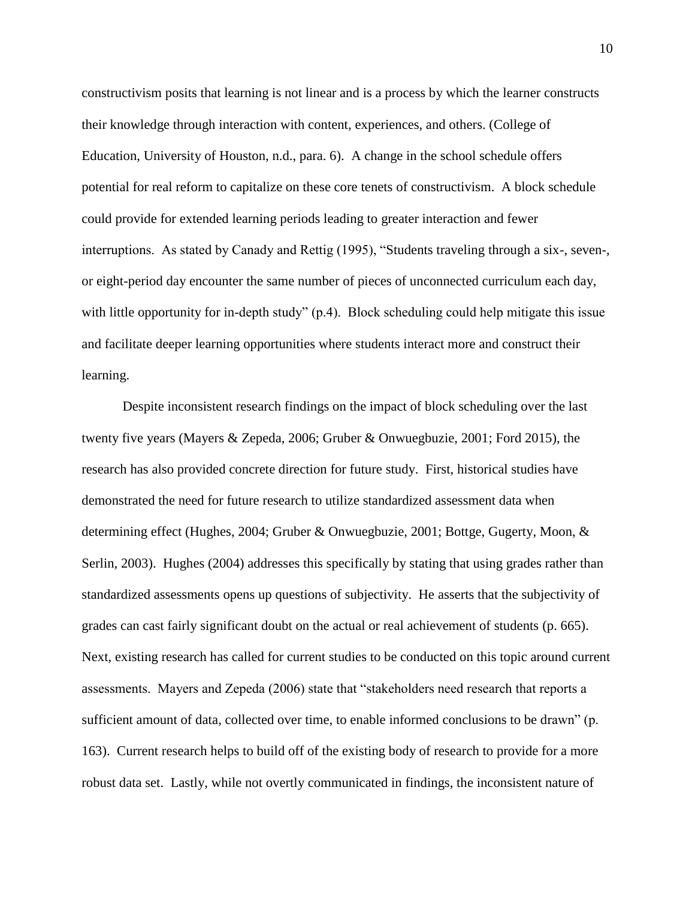constructivism posits that learning is not linear and is a process by which the learner constructs their knowledge through interaction with content, experiences, and others. (College of Education, University of Houston, n.d., para. 6). A change in the school schedule offers potential for real reform to capitalize on these core tenets of constructivism. A block schedule could provide for extended learning periods leading to greater interaction and fewer interruptions. As stated by Canady and Rettig (1995), "Students traveling through a six-, seven-, or eight-period day encounter the same number of pieces of unconnected curriculum each day, with little opportunity for in-depth study" (p.4). Block scheduling could help mitigate this issue and facilitate deeper learning opportunities where students interact more and construct their learning.

Despite inconsistent research findings on the impact of block scheduling over the last twenty five years (Mayers & Zepeda, 2006; Gruber & Onwuegbuzie, 2001; Ford 2015), the research has also provided concrete direction for future study. First, historical studies have demonstrated the need for future research to utilize standardized assessment data when determining effect (Hughes, 2004; Gruber & Onwuegbuzie, 2001; Bottge, Gugerty, Moon, & Serlin, 2003). Hughes (2004) addresses this specifically by stating that using grades rather than standardized assessments opens up questions of subjectivity. He asserts that the subjectivity of grades can cast fairly significant doubt on the actual or real achievement of students (p. 665). Next, existing research has called for current studies to be conducted on this topic around current assessments. Mayers and Zepeda (2006) state that "stakeholders need research that reports a sufficient amount of data, collected over time, to enable informed conclusions to be drawn" (p. 163). Current research helps to build off of the existing body of research to provide for a more robust data set. Lastly, while not overtly communicated in findings, the inconsistent nature of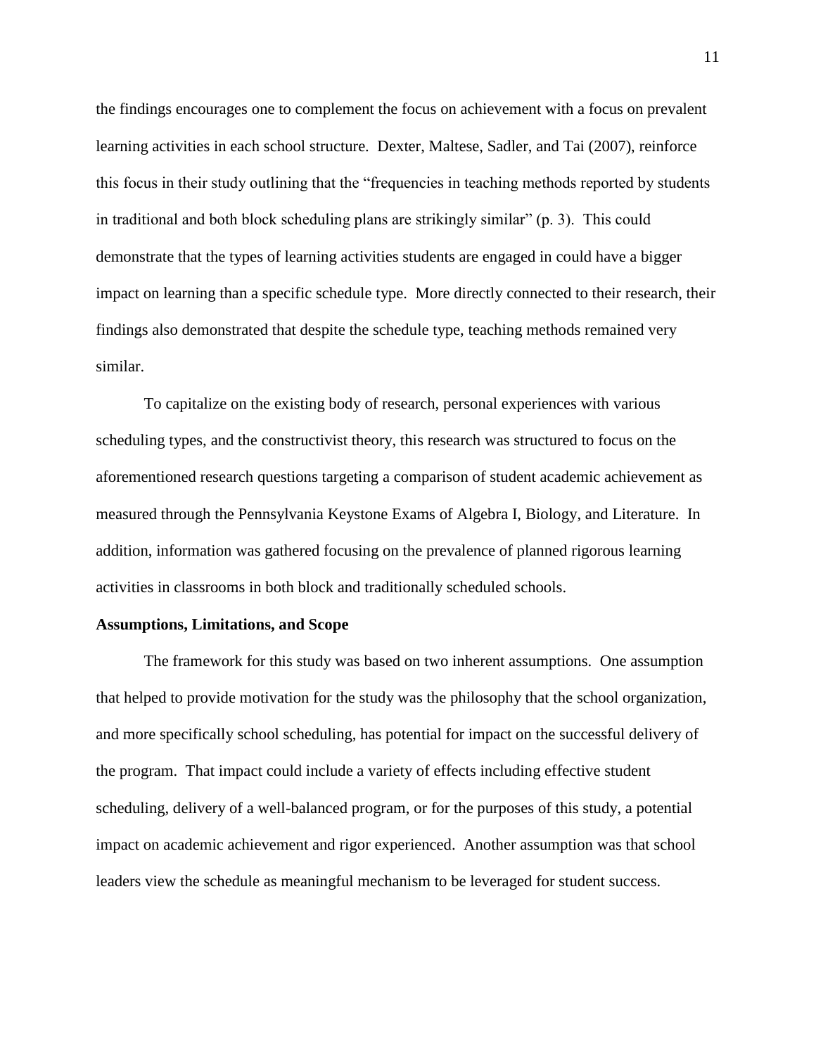the findings encourages one to complement the focus on achievement with a focus on prevalent learning activities in each school structure. Dexter, Maltese, Sadler, and Tai (2007), reinforce this focus in their study outlining that the "frequencies in teaching methods reported by students in traditional and both block scheduling plans are strikingly similar" (p. 3). This could demonstrate that the types of learning activities students are engaged in could have a bigger impact on learning than a specific schedule type. More directly connected to their research, their findings also demonstrated that despite the schedule type, teaching methods remained very similar.

To capitalize on the existing body of research, personal experiences with various scheduling types, and the constructivist theory, this research was structured to focus on the aforementioned research questions targeting a comparison of student academic achievement as measured through the Pennsylvania Keystone Exams of Algebra I, Biology, and Literature. In addition, information was gathered focusing on the prevalence of planned rigorous learning activities in classrooms in both block and traditionally scheduled schools.

**Assumptions, Limitations, and Scope**

The framework for this study was based on two inherent assumptions. One assumption that helped to provide motivation for the study was the philosophy that the school organization, and more specifically school scheduling, has potential for impact on the successful delivery of the program. That impact could include a variety of effects including effective student scheduling, delivery of a well-balanced program, or for the purposes of this study, a potential impact on academic achievement and rigor experienced. Another assumption was that school leaders view the schedule as meaningful mechanism to be leveraged for student success.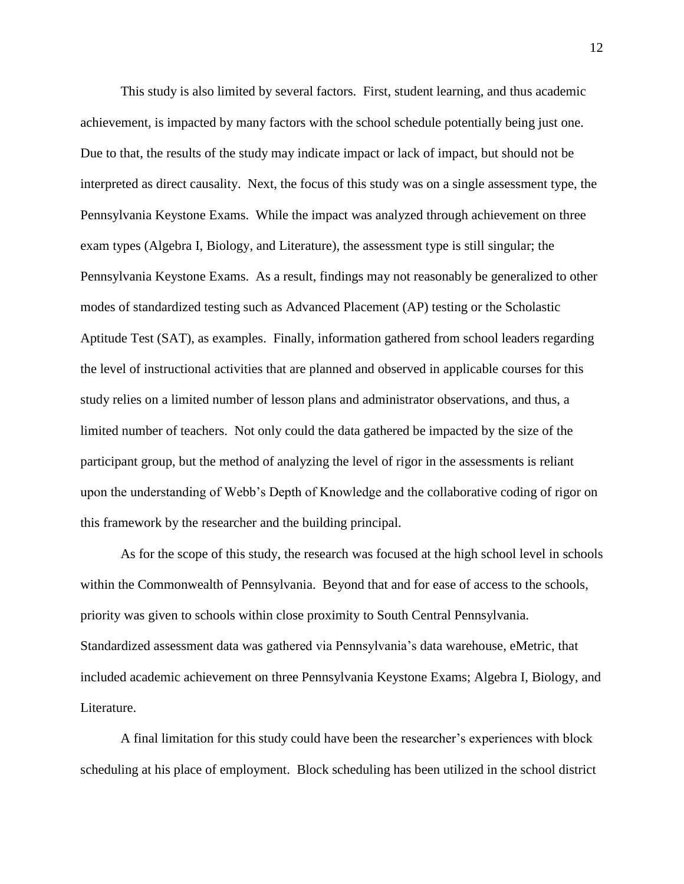This study is also limited by several factors. First, student learning, and thus academic achievement, is impacted by many factors with the school schedule potentially being just one. Due to that, the results of the study may indicate impact or lack of impact, but should not be interpreted as direct causality. Next, the focus of this study was on a single assessment type, the Pennsylvania Keystone Exams. While the impact was analyzed through achievement on three exam types (Algebra I, Biology, and Literature), the assessment type is still singular; the Pennsylvania Keystone Exams. As a result, findings may not reasonably be generalized to other modes of standardized testing such as Advanced Placement (AP) testing or the Scholastic Aptitude Test (SAT), as examples. Finally, information gathered from school leaders regarding the level of instructional activities that are planned and observed in applicable courses for this study relies on a limited number of lesson plans and administrator observations, and thus, a limited number of teachers. Not only could the data gathered be impacted by the size of the participant group, but the method of analyzing the level of rigor in the assessments is reliant upon the understanding of Webb's Depth of Knowledge and the collaborative coding of rigor on this framework by the researcher and the building principal.

As for the scope of this study, the research was focused at the high school level in schools within the Commonwealth of Pennsylvania. Beyond that and for ease of access to the schools, priority was given to schools within close proximity to South Central Pennsylvania. Standardized assessment data was gathered via Pennsylvania's data warehouse, eMetric, that included academic achievement on three Pennsylvania Keystone Exams; Algebra I, Biology, and Literature.

A final limitation for this study could have been the researcher's experiences with block scheduling at his place of employment. Block scheduling has been utilized in the school district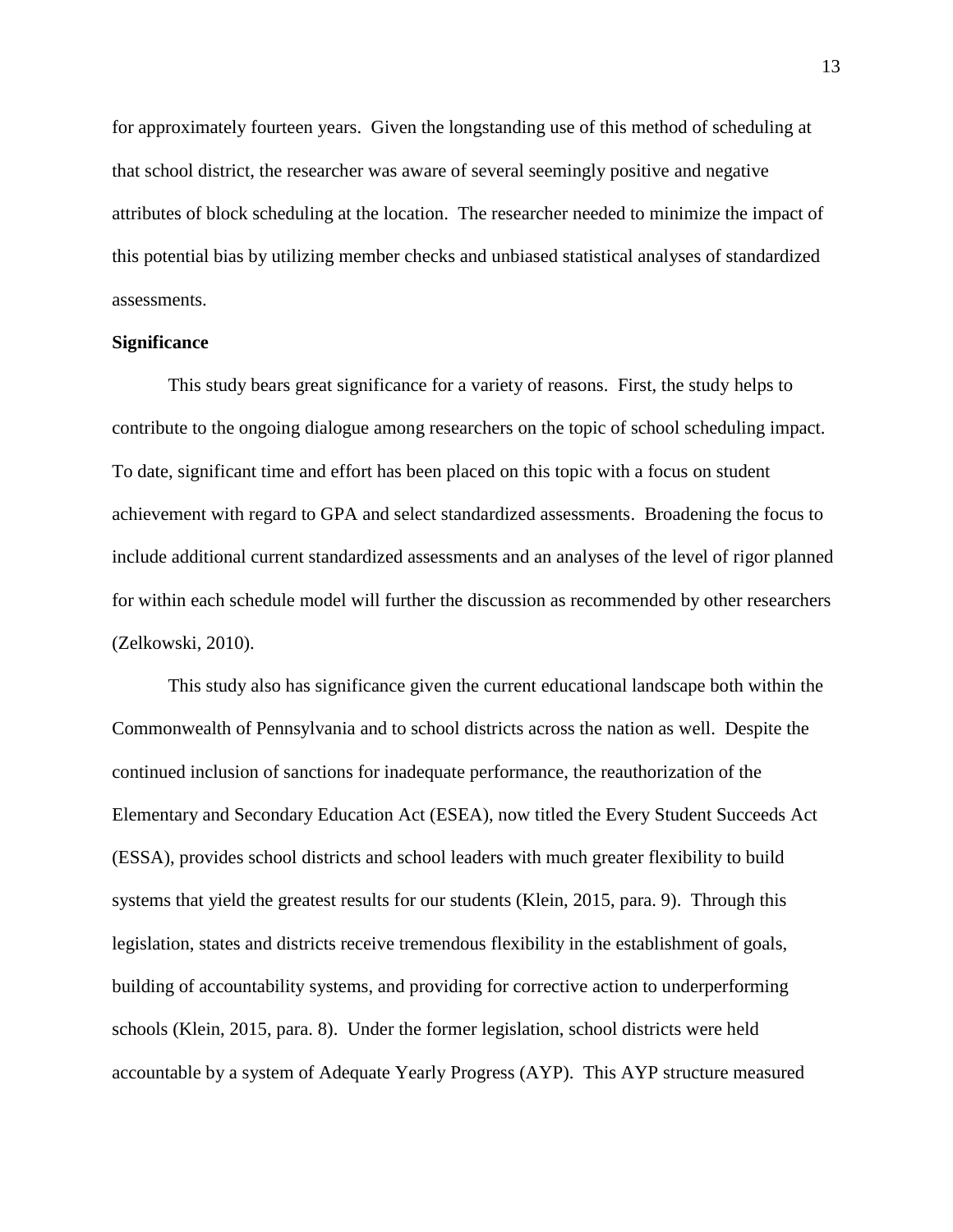for approximately fourteen years. Given the longstanding use of this method of scheduling at that school district, the researcher was aware of several seemingly positive and negative attributes of block scheduling at the location. The researcher needed to minimize the impact of this potential bias by utilizing member checks and unbiased statistical analyses of standardized assessments.

**Significance**

This study bears great significance for a variety of reasons. First, the study helps to contribute to the ongoing dialogue among researchers on the topic of school scheduling impact. To date, significant time and effort has been placed on this topic with a focus on student achievement with regard to GPA and select standardized assessments. Broadening the focus to include additional current standardized assessments and an analyses of the level of rigor planned for within each schedule model will further the discussion as recommended by other researchers (Zelkowski, 2010).

This study also has significance given the current educational landscape both within the Commonwealth of Pennsylvania and to school districts across the nation as well. Despite the continued inclusion of sanctions for inadequate performance, the reauthorization of the Elementary and Secondary Education Act (ESEA), now titled the Every Student Succeeds Act (ESSA), provides school districts and school leaders with much greater flexibility to build systems that yield the greatest results for our students (Klein, 2015, para. 9). Through this legislation, states and districts receive tremendous flexibility in the establishment of goals, building of accountability systems, and providing for corrective action to underperforming schools (Klein, 2015, para. 8). Under the former legislation, school districts were held accountable by a system of Adequate Yearly Progress (AYP). This AYP structure measured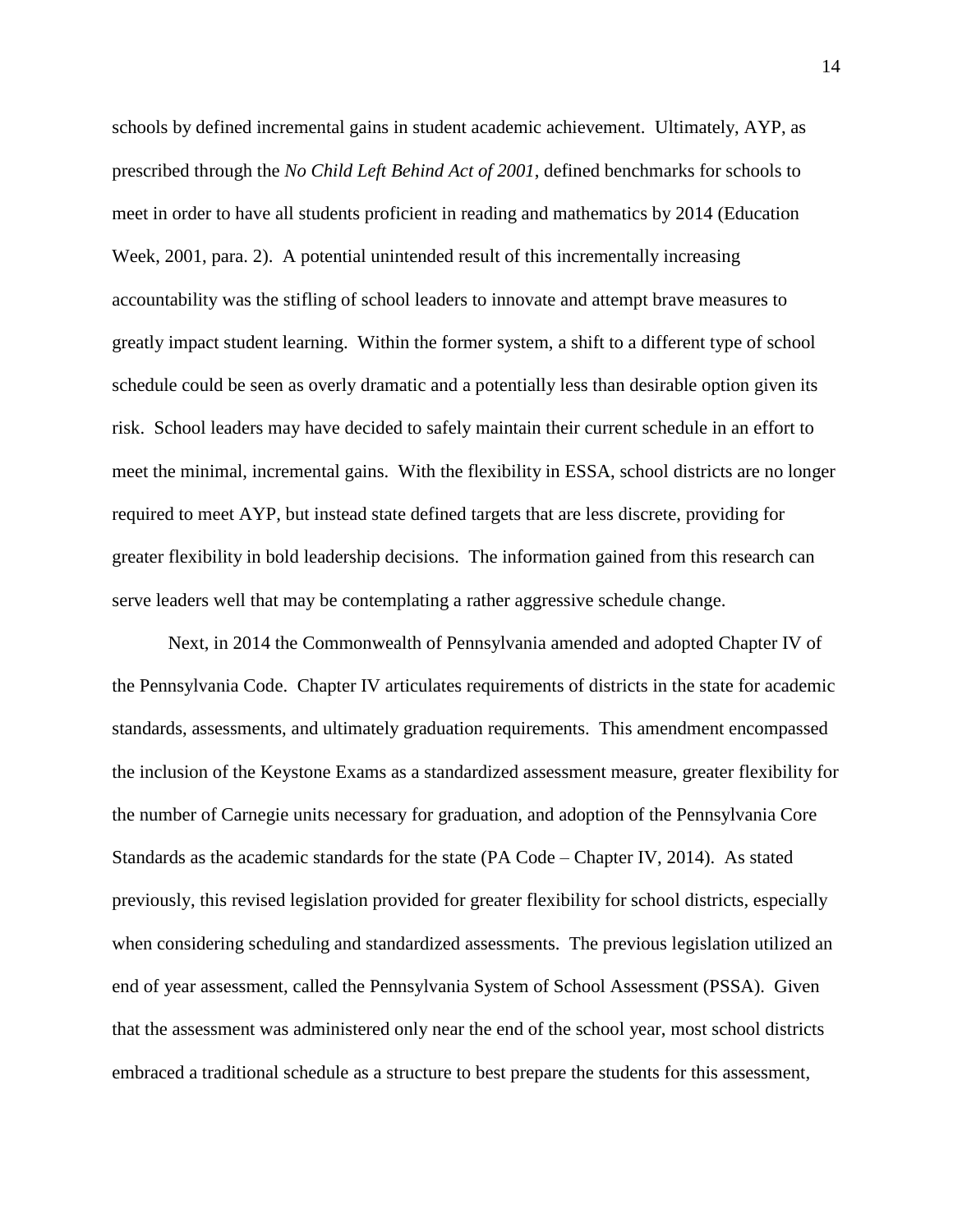schools by defined incremental gains in student academic achievement. Ultimately, AYP, as prescribed through the *No Child Left Behind Act of 2001*, defined benchmarks for schools to meet in order to have all students proficient in reading and mathematics by 2014 (Education Week, 2001, para. 2). A potential unintended result of this incrementally increasing accountability was the stifling of school leaders to innovate and attempt brave measures to greatly impact student learning. Within the former system, a shift to a different type of school schedule could be seen as overly dramatic and a potentially less than desirable option given its risk. School leaders may have decided to safely maintain their current schedule in an effort to meet the minimal, incremental gains. With the flexibility in ESSA, school districts are no longer required to meet AYP, but instead state defined targets that are less discrete, providing for greater flexibility in bold leadership decisions. The information gained from this research can serve leaders well that may be contemplating a rather aggressive schedule change.

Next, in 2014 the Commonwealth of Pennsylvania amended and adopted Chapter IV of the Pennsylvania Code. Chapter IV articulates requirements of districts in the state for academic standards, assessments, and ultimately graduation requirements. This amendment encompassed the inclusion of the Keystone Exams as a standardized assessment measure, greater flexibility for the number of Carnegie units necessary for graduation, and adoption of the Pennsylvania Core Standards as the academic standards for the state (PA Code – Chapter IV, 2014). As stated previously, this revised legislation provided for greater flexibility for school districts, especially when considering scheduling and standardized assessments. The previous legislation utilized an end of year assessment, called the Pennsylvania System of School Assessment (PSSA). Given that the assessment was administered only near the end of the school year, most school districts embraced a traditional schedule as a structure to best prepare the students for this assessment,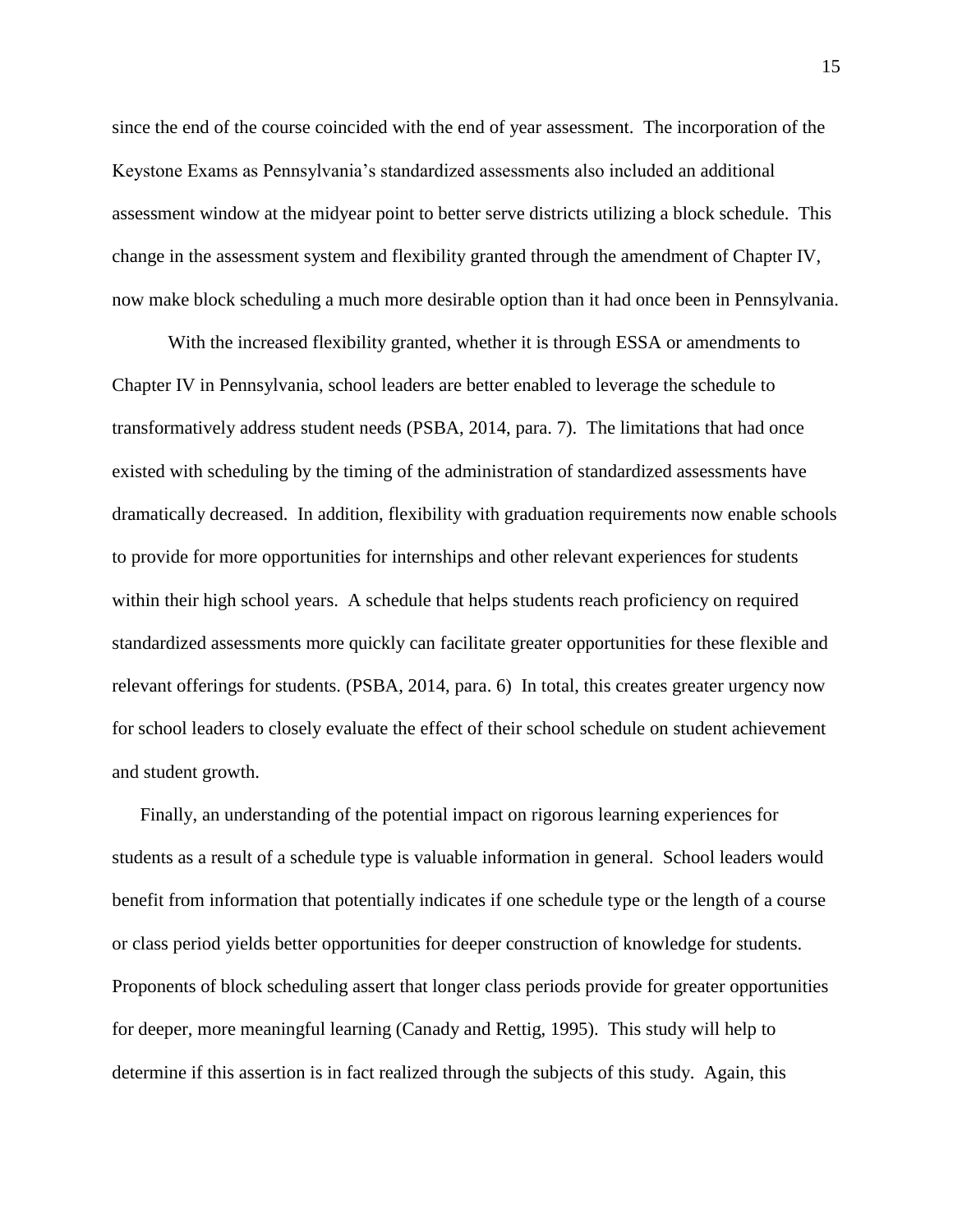since the end of the course coincided with the end of year assessment. The incorporation of the Keystone Exams as Pennsylvania's standardized assessments also included an additional assessment window at the midyear point to better serve districts utilizing a block schedule. This change in the assessment system and flexibility granted through the amendment of Chapter IV, now make block scheduling a much more desirable option than it had once been in Pennsylvania.

With the increased flexibility granted, whether it is through ESSA or amendments to Chapter IV in Pennsylvania, school leaders are better enabled to leverage the schedule to transformatively address student needs (PSBA, 2014, para. 7). The limitations that had once existed with scheduling by the timing of the administration of standardized assessments have dramatically decreased. In addition, flexibility with graduation requirements now enable schools to provide for more opportunities for internships and other relevant experiences for students within their high school years. A schedule that helps students reach proficiency on required standardized assessments more quickly can facilitate greater opportunities for these flexible and relevant offerings for students. (PSBA, 2014, para. 6) In total, this creates greater urgency now for school leaders to closely evaluate the effect of their school schedule on student achievement and student growth.

Finally, an understanding of the potential impact on rigorous learning experiences for students as a result of a schedule type is valuable information in general. School leaders would benefit from information that potentially indicates if one schedule type or the length of a course or class period yields better opportunities for deeper construction of knowledge for students. Proponents of block scheduling assert that longer class periods provide for greater opportunities for deeper, more meaningful learning (Canady and Rettig, 1995). This study will help to determine if this assertion is in fact realized through the subjects of this study. Again, this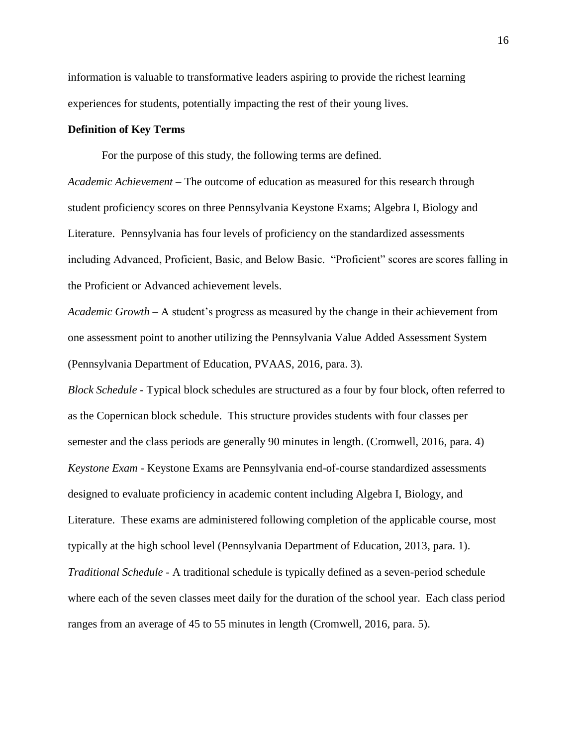information is valuable to transformative leaders aspiring to provide the richest learning experiences for students, potentially impacting the rest of their young lives.

**Definition of Key Terms**

For the purpose of this study, the following terms are defined.

*Academic Achievement* – The outcome of education as measured for this research through student proficiency scores on three Pennsylvania Keystone Exams; Algebra I, Biology and Literature. Pennsylvania has four levels of proficiency on the standardized assessments including Advanced, Proficient, Basic, and Below Basic. "Proficient" scores are scores falling in the Proficient or Advanced achievement levels.

*Academic Growth* – A student's progress as measured by the change in their achievement from one assessment point to another utilizing the Pennsylvania Value Added Assessment System (Pennsylvania Department of Education, PVAAS, 2016, para. 3).

*Block Schedule* - Typical block schedules are structured as a four by four block, often referred to as the Copernican block schedule. This structure provides students with four classes per semester and the class periods are generally 90 minutes in length. (Cromwell, 2016, para. 4)

*Keystone Exam* - Keystone Exams are Pennsylvania end-of-course standardized assessments designed to evaluate proficiency in academic content including Algebra I, Biology, and Literature. These exams are administered following completion of the applicable course, most typically at the high school level (Pennsylvania Department of Education, 2013, para. 1).

*Traditional Schedule* - A traditional schedule is typically defined as a seven-period schedule where each of the seven classes meet daily for the duration of the school year. Each class period ranges from an average of 45 to 55 minutes in length (Cromwell, 2016, para. 5).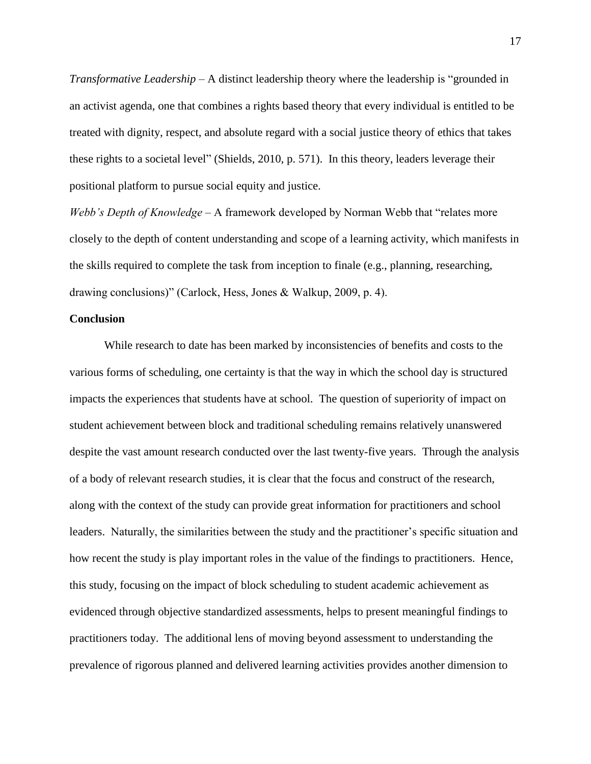*Transformative Leadership* – A distinct leadership theory where the leadership is "grounded in an activist agenda, one that combines a rights based theory that every individual is entitled to be treated with dignity, respect, and absolute regard with a social justice theory of ethics that takes these rights to a societal level" (Shields, 2010, p. 571). In this theory, leaders leverage their positional platform to pursue social equity and justice.

*Webb's Depth of Knowledge* – A framework developed by Norman Webb that "relates more closely to the depth of content understanding and scope of a learning activity, which manifests in the skills required to complete the task from inception to finale (e.g., planning, researching, drawing conclusions)" (Carlock, Hess, Jones & Walkup, 2009, p. 4).

**Conclusion**

While research to date has been marked by inconsistencies of benefits and costs to the various forms of scheduling, one certainty is that the way in which the school day is structured impacts the experiences that students have at school. The question of superiority of impact on student achievement between block and traditional scheduling remains relatively unanswered despite the vast amount research conducted over the last twenty-five years. Through the analysis of a body of relevant research studies, it is clear that the focus and construct of the research, along with the context of the study can provide great information for practitioners and school leaders. Naturally, the similarities between the study and the practitioner's specific situation and how recent the study is play important roles in the value of the findings to practitioners. Hence, this study, focusing on the impact of block scheduling to student academic achievement as evidenced through objective standardized assessments, helps to present meaningful findings to practitioners today. The additional lens of moving beyond assessment to understanding the prevalence of rigorous planned and delivered learning activities provides another dimension to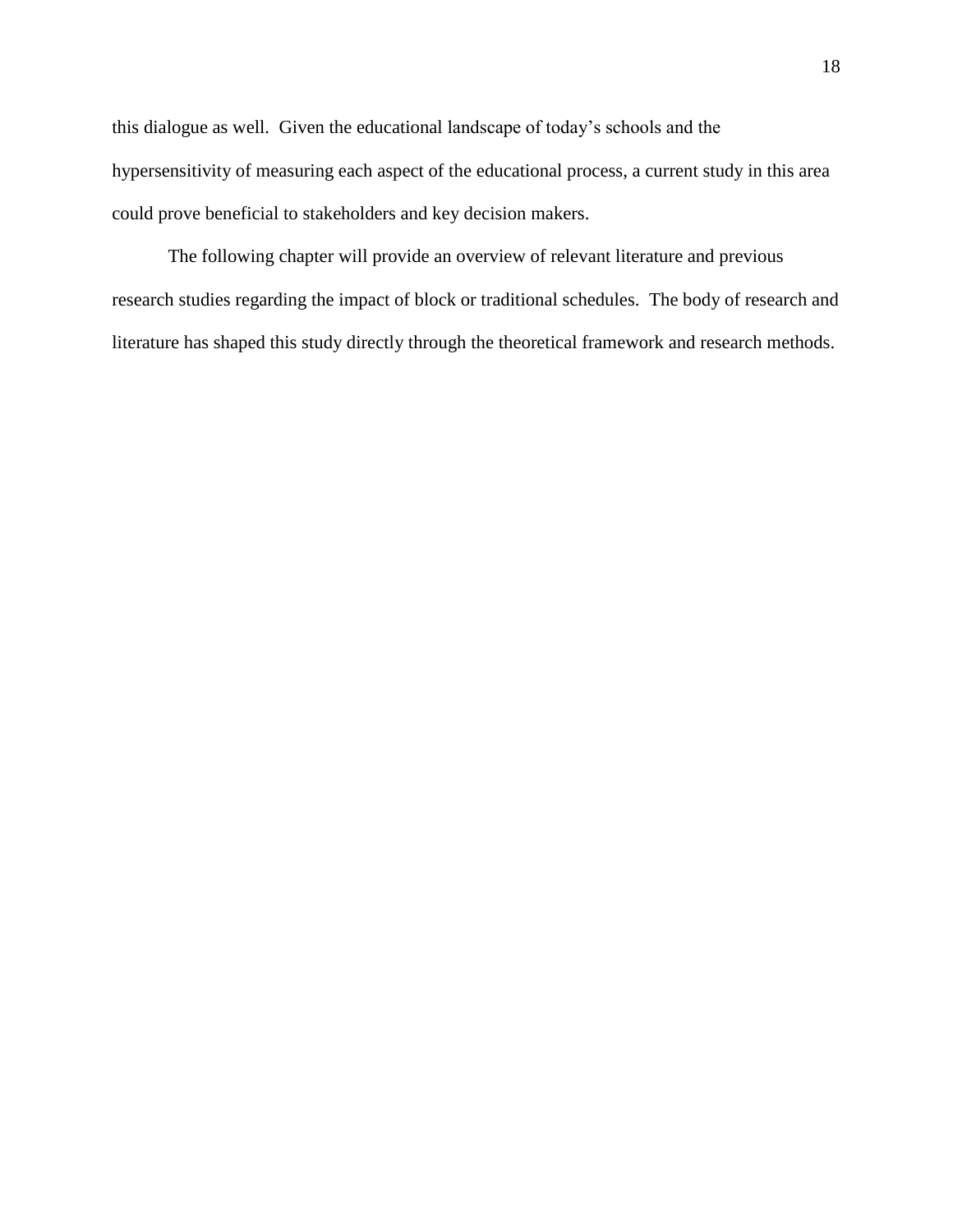this dialogue as well.  Given the educational landscape of today's schools and the hypersensitivity of measuring each aspect of the educational process, a current study in this area could prove beneficial to stakeholders and key decision makers.

The following chapter will provide an overview of relevant literature and previous research studies regarding the impact of block or traditional schedules.  The body of research and literature has shaped this study directly through the theoretical framework and research methods.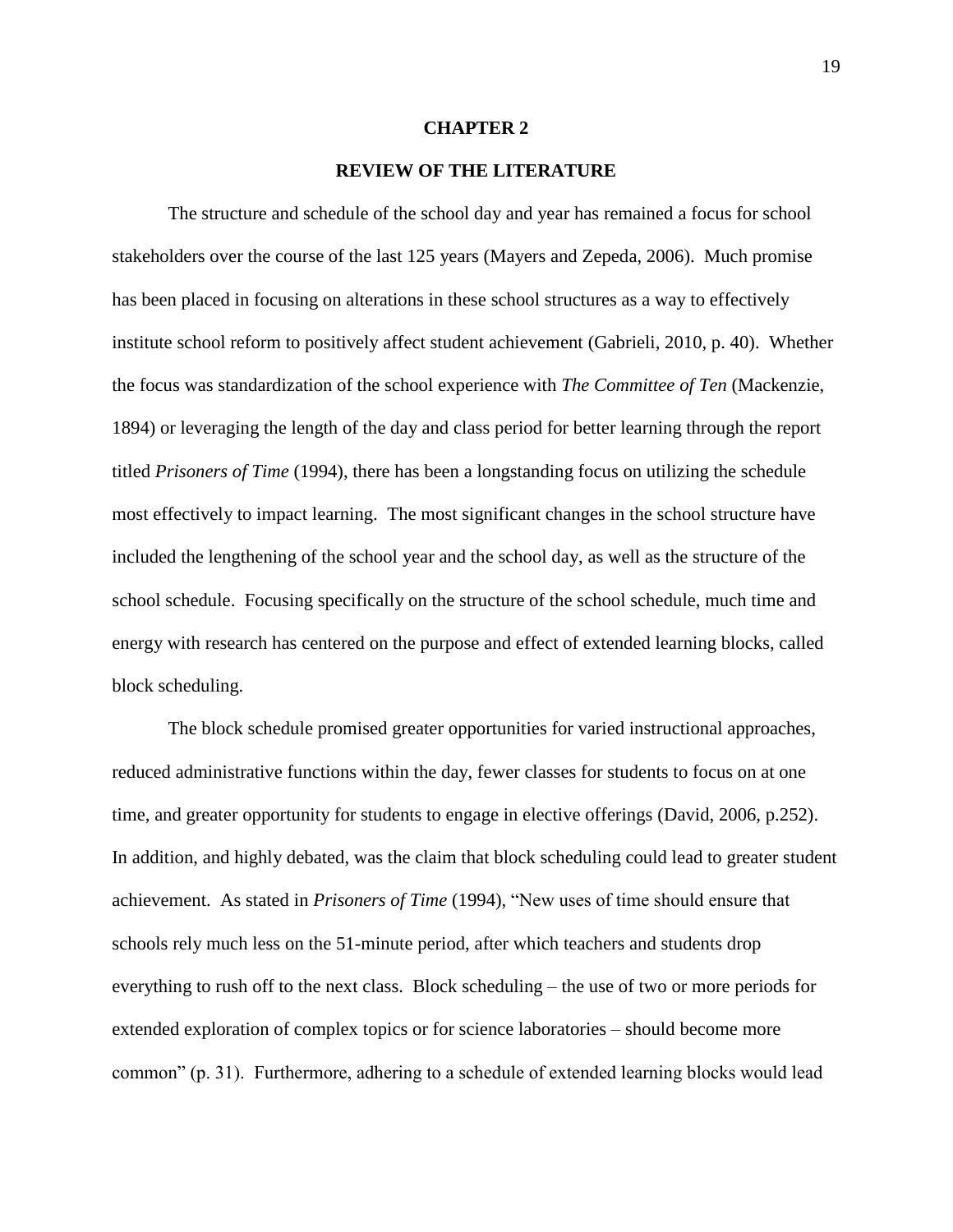# CHAPTER 2

## REVIEW OF THE LITERATURE

The structure and schedule of the school day and year has remained a focus for school stakeholders over the course of the last 125 years (Mayers and Zepeda, 2006). Much promise has been placed in focusing on alterations in these school structures as a way to effectively institute school reform to positively affect student achievement (Gabrieli, 2010, p. 40). Whether the focus was standardization of the school experience with *The Committee of Ten* (Mackenzie, 1894) or leveraging the length of the day and class period for better learning through the report titled *Prisoners of Time* (1994), there has been a longstanding focus on utilizing the schedule most effectively to impact learning. The most significant changes in the school structure have included the lengthening of the school year and the school day, as well as the structure of the school schedule. Focusing specifically on the structure of the school schedule, much time and energy with research has centered on the purpose and effect of extended learning blocks, called block scheduling.

The block schedule promised greater opportunities for varied instructional approaches, reduced administrative functions within the day, fewer classes for students to focus on at one time, and greater opportunity for students to engage in elective offerings (David, 2006, p.252). In addition, and highly debated, was the claim that block scheduling could lead to greater student achievement. As stated in *Prisoners of Time* (1994), "New uses of time should ensure that schools rely much less on the 51-minute period, after which teachers and students drop everything to rush off to the next class. Block scheduling – the use of two or more periods for extended exploration of complex topics or for science laboratories – should become more common" (p. 31). Furthermore, adhering to a schedule of extended learning blocks would lead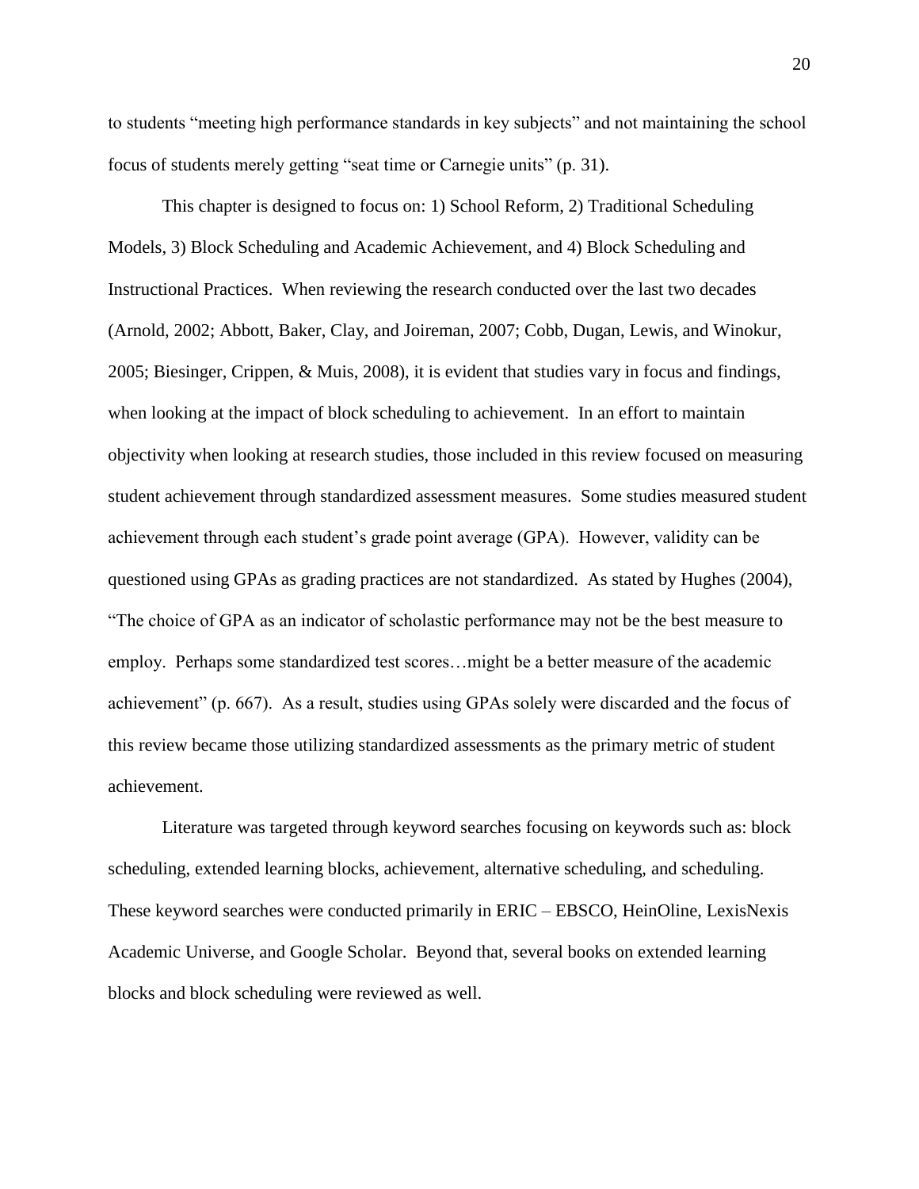to students "meeting high performance standards in key subjects" and not maintaining the school focus of students merely getting "seat time or Carnegie units" (p. 31).

This chapter is designed to focus on: 1) School Reform, 2) Traditional Scheduling Models, 3) Block Scheduling and Academic Achievement, and 4) Block Scheduling and Instructional Practices. When reviewing the research conducted over the last two decades (Arnold, 2002; Abbott, Baker, Clay, and Joireman, 2007; Cobb, Dugan, Lewis, and Winokur, 2005; Biesinger, Crippen, & Muis, 2008), it is evident that studies vary in focus and findings, when looking at the impact of block scheduling to achievement. In an effort to maintain objectivity when looking at research studies, those included in this review focused on measuring student achievement through standardized assessment measures. Some studies measured student achievement through each student's grade point average (GPA). However, validity can be questioned using GPAs as grading practices are not standardized. As stated by Hughes (2004), "The choice of GPA as an indicator of scholastic performance may not be the best measure to employ. Perhaps some standardized test scores…might be a better measure of the academic achievement" (p. 667). As a result, studies using GPAs solely were discarded and the focus of this review became those utilizing standardized assessments as the primary metric of student achievement.

Literature was targeted through keyword searches focusing on keywords such as: block scheduling, extended learning blocks, achievement, alternative scheduling, and scheduling. These keyword searches were conducted primarily in ERIC – EBSCO, HeinOline, LexisNexis Academic Universe, and Google Scholar. Beyond that, several books on extended learning blocks and block scheduling were reviewed as well.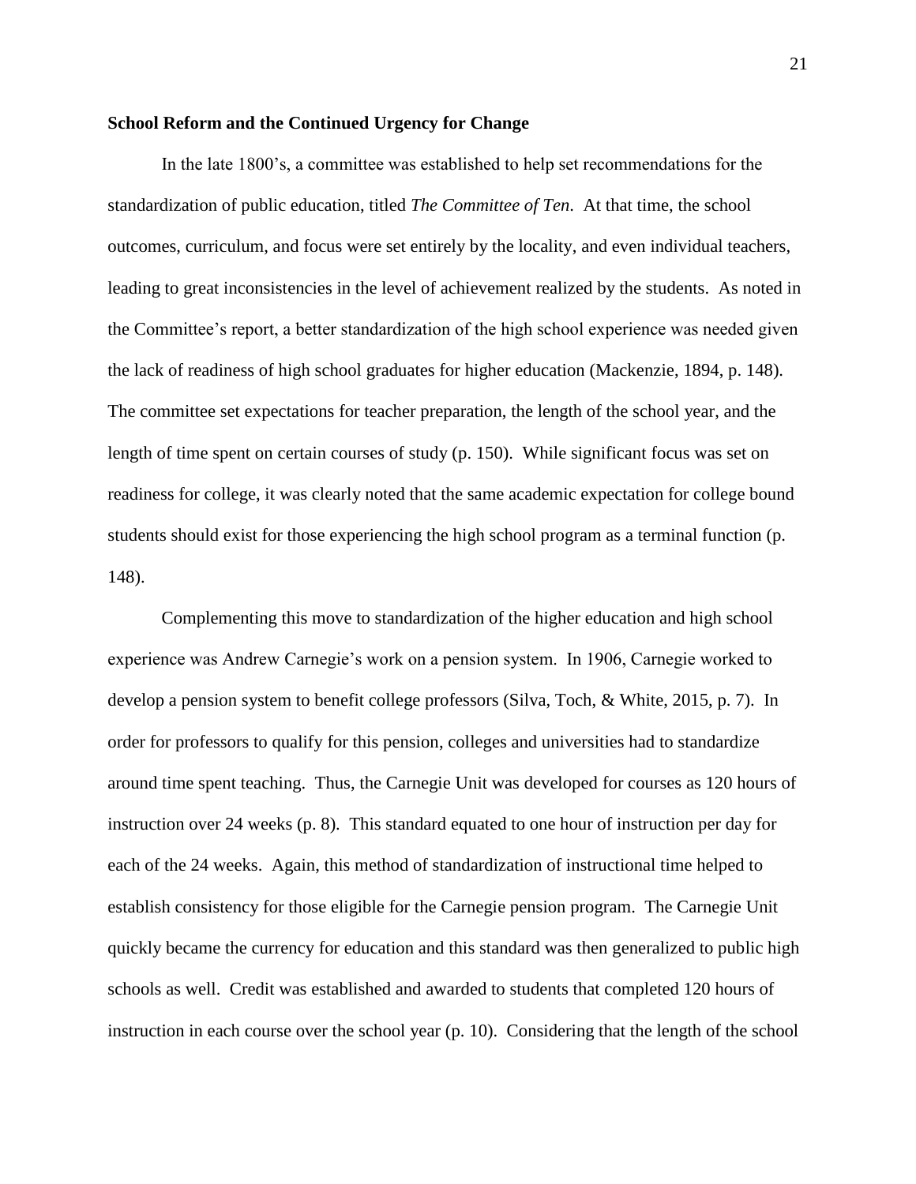## School Reform and the Continued Urgency for Change

In the late 1800's, a committee was established to help set recommendations for the standardization of public education, titled *The Committee of Ten*. At that time, the school outcomes, curriculum, and focus were set entirely by the locality, and even individual teachers, leading to great inconsistencies in the level of achievement realized by the students. As noted in the Committee's report, a better standardization of the high school experience was needed given the lack of readiness of high school graduates for higher education (Mackenzie, 1894, p. 148). The committee set expectations for teacher preparation, the length of the school year, and the length of time spent on certain courses of study (p. 150). While significant focus was set on readiness for college, it was clearly noted that the same academic expectation for college bound students should exist for those experiencing the high school program as a terminal function (p. 148).

Complementing this move to standardization of the higher education and high school experience was Andrew Carnegie's work on a pension system. In 1906, Carnegie worked to develop a pension system to benefit college professors (Silva, Toch, & White, 2015, p. 7). In order for professors to qualify for this pension, colleges and universities had to standardize around time spent teaching. Thus, the Carnegie Unit was developed for courses as 120 hours of instruction over 24 weeks (p. 8). This standard equated to one hour of instruction per day for each of the 24 weeks. Again, this method of standardization of instructional time helped to establish consistency for those eligible for the Carnegie pension program. The Carnegie Unit quickly became the currency for education and this standard was then generalized to public high schools as well. Credit was established and awarded to students that completed 120 hours of instruction in each course over the school year (p. 10). Considering that the length of the school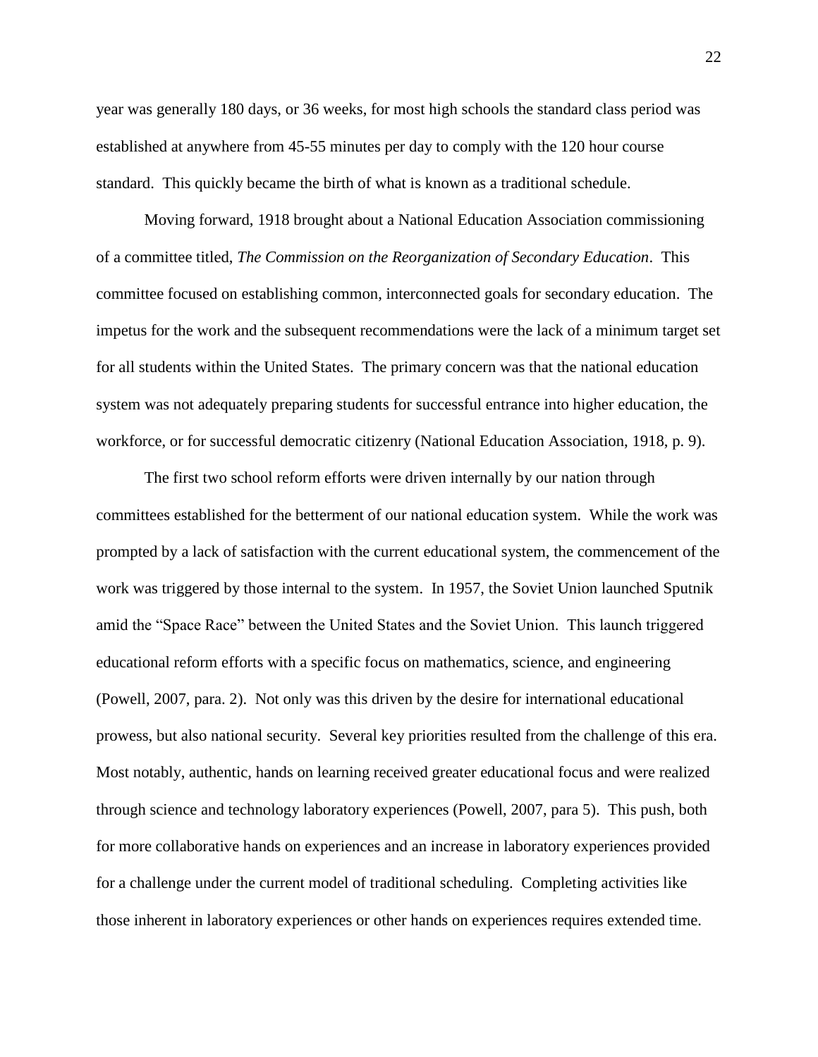year was generally 180 days, or 36 weeks, for most high schools the standard class period was established at anywhere from 45-55 minutes per day to comply with the 120 hour course standard. This quickly became the birth of what is known as a traditional schedule.

Moving forward, 1918 brought about a National Education Association commissioning of a committee titled, *The Commission on the Reorganization of Secondary Education*. This committee focused on establishing common, interconnected goals for secondary education. The impetus for the work and the subsequent recommendations were the lack of a minimum target set for all students within the United States. The primary concern was that the national education system was not adequately preparing students for successful entrance into higher education, the workforce, or for successful democratic citizenry (National Education Association, 1918, p. 9).

The first two school reform efforts were driven internally by our nation through committees established for the betterment of our national education system. While the work was prompted by a lack of satisfaction with the current educational system, the commencement of the work was triggered by those internal to the system. In 1957, the Soviet Union launched Sputnik amid the "Space Race" between the United States and the Soviet Union. This launch triggered educational reform efforts with a specific focus on mathematics, science, and engineering (Powell, 2007, para. 2). Not only was this driven by the desire for international educational prowess, but also national security. Several key priorities resulted from the challenge of this era. Most notably, authentic, hands on learning received greater educational focus and were realized through science and technology laboratory experiences (Powell, 2007, para 5). This push, both for more collaborative hands on experiences and an increase in laboratory experiences provided for a challenge under the current model of traditional scheduling. Completing activities like those inherent in laboratory experiences or other hands on experiences requires extended time.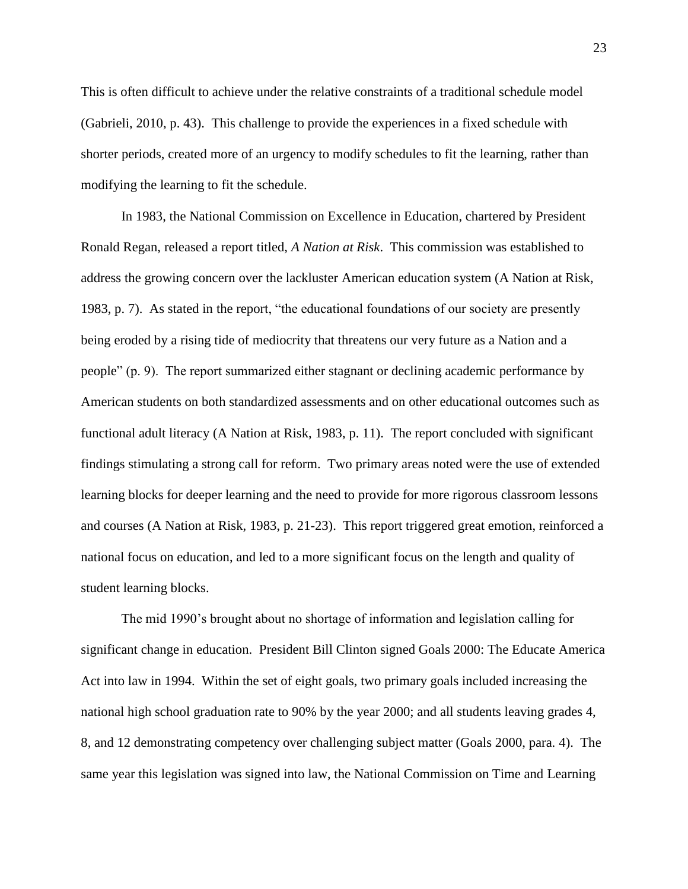This is often difficult to achieve under the relative constraints of a traditional schedule model (Gabrieli, 2010, p. 43). This challenge to provide the experiences in a fixed schedule with shorter periods, created more of an urgency to modify schedules to fit the learning, rather than modifying the learning to fit the schedule.

In 1983, the National Commission on Excellence in Education, chartered by President Ronald Regan, released a report titled, *A Nation at Risk*. This commission was established to address the growing concern over the lackluster American education system (A Nation at Risk, 1983, p. 7). As stated in the report, "the educational foundations of our society are presently being eroded by a rising tide of mediocrity that threatens our very future as a Nation and a people" (p. 9). The report summarized either stagnant or declining academic performance by American students on both standardized assessments and on other educational outcomes such as functional adult literacy (A Nation at Risk, 1983, p. 11). The report concluded with significant findings stimulating a strong call for reform. Two primary areas noted were the use of extended learning blocks for deeper learning and the need to provide for more rigorous classroom lessons and courses (A Nation at Risk, 1983, p. 21-23). This report triggered great emotion, reinforced a national focus on education, and led to a more significant focus on the length and quality of student learning blocks.

The mid 1990's brought about no shortage of information and legislation calling for significant change in education. President Bill Clinton signed Goals 2000: The Educate America Act into law in 1994. Within the set of eight goals, two primary goals included increasing the national high school graduation rate to 90% by the year 2000; and all students leaving grades 4, 8, and 12 demonstrating competency over challenging subject matter (Goals 2000, para. 4). The same year this legislation was signed into law, the National Commission on Time and Learning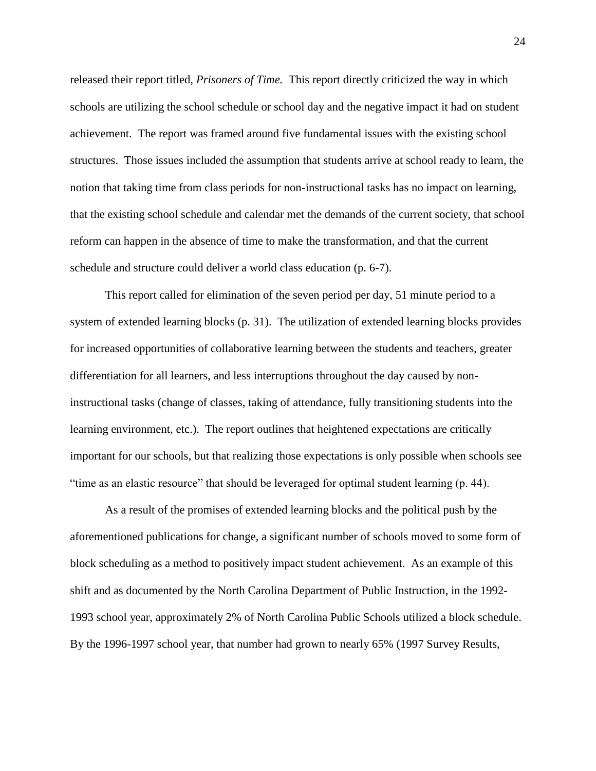released their report titled, *Prisoners of Time.* This report directly criticized the way in which schools are utilizing the school schedule or school day and the negative impact it had on student achievement. The report was framed around five fundamental issues with the existing school structures. Those issues included the assumption that students arrive at school ready to learn, the notion that taking time from class periods for non-instructional tasks has no impact on learning, that the existing school schedule and calendar met the demands of the current society, that school reform can happen in the absence of time to make the transformation, and that the current schedule and structure could deliver a world class education (p. 6-7).

This report called for elimination of the seven period per day, 51 minute period to a system of extended learning blocks (p. 31). The utilization of extended learning blocks provides for increased opportunities of collaborative learning between the students and teachers, greater differentiation for all learners, and less interruptions throughout the day caused by non-instructional tasks (change of classes, taking of attendance, fully transitioning students into the learning environment, etc.). The report outlines that heightened expectations are critically important for our schools, but that realizing those expectations is only possible when schools see "time as an elastic resource" that should be leveraged for optimal student learning (p. 44).

As a result of the promises of extended learning blocks and the political push by the aforementioned publications for change, a significant number of schools moved to some form of block scheduling as a method to positively impact student achievement. As an example of this shift and as documented by the North Carolina Department of Public Instruction, in the 1992-1993 school year, approximately 2% of North Carolina Public Schools utilized a block schedule. By the 1996-1997 school year, that number had grown to nearly 65% (1997 Survey Results,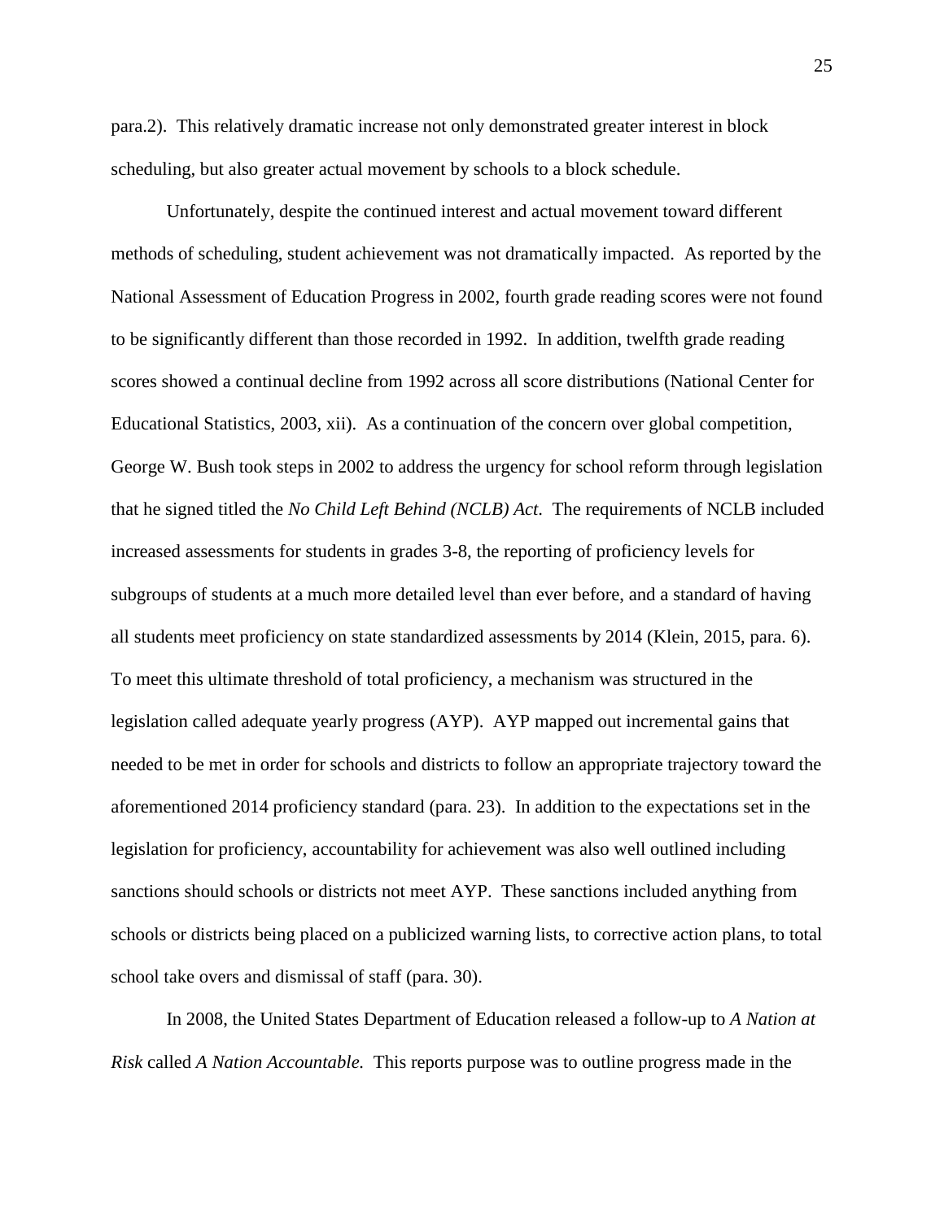para.2). This relatively dramatic increase not only demonstrated greater interest in block scheduling, but also greater actual movement by schools to a block schedule.

Unfortunately, despite the continued interest and actual movement toward different methods of scheduling, student achievement was not dramatically impacted. As reported by the National Assessment of Education Progress in 2002, fourth grade reading scores were not found to be significantly different than those recorded in 1992. In addition, twelfth grade reading scores showed a continual decline from 1992 across all score distributions (National Center for Educational Statistics, 2003, xii). As a continuation of the concern over global competition, George W. Bush took steps in 2002 to address the urgency for school reform through legislation that he signed titled the *No Child Left Behind (NCLB) Act*. The requirements of NCLB included increased assessments for students in grades 3-8, the reporting of proficiency levels for subgroups of students at a much more detailed level than ever before, and a standard of having all students meet proficiency on state standardized assessments by 2014 (Klein, 2015, para. 6). To meet this ultimate threshold of total proficiency, a mechanism was structured in the legislation called adequate yearly progress (AYP). AYP mapped out incremental gains that needed to be met in order for schools and districts to follow an appropriate trajectory toward the aforementioned 2014 proficiency standard (para. 23). In addition to the expectations set in the legislation for proficiency, accountability for achievement was also well outlined including sanctions should schools or districts not meet AYP. These sanctions included anything from schools or districts being placed on a publicized warning lists, to corrective action plans, to total school take overs and dismissal of staff (para. 30).

In 2008, the United States Department of Education released a follow-up to *A Nation at Risk* called *A Nation Accountable.* This reports purpose was to outline progress made in the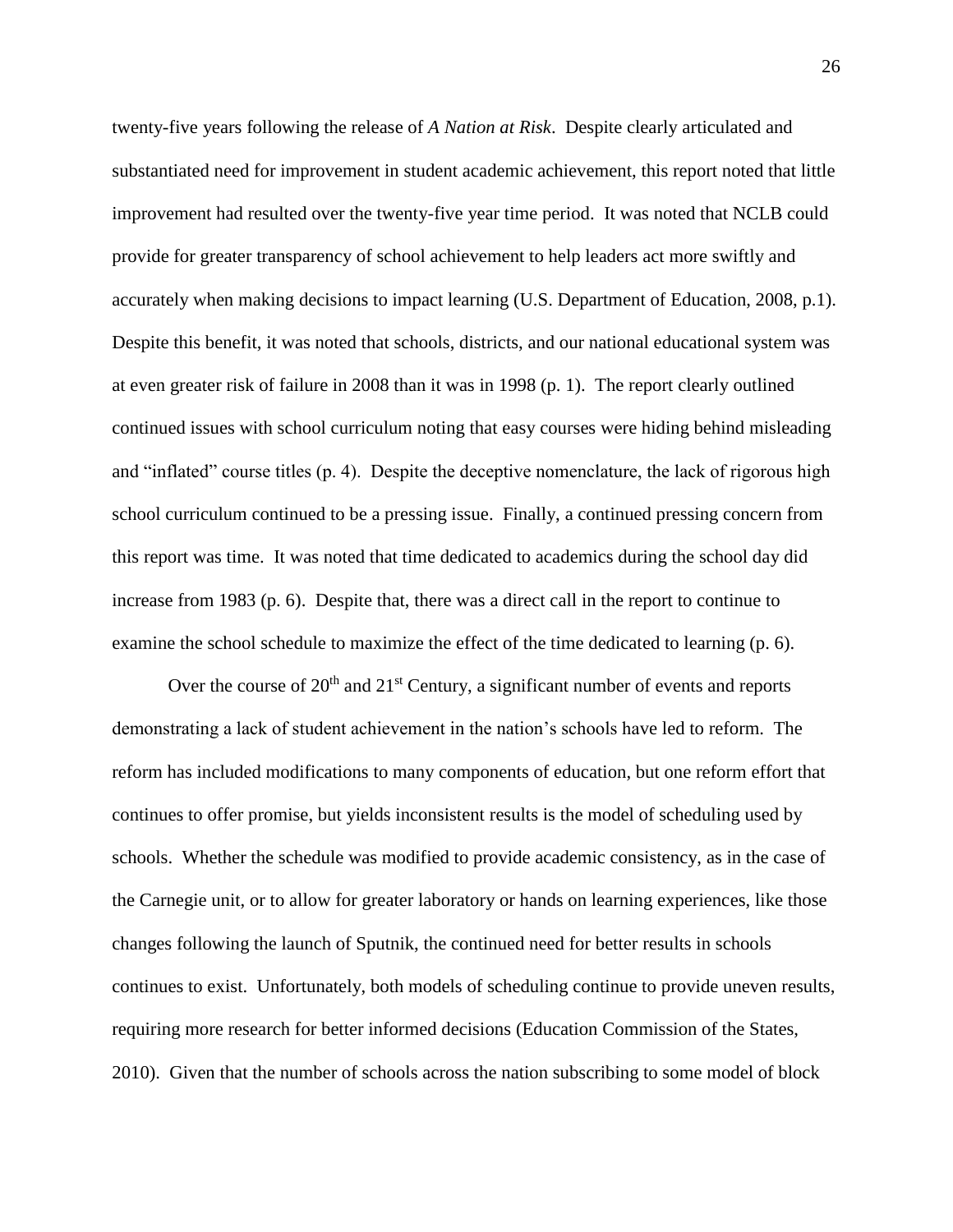twenty-five years following the release of *A Nation at Risk*. Despite clearly articulated and substantiated need for improvement in student academic achievement, this report noted that little improvement had resulted over the twenty-five year time period. It was noted that NCLB could provide for greater transparency of school achievement to help leaders act more swiftly and accurately when making decisions to impact learning (U.S. Department of Education, 2008, p.1). Despite this benefit, it was noted that schools, districts, and our national educational system was at even greater risk of failure in 2008 than it was in 1998 (p. 1). The report clearly outlined continued issues with school curriculum noting that easy courses were hiding behind misleading and "inflated" course titles (p. 4). Despite the deceptive nomenclature, the lack of rigorous high school curriculum continued to be a pressing issue. Finally, a continued pressing concern from this report was time. It was noted that time dedicated to academics during the school day did increase from 1983 (p. 6). Despite that, there was a direct call in the report to continue to examine the school schedule to maximize the effect of the time dedicated to learning (p. 6).

Over the course of 20th and 21st Century, a significant number of events and reports demonstrating a lack of student achievement in the nation's schools have led to reform. The reform has included modifications to many components of education, but one reform effort that continues to offer promise, but yields inconsistent results is the model of scheduling used by schools. Whether the schedule was modified to provide academic consistency, as in the case of the Carnegie unit, or to allow for greater laboratory or hands on learning experiences, like those changes following the launch of Sputnik, the continued need for better results in schools continues to exist. Unfortunately, both models of scheduling continue to provide uneven results, requiring more research for better informed decisions (Education Commission of the States, 2010). Given that the number of schools across the nation subscribing to some model of block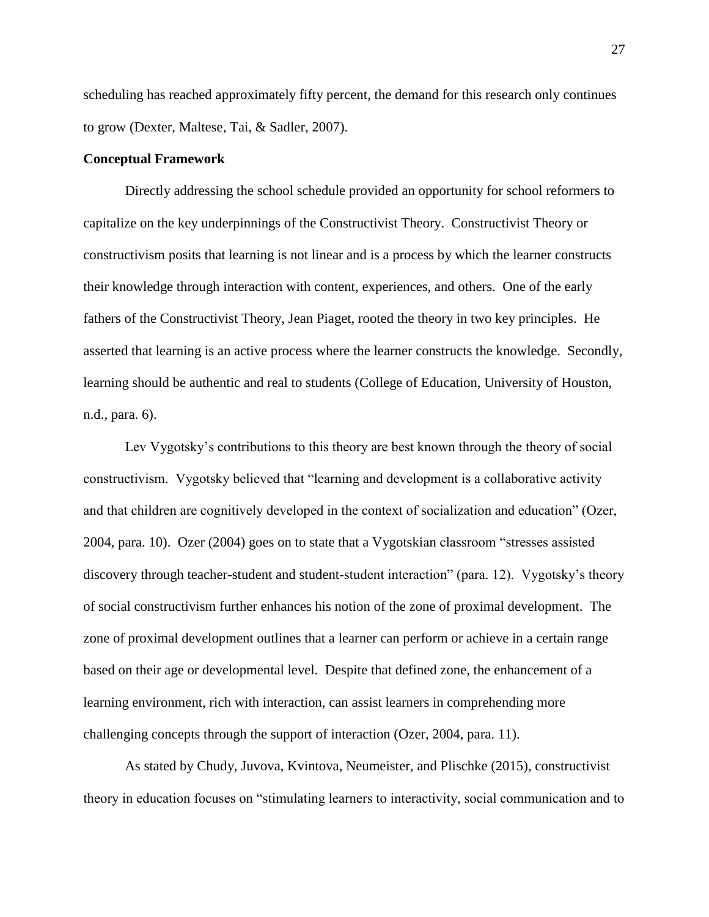scheduling has reached approximately fifty percent, the demand for this research only continues to grow (Dexter, Maltese, Tai, & Sadler, 2007).

**Conceptual Framework**

Directly addressing the school schedule provided an opportunity for school reformers to capitalize on the key underpinnings of the Constructivist Theory. Constructivist Theory or constructivism posits that learning is not linear and is a process by which the learner constructs their knowledge through interaction with content, experiences, and others. One of the early fathers of the Constructivist Theory, Jean Piaget, rooted the theory in two key principles. He asserted that learning is an active process where the learner constructs the knowledge. Secondly, learning should be authentic and real to students (College of Education, University of Houston, n.d., para. 6).

Lev Vygotsky's contributions to this theory are best known through the theory of social constructivism. Vygotsky believed that "learning and development is a collaborative activity and that children are cognitively developed in the context of socialization and education" (Ozer, 2004, para. 10). Ozer (2004) goes on to state that a Vygotskian classroom "stresses assisted discovery through teacher-student and student-student interaction" (para. 12). Vygotsky's theory of social constructivism further enhances his notion of the zone of proximal development. The zone of proximal development outlines that a learner can perform or achieve in a certain range based on their age or developmental level. Despite that defined zone, the enhancement of a learning environment, rich with interaction, can assist learners in comprehending more challenging concepts through the support of interaction (Ozer, 2004, para. 11).

As stated by Chudy, Juvova, Kvintova, Neumeister, and Plischke (2015), constructivist theory in education focuses on "stimulating learners to interactivity, social communication and to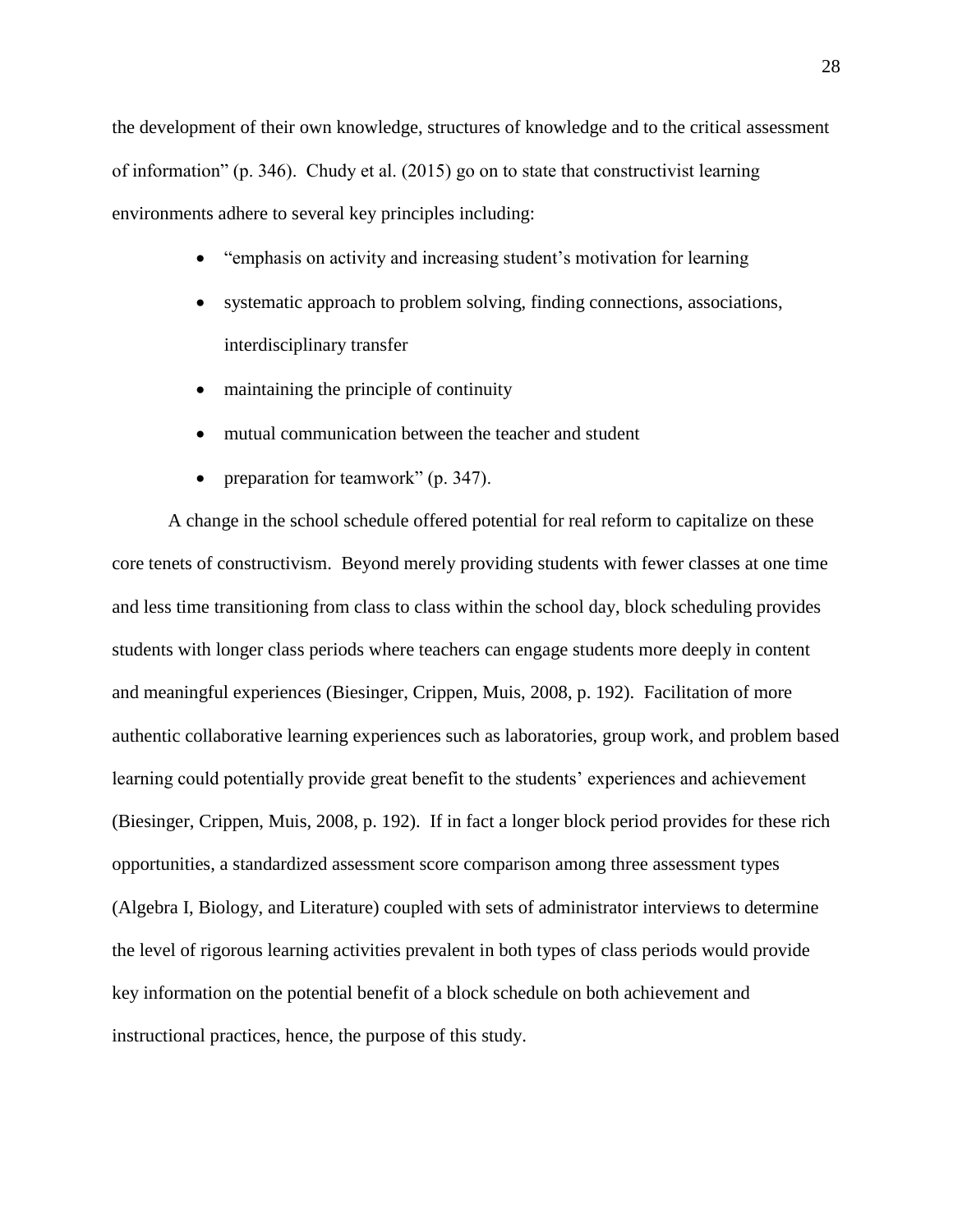the development of their own knowledge, structures of knowledge and to the critical assessment of information" (p. 346). Chudy et al. (2015) go on to state that constructivist learning environments adhere to several key principles including:

- "emphasis on activity and increasing student's motivation for learning
- systematic approach to problem solving, finding connections, associations, interdisciplinary transfer
- maintaining the principle of continuity
- mutual communication between the teacher and student
- preparation for teamwork" (p. 347).

A change in the school schedule offered potential for real reform to capitalize on these core tenets of constructivism. Beyond merely providing students with fewer classes at one time and less time transitioning from class to class within the school day, block scheduling provides students with longer class periods where teachers can engage students more deeply in content and meaningful experiences (Biesinger, Crippen, Muis, 2008, p. 192). Facilitation of more authentic collaborative learning experiences such as laboratories, group work, and problem based learning could potentially provide great benefit to the students' experiences and achievement (Biesinger, Crippen, Muis, 2008, p. 192). If in fact a longer block period provides for these rich opportunities, a standardized assessment score comparison among three assessment types (Algebra I, Biology, and Literature) coupled with sets of administrator interviews to determine the level of rigorous learning activities prevalent in both types of class periods would provide key information on the potential benefit of a block schedule on both achievement and instructional practices, hence, the purpose of this study.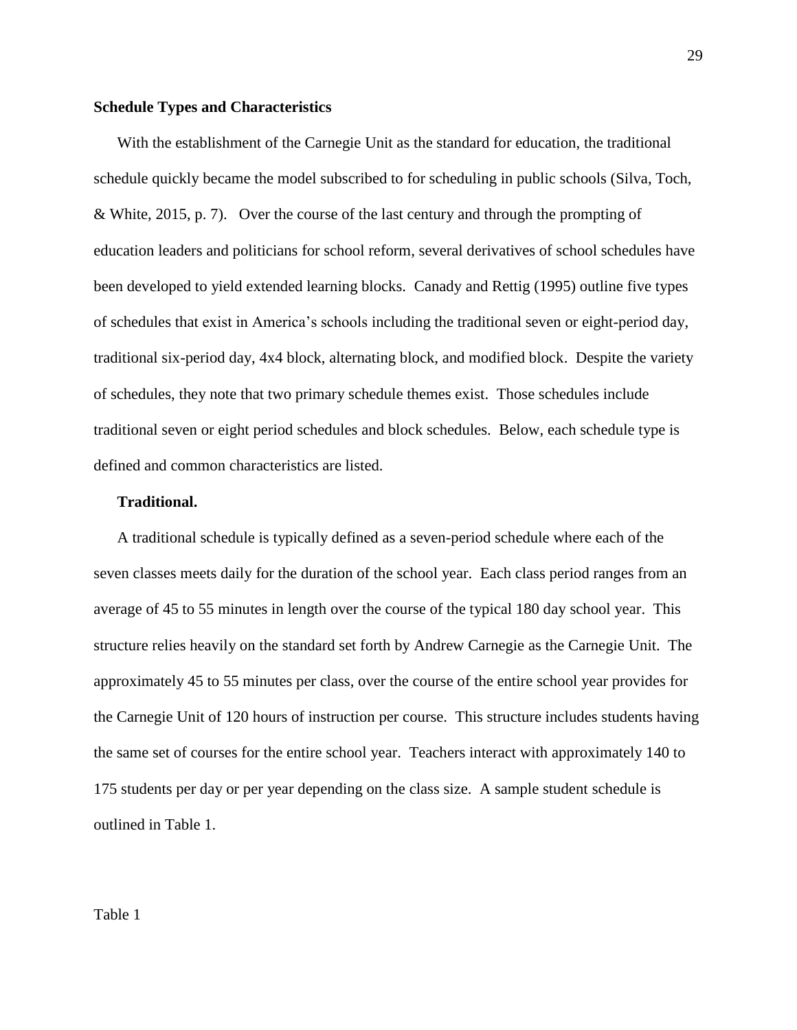## Schedule Types and Characteristics

With the establishment of the Carnegie Unit as the standard for education, the traditional schedule quickly became the model subscribed to for scheduling in public schools (Silva, Toch, & White, 2015, p. 7). Over the course of the last century and through the prompting of education leaders and politicians for school reform, several derivatives of school schedules have been developed to yield extended learning blocks. Canady and Rettig (1995) outline five types of schedules that exist in America's schools including the traditional seven or eight-period day, traditional six-period day, 4x4 block, alternating block, and modified block. Despite the variety of schedules, they note that two primary schedule themes exist. Those schedules include traditional seven or eight period schedules and block schedules. Below, each schedule type is defined and common characteristics are listed.

### Traditional.

A traditional schedule is typically defined as a seven-period schedule where each of the seven classes meets daily for the duration of the school year. Each class period ranges from an average of 45 to 55 minutes in length over the course of the typical 180 day school year. This structure relies heavily on the standard set forth by Andrew Carnegie as the Carnegie Unit. The approximately 45 to 55 minutes per class, over the course of the entire school year provides for the Carnegie Unit of 120 hours of instruction per course. This structure includes students having the same set of courses for the entire school year. Teachers interact with approximately 140 to 175 students per day or per year depending on the class size. A sample student schedule is outlined in Table 1.

Table 1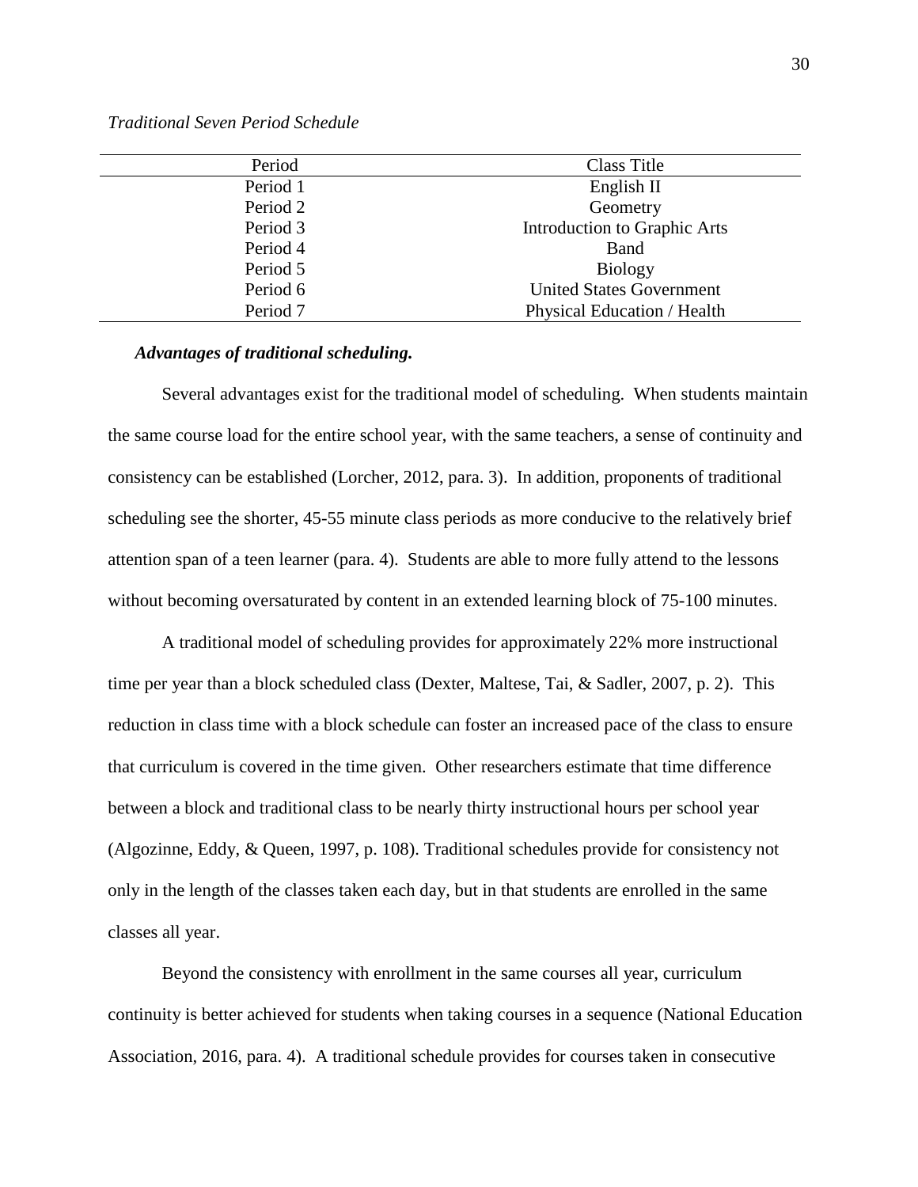*Traditional Seven Period Schedule*

| Period | Class Title |
|---|---|
| Period 1 | English II |
| Period 2 | Geometry |
| Period 3 | Introduction to Graphic Arts |
| Period 4 | Band |
| Period 5 | Biology |
| Period 6 | United States Government |
| Period 7 | Physical Education / Health |

***Advantages of traditional scheduling.***

Several advantages exist for the traditional model of scheduling. When students maintain the same course load for the entire school year, with the same teachers, a sense of continuity and consistency can be established (Lorcher, 2012, para. 3). In addition, proponents of traditional scheduling see the shorter, 45-55 minute class periods as more conducive to the relatively brief attention span of a teen learner (para. 4). Students are able to more fully attend to the lessons without becoming oversaturated by content in an extended learning block of 75-100 minutes.

A traditional model of scheduling provides for approximately 22% more instructional time per year than a block scheduled class (Dexter, Maltese, Tai, & Sadler, 2007, p. 2). This reduction in class time with a block schedule can foster an increased pace of the class to ensure that curriculum is covered in the time given. Other researchers estimate that time difference between a block and traditional class to be nearly thirty instructional hours per school year (Algozinne, Eddy, & Queen, 1997, p. 108). Traditional schedules provide for consistency not only in the length of the classes taken each day, but in that students are enrolled in the same classes all year.

Beyond the consistency with enrollment in the same courses all year, curriculum continuity is better achieved for students when taking courses in a sequence (National Education Association, 2016, para. 4). A traditional schedule provides for courses taken in consecutive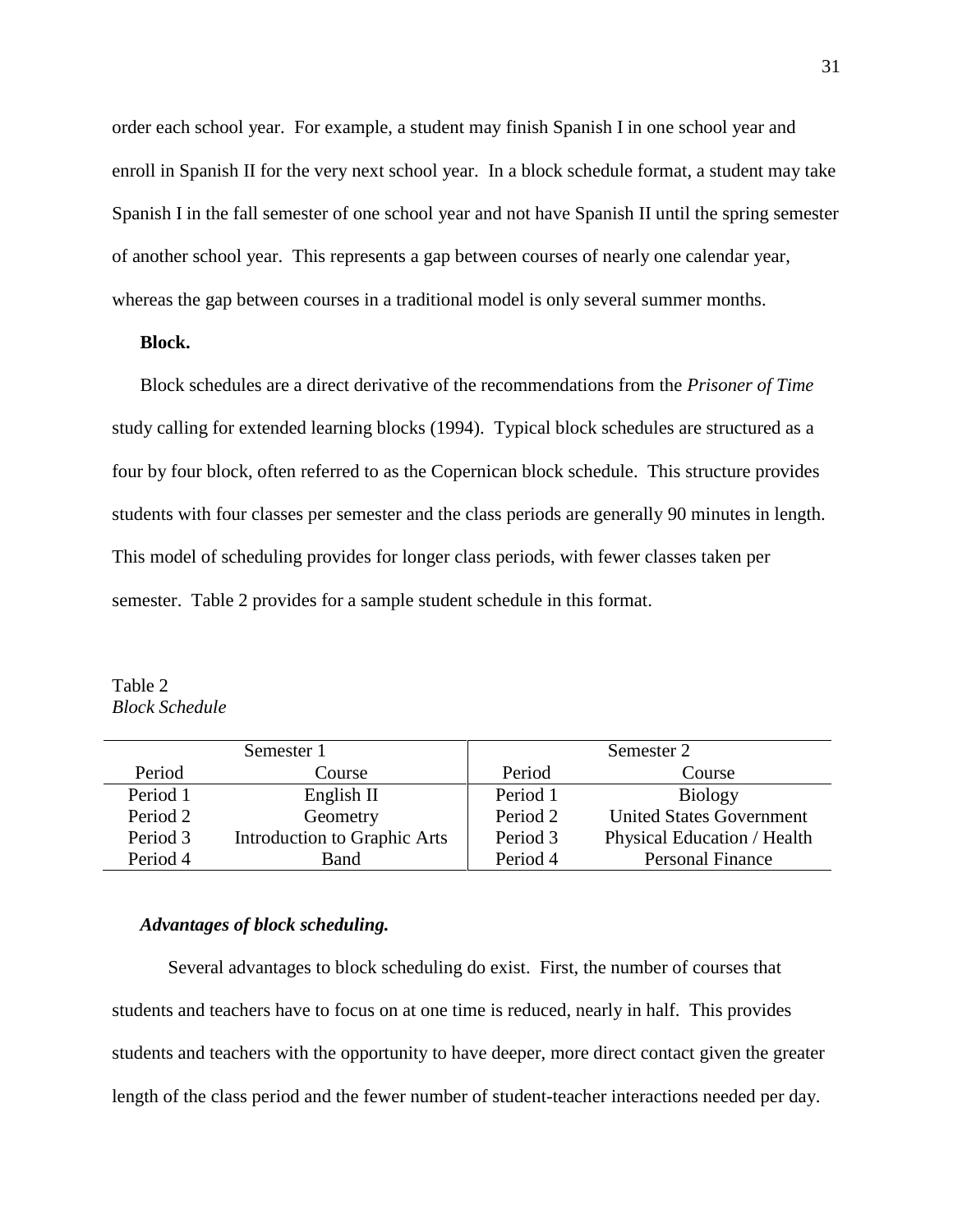order each school year. For example, a student may finish Spanish I in one school year and enroll in Spanish II for the very next school year. In a block schedule format, a student may take Spanish I in the fall semester of one school year and not have Spanish II until the spring semester of another school year. This represents a gap between courses of nearly one calendar year, whereas the gap between courses in a traditional model is only several summer months.

**Block.**

Block schedules are a direct derivative of the recommendations from the *Prisoner of Time* study calling for extended learning blocks (1994). Typical block schedules are structured as a four by four block, often referred to as the Copernican block schedule. This structure provides students with four classes per semester and the class periods are generally 90 minutes in length. This model of scheduling provides for longer class periods, with fewer classes taken per semester. Table 2 provides for a sample student schedule in this format.

Table 2
*Block Schedule*

| Semester 1 | | Semester 2 | |
|---|---|---|---|
| Period | Course | Period | Course |
| Period 1 | English II | Period 1 | Biology |
| Period 2 | Geometry | Period 2 | United States Government |
| Period 3 | Introduction to Graphic Arts | Period 3 | Physical Education / Health |
| Period 4 | Band | Period 4 | Personal Finance |

***Advantages of block scheduling.***

Several advantages to block scheduling do exist. First, the number of courses that students and teachers have to focus on at one time is reduced, nearly in half. This provides students and teachers with the opportunity to have deeper, more direct contact given the greater length of the class period and the fewer number of student-teacher interactions needed per day.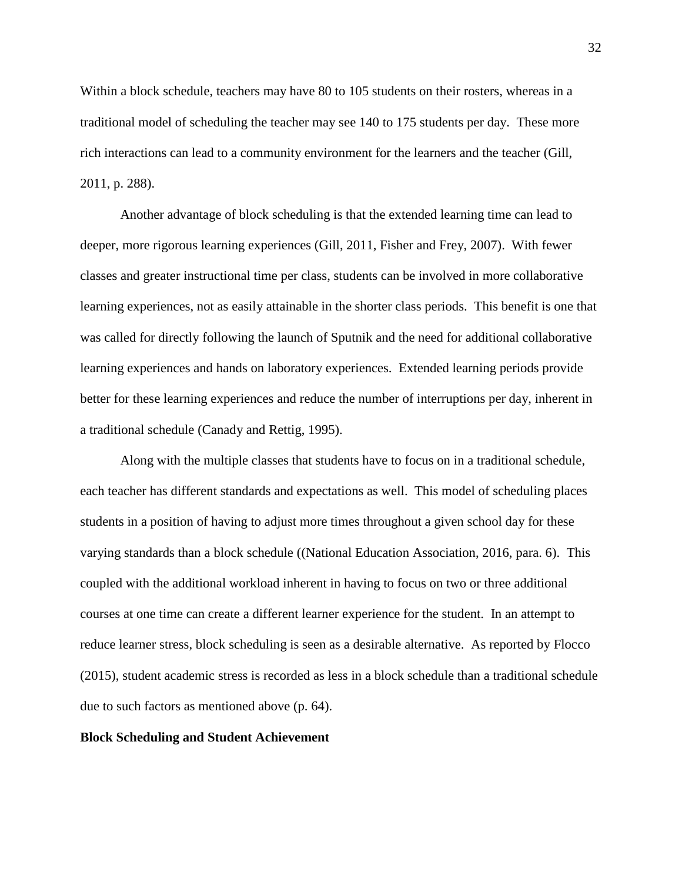Within a block schedule, teachers may have 80 to 105 students on their rosters, whereas in a traditional model of scheduling the teacher may see 140 to 175 students per day. These more rich interactions can lead to a community environment for the learners and the teacher (Gill, 2011, p. 288).

Another advantage of block scheduling is that the extended learning time can lead to deeper, more rigorous learning experiences (Gill, 2011, Fisher and Frey, 2007). With fewer classes and greater instructional time per class, students can be involved in more collaborative learning experiences, not as easily attainable in the shorter class periods. This benefit is one that was called for directly following the launch of Sputnik and the need for additional collaborative learning experiences and hands on laboratory experiences. Extended learning periods provide better for these learning experiences and reduce the number of interruptions per day, inherent in a traditional schedule (Canady and Rettig, 1995).

Along with the multiple classes that students have to focus on in a traditional schedule, each teacher has different standards and expectations as well. This model of scheduling places students in a position of having to adjust more times throughout a given school day for these varying standards than a block schedule ((National Education Association, 2016, para. 6). This coupled with the additional workload inherent in having to focus on two or three additional courses at one time can create a different learner experience for the student. In an attempt to reduce learner stress, block scheduling is seen as a desirable alternative. As reported by Flocco (2015), student academic stress is recorded as less in a block schedule than a traditional schedule due to such factors as mentioned above (p. 64).

**Block Scheduling and Student Achievement**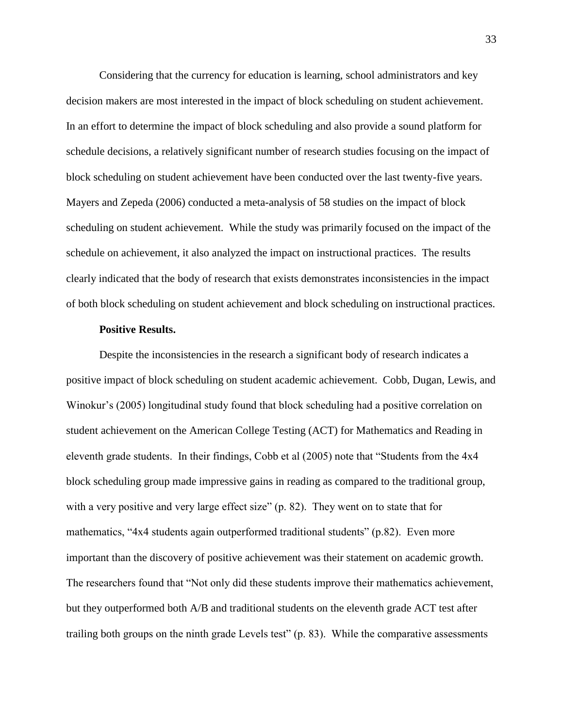Considering that the currency for education is learning, school administrators and key decision makers are most interested in the impact of block scheduling on student achievement. In an effort to determine the impact of block scheduling and also provide a sound platform for schedule decisions, a relatively significant number of research studies focusing on the impact of block scheduling on student achievement have been conducted over the last twenty-five years. Mayers and Zepeda (2006) conducted a meta-analysis of 58 studies on the impact of block scheduling on student achievement. While the study was primarily focused on the impact of the schedule on achievement, it also analyzed the impact on instructional practices. The results clearly indicated that the body of research that exists demonstrates inconsistencies in the impact of both block scheduling on student achievement and block scheduling on instructional practices.

**Positive Results.**

Despite the inconsistencies in the research a significant body of research indicates a positive impact of block scheduling on student academic achievement. Cobb, Dugan, Lewis, and Winokur's (2005) longitudinal study found that block scheduling had a positive correlation on student achievement on the American College Testing (ACT) for Mathematics and Reading in eleventh grade students. In their findings, Cobb et al (2005) note that "Students from the 4x4 block scheduling group made impressive gains in reading as compared to the traditional group, with a very positive and very large effect size" (p. 82). They went on to state that for mathematics, "4x4 students again outperformed traditional students" (p.82). Even more important than the discovery of positive achievement was their statement on academic growth. The researchers found that "Not only did these students improve their mathematics achievement, but they outperformed both A/B and traditional students on the eleventh grade ACT test after trailing both groups on the ninth grade Levels test" (p. 83). While the comparative assessments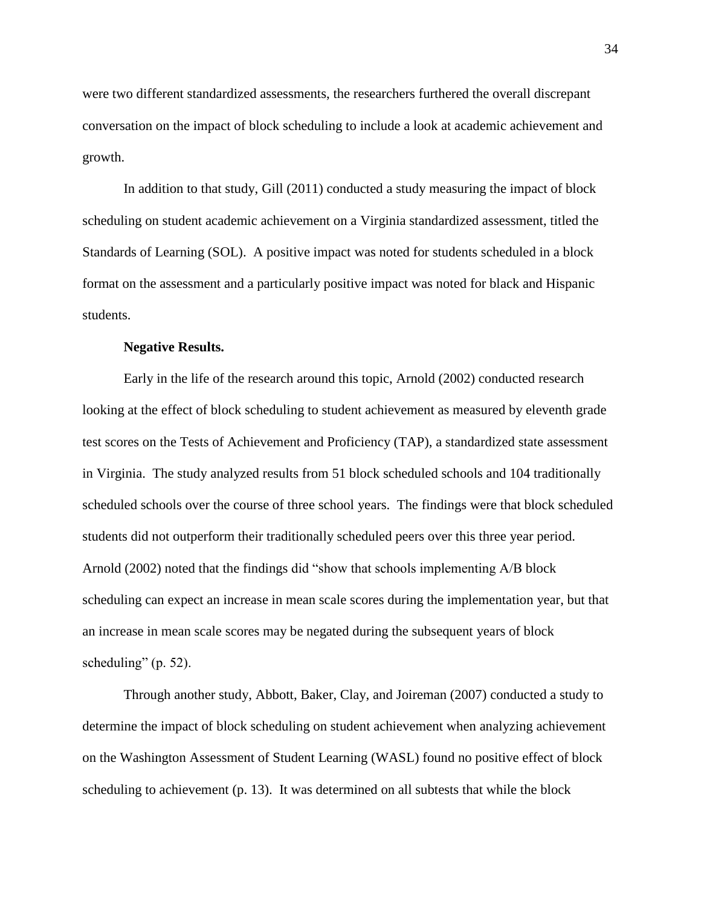were two different standardized assessments, the researchers furthered the overall discrepant conversation on the impact of block scheduling to include a look at academic achievement and growth.

In addition to that study, Gill (2011) conducted a study measuring the impact of block scheduling on student academic achievement on a Virginia standardized assessment, titled the Standards of Learning (SOL). A positive impact was noted for students scheduled in a block format on the assessment and a particularly positive impact was noted for black and Hispanic students.

**Negative Results.**

Early in the life of the research around this topic, Arnold (2002) conducted research looking at the effect of block scheduling to student achievement as measured by eleventh grade test scores on the Tests of Achievement and Proficiency (TAP), a standardized state assessment in Virginia. The study analyzed results from 51 block scheduled schools and 104 traditionally scheduled schools over the course of three school years. The findings were that block scheduled students did not outperform their traditionally scheduled peers over this three year period. Arnold (2002) noted that the findings did "show that schools implementing A/B block scheduling can expect an increase in mean scale scores during the implementation year, but that an increase in mean scale scores may be negated during the subsequent years of block scheduling" (p. 52).

Through another study, Abbott, Baker, Clay, and Joireman (2007) conducted a study to determine the impact of block scheduling on student achievement when analyzing achievement on the Washington Assessment of Student Learning (WASL) found no positive effect of block scheduling to achievement (p. 13). It was determined on all subtests that while the block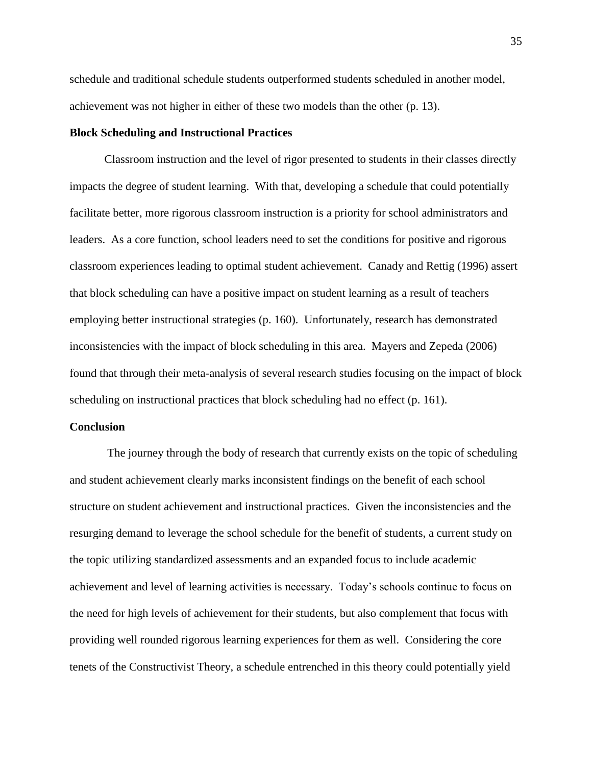schedule and traditional schedule students outperformed students scheduled in another model, achievement was not higher in either of these two models than the other (p. 13).

### Block Scheduling and Instructional Practices

Classroom instruction and the level of rigor presented to students in their classes directly impacts the degree of student learning. With that, developing a schedule that could potentially facilitate better, more rigorous classroom instruction is a priority for school administrators and leaders. As a core function, school leaders need to set the conditions for positive and rigorous classroom experiences leading to optimal student achievement. Canady and Rettig (1996) assert that block scheduling can have a positive impact on student learning as a result of teachers employing better instructional strategies (p. 160). Unfortunately, research has demonstrated inconsistencies with the impact of block scheduling in this area. Mayers and Zepeda (2006) found that through their meta-analysis of several research studies focusing on the impact of block scheduling on instructional practices that block scheduling had no effect (p. 161).

### Conclusion

The journey through the body of research that currently exists on the topic of scheduling and student achievement clearly marks inconsistent findings on the benefit of each school structure on student achievement and instructional practices. Given the inconsistencies and the resurging demand to leverage the school schedule for the benefit of students, a current study on the topic utilizing standardized assessments and an expanded focus to include academic achievement and level of learning activities is necessary. Today's schools continue to focus on the need for high levels of achievement for their students, but also complement that focus with providing well rounded rigorous learning experiences for them as well. Considering the core tenets of the Constructivist Theory, a schedule entrenched in this theory could potentially yield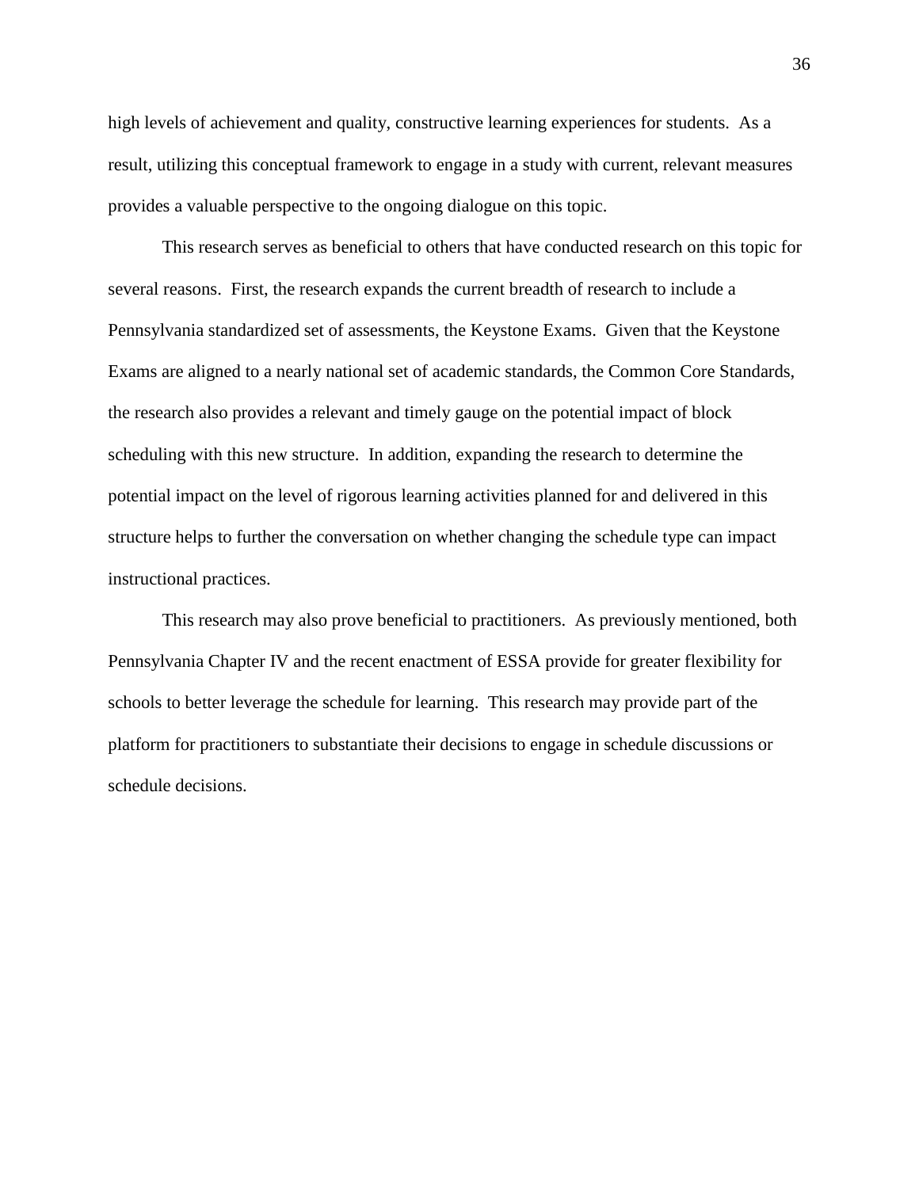high levels of achievement and quality, constructive learning experiences for students. As a result, utilizing this conceptual framework to engage in a study with current, relevant measures provides a valuable perspective to the ongoing dialogue on this topic.

This research serves as beneficial to others that have conducted research on this topic for several reasons. First, the research expands the current breadth of research to include a Pennsylvania standardized set of assessments, the Keystone Exams. Given that the Keystone Exams are aligned to a nearly national set of academic standards, the Common Core Standards, the research also provides a relevant and timely gauge on the potential impact of block scheduling with this new structure. In addition, expanding the research to determine the potential impact on the level of rigorous learning activities planned for and delivered in this structure helps to further the conversation on whether changing the schedule type can impact instructional practices.

This research may also prove beneficial to practitioners. As previously mentioned, both Pennsylvania Chapter IV and the recent enactment of ESSA provide for greater flexibility for schools to better leverage the schedule for learning. This research may provide part of the platform for practitioners to substantiate their decisions to engage in schedule discussions or schedule decisions.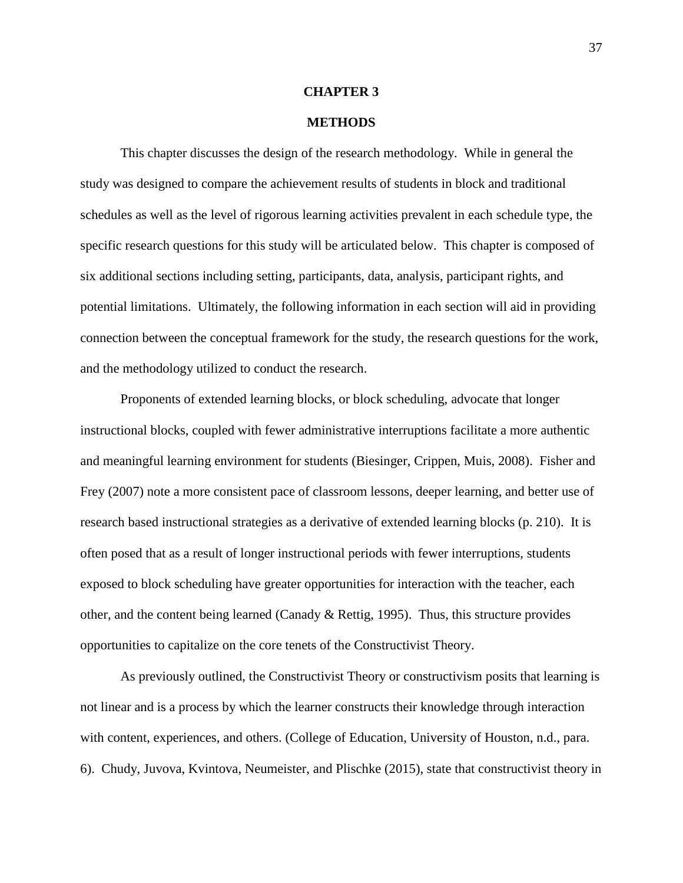# CHAPTER 3

## METHODS

This chapter discusses the design of the research methodology. While in general the study was designed to compare the achievement results of students in block and traditional schedules as well as the level of rigorous learning activities prevalent in each schedule type, the specific research questions for this study will be articulated below. This chapter is composed of six additional sections including setting, participants, data, analysis, participant rights, and potential limitations. Ultimately, the following information in each section will aid in providing connection between the conceptual framework for the study, the research questions for the work, and the methodology utilized to conduct the research.

Proponents of extended learning blocks, or block scheduling, advocate that longer instructional blocks, coupled with fewer administrative interruptions facilitate a more authentic and meaningful learning environment for students (Biesinger, Crippen, Muis, 2008). Fisher and Frey (2007) note a more consistent pace of classroom lessons, deeper learning, and better use of research based instructional strategies as a derivative of extended learning blocks (p. 210). It is often posed that as a result of longer instructional periods with fewer interruptions, students exposed to block scheduling have greater opportunities for interaction with the teacher, each other, and the content being learned (Canady & Rettig, 1995). Thus, this structure provides opportunities to capitalize on the core tenets of the Constructivist Theory.

As previously outlined, the Constructivist Theory or constructivism posits that learning is not linear and is a process by which the learner constructs their knowledge through interaction with content, experiences, and others. (College of Education, University of Houston, n.d., para. 6). Chudy, Juvova, Kvintova, Neumeister, and Plischke (2015), state that constructivist theory in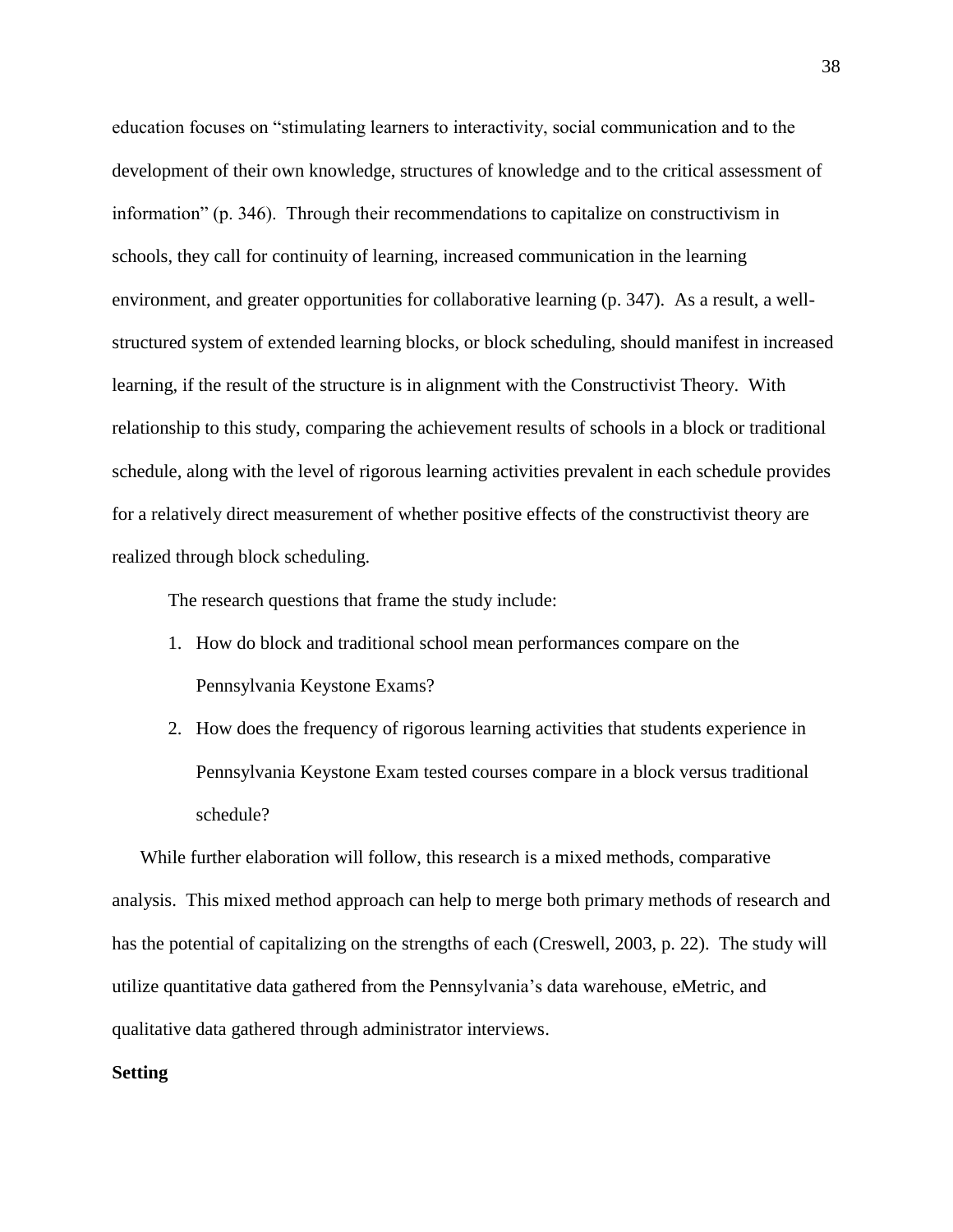education focuses on "stimulating learners to interactivity, social communication and to the development of their own knowledge, structures of knowledge and to the critical assessment of information" (p. 346). Through their recommendations to capitalize on constructivism in schools, they call for continuity of learning, increased communication in the learning environment, and greater opportunities for collaborative learning (p. 347). As a result, a well-structured system of extended learning blocks, or block scheduling, should manifest in increased learning, if the result of the structure is in alignment with the Constructivist Theory. With relationship to this study, comparing the achievement results of schools in a block or traditional schedule, along with the level of rigorous learning activities prevalent in each schedule provides for a relatively direct measurement of whether positive effects of the constructivist theory are realized through block scheduling.

The research questions that frame the study include:

1. How do block and traditional school mean performances compare on the Pennsylvania Keystone Exams?
2. How does the frequency of rigorous learning activities that students experience in Pennsylvania Keystone Exam tested courses compare in a block versus traditional schedule?

While further elaboration will follow, this research is a mixed methods, comparative analysis. This mixed method approach can help to merge both primary methods of research and has the potential of capitalizing on the strengths of each (Creswell, 2003, p. 22). The study will utilize quantitative data gathered from the Pennsylvania's data warehouse, eMetric, and qualitative data gathered through administrator interviews.

**Setting**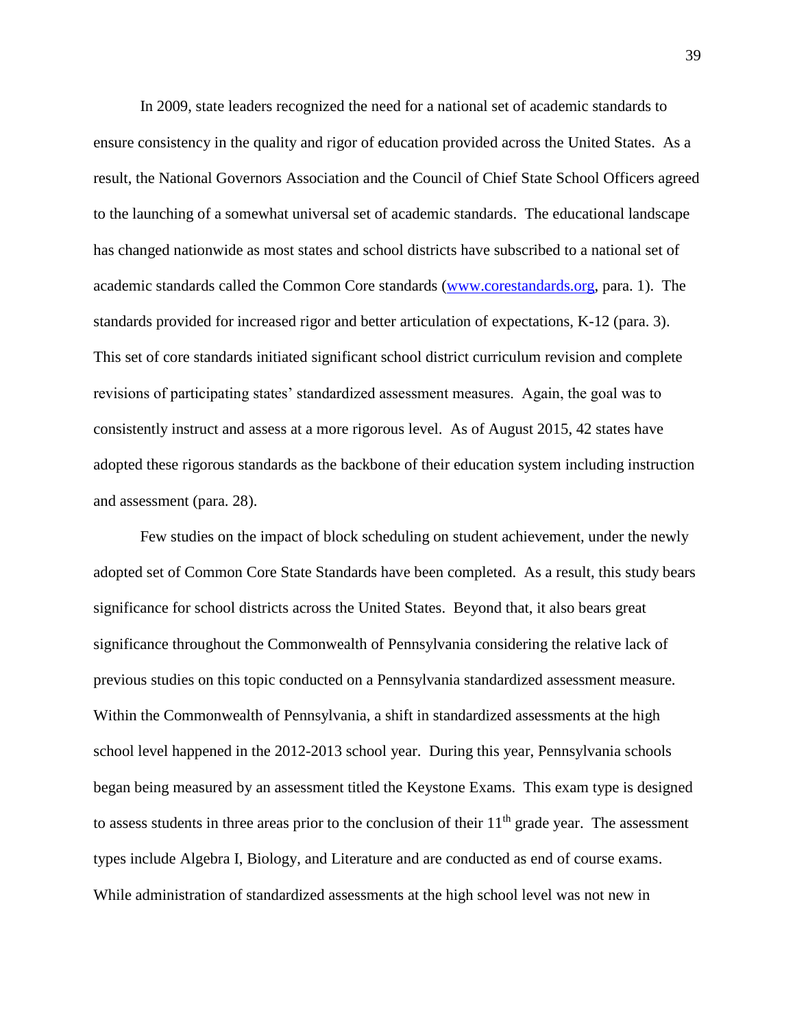In 2009, state leaders recognized the need for a national set of academic standards to ensure consistency in the quality and rigor of education provided across the United States. As a result, the National Governors Association and the Council of Chief State School Officers agreed to the launching of a somewhat universal set of academic standards. The educational landscape has changed nationwide as most states and school districts have subscribed to a national set of academic standards called the Common Core standards (www.corestandards.org, para. 1). The standards provided for increased rigor and better articulation of expectations, K-12 (para. 3). This set of core standards initiated significant school district curriculum revision and complete revisions of participating states' standardized assessment measures. Again, the goal was to consistently instruct and assess at a more rigorous level. As of August 2015, 42 states have adopted these rigorous standards as the backbone of their education system including instruction and assessment (para. 28).

Few studies on the impact of block scheduling on student achievement, under the newly adopted set of Common Core State Standards have been completed. As a result, this study bears significance for school districts across the United States. Beyond that, it also bears great significance throughout the Commonwealth of Pennsylvania considering the relative lack of previous studies on this topic conducted on a Pennsylvania standardized assessment measure. Within the Commonwealth of Pennsylvania, a shift in standardized assessments at the high school level happened in the 2012-2013 school year. During this year, Pennsylvania schools began being measured by an assessment titled the Keystone Exams. This exam type is designed to assess students in three areas prior to the conclusion of their 11th grade year. The assessment types include Algebra I, Biology, and Literature and are conducted as end of course exams. While administration of standardized assessments at the high school level was not new in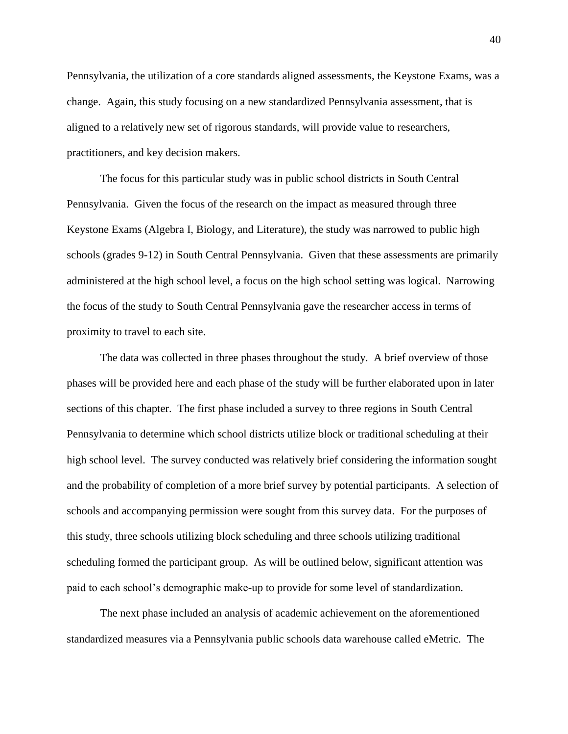Pennsylvania, the utilization of a core standards aligned assessments, the Keystone Exams, was a change. Again, this study focusing on a new standardized Pennsylvania assessment, that is aligned to a relatively new set of rigorous standards, will provide value to researchers, practitioners, and key decision makers.

The focus for this particular study was in public school districts in South Central Pennsylvania. Given the focus of the research on the impact as measured through three Keystone Exams (Algebra I, Biology, and Literature), the study was narrowed to public high schools (grades 9-12) in South Central Pennsylvania. Given that these assessments are primarily administered at the high school level, a focus on the high school setting was logical. Narrowing the focus of the study to South Central Pennsylvania gave the researcher access in terms of proximity to travel to each site.

The data was collected in three phases throughout the study. A brief overview of those phases will be provided here and each phase of the study will be further elaborated upon in later sections of this chapter. The first phase included a survey to three regions in South Central Pennsylvania to determine which school districts utilize block or traditional scheduling at their high school level. The survey conducted was relatively brief considering the information sought and the probability of completion of a more brief survey by potential participants. A selection of schools and accompanying permission were sought from this survey data. For the purposes of this study, three schools utilizing block scheduling and three schools utilizing traditional scheduling formed the participant group. As will be outlined below, significant attention was paid to each school's demographic make-up to provide for some level of standardization.

The next phase included an analysis of academic achievement on the aforementioned standardized measures via a Pennsylvania public schools data warehouse called eMetric. The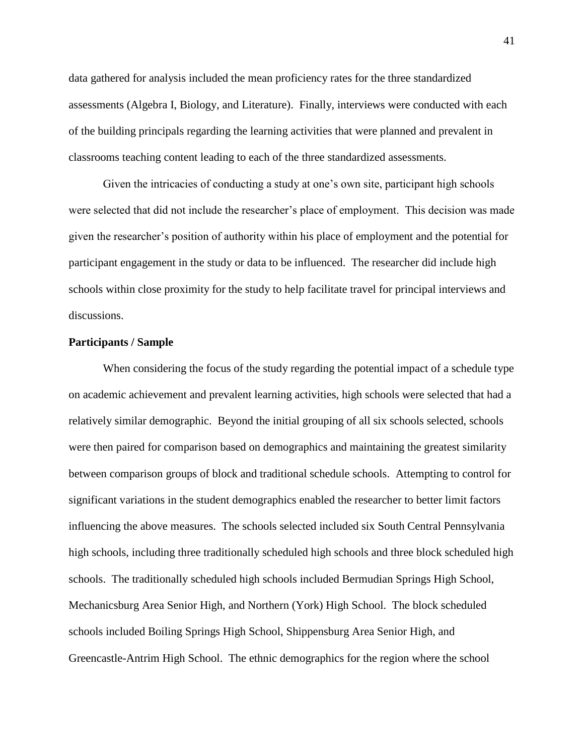data gathered for analysis included the mean proficiency rates for the three standardized assessments (Algebra I, Biology, and Literature). Finally, interviews were conducted with each of the building principals regarding the learning activities that were planned and prevalent in classrooms teaching content leading to each of the three standardized assessments.

Given the intricacies of conducting a study at one's own site, participant high schools were selected that did not include the researcher's place of employment. This decision was made given the researcher's position of authority within his place of employment and the potential for participant engagement in the study or data to be influenced. The researcher did include high schools within close proximity for the study to help facilitate travel for principal interviews and discussions.

**Participants / Sample**

When considering the focus of the study regarding the potential impact of a schedule type on academic achievement and prevalent learning activities, high schools were selected that had a relatively similar demographic. Beyond the initial grouping of all six schools selected, schools were then paired for comparison based on demographics and maintaining the greatest similarity between comparison groups of block and traditional schedule schools. Attempting to control for significant variations in the student demographics enabled the researcher to better limit factors influencing the above measures. The schools selected included six South Central Pennsylvania high schools, including three traditionally scheduled high schools and three block scheduled high schools. The traditionally scheduled high schools included Bermudian Springs High School, Mechanicsburg Area Senior High, and Northern (York) High School. The block scheduled schools included Boiling Springs High School, Shippensburg Area Senior High, and Greencastle-Antrim High School. The ethnic demographics for the region where the school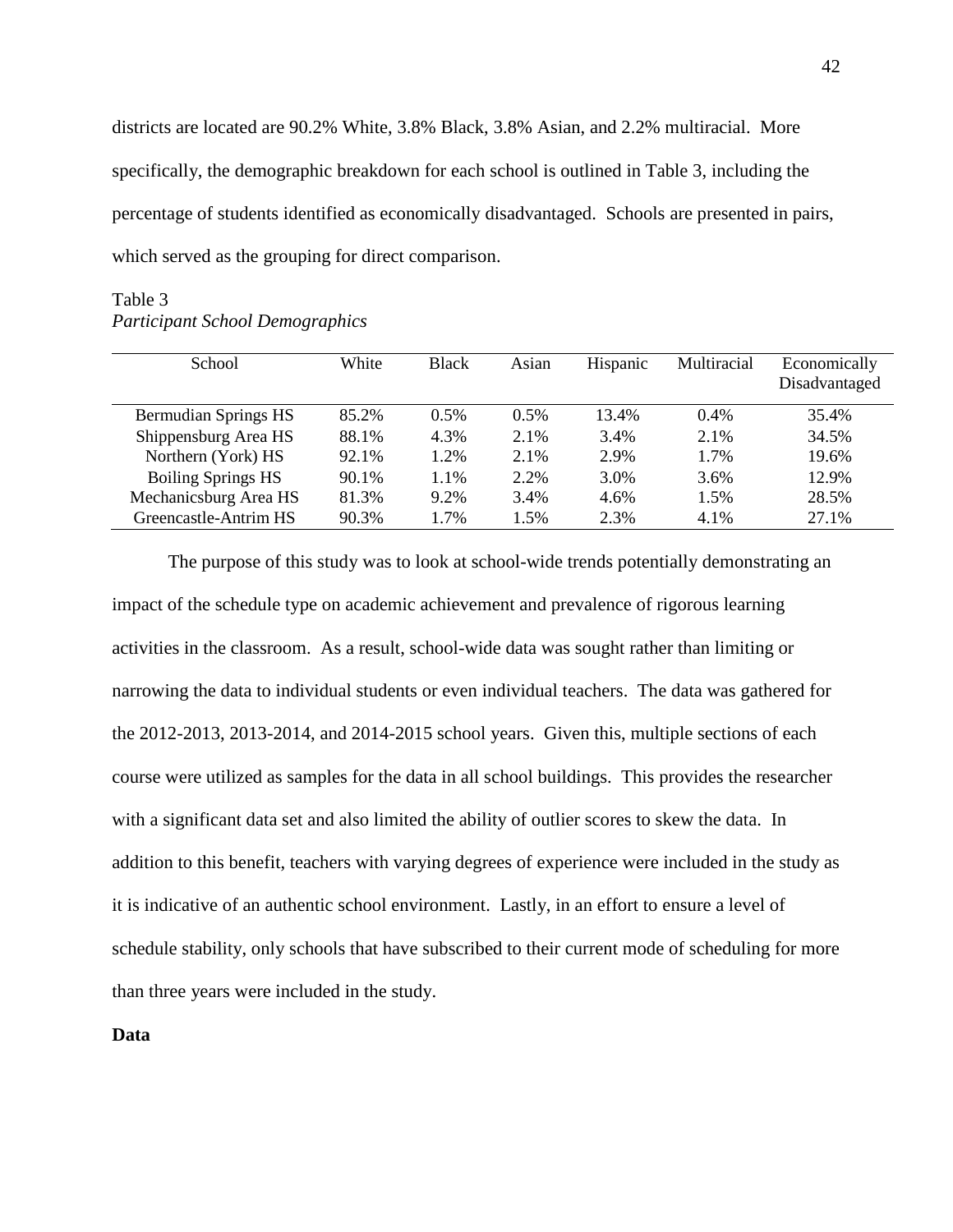districts are located are 90.2% White, 3.8% Black, 3.8% Asian, and 2.2% multiracial. More specifically, the demographic breakdown for each school is outlined in Table 3, including the percentage of students identified as economically disadvantaged. Schools are presented in pairs, which served as the grouping for direct comparison.

Table 3
*Participant School Demographics*

| School | White | Black | Asian | Hispanic | Multiracial | Economically Disadvantaged |
|---|---|---|---|---|---|---|
| Bermudian Springs HS | 85.2% | 0.5% | 0.5% | 13.4% | 0.4% | 35.4% |
| Shippensburg Area HS | 88.1% | 4.3% | 2.1% | 3.4% | 2.1% | 34.5% |
| Northern (York) HS | 92.1% | 1.2% | 2.1% | 2.9% | 1.7% | 19.6% |
| Boiling Springs HS | 90.1% | 1.1% | 2.2% | 3.0% | 3.6% | 12.9% |
| Mechanicsburg Area HS | 81.3% | 9.2% | 3.4% | 4.6% | 1.5% | 28.5% |
| Greencastle-Antrim HS | 90.3% | 1.7% | 1.5% | 2.3% | 4.1% | 27.1% |

The purpose of this study was to look at school-wide trends potentially demonstrating an impact of the schedule type on academic achievement and prevalence of rigorous learning activities in the classroom. As a result, school-wide data was sought rather than limiting or narrowing the data to individual students or even individual teachers. The data was gathered for the 2012-2013, 2013-2014, and 2014-2015 school years. Given this, multiple sections of each course were utilized as samples for the data in all school buildings. This provides the researcher with a significant data set and also limited the ability of outlier scores to skew the data. In addition to this benefit, teachers with varying degrees of experience were included in the study as it is indicative of an authentic school environment. Lastly, in an effort to ensure a level of schedule stability, only schools that have subscribed to their current mode of scheduling for more than three years were included in the study.

**Data**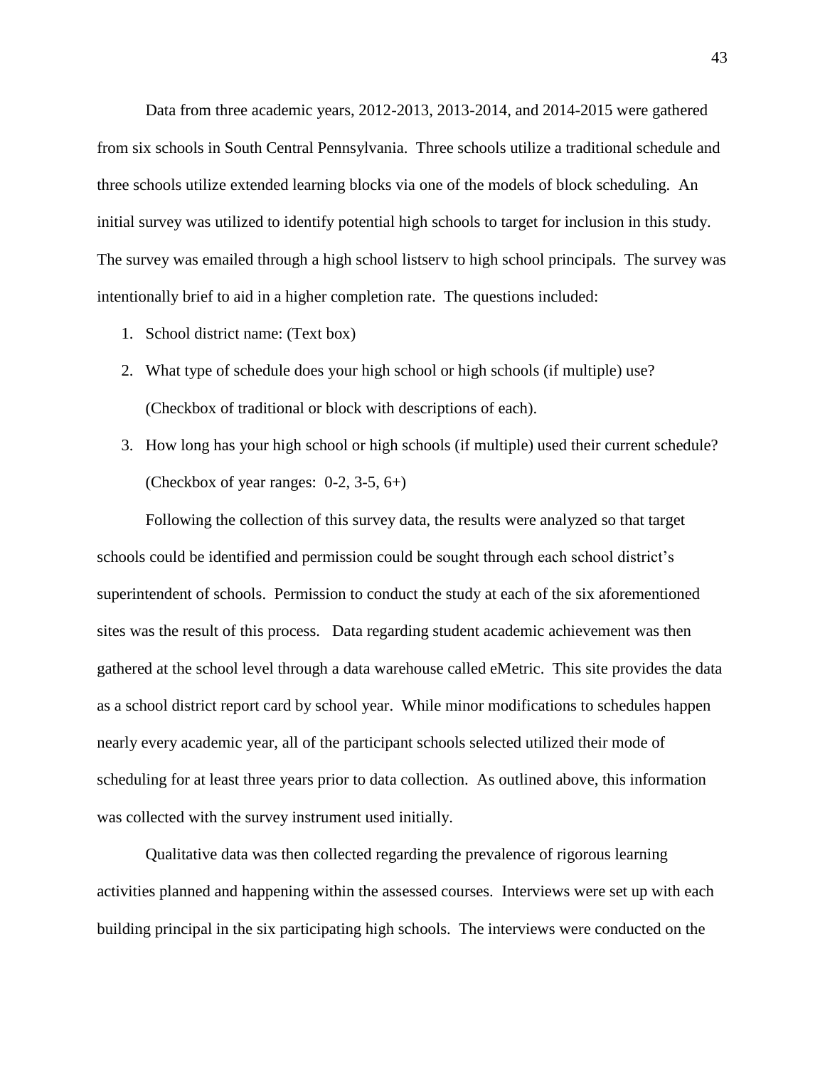Data from three academic years, 2012-2013, 2013-2014, and 2014-2015 were gathered from six schools in South Central Pennsylvania. Three schools utilize a traditional schedule and three schools utilize extended learning blocks via one of the models of block scheduling. An initial survey was utilized to identify potential high schools to target for inclusion in this study. The survey was emailed through a high school listserv to high school principals. The survey was intentionally brief to aid in a higher completion rate. The questions included:

1. School district name: (Text box)
2. What type of schedule does your high school or high schools (if multiple) use? (Checkbox of traditional or block with descriptions of each).
3. How long has your high school or high schools (if multiple) used their current schedule? (Checkbox of year ranges: 0-2, 3-5, 6+)

Following the collection of this survey data, the results were analyzed so that target schools could be identified and permission could be sought through each school district's superintendent of schools. Permission to conduct the study at each of the six aforementioned sites was the result of this process. Data regarding student academic achievement was then gathered at the school level through a data warehouse called eMetric. This site provides the data as a school district report card by school year. While minor modifications to schedules happen nearly every academic year, all of the participant schools selected utilized their mode of scheduling for at least three years prior to data collection. As outlined above, this information was collected with the survey instrument used initially.

Qualitative data was then collected regarding the prevalence of rigorous learning activities planned and happening within the assessed courses. Interviews were set up with each building principal in the six participating high schools. The interviews were conducted on the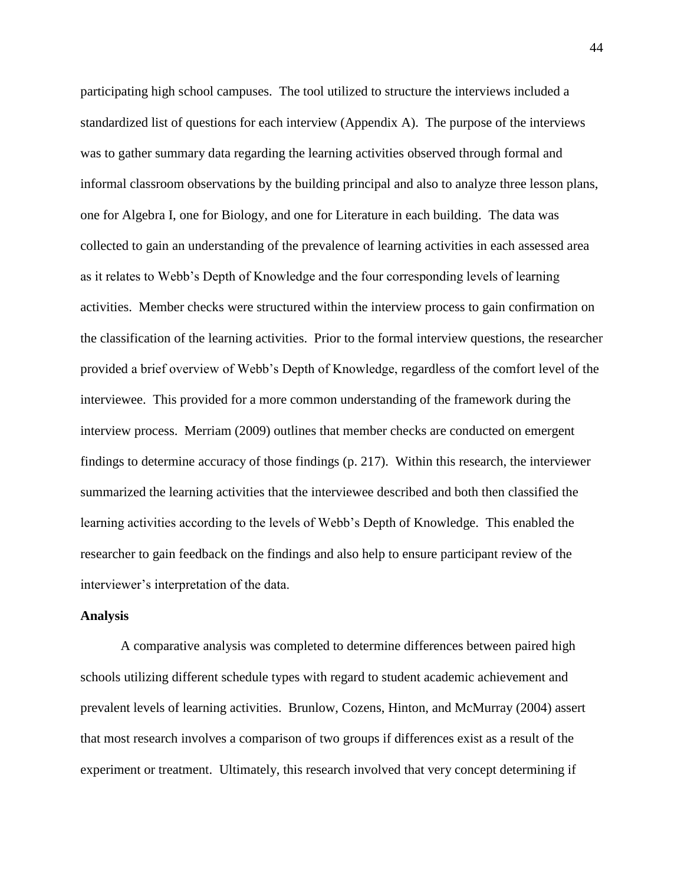participating high school campuses. The tool utilized to structure the interviews included a standardized list of questions for each interview (Appendix A). The purpose of the interviews was to gather summary data regarding the learning activities observed through formal and informal classroom observations by the building principal and also to analyze three lesson plans, one for Algebra I, one for Biology, and one for Literature in each building. The data was collected to gain an understanding of the prevalence of learning activities in each assessed area as it relates to Webb's Depth of Knowledge and the four corresponding levels of learning activities. Member checks were structured within the interview process to gain confirmation on the classification of the learning activities. Prior to the formal interview questions, the researcher provided a brief overview of Webb's Depth of Knowledge, regardless of the comfort level of the interviewee. This provided for a more common understanding of the framework during the interview process. Merriam (2009) outlines that member checks are conducted on emergent findings to determine accuracy of those findings (p. 217). Within this research, the interviewer summarized the learning activities that the interviewee described and both then classified the learning activities according to the levels of Webb's Depth of Knowledge. This enabled the researcher to gain feedback on the findings and also help to ensure participant review of the interviewer's interpretation of the data.

**Analysis**

A comparative analysis was completed to determine differences between paired high schools utilizing different schedule types with regard to student academic achievement and prevalent levels of learning activities. Brunlow, Cozens, Hinton, and McMurray (2004) assert that most research involves a comparison of two groups if differences exist as a result of the experiment or treatment. Ultimately, this research involved that very concept determining if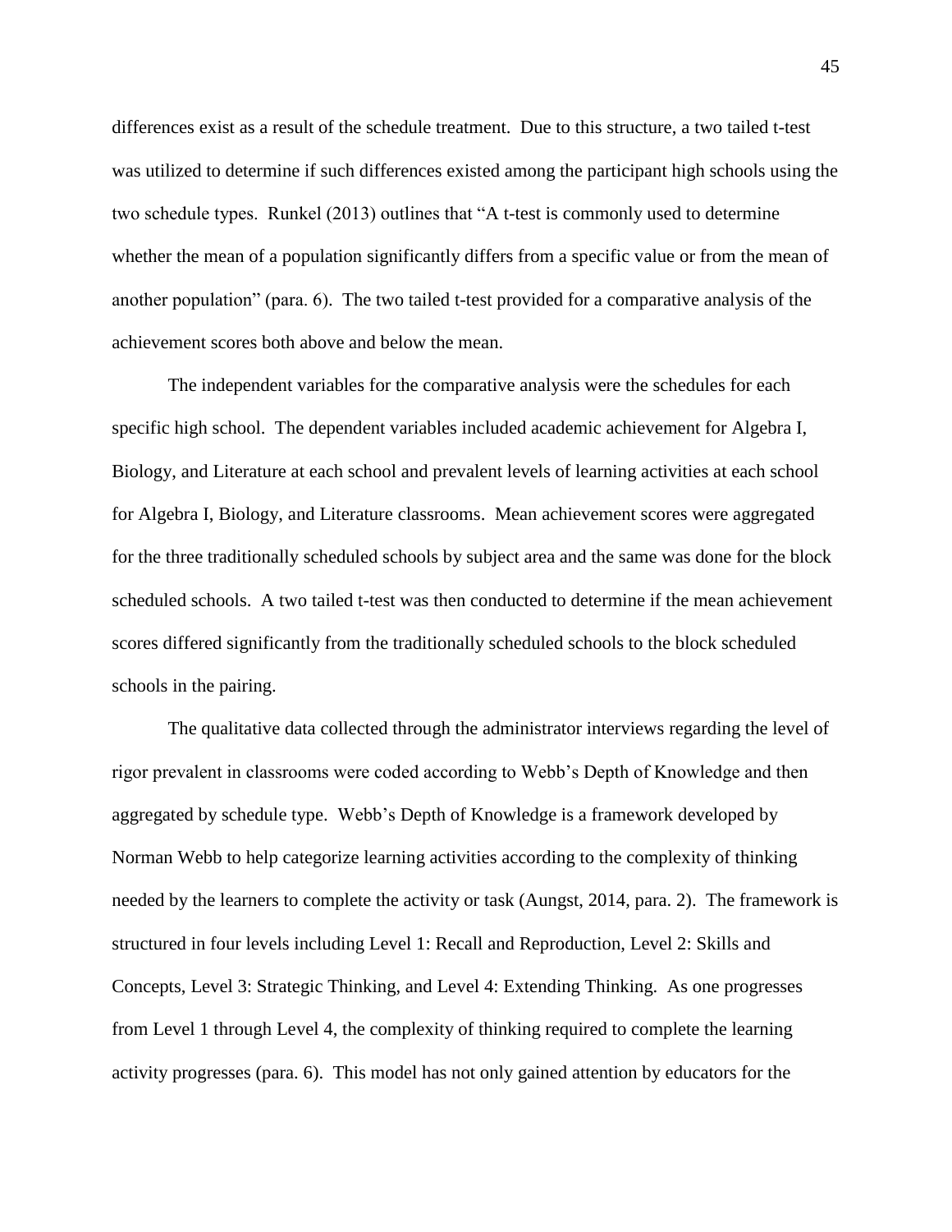differences exist as a result of the schedule treatment. Due to this structure, a two tailed t-test was utilized to determine if such differences existed among the participant high schools using the two schedule types. Runkel (2013) outlines that "A t-test is commonly used to determine whether the mean of a population significantly differs from a specific value or from the mean of another population" (para. 6). The two tailed t-test provided for a comparative analysis of the achievement scores both above and below the mean.

The independent variables for the comparative analysis were the schedules for each specific high school. The dependent variables included academic achievement for Algebra I, Biology, and Literature at each school and prevalent levels of learning activities at each school for Algebra I, Biology, and Literature classrooms. Mean achievement scores were aggregated for the three traditionally scheduled schools by subject area and the same was done for the block scheduled schools. A two tailed t-test was then conducted to determine if the mean achievement scores differed significantly from the traditionally scheduled schools to the block scheduled schools in the pairing.

The qualitative data collected through the administrator interviews regarding the level of rigor prevalent in classrooms were coded according to Webb's Depth of Knowledge and then aggregated by schedule type. Webb's Depth of Knowledge is a framework developed by Norman Webb to help categorize learning activities according to the complexity of thinking needed by the learners to complete the activity or task (Aungst, 2014, para. 2). The framework is structured in four levels including Level 1: Recall and Reproduction, Level 2: Skills and Concepts, Level 3: Strategic Thinking, and Level 4: Extending Thinking. As one progresses from Level 1 through Level 4, the complexity of thinking required to complete the learning activity progresses (para. 6). This model has not only gained attention by educators for the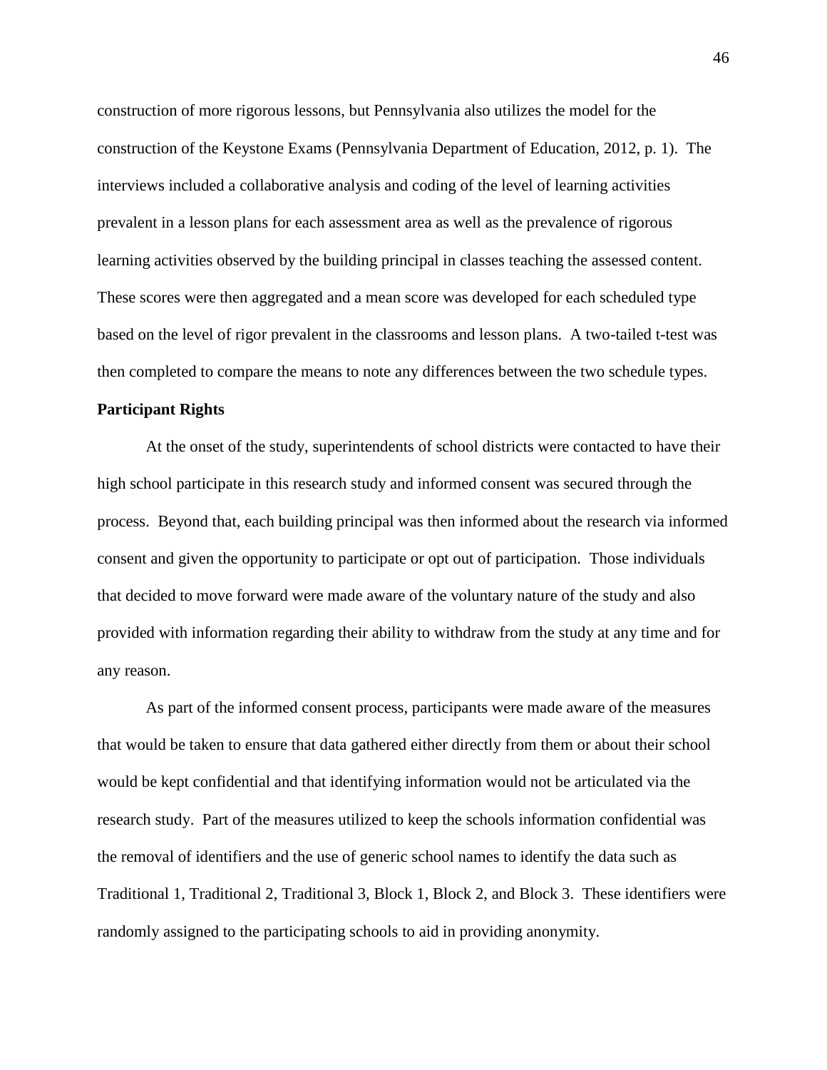construction of more rigorous lessons, but Pennsylvania also utilizes the model for the construction of the Keystone Exams (Pennsylvania Department of Education, 2012, p. 1). The interviews included a collaborative analysis and coding of the level of learning activities prevalent in a lesson plans for each assessment area as well as the prevalence of rigorous learning activities observed by the building principal in classes teaching the assessed content. These scores were then aggregated and a mean score was developed for each scheduled type based on the level of rigor prevalent in the classrooms and lesson plans. A two-tailed t-test was then completed to compare the means to note any differences between the two schedule types.

**Participant Rights**

At the onset of the study, superintendents of school districts were contacted to have their high school participate in this research study and informed consent was secured through the process. Beyond that, each building principal was then informed about the research via informed consent and given the opportunity to participate or opt out of participation. Those individuals that decided to move forward were made aware of the voluntary nature of the study and also provided with information regarding their ability to withdraw from the study at any time and for any reason.

As part of the informed consent process, participants were made aware of the measures that would be taken to ensure that data gathered either directly from them or about their school would be kept confidential and that identifying information would not be articulated via the research study. Part of the measures utilized to keep the schools information confidential was the removal of identifiers and the use of generic school names to identify the data such as Traditional 1, Traditional 2, Traditional 3, Block 1, Block 2, and Block 3. These identifiers were randomly assigned to the participating schools to aid in providing anonymity.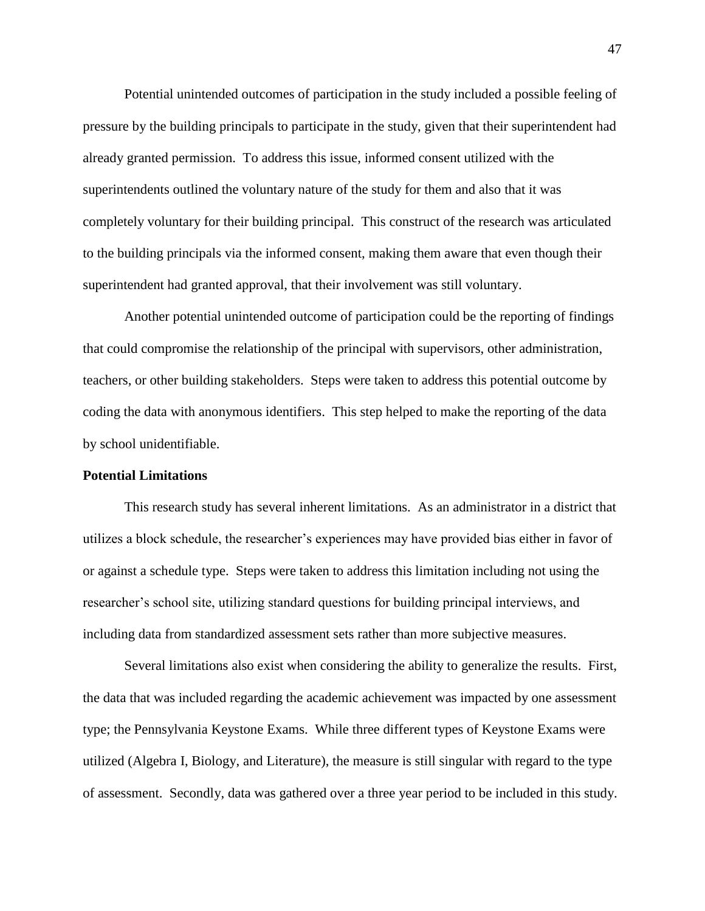Potential unintended outcomes of participation in the study included a possible feeling of pressure by the building principals to participate in the study, given that their superintendent had already granted permission. To address this issue, informed consent utilized with the superintendents outlined the voluntary nature of the study for them and also that it was completely voluntary for their building principal. This construct of the research was articulated to the building principals via the informed consent, making them aware that even though their superintendent had granted approval, that their involvement was still voluntary.

Another potential unintended outcome of participation could be the reporting of findings that could compromise the relationship of the principal with supervisors, other administration, teachers, or other building stakeholders. Steps were taken to address this potential outcome by coding the data with anonymous identifiers. This step helped to make the reporting of the data by school unidentifiable.

**Potential Limitations**

This research study has several inherent limitations. As an administrator in a district that utilizes a block schedule, the researcher's experiences may have provided bias either in favor of or against a schedule type. Steps were taken to address this limitation including not using the researcher's school site, utilizing standard questions for building principal interviews, and including data from standardized assessment sets rather than more subjective measures.

Several limitations also exist when considering the ability to generalize the results. First, the data that was included regarding the academic achievement was impacted by one assessment type; the Pennsylvania Keystone Exams. While three different types of Keystone Exams were utilized (Algebra I, Biology, and Literature), the measure is still singular with regard to the type of assessment. Secondly, data was gathered over a three year period to be included in this study.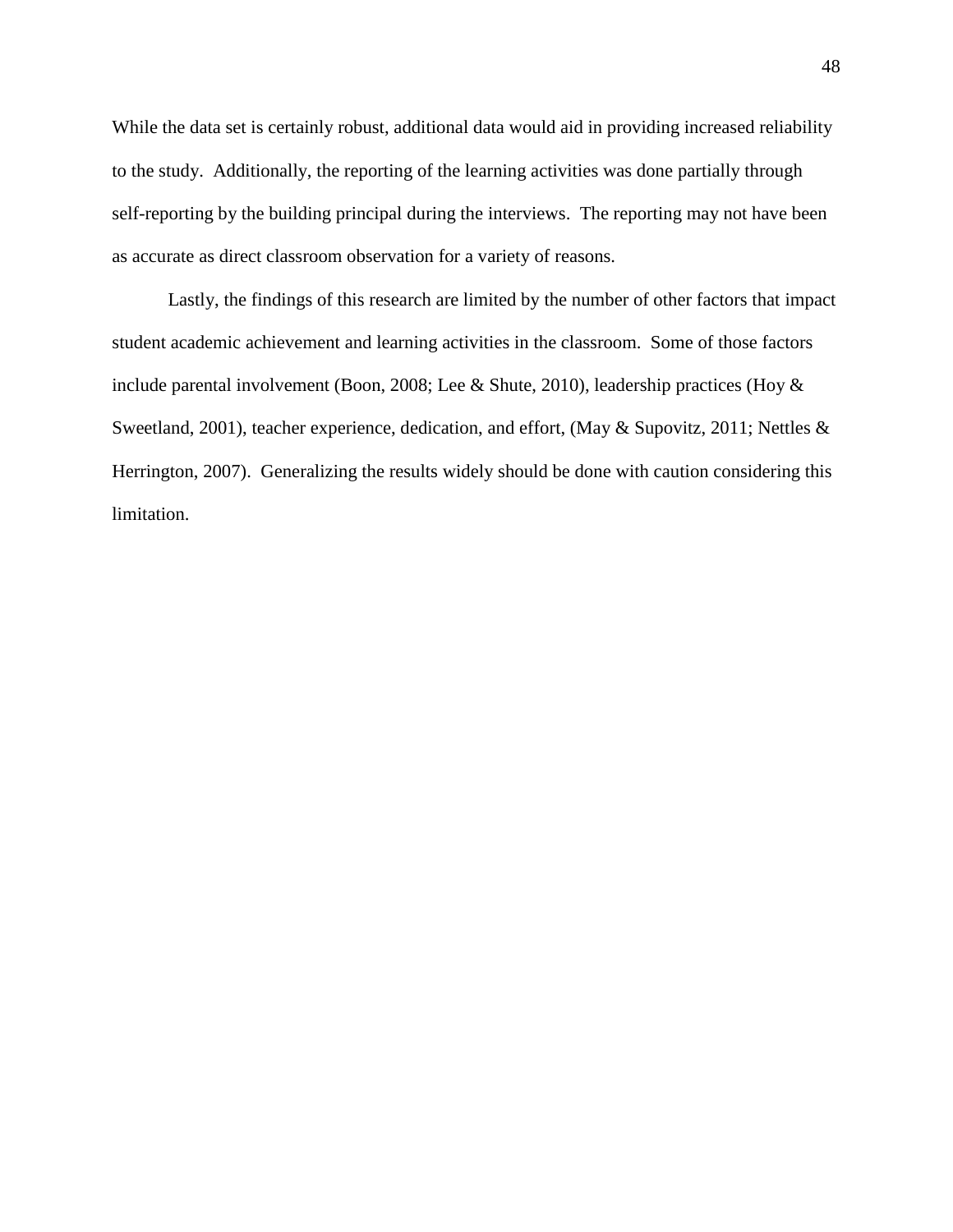While the data set is certainly robust, additional data would aid in providing increased reliability to the study. Additionally, the reporting of the learning activities was done partially through self-reporting by the building principal during the interviews. The reporting may not have been as accurate as direct classroom observation for a variety of reasons.

Lastly, the findings of this research are limited by the number of other factors that impact student academic achievement and learning activities in the classroom. Some of those factors include parental involvement (Boon, 2008; Lee & Shute, 2010), leadership practices (Hoy & Sweetland, 2001), teacher experience, dedication, and effort, (May & Supovitz, 2011; Nettles & Herrington, 2007). Generalizing the results widely should be done with caution considering this limitation.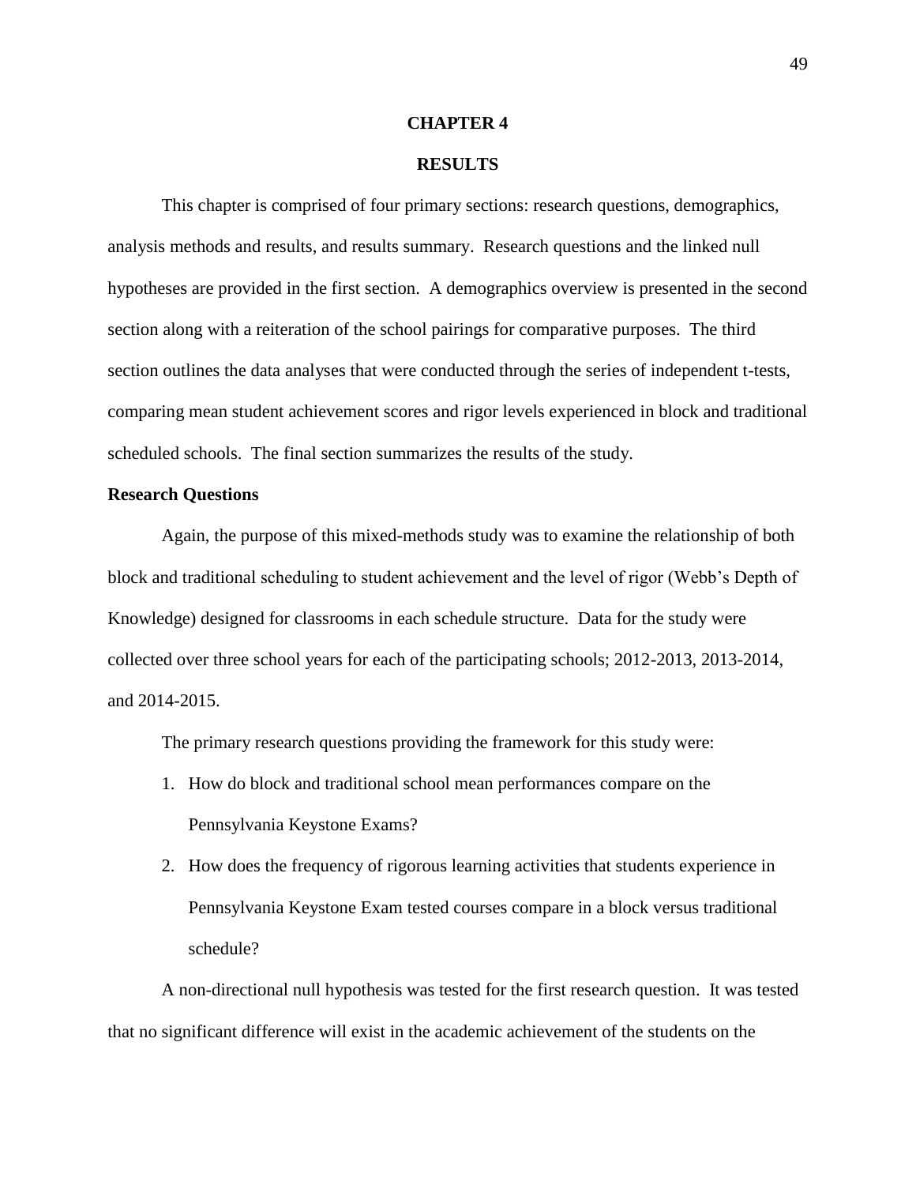# CHAPTER 4

# RESULTS

This chapter is comprised of four primary sections: research questions, demographics, analysis methods and results, and results summary. Research questions and the linked null hypotheses are provided in the first section. A demographics overview is presented in the second section along with a reiteration of the school pairings for comparative purposes. The third section outlines the data analyses that were conducted through the series of independent t-tests, comparing mean student achievement scores and rigor levels experienced in block and traditional scheduled schools. The final section summarizes the results of the study.

## Research Questions

Again, the purpose of this mixed-methods study was to examine the relationship of both block and traditional scheduling to student achievement and the level of rigor (Webb's Depth of Knowledge) designed for classrooms in each schedule structure. Data for the study were collected over three school years for each of the participating schools; 2012-2013, 2013-2014, and 2014-2015.

The primary research questions providing the framework for this study were:

1. How do block and traditional school mean performances compare on the Pennsylvania Keystone Exams?
2. How does the frequency of rigorous learning activities that students experience in Pennsylvania Keystone Exam tested courses compare in a block versus traditional schedule?

A non-directional null hypothesis was tested for the first research question. It was tested that no significant difference will exist in the academic achievement of the students on the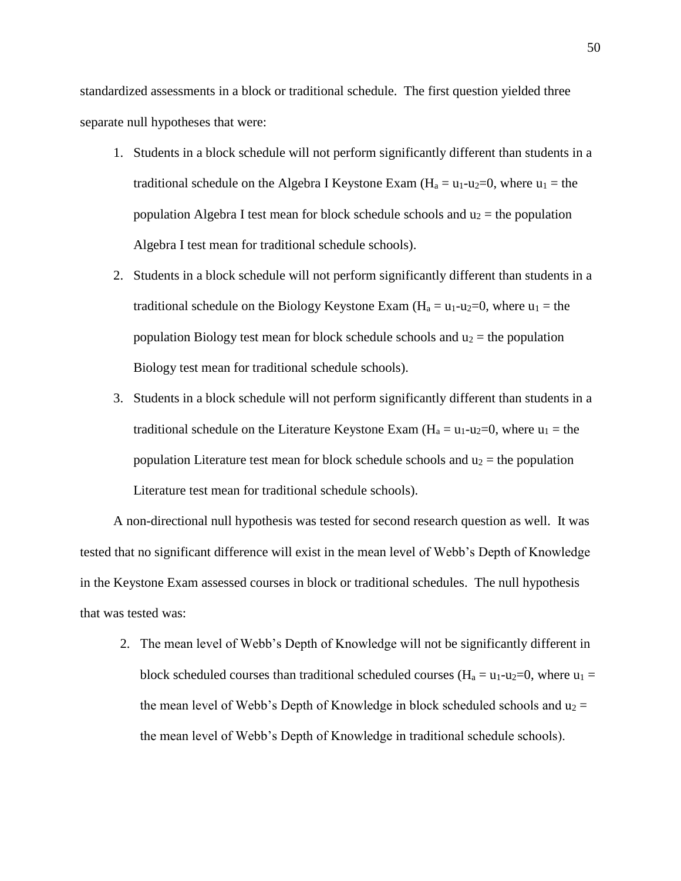standardized assessments in a block or traditional schedule. The first question yielded three separate null hypotheses that were:

1. Students in a block schedule will not perform significantly different than students in a traditional schedule on the Algebra I Keystone Exam ($H_a = u_1 - u_2 = 0$, where $u_1$ = the population Algebra I test mean for block schedule schools and $u_2$ = the population Algebra I test mean for traditional schedule schools).
2. Students in a block schedule will not perform significantly different than students in a traditional schedule on the Biology Keystone Exam ($H_a = u_1 - u_2 = 0$, where $u_1$ = the population Biology test mean for block schedule schools and $u_2$ = the population Biology test mean for traditional schedule schools).
3. Students in a block schedule will not perform significantly different than students in a traditional schedule on the Literature Keystone Exam ($H_a = u_1 - u_2 = 0$, where $u_1$ = the population Literature test mean for block schedule schools and $u_2$ = the population Literature test mean for traditional schedule schools).

A non-directional null hypothesis was tested for second research question as well. It was tested that no significant difference will exist in the mean level of Webb's Depth of Knowledge in the Keystone Exam assessed courses in block or traditional schedules. The null hypothesis that was tested was:

2. The mean level of Webb's Depth of Knowledge will not be significantly different in block scheduled courses than traditional scheduled courses ($H_a = u_1 - u_2 = 0$, where $u_1$ = the mean level of Webb's Depth of Knowledge in block scheduled schools and $u_2$ = the mean level of Webb's Depth of Knowledge in traditional schedule schools).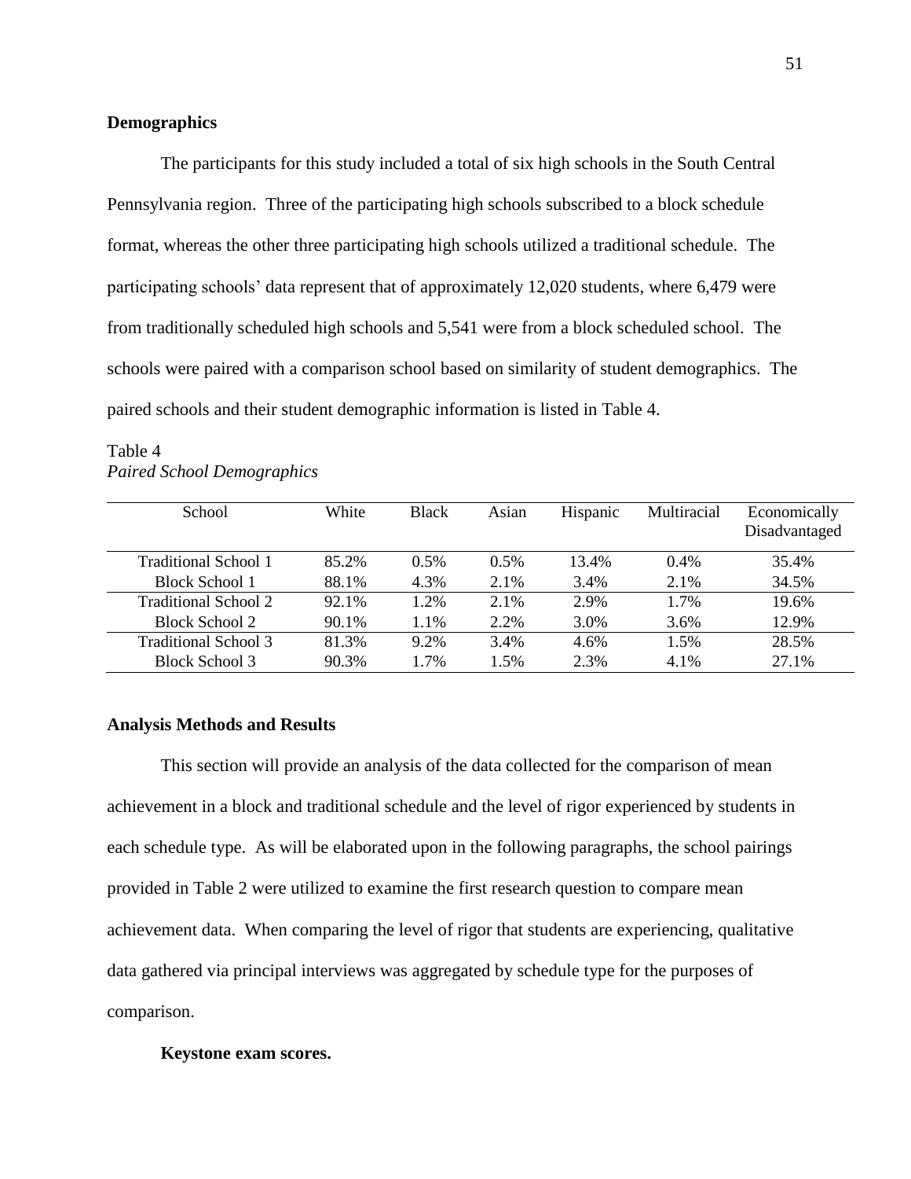## Demographics

The participants for this study included a total of six high schools in the South Central Pennsylvania region. Three of the participating high schools subscribed to a block schedule format, whereas the other three participating high schools utilized a traditional schedule. The participating schools' data represent that of approximately 12,020 students, where 6,479 were from traditionally scheduled high schools and 5,541 were from a block scheduled school. The schools were paired with a comparison school based on similarity of student demographics. The paired schools and their student demographic information is listed in Table 4.

Table 4
*Paired School Demographics*

| School | White | Black | Asian | Hispanic | Multiracial | Economically Disadvantaged |
|---|---|---|---|---|---|---|
| Traditional School 1 | 85.2% | 0.5% | 0.5% | 13.4% | 0.4% | 35.4% |
| Block School 1 | 88.1% | 4.3% | 2.1% | 3.4% | 2.1% | 34.5% |
| Traditional School 2 | 92.1% | 1.2% | 2.1% | 2.9% | 1.7% | 19.6% |
| Block School 2 | 90.1% | 1.1% | 2.2% | 3.0% | 3.6% | 12.9% |
| Traditional School 3 | 81.3% | 9.2% | 3.4% | 4.6% | 1.5% | 28.5% |
| Block School 3 | 90.3% | 1.7% | 1.5% | 2.3% | 4.1% | 27.1% |

## Analysis Methods and Results

This section will provide an analysis of the data collected for the comparison of mean achievement in a block and traditional schedule and the level of rigor experienced by students in each schedule type. As will be elaborated upon in the following paragraphs, the school pairings provided in Table 2 were utilized to examine the first research question to compare mean achievement data. When comparing the level of rigor that students are experiencing, qualitative data gathered via principal interviews was aggregated by schedule type for the purposes of comparison.

### Keystone exam scores.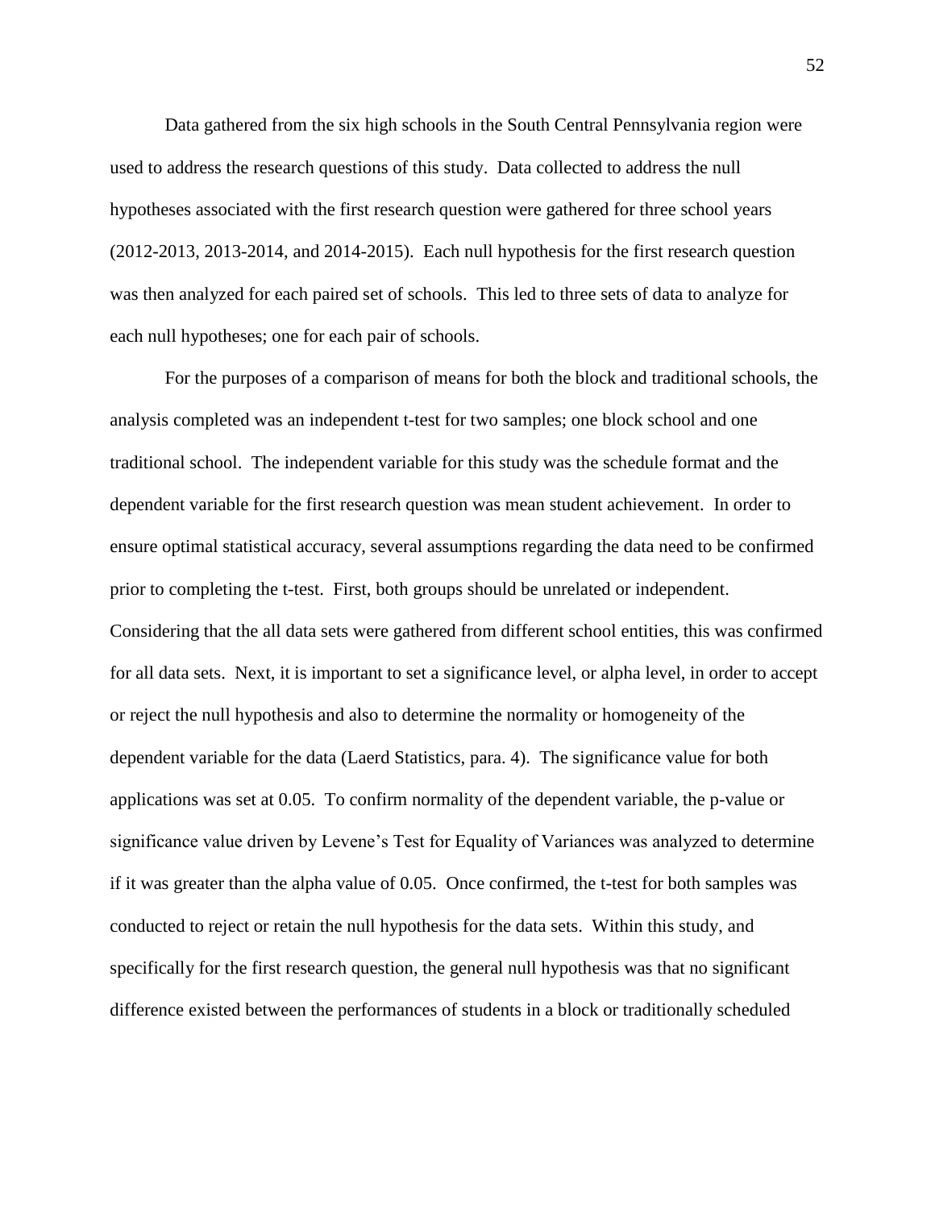Data gathered from the six high schools in the South Central Pennsylvania region were used to address the research questions of this study. Data collected to address the null hypotheses associated with the first research question were gathered for three school years (2012-2013, 2013-2014, and 2014-2015). Each null hypothesis for the first research question was then analyzed for each paired set of schools. This led to three sets of data to analyze for each null hypotheses; one for each pair of schools.

For the purposes of a comparison of means for both the block and traditional schools, the analysis completed was an independent t-test for two samples; one block school and one traditional school. The independent variable for this study was the schedule format and the dependent variable for the first research question was mean student achievement. In order to ensure optimal statistical accuracy, several assumptions regarding the data need to be confirmed prior to completing the t-test. First, both groups should be unrelated or independent. Considering that the all data sets were gathered from different school entities, this was confirmed for all data sets. Next, it is important to set a significance level, or alpha level, in order to accept or reject the null hypothesis and also to determine the normality or homogeneity of the dependent variable for the data (Laerd Statistics, para. 4). The significance value for both applications was set at 0.05. To confirm normality of the dependent variable, the p-value or significance value driven by Levene's Test for Equality of Variances was analyzed to determine if it was greater than the alpha value of 0.05. Once confirmed, the t-test for both samples was conducted to reject or retain the null hypothesis for the data sets. Within this study, and specifically for the first research question, the general null hypothesis was that no significant difference existed between the performances of students in a block or traditionally scheduled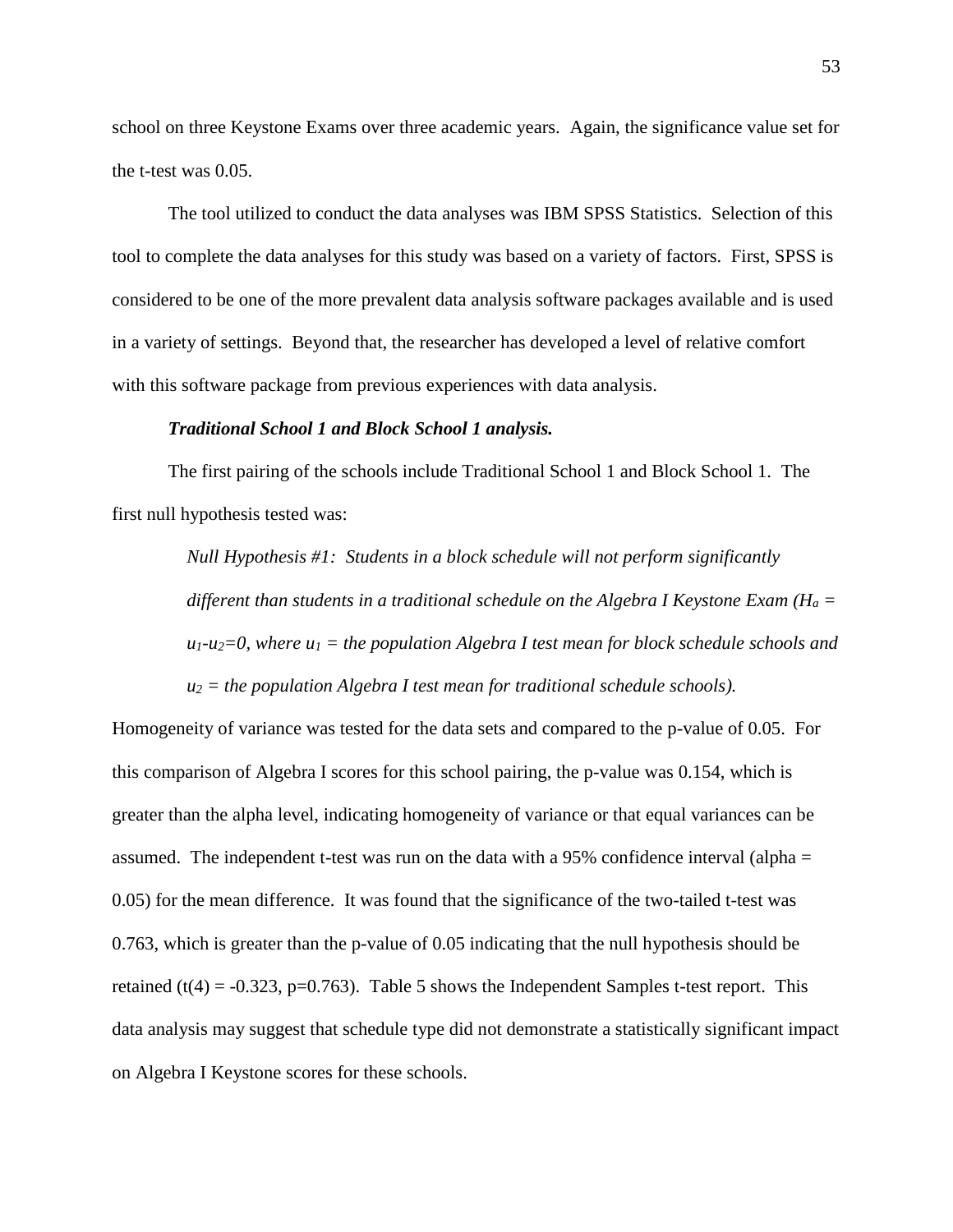school on three Keystone Exams over three academic years. Again, the significance value set for the t-test was 0.05.

The tool utilized to conduct the data analyses was IBM SPSS Statistics. Selection of this tool to complete the data analyses for this study was based on a variety of factors. First, SPSS is considered to be one of the more prevalent data analysis software packages available and is used in a variety of settings. Beyond that, the researcher has developed a level of relative comfort with this software package from previous experiences with data analysis.

***Traditional School 1 and Block School 1 analysis.***

The first pairing of the schools include Traditional School 1 and Block School 1. The first null hypothesis tested was:

> *Null Hypothesis #1: Students in a block schedule will not perform significantly different than students in a traditional schedule on the Algebra I Keystone Exam ($H_a = u_1 - u_2 = 0$, where $u_1$ = the population Algebra I test mean for block schedule schools and $u_2$ = the population Algebra I test mean for traditional schedule schools).*

Homogeneity of variance was tested for the data sets and compared to the p-value of 0.05. For this comparison of Algebra I scores for this school pairing, the p-value was 0.154, which is greater than the alpha level, indicating homogeneity of variance or that equal variances can be assumed. The independent t-test was run on the data with a 95% confidence interval (alpha = 0.05) for the mean difference. It was found that the significance of the two-tailed t-test was 0.763, which is greater than the p-value of 0.05 indicating that the null hypothesis should be retained ($t(4) = -0.323$, $p=0.763$). Table 5 shows the Independent Samples t-test report. This data analysis may suggest that schedule type did not demonstrate a statistically significant impact on Algebra I Keystone scores for these schools.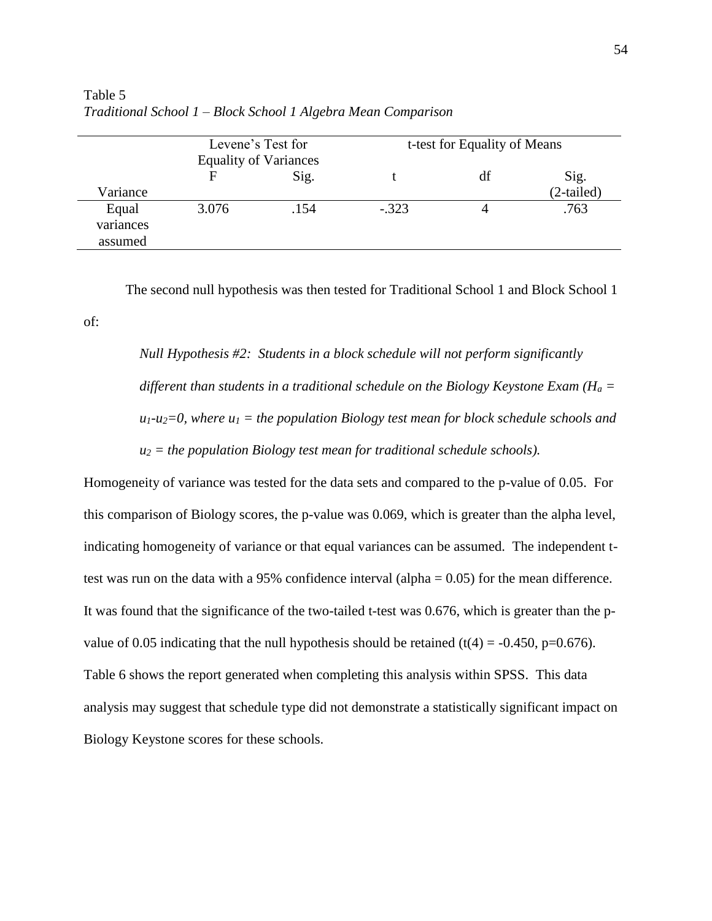Table 5

*Traditional School 1 – Block School 1 Algebra Mean Comparison*

| | Levene's Test for Equality of Variances | | t-test for Equality of Means | | |
|---|---|---|---|---|---|
| Variance | F | Sig. | t | df | Sig. (2-tailed) |
| Equal variances assumed | 3.076 | .154 | -.323 | 4 | .763 |

The second null hypothesis was then tested for Traditional School 1 and Block School 1 of:

> *Null Hypothesis #2: Students in a block schedule will not perform significantly different than students in a traditional schedule on the Biology Keystone Exam ($H_a = u_1 - u_2 = 0$, where $u_1$ = the population Biology test mean for block schedule schools and $u_2$ = the population Biology test mean for traditional schedule schools).*

Homogeneity of variance was tested for the data sets and compared to the p-value of 0.05. For this comparison of Biology scores, the p-value was 0.069, which is greater than the alpha level, indicating homogeneity of variance or that equal variances can be assumed. The independent t-test was run on the data with a 95% confidence interval (alpha = 0.05) for the mean difference. It was found that the significance of the two-tailed t-test was 0.676, which is greater than the p-value of 0.05 indicating that the null hypothesis should be retained ($t(4) = -0.450$, $p=0.676$). Table 6 shows the report generated when completing this analysis within SPSS. This data analysis may suggest that schedule type did not demonstrate a statistically significant impact on Biology Keystone scores for these schools.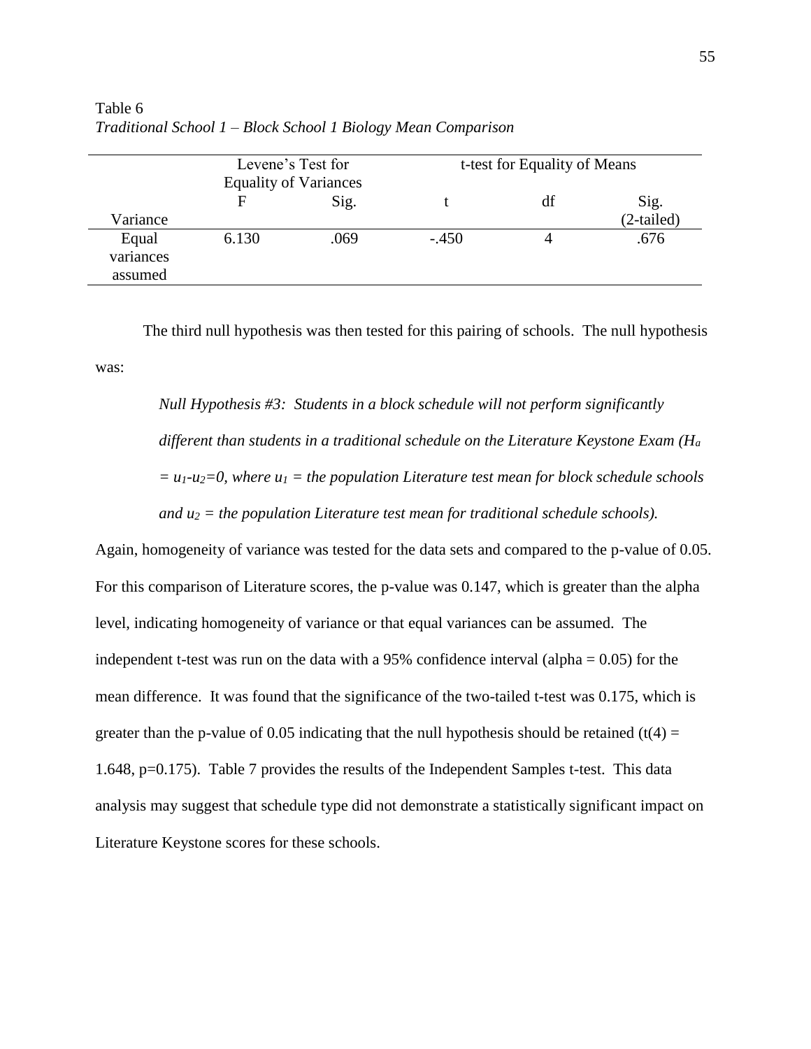Table 6

*Traditional School 1 – Block School 1 Biology Mean Comparison*

| | Levene's Test for Equality of Variances | | t-test for Equality of Means | | |
|---|---|---|---|---|---|
| Variance | F | Sig. | t | df | Sig. (2-tailed) |
| Equal variances assumed | 6.130 | .069 | -.450 | 4 | .676 |

The third null hypothesis was then tested for this pairing of schools. The null hypothesis was:

*Null Hypothesis #3: Students in a block schedule will not perform significantly different than students in a traditional schedule on the Literature Keystone Exam ($H_a = u_1 - u_2 = 0$, where $u_1$ = the population Literature test mean for block schedule schools and $u_2$ = the population Literature test mean for traditional schedule schools).*

Again, homogeneity of variance was tested for the data sets and compared to the p-value of 0.05. For this comparison of Literature scores, the p-value was 0.147, which is greater than the alpha level, indicating homogeneity of variance or that equal variances can be assumed. The independent t-test was run on the data with a 95% confidence interval (alpha = 0.05) for the mean difference. It was found that the significance of the two-tailed t-test was 0.175, which is greater than the p-value of 0.05 indicating that the null hypothesis should be retained ($t(4) = 1.648$, $p=0.175$). Table 7 provides the results of the Independent Samples t-test. This data analysis may suggest that schedule type did not demonstrate a statistically significant impact on Literature Keystone scores for these schools.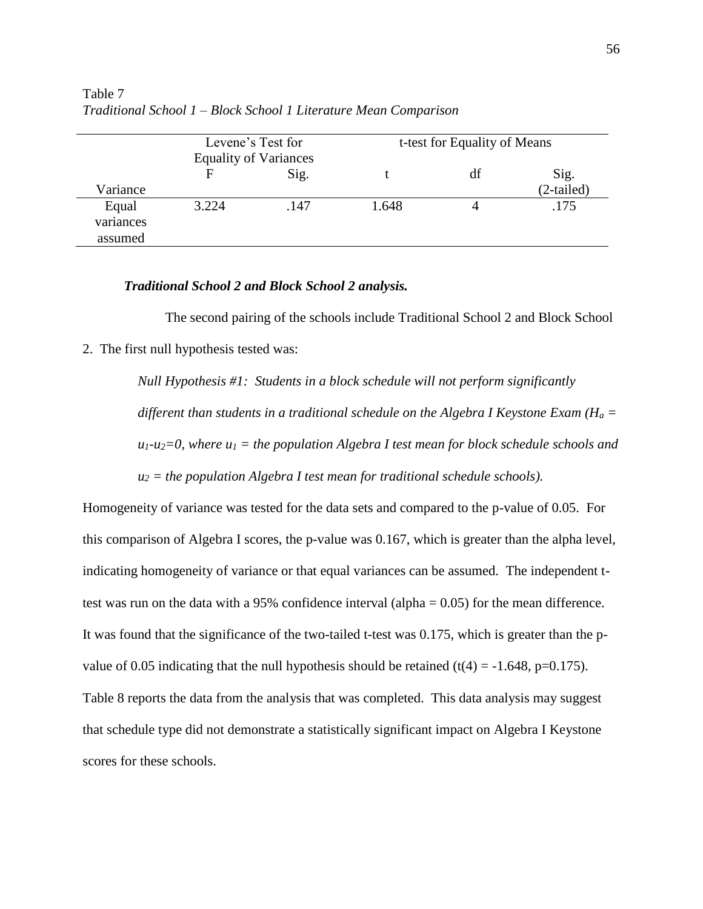Table 7

*Traditional School 1 – Block School 1 Literature Mean Comparison*

| | Levene's Test for Equality of Variances | | t-test for Equality of Means | | |
|---|---|---|---|---|---|
| Variance | F | Sig. | t | df | Sig. (2-tailed) |
| Equal variances assumed | 3.224 | .147 | 1.648 | 4 | .175 |

***Traditional School 2 and Block School 2 analysis.***

The second pairing of the schools include Traditional School 2 and Block School 2. The first null hypothesis tested was:

> *Null Hypothesis #1: Students in a block schedule will not perform significantly different than students in a traditional schedule on the Algebra I Keystone Exam ($H_a$ = $u_1$-$u_2$=0, where $u_1$ = the population Algebra I test mean for block schedule schools and $u_2$ = the population Algebra I test mean for traditional schedule schools).*

Homogeneity of variance was tested for the data sets and compared to the p-value of 0.05. For this comparison of Algebra I scores, the p-value was 0.167, which is greater than the alpha level, indicating homogeneity of variance or that equal variances can be assumed. The independent t-test was run on the data with a 95% confidence interval (alpha = 0.05) for the mean difference. It was found that the significance of the two-tailed t-test was 0.175, which is greater than the p-value of 0.05 indicating that the null hypothesis should be retained ($t(4) = -1.648$, $p=0.175$). Table 8 reports the data from the analysis that was completed. This data analysis may suggest that schedule type did not demonstrate a statistically significant impact on Algebra I Keystone scores for these schools.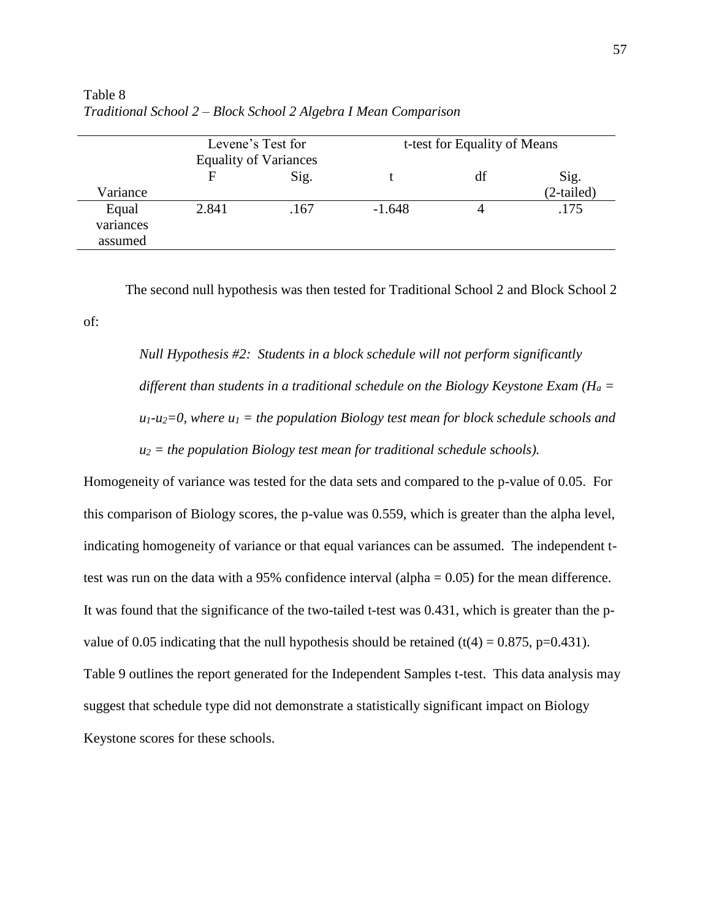Table 8
*Traditional School 2 – Block School 2 Algebra I Mean Comparison*

| | Levene's Test for Equality of Variances | | t-test for Equality of Means | | |
|---|---|---|---|---|---|
| Variance | F | Sig. | t | df | Sig. (2-tailed) |
| Equal variances assumed | 2.841 | .167 | -1.648 | 4 | .175 |

The second null hypothesis was then tested for Traditional School 2 and Block School 2 of:

> *Null Hypothesis #2: Students in a block schedule will not perform significantly different than students in a traditional schedule on the Biology Keystone Exam ($H_a$ = $u_1$-$u_2$=0, where $u_1$ = the population Biology test mean for block schedule schools and $u_2$ = the population Biology test mean for traditional schedule schools).*

Homogeneity of variance was tested for the data sets and compared to the p-value of 0.05. For this comparison of Biology scores, the p-value was 0.559, which is greater than the alpha level, indicating homogeneity of variance or that equal variances can be assumed. The independent t-test was run on the data with a 95% confidence interval (alpha = 0.05) for the mean difference. It was found that the significance of the two-tailed t-test was 0.431, which is greater than the p-value of 0.05 indicating that the null hypothesis should be retained ($t(4) = 0.875$, $p=0.431$). Table 9 outlines the report generated for the Independent Samples t-test. This data analysis may suggest that schedule type did not demonstrate a statistically significant impact on Biology Keystone scores for these schools.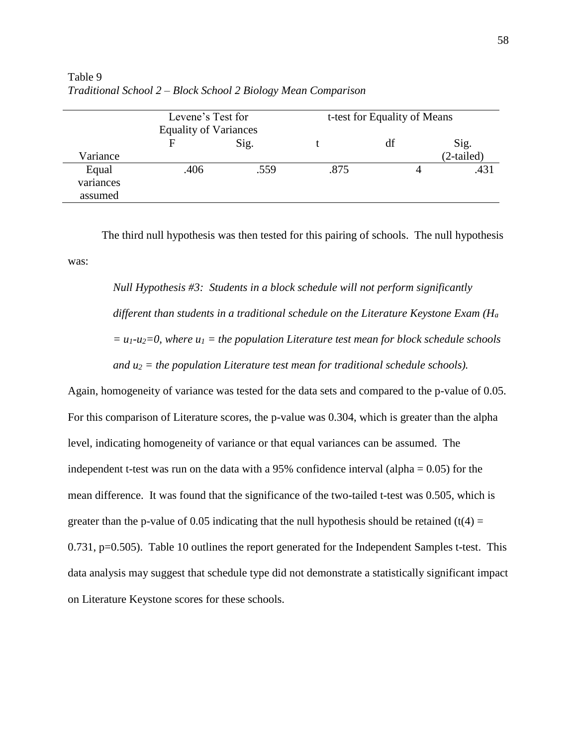Table 9

*Traditional School 2 – Block School 2 Biology Mean Comparison*

| | Levene's Test for Equality of Variances | | t-test for Equality of Means | | |
|---|---|---|---|---|---|
| Variance | F | Sig. | t | df | Sig. (2-tailed) |
| Equal variances assumed | .406 | .559 | .875 | 4 | .431 |

The third null hypothesis was then tested for this pairing of schools. The null hypothesis was:

*Null Hypothesis #3: Students in a block schedule will not perform significantly different than students in a traditional schedule on the Literature Keystone Exam ($H_a = u_1\text{-}u_2\text{=}0$, where $u_1$ = the population Literature test mean for block schedule schools and $u_2$ = the population Literature test mean for traditional schedule schools).*

Again, homogeneity of variance was tested for the data sets and compared to the p-value of 0.05. For this comparison of Literature scores, the p-value was 0.304, which is greater than the alpha level, indicating homogeneity of variance or that equal variances can be assumed. The independent t-test was run on the data with a 95% confidence interval (alpha = 0.05) for the mean difference. It was found that the significance of the two-tailed t-test was 0.505, which is greater than the p-value of 0.05 indicating that the null hypothesis should be retained ($t(4) = 0.731$, $p=0.505$). Table 10 outlines the report generated for the Independent Samples t-test. This data analysis may suggest that schedule type did not demonstrate a statistically significant impact on Literature Keystone scores for these schools.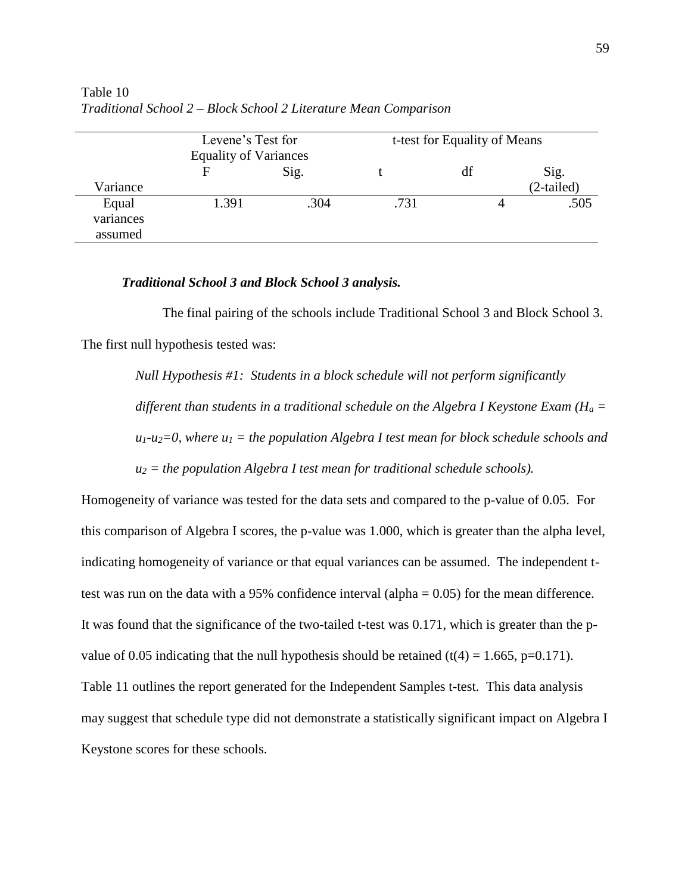Table 10
*Traditional School 2 – Block School 2 Literature Mean Comparison*

| | Levene's Test for Equality of Variances | | t-test for Equality of Means | | |
|---|---|---|---|---|---|
| Variance | F | Sig. | t | df | Sig. (2-tailed) |
| Equal variances assumed | 1.391 | .304 | .731 | 4 | .505 |

***Traditional School 3 and Block School 3 analysis.***

The final pairing of the schools include Traditional School 3 and Block School 3. The first null hypothesis tested was:

> *Null Hypothesis #1: Students in a block schedule will not perform significantly different than students in a traditional schedule on the Algebra I Keystone Exam ($H_a$ = $u_1$-$u_2$=0, where $u_1$ = the population Algebra I test mean for block schedule schools and $u_2$ = the population Algebra I test mean for traditional schedule schools).*

Homogeneity of variance was tested for the data sets and compared to the p-value of 0.05. For this comparison of Algebra I scores, the p-value was 1.000, which is greater than the alpha level, indicating homogeneity of variance or that equal variances can be assumed. The independent t-test was run on the data with a 95% confidence interval (alpha = 0.05) for the mean difference. It was found that the significance of the two-tailed t-test was 0.171, which is greater than the p-value of 0.05 indicating that the null hypothesis should be retained ($t(4) = 1.665$, $p=0.171$). Table 11 outlines the report generated for the Independent Samples t-test. This data analysis may suggest that schedule type did not demonstrate a statistically significant impact on Algebra I Keystone scores for these schools.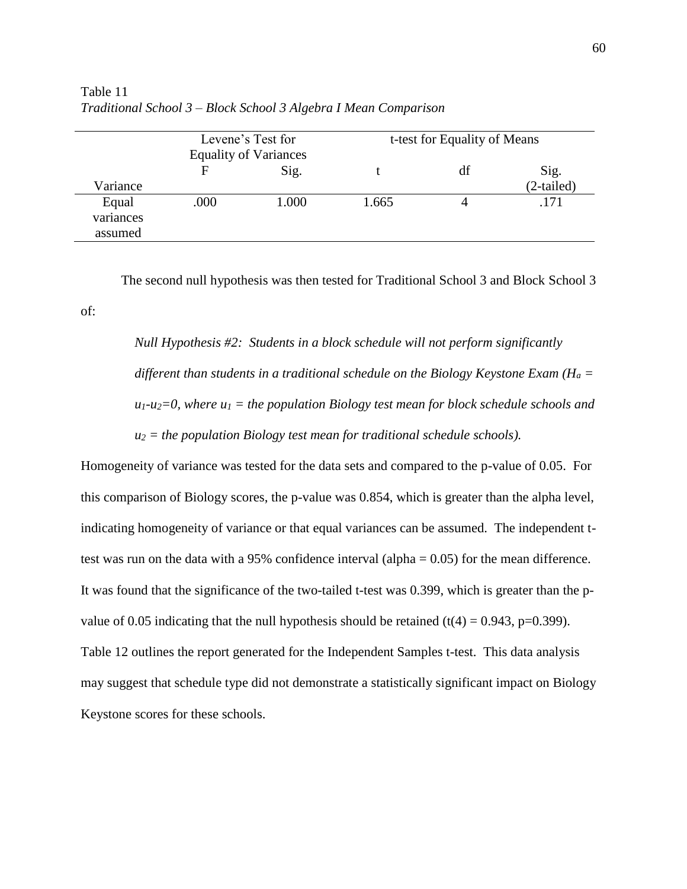Table 11
*Traditional School 3 – Block School 3 Algebra I Mean Comparison*

| | Levene's Test for Equality of Variances | | t-test for Equality of Means | | |
|---|---|---|---|---|---|
| Variance | F | Sig. | t | df | Sig. (2-tailed) |
| Equal variances assumed | .000 | 1.000 | 1.665 | 4 | .171 |

The second null hypothesis was then tested for Traditional School 3 and Block School 3 of:

> *Null Hypothesis #2: Students in a block schedule will not perform significantly different than students in a traditional schedule on the Biology Keystone Exam ($H_a = u_1 - u_2 = 0$, where $u_1$ = the population Biology test mean for block schedule schools and $u_2$ = the population Biology test mean for traditional schedule schools).*

Homogeneity of variance was tested for the data sets and compared to the p-value of 0.05. For this comparison of Biology scores, the p-value was 0.854, which is greater than the alpha level, indicating homogeneity of variance or that equal variances can be assumed. The independent t-test was run on the data with a 95% confidence interval (alpha = 0.05) for the mean difference. It was found that the significance of the two-tailed t-test was 0.399, which is greater than the p-value of 0.05 indicating that the null hypothesis should be retained ($t(4) = 0.943$, $p=0.399$). Table 12 outlines the report generated for the Independent Samples t-test. This data analysis may suggest that schedule type did not demonstrate a statistically significant impact on Biology Keystone scores for these schools.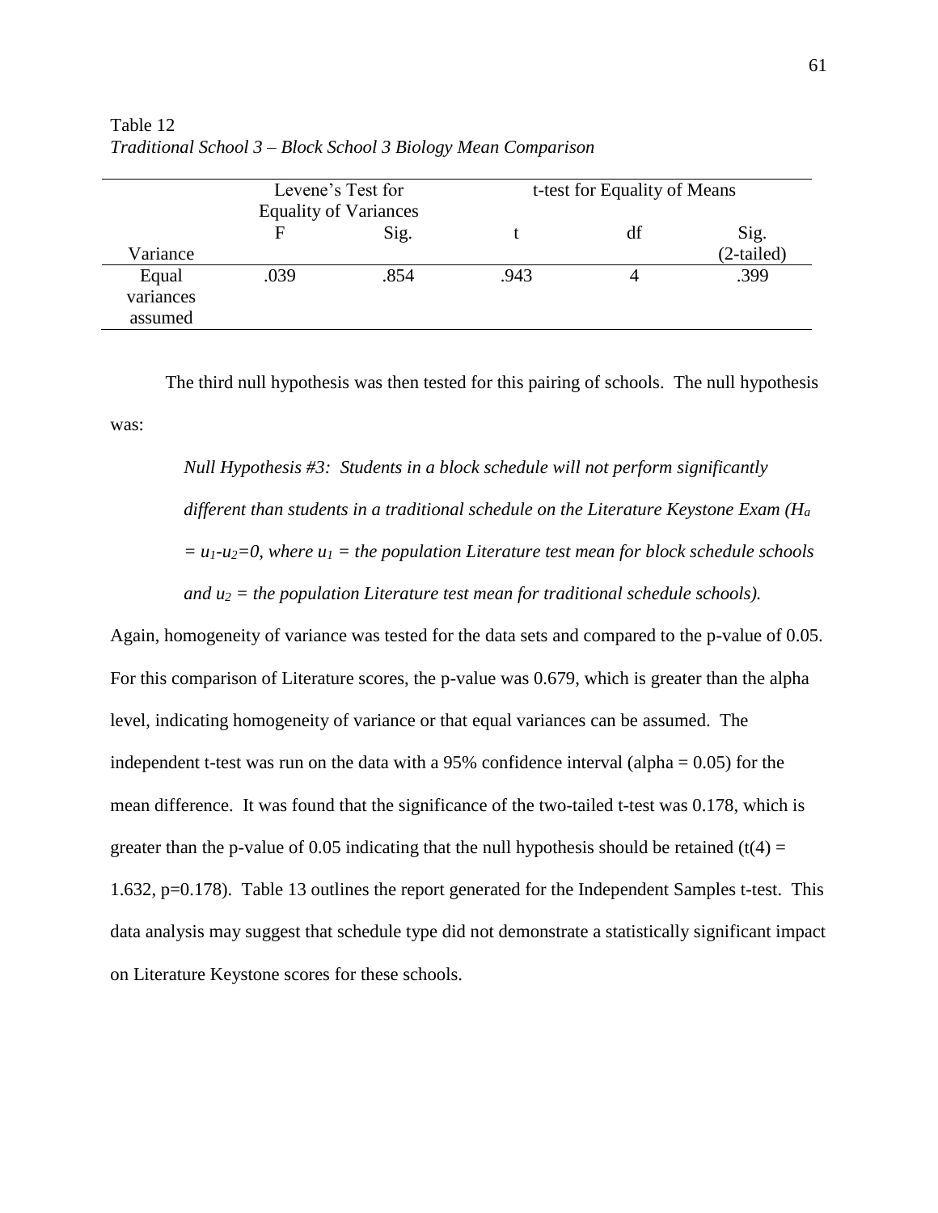Table 12
*Traditional School 3 – Block School 3 Biology Mean Comparison*

| | Levene's Test for Equality of Variances | | t-test for Equality of Means | | |
|---|---|---|---|---|---|
| Variance | F | Sig. | t | df | Sig. (2-tailed) |
| Equal variances assumed | .039 | .854 | .943 | 4 | .399 |

The third null hypothesis was then tested for this pairing of schools. The null hypothesis was:

*Null Hypothesis #3: Students in a block schedule will not perform significantly different than students in a traditional schedule on the Literature Keystone Exam ($H_a = u_1 - u_2 = 0$, where $u_1$ = the population Literature test mean for block schedule schools and $u_2$ = the population Literature test mean for traditional schedule schools).*

Again, homogeneity of variance was tested for the data sets and compared to the p-value of 0.05. For this comparison of Literature scores, the p-value was 0.679, which is greater than the alpha level, indicating homogeneity of variance or that equal variances can be assumed. The independent t-test was run on the data with a 95% confidence interval (alpha = 0.05) for the mean difference. It was found that the significance of the two-tailed t-test was 0.178, which is greater than the p-value of 0.05 indicating that the null hypothesis should be retained ($t(4) = 1.632$, $p=0.178$). Table 13 outlines the report generated for the Independent Samples t-test. This data analysis may suggest that schedule type did not demonstrate a statistically significant impact on Literature Keystone scores for these schools.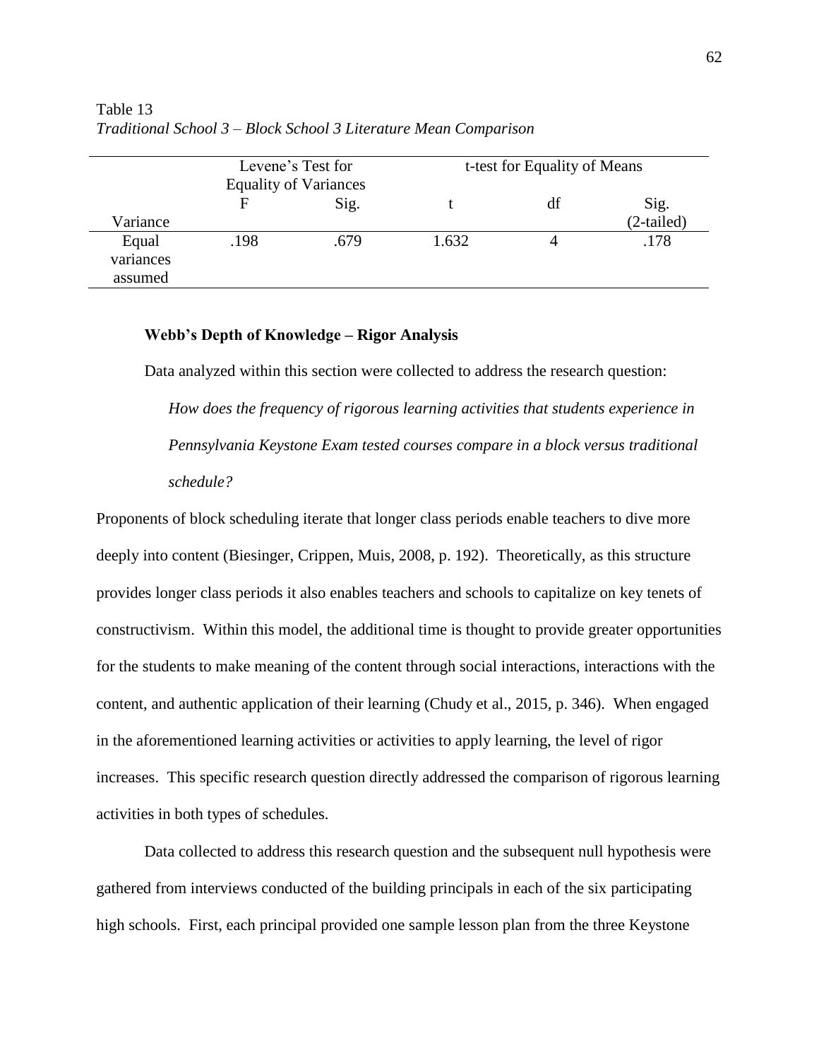Table 13
*Traditional School 3 – Block School 3 Literature Mean Comparison*

| Variance | Levene's Test for Equality of Variances | | t-test for Equality of Means | | |
|---|---|---|---|---|---|
| | F | Sig. | t | df | Sig. (2-tailed) |
| Equal variances assumed | .198 | .679 | 1.632 | 4 | .178 |

**Webb's Depth of Knowledge – Rigor Analysis**

Data analyzed within this section were collected to address the research question:

*How does the frequency of rigorous learning activities that students experience in Pennsylvania Keystone Exam tested courses compare in a block versus traditional schedule?*

Proponents of block scheduling iterate that longer class periods enable teachers to dive more deeply into content (Biesinger, Crippen, Muis, 2008, p. 192). Theoretically, as this structure provides longer class periods it also enables teachers and schools to capitalize on key tenets of constructivism. Within this model, the additional time is thought to provide greater opportunities for the students to make meaning of the content through social interactions, interactions with the content, and authentic application of their learning (Chudy et al., 2015, p. 346). When engaged in the aforementioned learning activities or activities to apply learning, the level of rigor increases. This specific research question directly addressed the comparison of rigorous learning activities in both types of schedules.

Data collected to address this research question and the subsequent null hypothesis were gathered from interviews conducted of the building principals in each of the six participating high schools. First, each principal provided one sample lesson plan from the three Keystone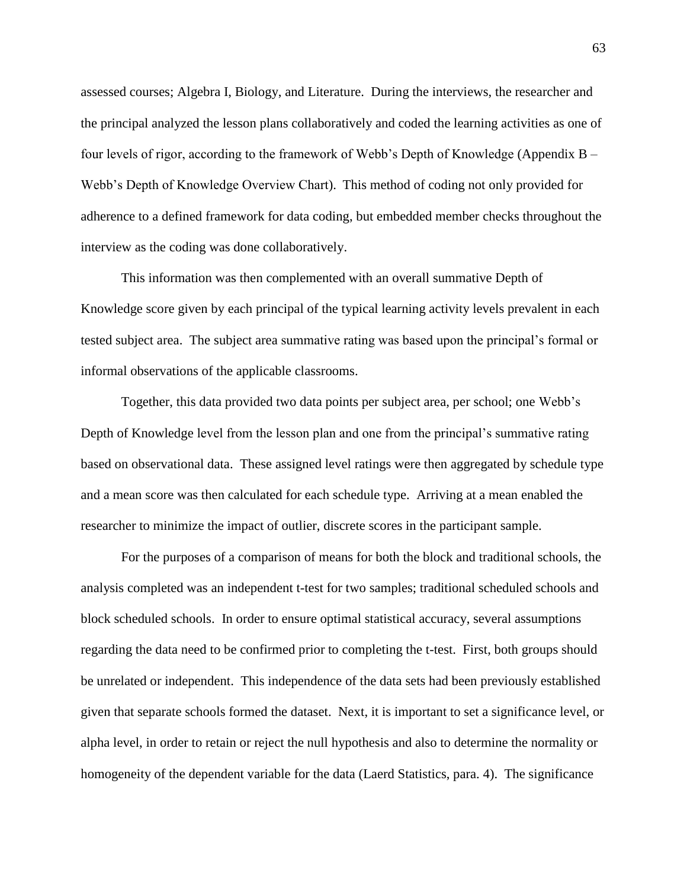assessed courses; Algebra I, Biology, and Literature. During the interviews, the researcher and the principal analyzed the lesson plans collaboratively and coded the learning activities as one of four levels of rigor, according to the framework of Webb's Depth of Knowledge (Appendix B – Webb's Depth of Knowledge Overview Chart). This method of coding not only provided for adherence to a defined framework for data coding, but embedded member checks throughout the interview as the coding was done collaboratively.

This information was then complemented with an overall summative Depth of Knowledge score given by each principal of the typical learning activity levels prevalent in each tested subject area. The subject area summative rating was based upon the principal's formal or informal observations of the applicable classrooms.

Together, this data provided two data points per subject area, per school; one Webb's Depth of Knowledge level from the lesson plan and one from the principal's summative rating based on observational data. These assigned level ratings were then aggregated by schedule type and a mean score was then calculated for each schedule type. Arriving at a mean enabled the researcher to minimize the impact of outlier, discrete scores in the participant sample.

For the purposes of a comparison of means for both the block and traditional schools, the analysis completed was an independent t-test for two samples; traditional scheduled schools and block scheduled schools. In order to ensure optimal statistical accuracy, several assumptions regarding the data need to be confirmed prior to completing the t-test. First, both groups should be unrelated or independent. This independence of the data sets had been previously established given that separate schools formed the dataset. Next, it is important to set a significance level, or alpha level, in order to retain or reject the null hypothesis and also to determine the normality or homogeneity of the dependent variable for the data (Laerd Statistics, para. 4). The significance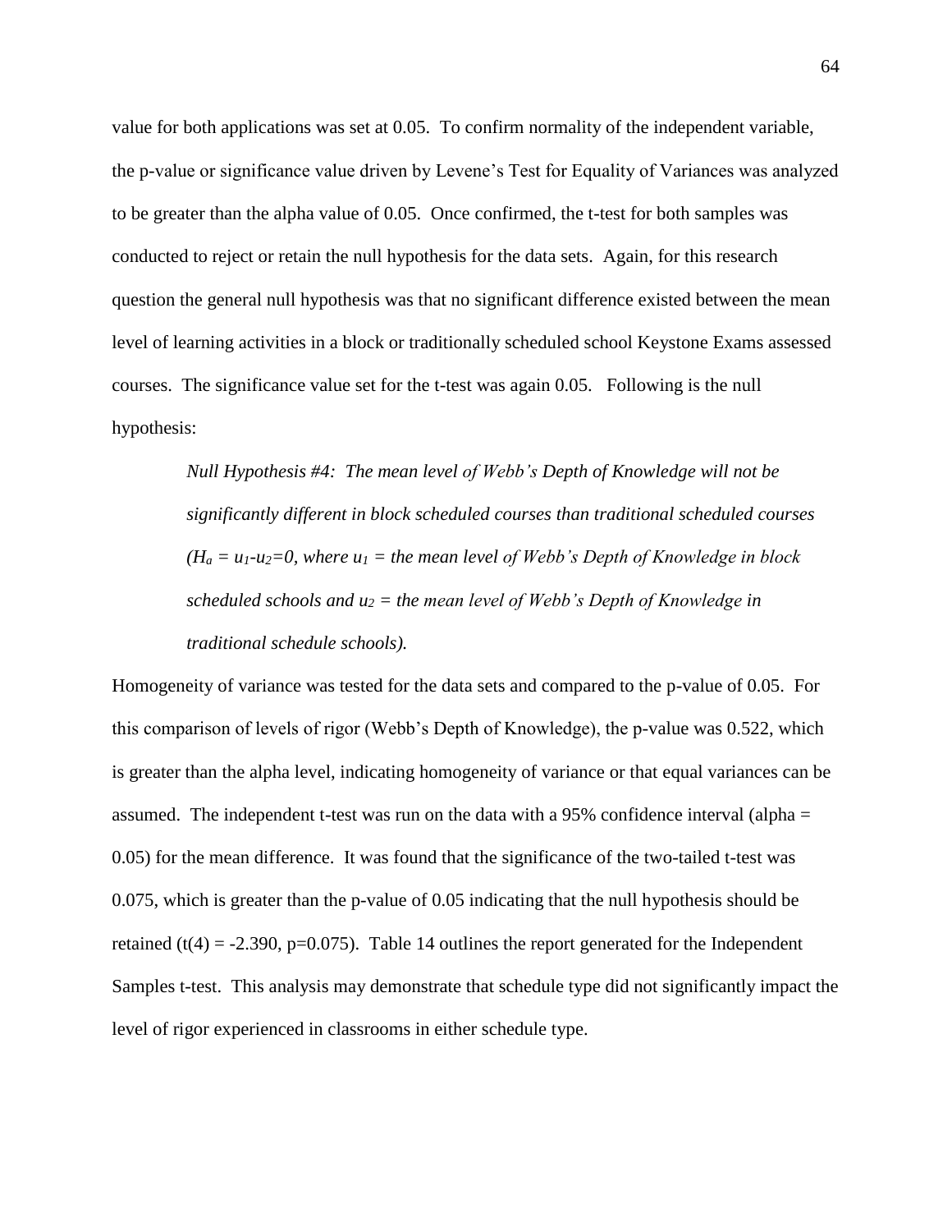value for both applications was set at 0.05. To confirm normality of the independent variable, the p-value or significance value driven by Levene's Test for Equality of Variances was analyzed to be greater than the alpha value of 0.05. Once confirmed, the t-test for both samples was conducted to reject or retain the null hypothesis for the data sets. Again, for this research question the general null hypothesis was that no significant difference existed between the mean level of learning activities in a block or traditionally scheduled school Keystone Exams assessed courses. The significance value set for the t-test was again 0.05. Following is the null hypothesis:

> *Null Hypothesis #4: The mean level of Webb's Depth of Knowledge will not be significantly different in block scheduled courses than traditional scheduled courses ($H_a = u_1 - u_2 = 0$, where $u_1$ = the mean level of Webb's Depth of Knowledge in block scheduled schools and $u_2$ = the mean level of Webb's Depth of Knowledge in traditional schedule schools).*

Homogeneity of variance was tested for the data sets and compared to the p-value of 0.05. For this comparison of levels of rigor (Webb's Depth of Knowledge), the p-value was 0.522, which is greater than the alpha level, indicating homogeneity of variance or that equal variances can be assumed. The independent t-test was run on the data with a 95% confidence interval (alpha = 0.05) for the mean difference. It was found that the significance of the two-tailed t-test was 0.075, which is greater than the p-value of 0.05 indicating that the null hypothesis should be retained ($t(4) = -2.390$, $p=0.075$). Table 14 outlines the report generated for the Independent Samples t-test. This analysis may demonstrate that schedule type did not significantly impact the level of rigor experienced in classrooms in either schedule type.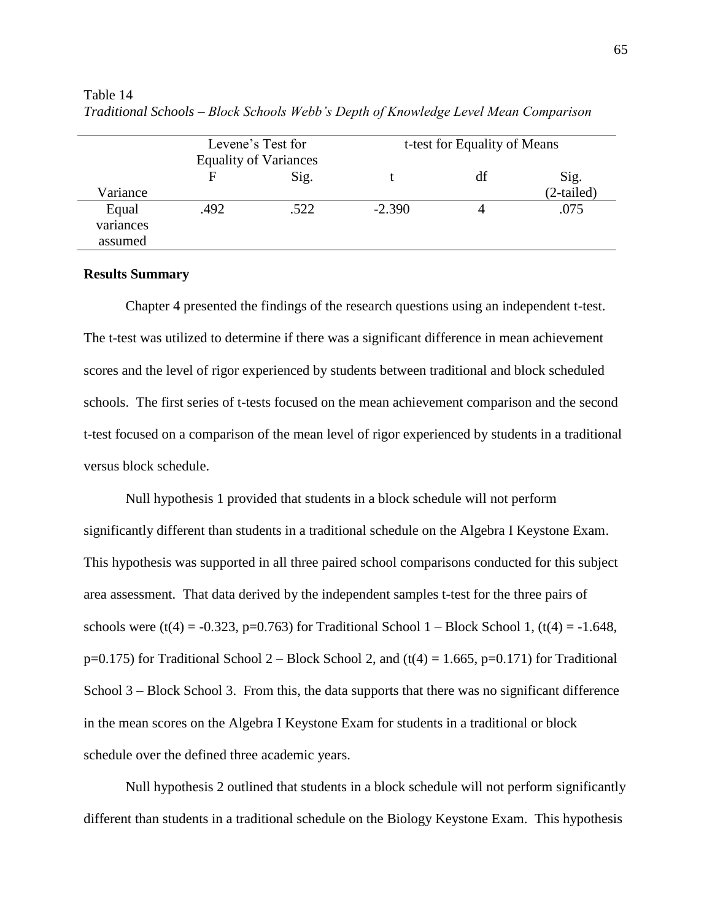Table 14

*Traditional Schools – Block Schools Webb's Depth of Knowledge Level Mean Comparison*

| | Levene's Test for Equality of Variances | | t-test for Equality of Means | | |
|---|---|---|---|---|---|
| Variance | F | Sig. | t | df | Sig. (2-tailed) |
| Equal variances assumed | .492 | .522 | -2.390 | 4 | .075 |

**Results Summary**

Chapter 4 presented the findings of the research questions using an independent t-test. The t-test was utilized to determine if there was a significant difference in mean achievement scores and the level of rigor experienced by students between traditional and block scheduled schools. The first series of t-tests focused on the mean achievement comparison and the second t-test focused on a comparison of the mean level of rigor experienced by students in a traditional versus block schedule.

Null hypothesis 1 provided that students in a block schedule will not perform significantly different than students in a traditional schedule on the Algebra I Keystone Exam. This hypothesis was supported in all three paired school comparisons conducted for this subject area assessment. That data derived by the independent samples t-test for the three pairs of schools were ($t(4) = -0.323$, $p=0.763$) for Traditional School 1 – Block School 1, ($t(4) = -1.648$, $p=0.175$) for Traditional School 2 – Block School 2, and ($t(4) = 1.665$, $p=0.171$) for Traditional School 3 – Block School 3. From this, the data supports that there was no significant difference in the mean scores on the Algebra I Keystone Exam for students in a traditional or block schedule over the defined three academic years.

Null hypothesis 2 outlined that students in a block schedule will not perform significantly different than students in a traditional schedule on the Biology Keystone Exam. This hypothesis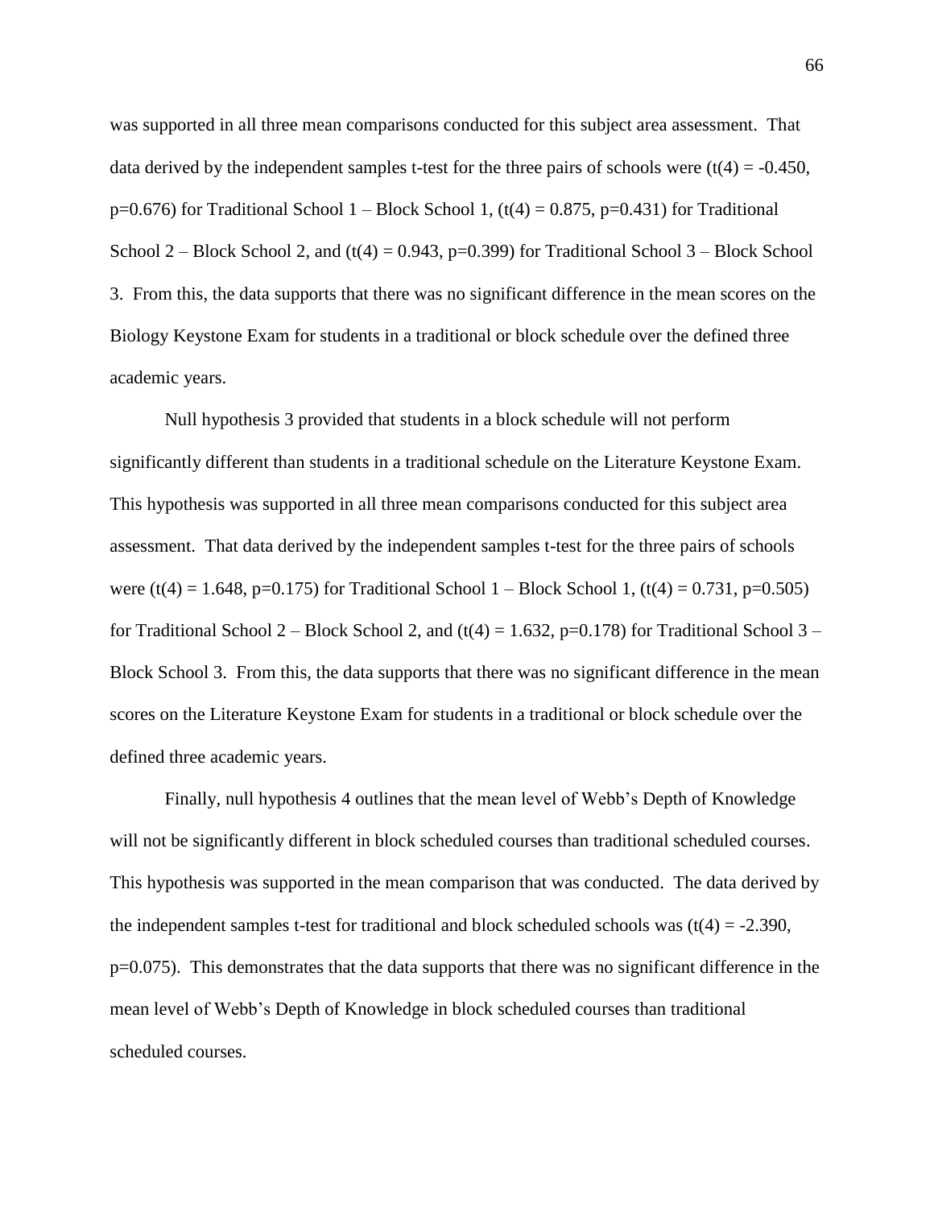was supported in all three mean comparisons conducted for this subject area assessment. That data derived by the independent samples t-test for the three pairs of schools were ($t(4) = -0.450$, $p=0.676$) for Traditional School 1 – Block School 1, ($t(4) = 0.875$, $p=0.431$) for Traditional School 2 – Block School 2, and ($t(4) = 0.943$, $p=0.399$) for Traditional School 3 – Block School 3. From this, the data supports that there was no significant difference in the mean scores on the Biology Keystone Exam for students in a traditional or block schedule over the defined three academic years.

Null hypothesis 3 provided that students in a block schedule will not perform significantly different than students in a traditional schedule on the Literature Keystone Exam. This hypothesis was supported in all three mean comparisons conducted for this subject area assessment. That data derived by the independent samples t-test for the three pairs of schools were ($t(4) = 1.648$, $p=0.175$) for Traditional School 1 – Block School 1, ($t(4) = 0.731$, $p=0.505$) for Traditional School 2 – Block School 2, and ($t(4) = 1.632$, $p=0.178$) for Traditional School 3 – Block School 3. From this, the data supports that there was no significant difference in the mean scores on the Literature Keystone Exam for students in a traditional or block schedule over the defined three academic years.

Finally, null hypothesis 4 outlines that the mean level of Webb's Depth of Knowledge will not be significantly different in block scheduled courses than traditional scheduled courses. This hypothesis was supported in the mean comparison that was conducted. The data derived by the independent samples t-test for traditional and block scheduled schools was ($t(4) = -2.390$, $p=0.075$). This demonstrates that the data supports that there was no significant difference in the mean level of Webb's Depth of Knowledge in block scheduled courses than traditional scheduled courses.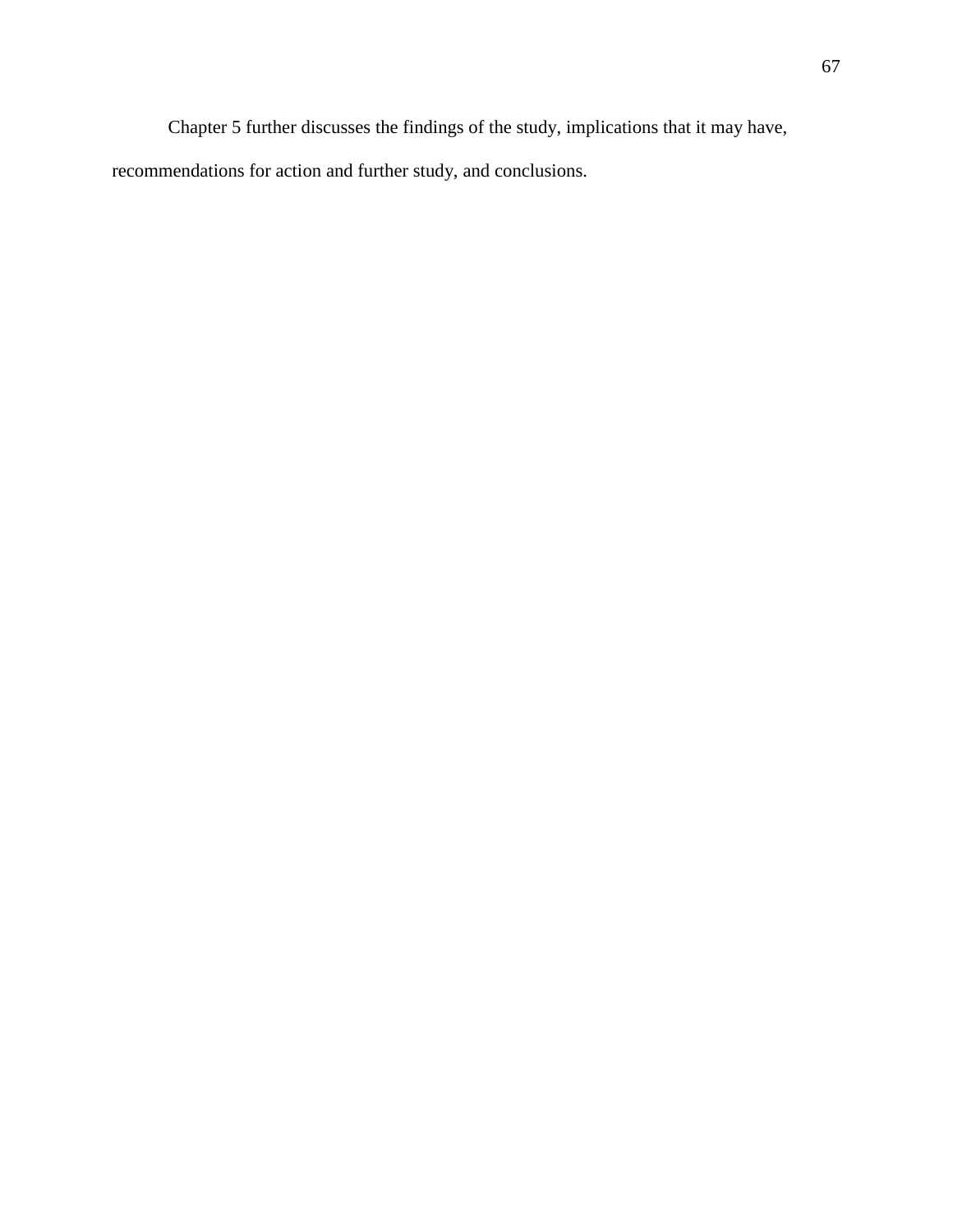Chapter 5 further discusses the findings of the study, implications that it may have, recommendations for action and further study, and conclusions.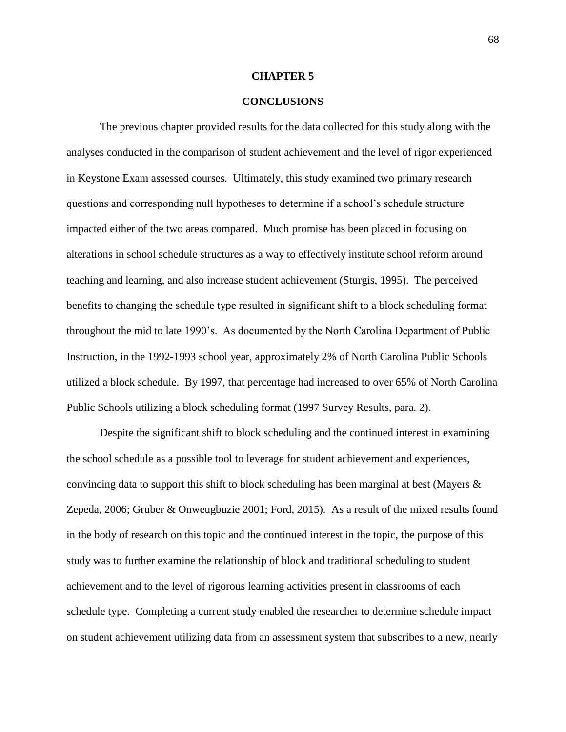# CHAPTER 5

## CONCLUSIONS

The previous chapter provided results for the data collected for this study along with the analyses conducted in the comparison of student achievement and the level of rigor experienced in Keystone Exam assessed courses. Ultimately, this study examined two primary research questions and corresponding null hypotheses to determine if a school's schedule structure impacted either of the two areas compared. Much promise has been placed in focusing on alterations in school schedule structures as a way to effectively institute school reform around teaching and learning, and also increase student achievement (Sturgis, 1995). The perceived benefits to changing the schedule type resulted in significant shift to a block scheduling format throughout the mid to late 1990's. As documented by the North Carolina Department of Public Instruction, in the 1992-1993 school year, approximately 2% of North Carolina Public Schools utilized a block schedule. By 1997, that percentage had increased to over 65% of North Carolina Public Schools utilizing a block scheduling format (1997 Survey Results, para. 2).

Despite the significant shift to block scheduling and the continued interest in examining the school schedule as a possible tool to leverage for student achievement and experiences, convincing data to support this shift to block scheduling has been marginal at best (Mayers & Zepeda, 2006; Gruber & Onweugbuzie 2001; Ford, 2015). As a result of the mixed results found in the body of research on this topic and the continued interest in the topic, the purpose of this study was to further examine the relationship of block and traditional scheduling to student achievement and to the level of rigorous learning activities present in classrooms of each schedule type. Completing a current study enabled the researcher to determine schedule impact on student achievement utilizing data from an assessment system that subscribes to a new, nearly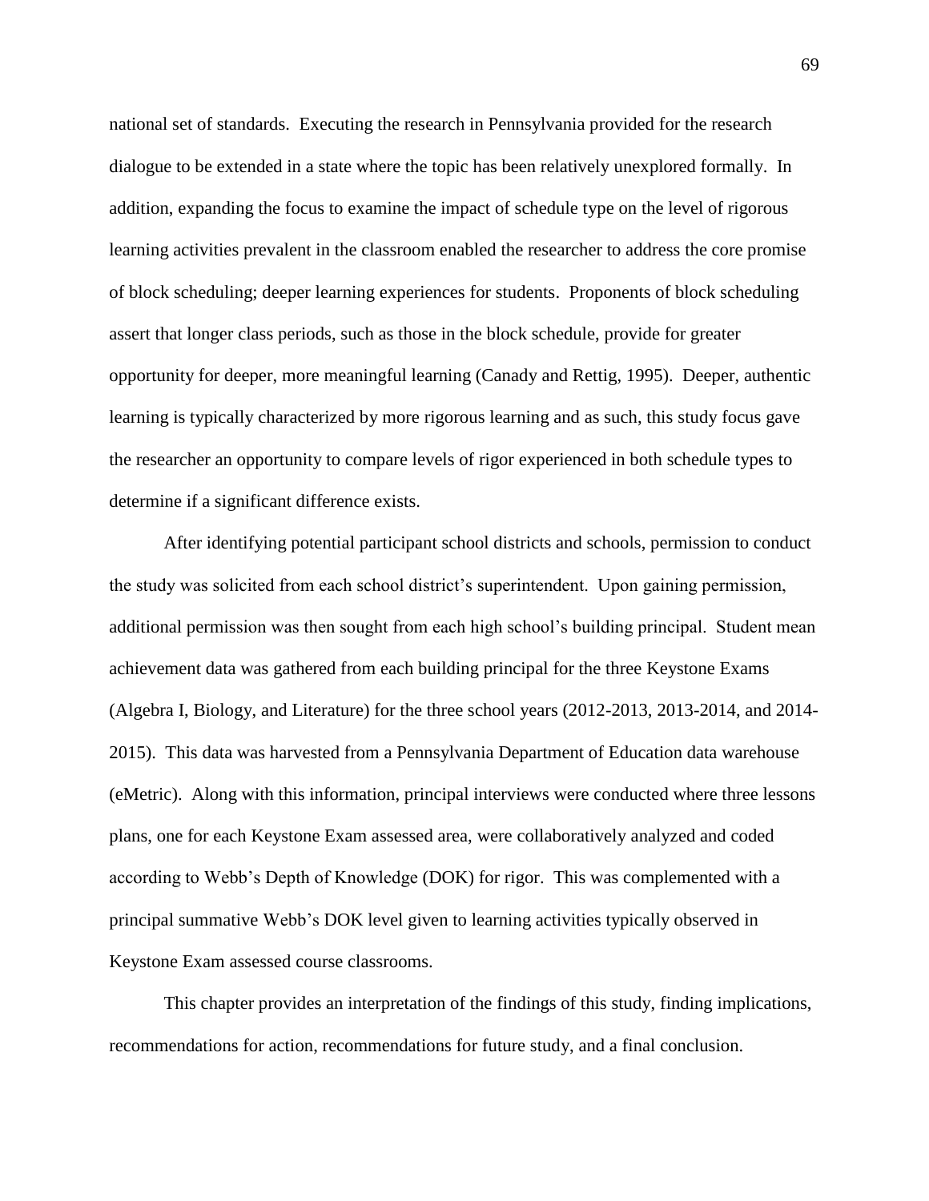national set of standards. Executing the research in Pennsylvania provided for the research dialogue to be extended in a state where the topic has been relatively unexplored formally. In addition, expanding the focus to examine the impact of schedule type on the level of rigorous learning activities prevalent in the classroom enabled the researcher to address the core promise of block scheduling; deeper learning experiences for students. Proponents of block scheduling assert that longer class periods, such as those in the block schedule, provide for greater opportunity for deeper, more meaningful learning (Canady and Rettig, 1995). Deeper, authentic learning is typically characterized by more rigorous learning and as such, this study focus gave the researcher an opportunity to compare levels of rigor experienced in both schedule types to determine if a significant difference exists.

After identifying potential participant school districts and schools, permission to conduct the study was solicited from each school district's superintendent. Upon gaining permission, additional permission was then sought from each high school's building principal. Student mean achievement data was gathered from each building principal for the three Keystone Exams (Algebra I, Biology, and Literature) for the three school years (2012-2013, 2013-2014, and 2014-2015). This data was harvested from a Pennsylvania Department of Education data warehouse (eMetric). Along with this information, principal interviews were conducted where three lessons plans, one for each Keystone Exam assessed area, were collaboratively analyzed and coded according to Webb's Depth of Knowledge (DOK) for rigor. This was complemented with a principal summative Webb's DOK level given to learning activities typically observed in Keystone Exam assessed course classrooms.

This chapter provides an interpretation of the findings of this study, finding implications, recommendations for action, recommendations for future study, and a final conclusion.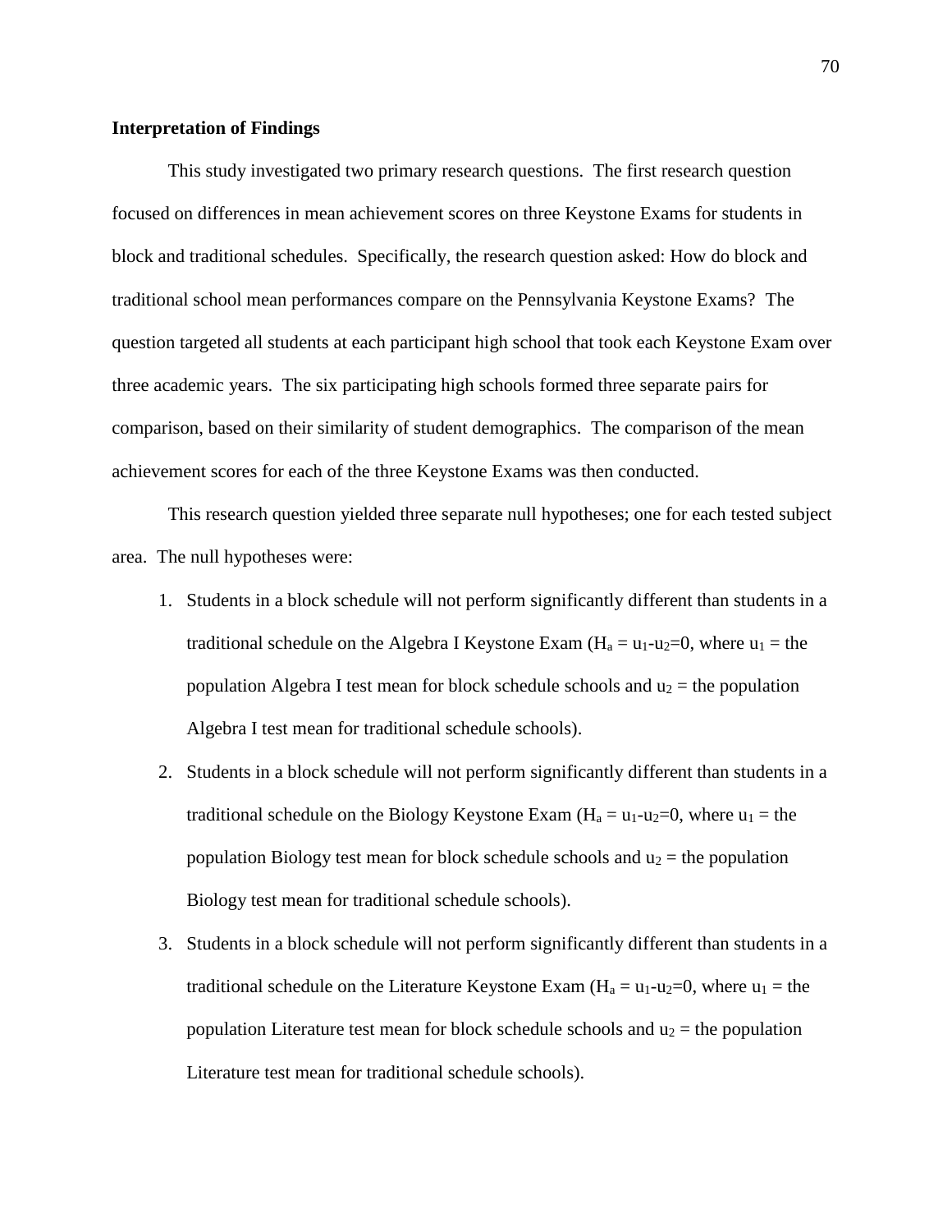**Interpretation of Findings**

This study investigated two primary research questions. The first research question focused on differences in mean achievement scores on three Keystone Exams for students in block and traditional schedules. Specifically, the research question asked: How do block and traditional school mean performances compare on the Pennsylvania Keystone Exams? The question targeted all students at each participant high school that took each Keystone Exam over three academic years. The six participating high schools formed three separate pairs for comparison, based on their similarity of student demographics. The comparison of the mean achievement scores for each of the three Keystone Exams was then conducted.

This research question yielded three separate null hypotheses; one for each tested subject area. The null hypotheses were:

1. Students in a block schedule will not perform significantly different than students in a traditional schedule on the Algebra I Keystone Exam ($H_a = u_1 - u_2 = 0$, where $u_1$ = the population Algebra I test mean for block schedule schools and $u_2$ = the population Algebra I test mean for traditional schedule schools).
2. Students in a block schedule will not perform significantly different than students in a traditional schedule on the Biology Keystone Exam ($H_a = u_1 - u_2 = 0$, where $u_1$ = the population Biology test mean for block schedule schools and $u_2$ = the population Biology test mean for traditional schedule schools).
3. Students in a block schedule will not perform significantly different than students in a traditional schedule on the Literature Keystone Exam ($H_a = u_1 - u_2 = 0$, where $u_1$ = the population Literature test mean for block schedule schools and $u_2$ = the population Literature test mean for traditional schedule schools).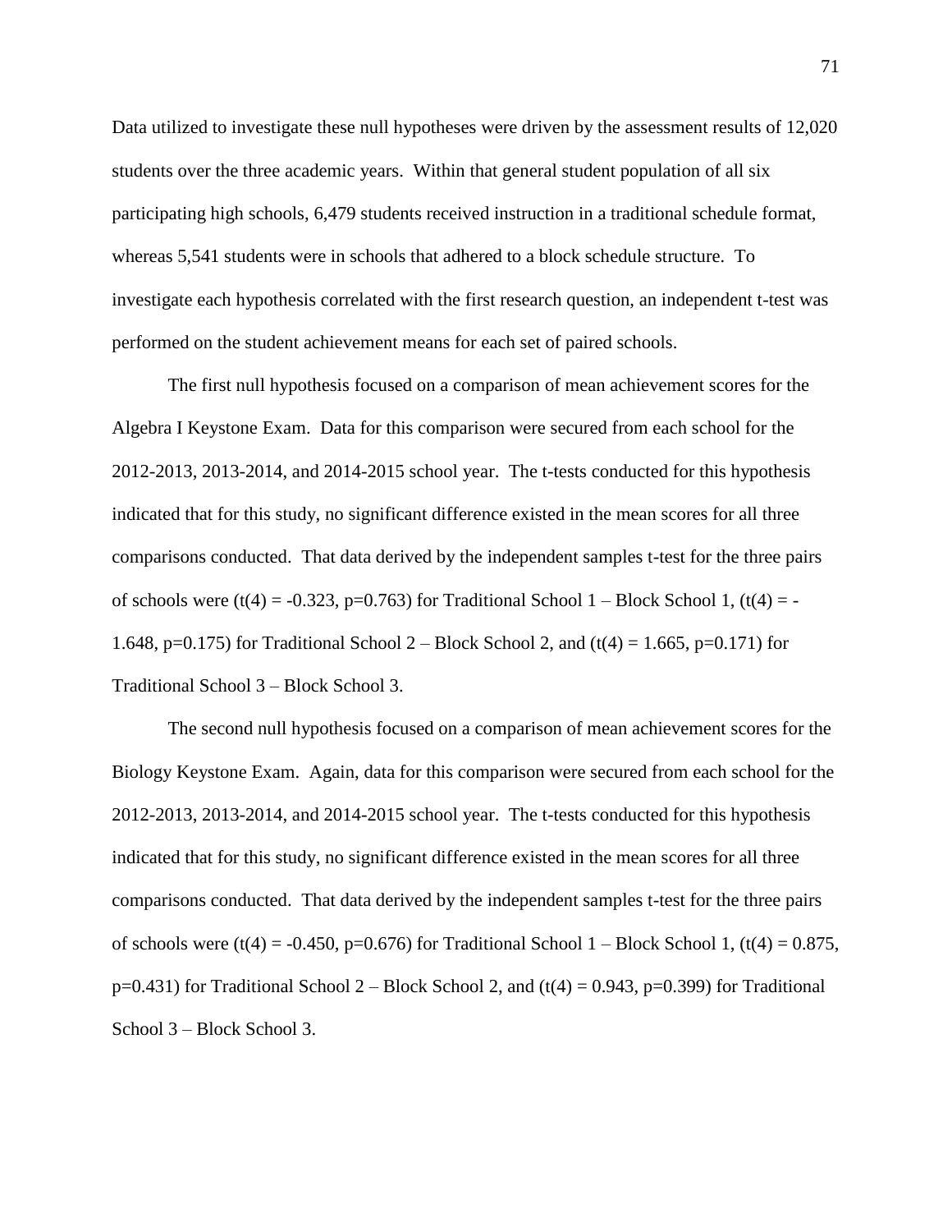Data utilized to investigate these null hypotheses were driven by the assessment results of 12,020 students over the three academic years. Within that general student population of all six participating high schools, 6,479 students received instruction in a traditional schedule format, whereas 5,541 students were in schools that adhered to a block schedule structure. To investigate each hypothesis correlated with the first research question, an independent t-test was performed on the student achievement means for each set of paired schools.

The first null hypothesis focused on a comparison of mean achievement scores for the Algebra I Keystone Exam. Data for this comparison were secured from each school for the 2012-2013, 2013-2014, and 2014-2015 school year. The t-tests conducted for this hypothesis indicated that for this study, no significant difference existed in the mean scores for all three comparisons conducted. That data derived by the independent samples t-test for the three pairs of schools were ($t(4) = -0.323$, $p=0.763$) for Traditional School 1 – Block School 1, ($t(4) = -1.648$, $p=0.175$) for Traditional School 2 – Block School 2, and ($t(4) = 1.665$, $p=0.171$) for Traditional School 3 – Block School 3.

The second null hypothesis focused on a comparison of mean achievement scores for the Biology Keystone Exam. Again, data for this comparison were secured from each school for the 2012-2013, 2013-2014, and 2014-2015 school year. The t-tests conducted for this hypothesis indicated that for this study, no significant difference existed in the mean scores for all three comparisons conducted. That data derived by the independent samples t-test for the three pairs of schools were ($t(4) = -0.450$, $p=0.676$) for Traditional School 1 – Block School 1, ($t(4) = 0.875$, $p=0.431$) for Traditional School 2 – Block School 2, and ($t(4) = 0.943$, $p=0.399$) for Traditional School 3 – Block School 3.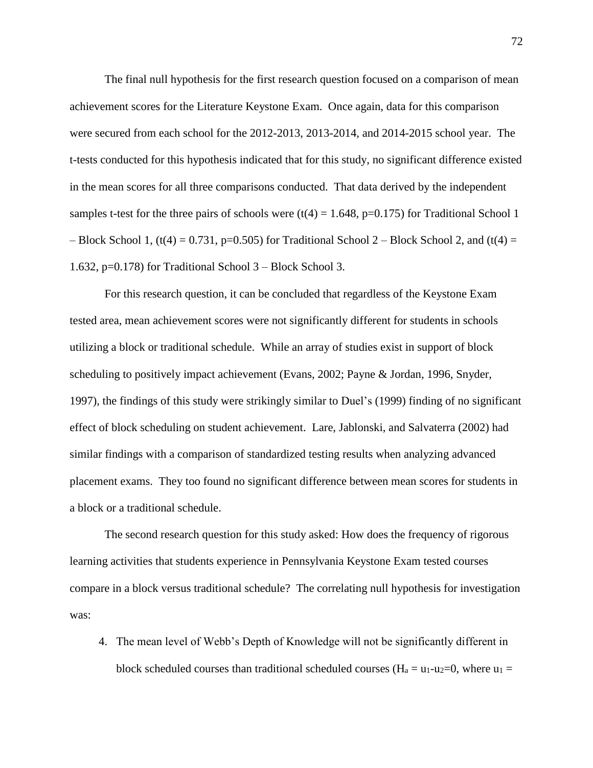The final null hypothesis for the first research question focused on a comparison of mean achievement scores for the Literature Keystone Exam. Once again, data for this comparison were secured from each school for the 2012-2013, 2013-2014, and 2014-2015 school year. The t-tests conducted for this hypothesis indicated that for this study, no significant difference existed in the mean scores for all three comparisons conducted. That data derived by the independent samples t-test for the three pairs of schools were ($t(4) = 1.648$, $p=0.175$) for Traditional School 1 – Block School 1, ($t(4) = 0.731$, $p=0.505$) for Traditional School 2 – Block School 2, and ($t(4) = 1.632$, $p=0.178$) for Traditional School 3 – Block School 3.

For this research question, it can be concluded that regardless of the Keystone Exam tested area, mean achievement scores were not significantly different for students in schools utilizing a block or traditional schedule. While an array of studies exist in support of block scheduling to positively impact achievement (Evans, 2002; Payne & Jordan, 1996, Snyder, 1997), the findings of this study were strikingly similar to Duel's (1999) finding of no significant effect of block scheduling on student achievement. Lare, Jablonski, and Salvaterra (2002) had similar findings with a comparison of standardized testing results when analyzing advanced placement exams. They too found no significant difference between mean scores for students in a block or a traditional schedule.

The second research question for this study asked: How does the frequency of rigorous learning activities that students experience in Pennsylvania Keystone Exam tested courses compare in a block versus traditional schedule? The correlating null hypothesis for investigation was:

4. The mean level of Webb's Depth of Knowledge will not be significantly different in block scheduled courses than traditional scheduled courses ($H_a = u_1 - u_2 = 0$, where $u_1 =$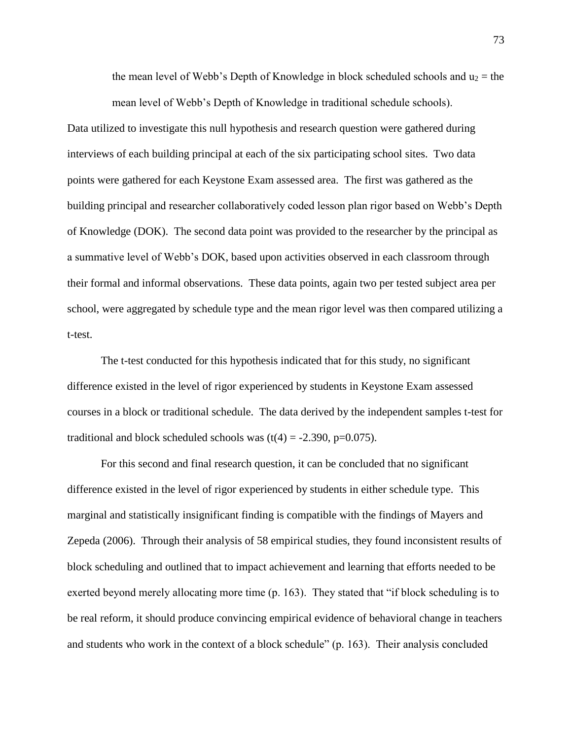the mean level of Webb's Depth of Knowledge in block scheduled schools and $u_2$ = the mean level of Webb's Depth of Knowledge in traditional schedule schools).

Data utilized to investigate this null hypothesis and research question were gathered during interviews of each building principal at each of the six participating school sites. Two data points were gathered for each Keystone Exam assessed area. The first was gathered as the building principal and researcher collaboratively coded lesson plan rigor based on Webb's Depth of Knowledge (DOK). The second data point was provided to the researcher by the principal as a summative level of Webb's DOK, based upon activities observed in each classroom through their formal and informal observations. These data points, again two per tested subject area per school, were aggregated by schedule type and the mean rigor level was then compared utilizing a t-test.

The t-test conducted for this hypothesis indicated that for this study, no significant difference existed in the level of rigor experienced by students in Keystone Exam assessed courses in a block or traditional schedule. The data derived by the independent samples t-test for traditional and block scheduled schools was ($t(4) = -2.390$, $p=0.075$).

For this second and final research question, it can be concluded that no significant difference existed in the level of rigor experienced by students in either schedule type. This marginal and statistically insignificant finding is compatible with the findings of Mayers and Zepeda (2006). Through their analysis of 58 empirical studies, they found inconsistent results of block scheduling and outlined that to impact achievement and learning that efforts needed to be exerted beyond merely allocating more time (p. 163). They stated that "if block scheduling is to be real reform, it should produce convincing empirical evidence of behavioral change in teachers and students who work in the context of a block schedule" (p. 163). Their analysis concluded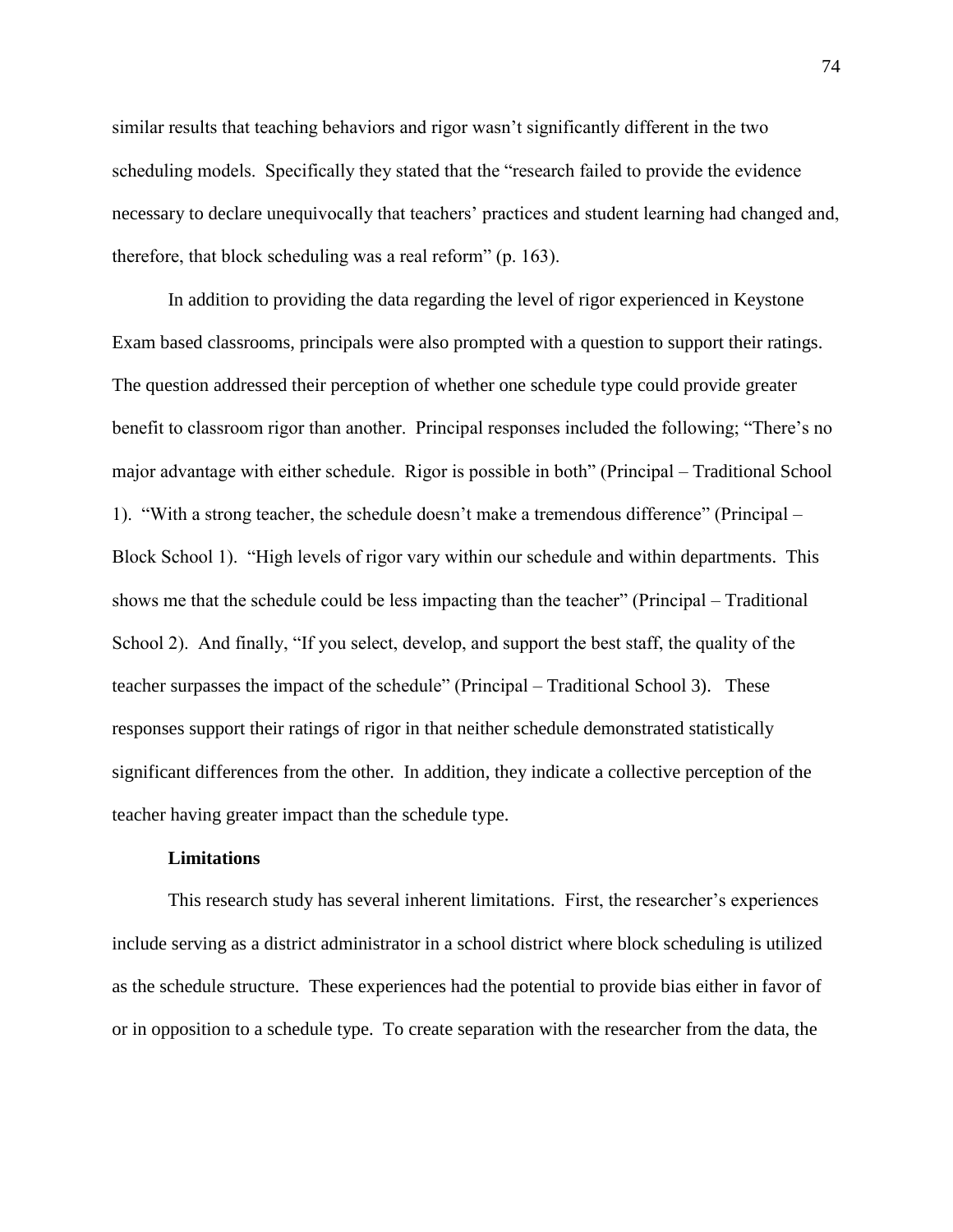similar results that teaching behaviors and rigor wasn't significantly different in the two scheduling models. Specifically they stated that the "research failed to provide the evidence necessary to declare unequivocally that teachers' practices and student learning had changed and, therefore, that block scheduling was a real reform" (p. 163).

In addition to providing the data regarding the level of rigor experienced in Keystone Exam based classrooms, principals were also prompted with a question to support their ratings. The question addressed their perception of whether one schedule type could provide greater benefit to classroom rigor than another. Principal responses included the following; "There's no major advantage with either schedule. Rigor is possible in both" (Principal – Traditional School 1). "With a strong teacher, the schedule doesn't make a tremendous difference" (Principal – Block School 1). "High levels of rigor vary within our schedule and within departments. This shows me that the schedule could be less impacting than the teacher" (Principal – Traditional School 2). And finally, "If you select, develop, and support the best staff, the quality of the teacher surpasses the impact of the schedule" (Principal – Traditional School 3). These responses support their ratings of rigor in that neither schedule demonstrated statistically significant differences from the other. In addition, they indicate a collective perception of the teacher having greater impact than the schedule type.

**Limitations**

This research study has several inherent limitations. First, the researcher's experiences include serving as a district administrator in a school district where block scheduling is utilized as the schedule structure. These experiences had the potential to provide bias either in favor of or in opposition to a schedule type. To create separation with the researcher from the data, the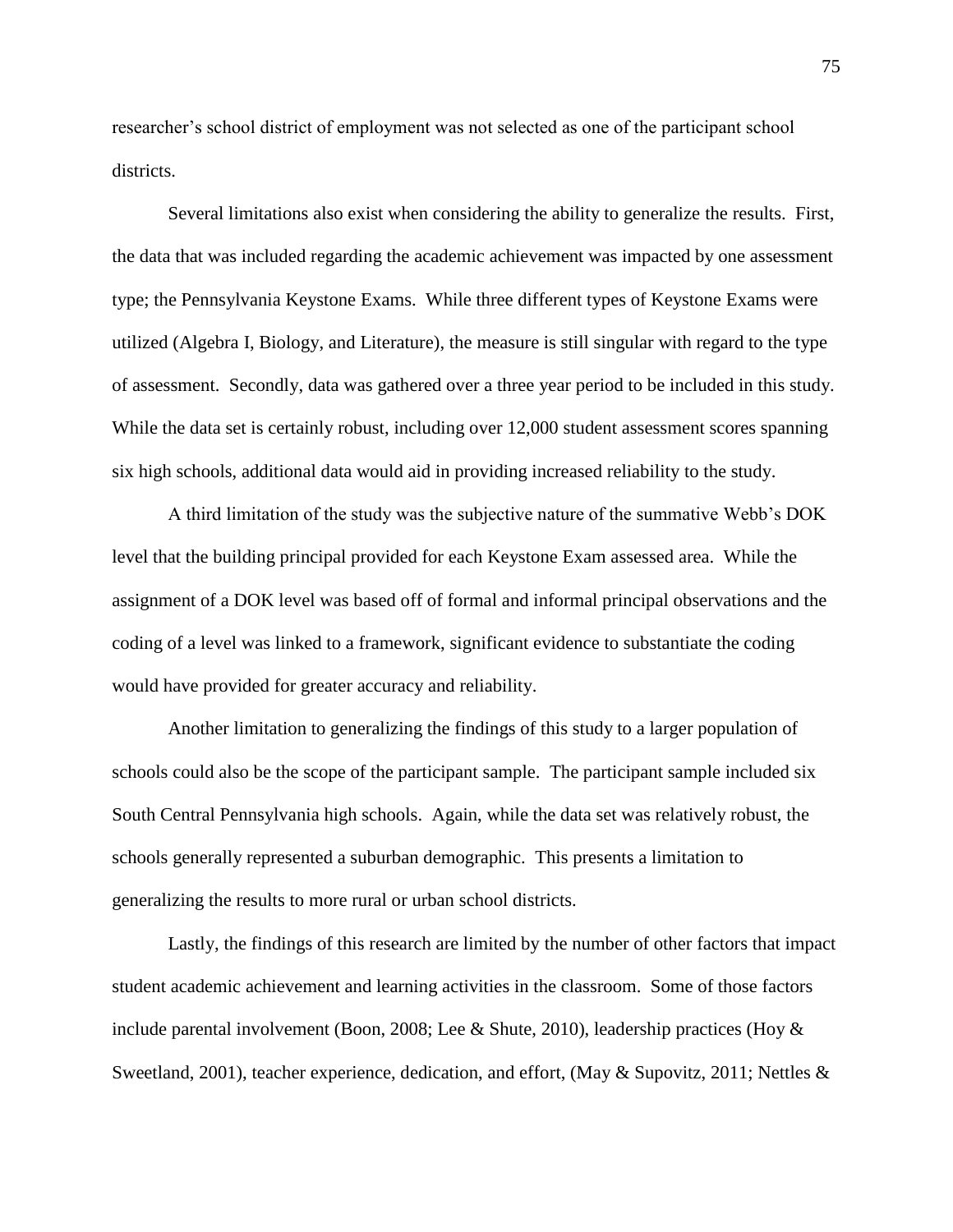researcher's school district of employment was not selected as one of the participant school districts.

Several limitations also exist when considering the ability to generalize the results. First, the data that was included regarding the academic achievement was impacted by one assessment type; the Pennsylvania Keystone Exams. While three different types of Keystone Exams were utilized (Algebra I, Biology, and Literature), the measure is still singular with regard to the type of assessment. Secondly, data was gathered over a three year period to be included in this study. While the data set is certainly robust, including over 12,000 student assessment scores spanning six high schools, additional data would aid in providing increased reliability to the study.

A third limitation of the study was the subjective nature of the summative Webb's DOK level that the building principal provided for each Keystone Exam assessed area. While the assignment of a DOK level was based off of formal and informal principal observations and the coding of a level was linked to a framework, significant evidence to substantiate the coding would have provided for greater accuracy and reliability.

Another limitation to generalizing the findings of this study to a larger population of schools could also be the scope of the participant sample. The participant sample included six South Central Pennsylvania high schools. Again, while the data set was relatively robust, the schools generally represented a suburban demographic. This presents a limitation to generalizing the results to more rural or urban school districts.

Lastly, the findings of this research are limited by the number of other factors that impact student academic achievement and learning activities in the classroom. Some of those factors include parental involvement (Boon, 2008; Lee & Shute, 2010), leadership practices (Hoy & Sweetland, 2001), teacher experience, dedication, and effort, (May & Supovitz, 2011; Nettles &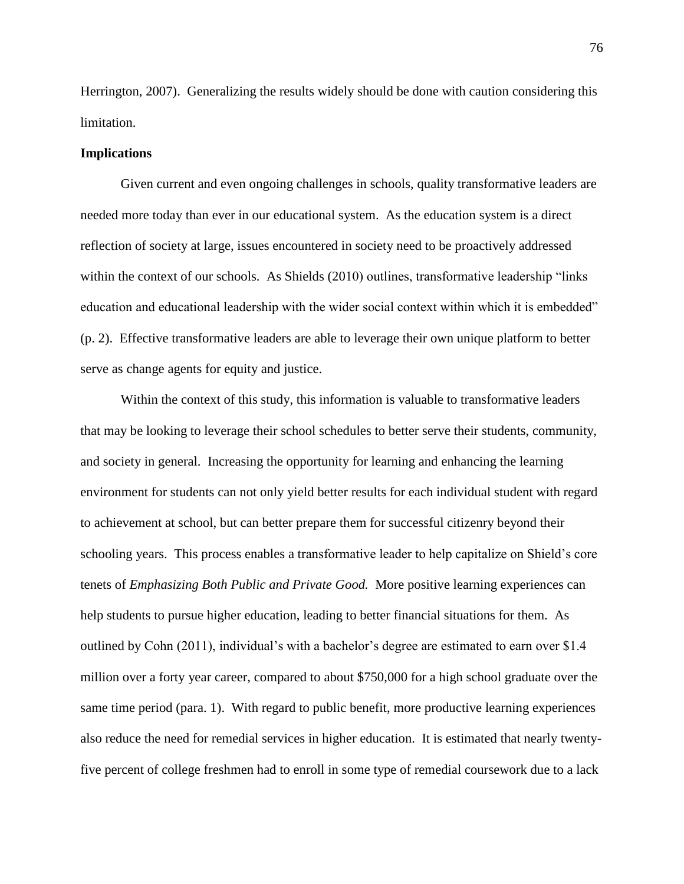Herrington, 2007). Generalizing the results widely should be done with caution considering this limitation.

**Implications**

Given current and even ongoing challenges in schools, quality transformative leaders are needed more today than ever in our educational system. As the education system is a direct reflection of society at large, issues encountered in society need to be proactively addressed within the context of our schools. As Shields (2010) outlines, transformative leadership "links education and educational leadership with the wider social context within which it is embedded" (p. 2). Effective transformative leaders are able to leverage their own unique platform to better serve as change agents for equity and justice.

Within the context of this study, this information is valuable to transformative leaders that may be looking to leverage their school schedules to better serve their students, community, and society in general. Increasing the opportunity for learning and enhancing the learning environment for students can not only yield better results for each individual student with regard to achievement at school, but can better prepare them for successful citizenry beyond their schooling years. This process enables a transformative leader to help capitalize on Shield's core tenets of *Emphasizing Both Public and Private Good.* More positive learning experiences can help students to pursue higher education, leading to better financial situations for them. As outlined by Cohn (2011), individual's with a bachelor's degree are estimated to earn over $1.4 million over a forty year career, compared to about $750,000 for a high school graduate over the same time period (para. 1). With regard to public benefit, more productive learning experiences also reduce the need for remedial services in higher education. It is estimated that nearly twenty-five percent of college freshmen had to enroll in some type of remedial coursework due to a lack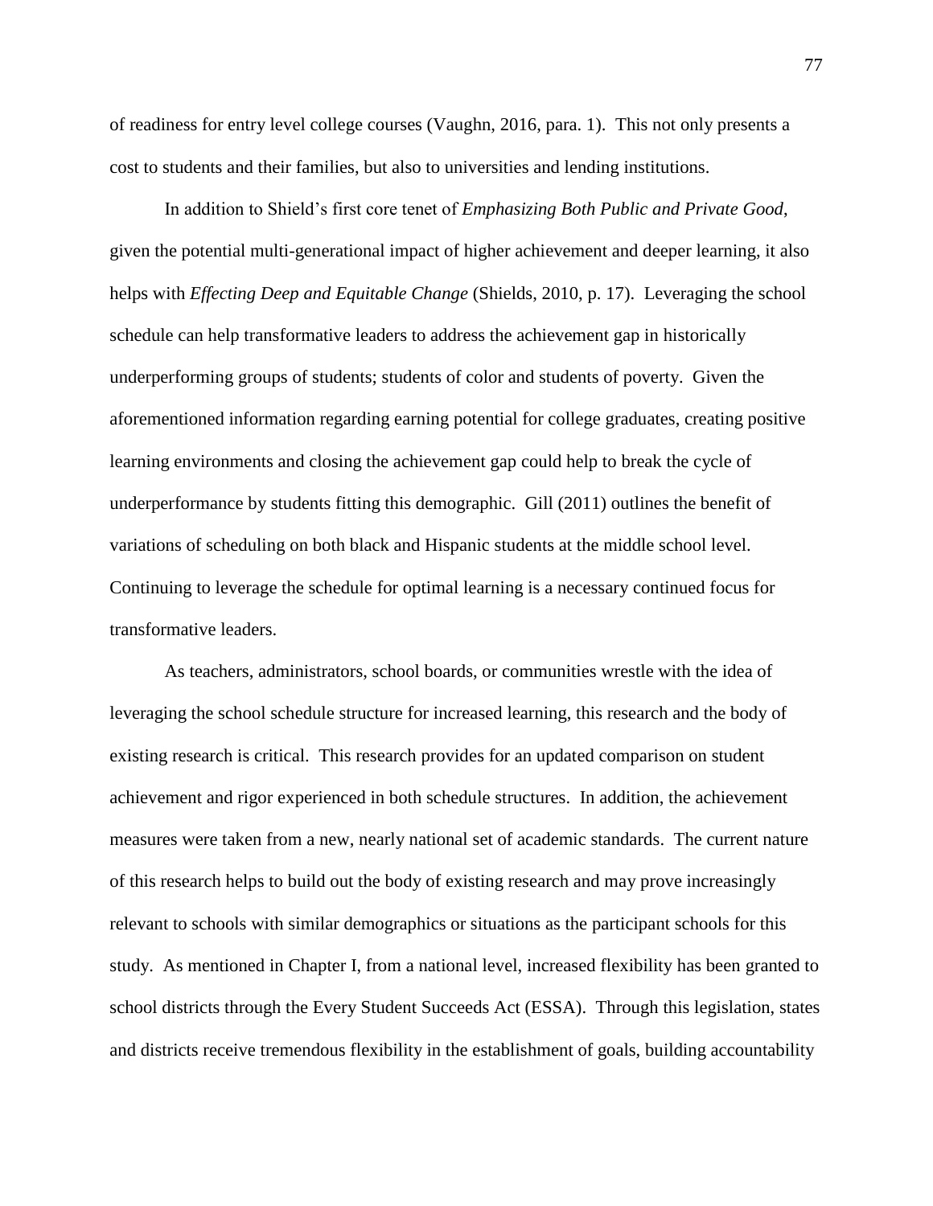of readiness for entry level college courses (Vaughn, 2016, para. 1). This not only presents a cost to students and their families, but also to universities and lending institutions.

In addition to Shield's first core tenet of *Emphasizing Both Public and Private Good*, given the potential multi-generational impact of higher achievement and deeper learning, it also helps with *Effecting Deep and Equitable Change* (Shields, 2010, p. 17). Leveraging the school schedule can help transformative leaders to address the achievement gap in historically underperforming groups of students; students of color and students of poverty. Given the aforementioned information regarding earning potential for college graduates, creating positive learning environments and closing the achievement gap could help to break the cycle of underperformance by students fitting this demographic. Gill (2011) outlines the benefit of variations of scheduling on both black and Hispanic students at the middle school level. Continuing to leverage the schedule for optimal learning is a necessary continued focus for transformative leaders.

As teachers, administrators, school boards, or communities wrestle with the idea of leveraging the school schedule structure for increased learning, this research and the body of existing research is critical. This research provides for an updated comparison on student achievement and rigor experienced in both schedule structures. In addition, the achievement measures were taken from a new, nearly national set of academic standards. The current nature of this research helps to build out the body of existing research and may prove increasingly relevant to schools with similar demographics or situations as the participant schools for this study. As mentioned in Chapter I, from a national level, increased flexibility has been granted to school districts through the Every Student Succeeds Act (ESSA). Through this legislation, states and districts receive tremendous flexibility in the establishment of goals, building accountability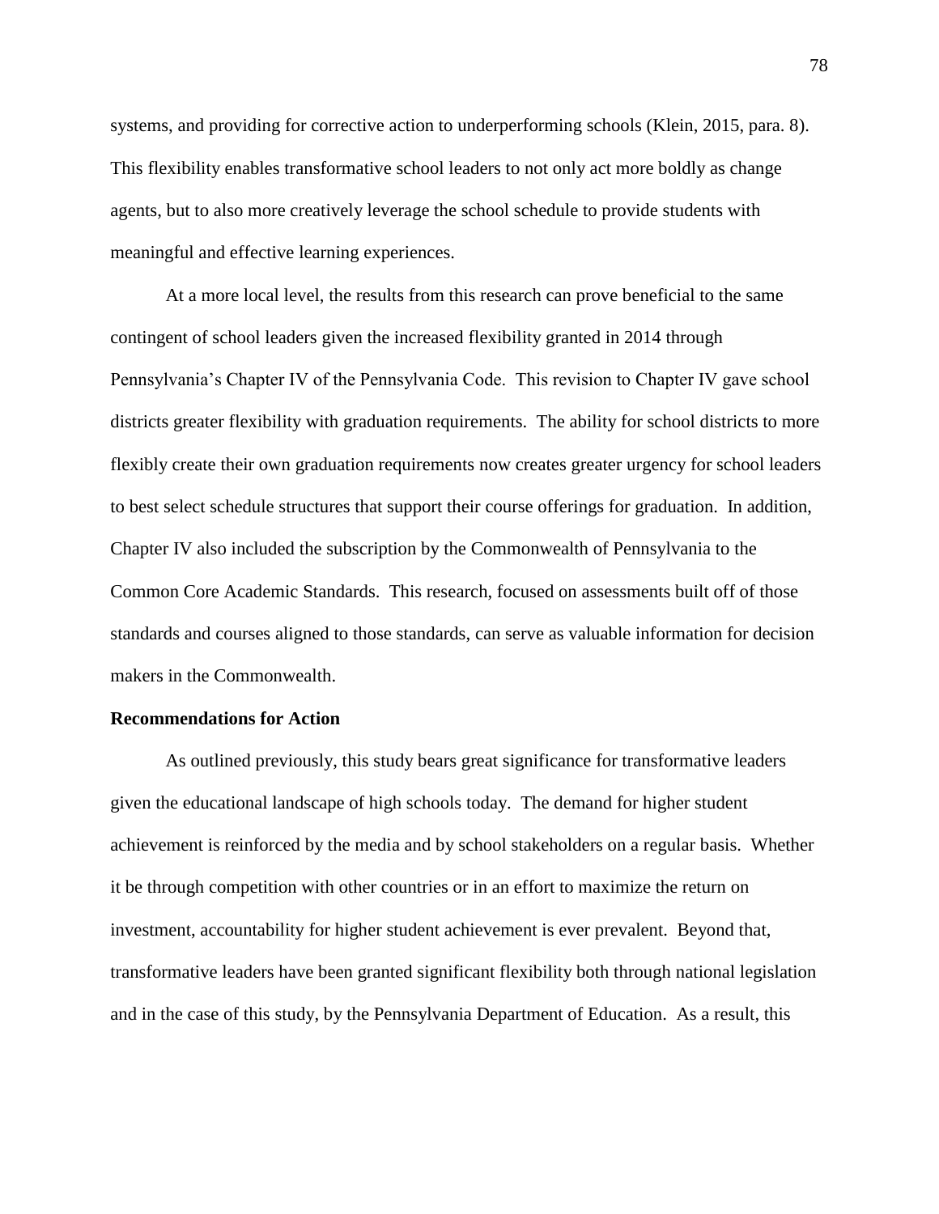systems, and providing for corrective action to underperforming schools (Klein, 2015, para. 8). This flexibility enables transformative school leaders to not only act more boldly as change agents, but to also more creatively leverage the school schedule to provide students with meaningful and effective learning experiences.

At a more local level, the results from this research can prove beneficial to the same contingent of school leaders given the increased flexibility granted in 2014 through Pennsylvania's Chapter IV of the Pennsylvania Code. This revision to Chapter IV gave school districts greater flexibility with graduation requirements. The ability for school districts to more flexibly create their own graduation requirements now creates greater urgency for school leaders to best select schedule structures that support their course offerings for graduation. In addition, Chapter IV also included the subscription by the Commonwealth of Pennsylvania to the Common Core Academic Standards. This research, focused on assessments built off of those standards and courses aligned to those standards, can serve as valuable information for decision makers in the Commonwealth.

**Recommendations for Action**

As outlined previously, this study bears great significance for transformative leaders given the educational landscape of high schools today. The demand for higher student achievement is reinforced by the media and by school stakeholders on a regular basis. Whether it be through competition with other countries or in an effort to maximize the return on investment, accountability for higher student achievement is ever prevalent. Beyond that, transformative leaders have been granted significant flexibility both through national legislation and in the case of this study, by the Pennsylvania Department of Education. As a result, this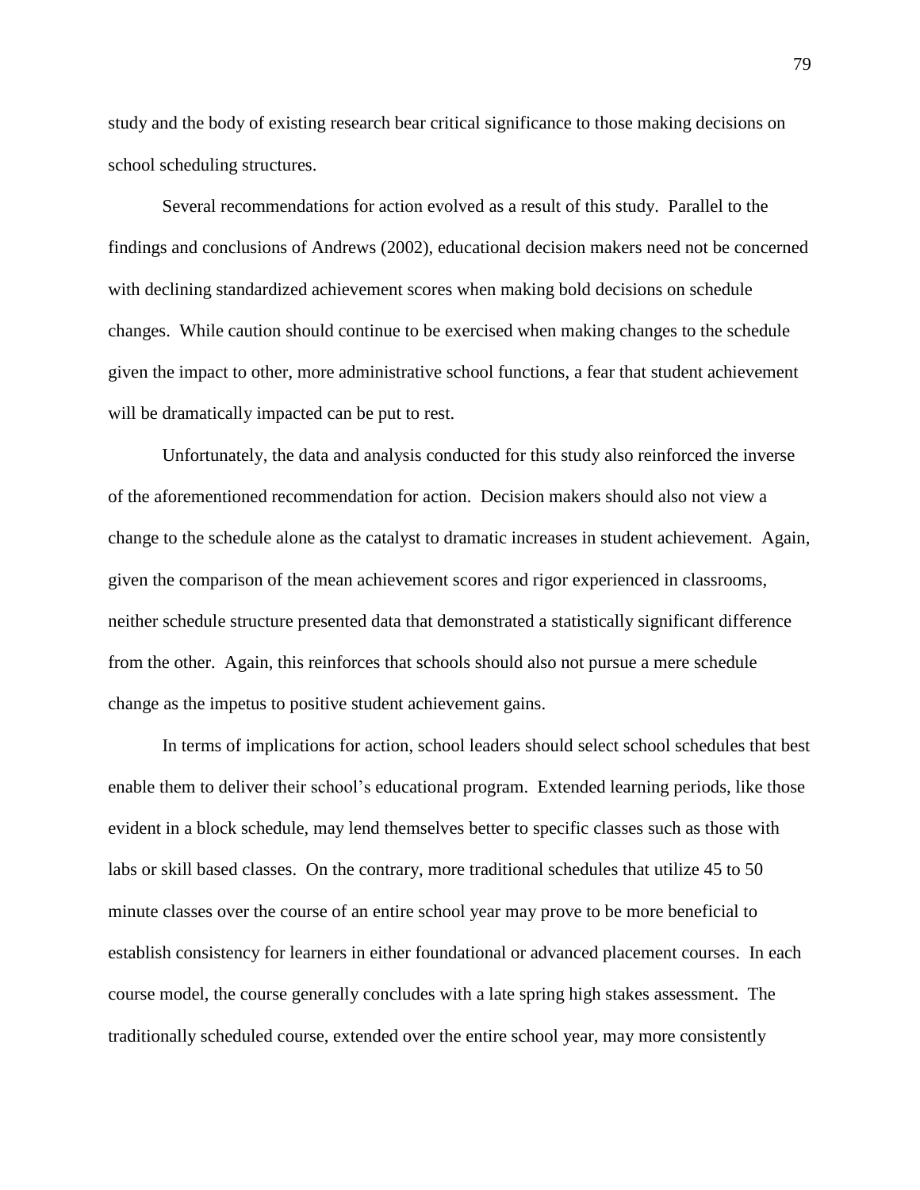study and the body of existing research bear critical significance to those making decisions on school scheduling structures.

Several recommendations for action evolved as a result of this study. Parallel to the findings and conclusions of Andrews (2002), educational decision makers need not be concerned with declining standardized achievement scores when making bold decisions on schedule changes. While caution should continue to be exercised when making changes to the schedule given the impact to other, more administrative school functions, a fear that student achievement will be dramatically impacted can be put to rest.

Unfortunately, the data and analysis conducted for this study also reinforced the inverse of the aforementioned recommendation for action. Decision makers should also not view a change to the schedule alone as the catalyst to dramatic increases in student achievement. Again, given the comparison of the mean achievement scores and rigor experienced in classrooms, neither schedule structure presented data that demonstrated a statistically significant difference from the other. Again, this reinforces that schools should also not pursue a mere schedule change as the impetus to positive student achievement gains.

In terms of implications for action, school leaders should select school schedules that best enable them to deliver their school's educational program. Extended learning periods, like those evident in a block schedule, may lend themselves better to specific classes such as those with labs or skill based classes. On the contrary, more traditional schedules that utilize 45 to 50 minute classes over the course of an entire school year may prove to be more beneficial to establish consistency for learners in either foundational or advanced placement courses. In each course model, the course generally concludes with a late spring high stakes assessment. The traditionally scheduled course, extended over the entire school year, may more consistently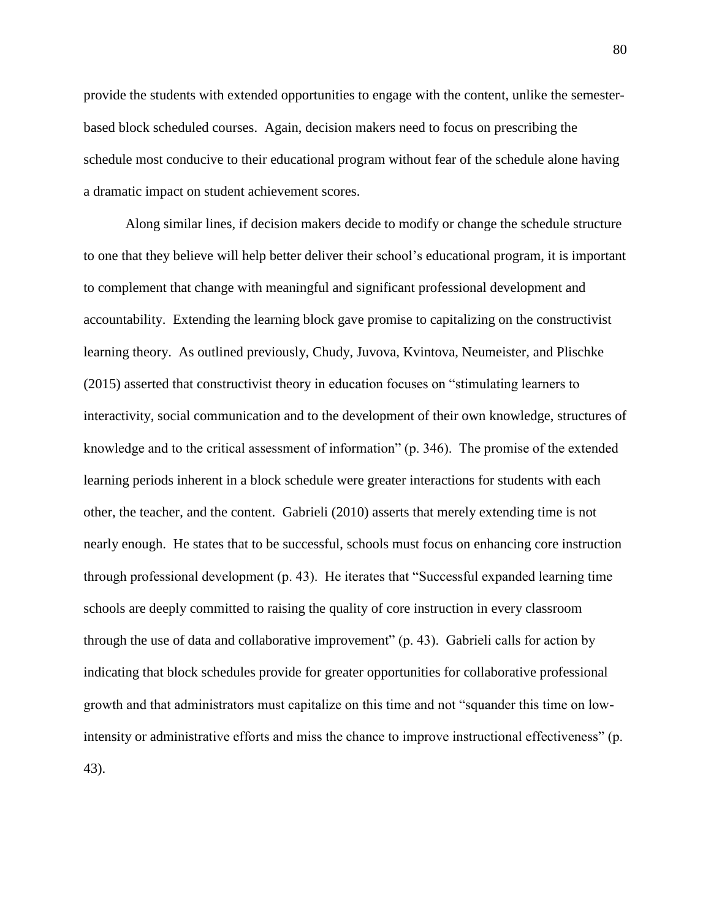provide the students with extended opportunities to engage with the content, unlike the semester-based block scheduled courses. Again, decision makers need to focus on prescribing the schedule most conducive to their educational program without fear of the schedule alone having a dramatic impact on student achievement scores.

Along similar lines, if decision makers decide to modify or change the schedule structure to one that they believe will help better deliver their school's educational program, it is important to complement that change with meaningful and significant professional development and accountability. Extending the learning block gave promise to capitalizing on the constructivist learning theory. As outlined previously, Chudy, Juvova, Kvintova, Neumeister, and Plischke (2015) asserted that constructivist theory in education focuses on "stimulating learners to interactivity, social communication and to the development of their own knowledge, structures of knowledge and to the critical assessment of information" (p. 346). The promise of the extended learning periods inherent in a block schedule were greater interactions for students with each other, the teacher, and the content. Gabrieli (2010) asserts that merely extending time is not nearly enough. He states that to be successful, schools must focus on enhancing core instruction through professional development (p. 43). He iterates that "Successful expanded learning time schools are deeply committed to raising the quality of core instruction in every classroom through the use of data and collaborative improvement" (p. 43). Gabrieli calls for action by indicating that block schedules provide for greater opportunities for collaborative professional growth and that administrators must capitalize on this time and not "squander this time on low-intensity or administrative efforts and miss the chance to improve instructional effectiveness" (p. 43).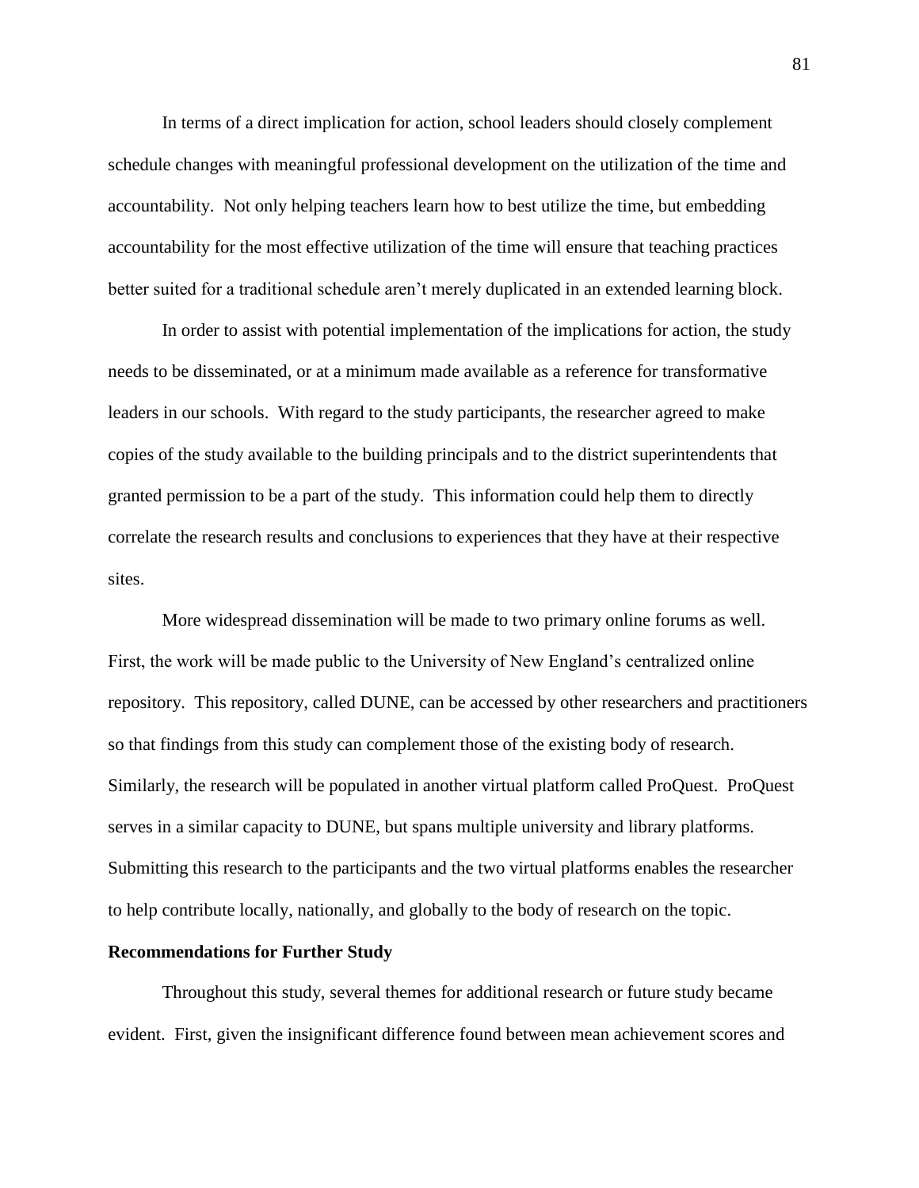In terms of a direct implication for action, school leaders should closely complement schedule changes with meaningful professional development on the utilization of the time and accountability. Not only helping teachers learn how to best utilize the time, but embedding accountability for the most effective utilization of the time will ensure that teaching practices better suited for a traditional schedule aren't merely duplicated in an extended learning block.

In order to assist with potential implementation of the implications for action, the study needs to be disseminated, or at a minimum made available as a reference for transformative leaders in our schools. With regard to the study participants, the researcher agreed to make copies of the study available to the building principals and to the district superintendents that granted permission to be a part of the study. This information could help them to directly correlate the research results and conclusions to experiences that they have at their respective sites.

More widespread dissemination will be made to two primary online forums as well. First, the work will be made public to the University of New England's centralized online repository. This repository, called DUNE, can be accessed by other researchers and practitioners so that findings from this study can complement those of the existing body of research. Similarly, the research will be populated in another virtual platform called ProQuest. ProQuest serves in a similar capacity to DUNE, but spans multiple university and library platforms. Submitting this research to the participants and the two virtual platforms enables the researcher to help contribute locally, nationally, and globally to the body of research on the topic.

**Recommendations for Further Study**

Throughout this study, several themes for additional research or future study became evident. First, given the insignificant difference found between mean achievement scores and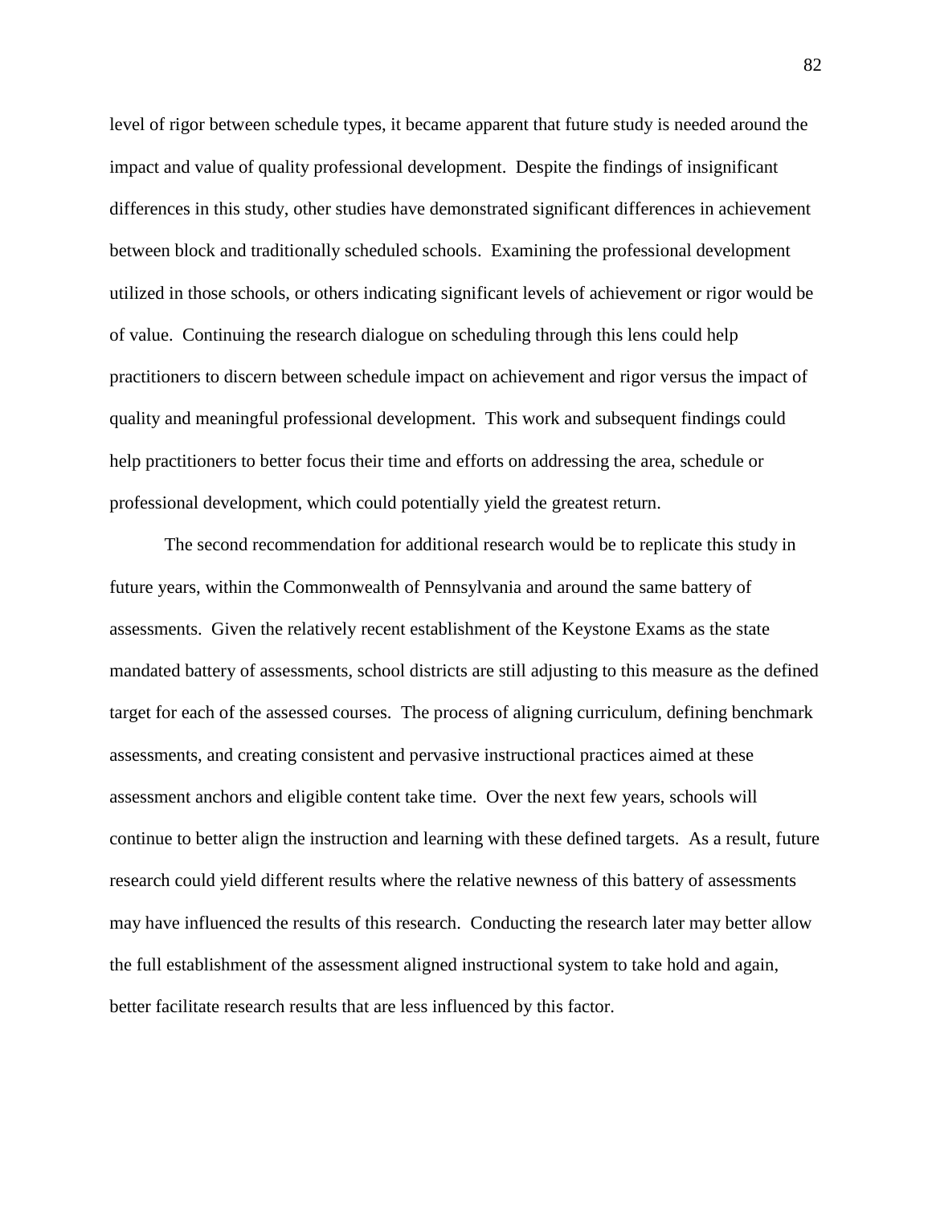level of rigor between schedule types, it became apparent that future study is needed around the impact and value of quality professional development. Despite the findings of insignificant differences in this study, other studies have demonstrated significant differences in achievement between block and traditionally scheduled schools. Examining the professional development utilized in those schools, or others indicating significant levels of achievement or rigor would be of value. Continuing the research dialogue on scheduling through this lens could help practitioners to discern between schedule impact on achievement and rigor versus the impact of quality and meaningful professional development. This work and subsequent findings could help practitioners to better focus their time and efforts on addressing the area, schedule or professional development, which could potentially yield the greatest return.

The second recommendation for additional research would be to replicate this study in future years, within the Commonwealth of Pennsylvania and around the same battery of assessments. Given the relatively recent establishment of the Keystone Exams as the state mandated battery of assessments, school districts are still adjusting to this measure as the defined target for each of the assessed courses. The process of aligning curriculum, defining benchmark assessments, and creating consistent and pervasive instructional practices aimed at these assessment anchors and eligible content take time. Over the next few years, schools will continue to better align the instruction and learning with these defined targets. As a result, future research could yield different results where the relative newness of this battery of assessments may have influenced the results of this research. Conducting the research later may better allow the full establishment of the assessment aligned instructional system to take hold and again, better facilitate research results that are less influenced by this factor.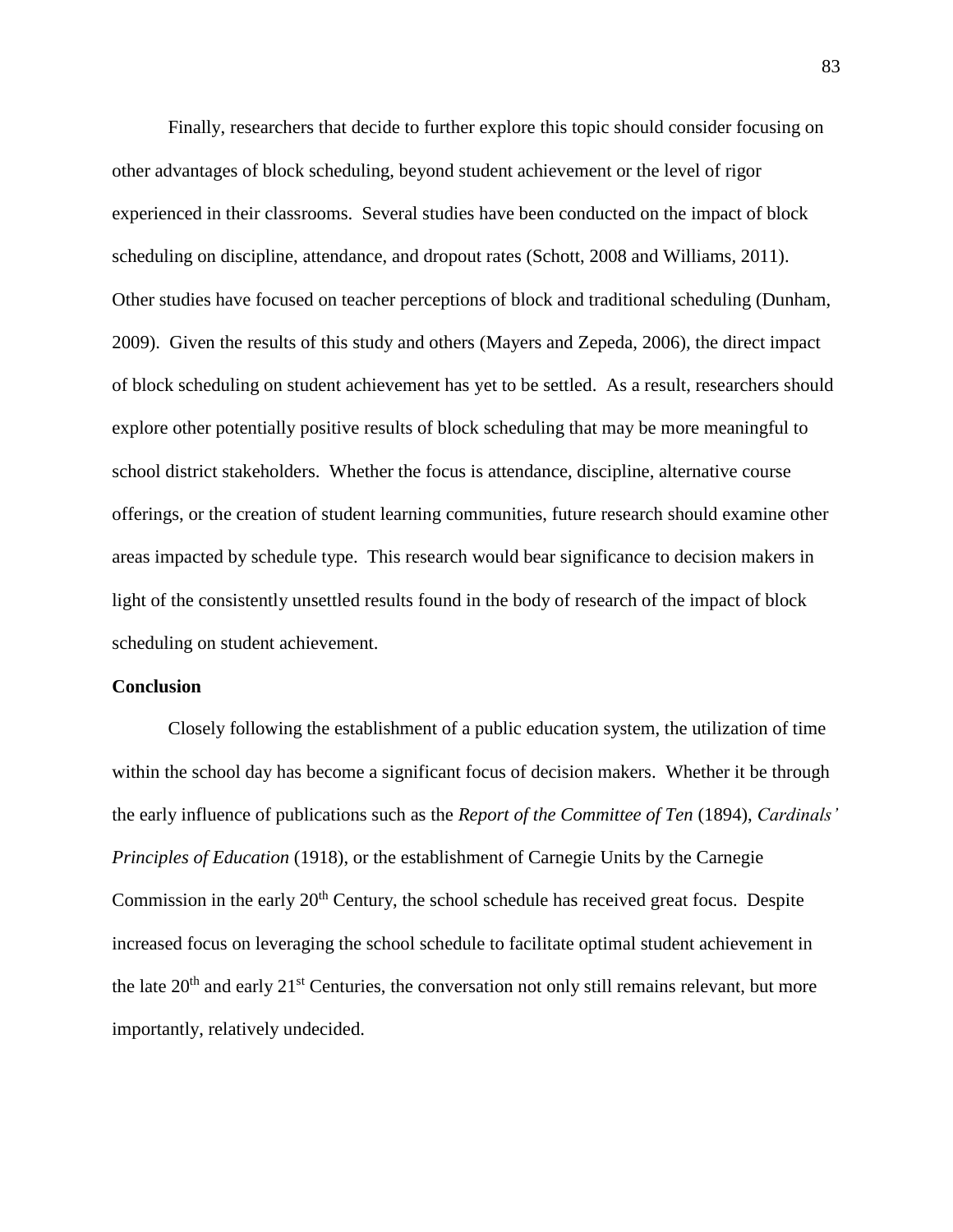Finally, researchers that decide to further explore this topic should consider focusing on other advantages of block scheduling, beyond student achievement or the level of rigor experienced in their classrooms. Several studies have been conducted on the impact of block scheduling on discipline, attendance, and dropout rates (Schott, 2008 and Williams, 2011). Other studies have focused on teacher perceptions of block and traditional scheduling (Dunham, 2009). Given the results of this study and others (Mayers and Zepeda, 2006), the direct impact of block scheduling on student achievement has yet to be settled. As a result, researchers should explore other potentially positive results of block scheduling that may be more meaningful to school district stakeholders. Whether the focus is attendance, discipline, alternative course offerings, or the creation of student learning communities, future research should examine other areas impacted by schedule type. This research would bear significance to decision makers in light of the consistently unsettled results found in the body of research of the impact of block scheduling on student achievement.

**Conclusion**

Closely following the establishment of a public education system, the utilization of time within the school day has become a significant focus of decision makers. Whether it be through the early influence of publications such as the *Report of the Committee of Ten* (1894), *Cardinals' Principles of Education* (1918), or the establishment of Carnegie Units by the Carnegie Commission in the early 20th Century, the school schedule has received great focus. Despite increased focus on leveraging the school schedule to facilitate optimal student achievement in the late 20th and early 21st Centuries, the conversation not only still remains relevant, but more importantly, relatively undecided.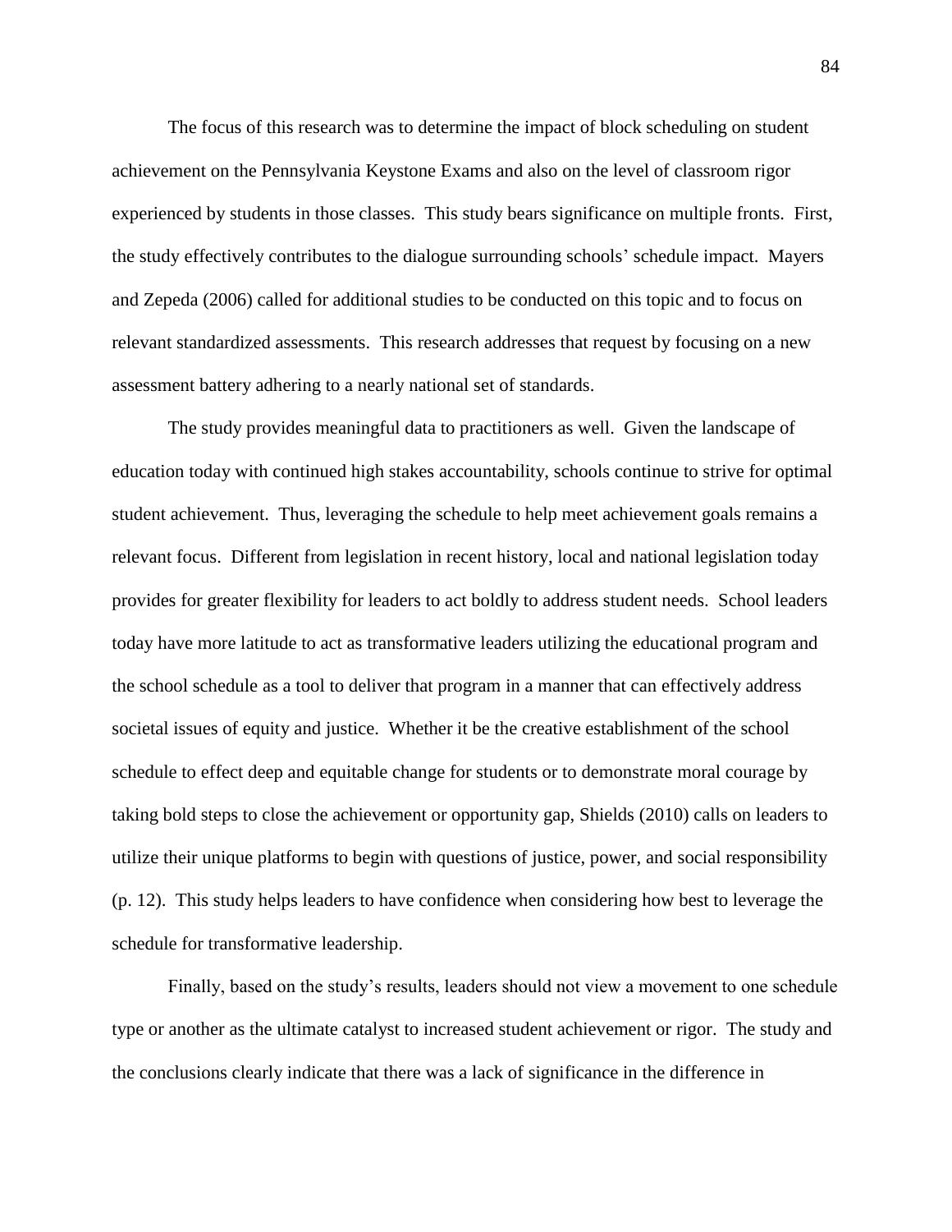The focus of this research was to determine the impact of block scheduling on student achievement on the Pennsylvania Keystone Exams and also on the level of classroom rigor experienced by students in those classes. This study bears significance on multiple fronts. First, the study effectively contributes to the dialogue surrounding schools' schedule impact. Mayers and Zepeda (2006) called for additional studies to be conducted on this topic and to focus on relevant standardized assessments. This research addresses that request by focusing on a new assessment battery adhering to a nearly national set of standards.

The study provides meaningful data to practitioners as well. Given the landscape of education today with continued high stakes accountability, schools continue to strive for optimal student achievement. Thus, leveraging the schedule to help meet achievement goals remains a relevant focus. Different from legislation in recent history, local and national legislation today provides for greater flexibility for leaders to act boldly to address student needs. School leaders today have more latitude to act as transformative leaders utilizing the educational program and the school schedule as a tool to deliver that program in a manner that can effectively address societal issues of equity and justice. Whether it be the creative establishment of the school schedule to effect deep and equitable change for students or to demonstrate moral courage by taking bold steps to close the achievement or opportunity gap, Shields (2010) calls on leaders to utilize their unique platforms to begin with questions of justice, power, and social responsibility (p. 12). This study helps leaders to have confidence when considering how best to leverage the schedule for transformative leadership.

Finally, based on the study's results, leaders should not view a movement to one schedule type or another as the ultimate catalyst to increased student achievement or rigor. The study and the conclusions clearly indicate that there was a lack of significance in the difference in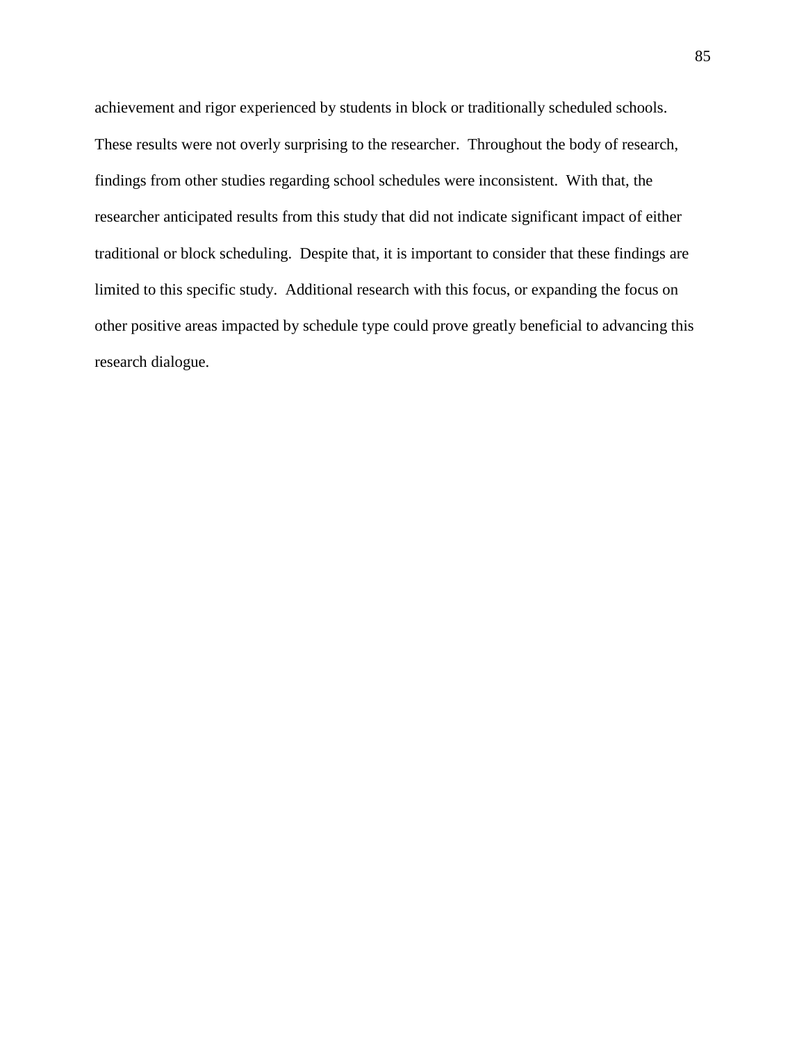achievement and rigor experienced by students in block or traditionally scheduled schools. These results were not overly surprising to the researcher. Throughout the body of research, findings from other studies regarding school schedules were inconsistent. With that, the researcher anticipated results from this study that did not indicate significant impact of either traditional or block scheduling. Despite that, it is important to consider that these findings are limited to this specific study. Additional research with this focus, or expanding the focus on other positive areas impacted by schedule type could prove greatly beneficial to advancing this research dialogue.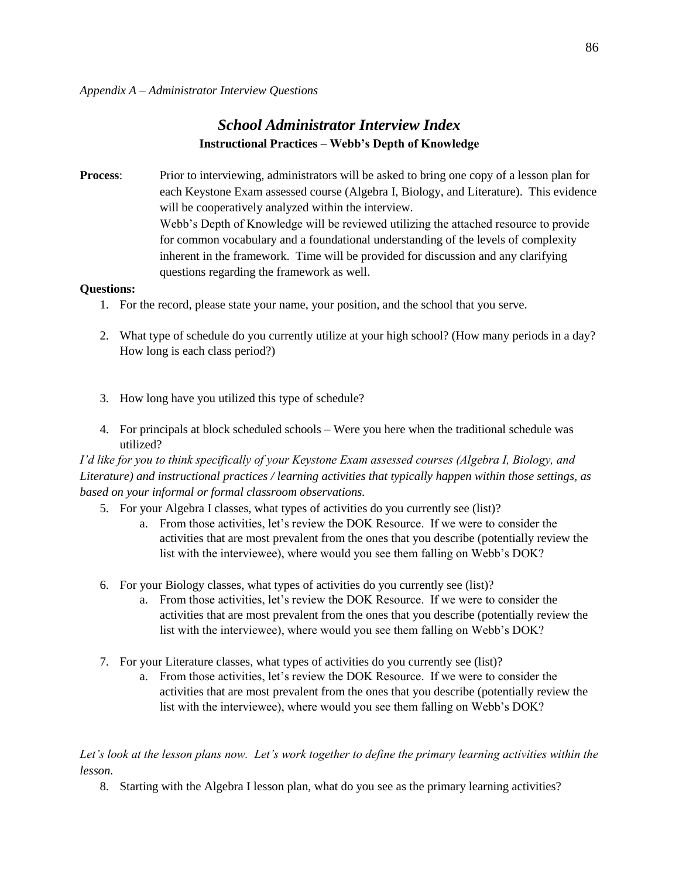*Appendix A – Administrator Interview Questions*

## *School Administrator Interview Index*

### Instructional Practices – Webb's Depth of Knowledge

**Process**: Prior to interviewing, administrators will be asked to bring one copy of a lesson plan for each Keystone Exam assessed course (Algebra I, Biology, and Literature). This evidence will be cooperatively analyzed within the interview.
Webb's Depth of Knowledge will be reviewed utilizing the attached resource to provide for common vocabulary and a foundational understanding of the levels of complexity inherent in the framework. Time will be provided for discussion and any clarifying questions regarding the framework as well.

**Questions:**

1. For the record, please state your name, your position, and the school that you serve.
2. What type of schedule do you currently utilize at your high school? (How many periods in a day? How long is each class period?)
3. How long have you utilized this type of schedule?
4. For principals at block scheduled schools – Were you here when the traditional schedule was utilized?

*I'd like for you to think specifically of your Keystone Exam assessed courses (Algebra I, Biology, and Literature) and instructional practices / learning activities that typically happen within those settings, as based on your informal or formal classroom observations.*

5. For your Algebra I classes, what types of activities do you currently see (list)?
   a. From those activities, let's review the DOK Resource. If we were to consider the activities that are most prevalent from the ones that you describe (potentially review the list with the interviewee), where would you see them falling on Webb's DOK?
6. For your Biology classes, what types of activities do you currently see (list)?
   a. From those activities, let's review the DOK Resource. If we were to consider the activities that are most prevalent from the ones that you describe (potentially review the list with the interviewee), where would you see them falling on Webb's DOK?
7. For your Literature classes, what types of activities do you currently see (list)?
   a. From those activities, let's review the DOK Resource. If we were to consider the activities that are most prevalent from the ones that you describe (potentially review the list with the interviewee), where would you see them falling on Webb's DOK?

*Let's look at the lesson plans now. Let's work together to define the primary learning activities within the lesson.*

8. Starting with the Algebra I lesson plan, what do you see as the primary learning activities?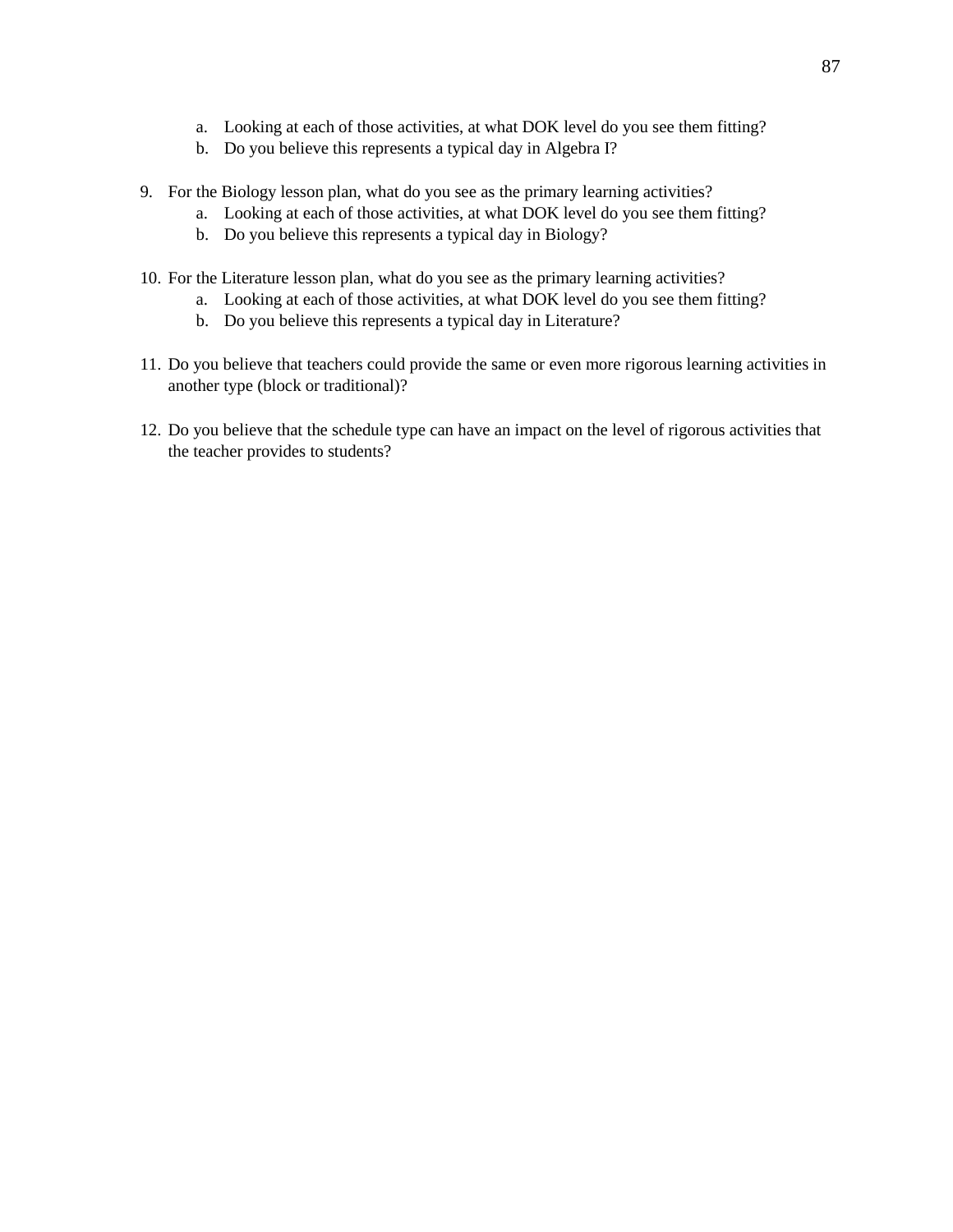a. Looking at each of those activities, at what DOK level do you see them fitting?
   b. Do you believe this represents a typical day in Algebra I?

9. For the Biology lesson plan, what do you see as the primary learning activities?
   a. Looking at each of those activities, at what DOK level do you see them fitting?
   b. Do you believe this represents a typical day in Biology?

10. For the Literature lesson plan, what do you see as the primary learning activities?
    a. Looking at each of those activities, at what DOK level do you see them fitting?
    b. Do you believe this represents a typical day in Literature?

11. Do you believe that teachers could provide the same or even more rigorous learning activities in another type (block or traditional)?

12. Do you believe that the schedule type can have an impact on the level of rigorous activities that the teacher provides to students?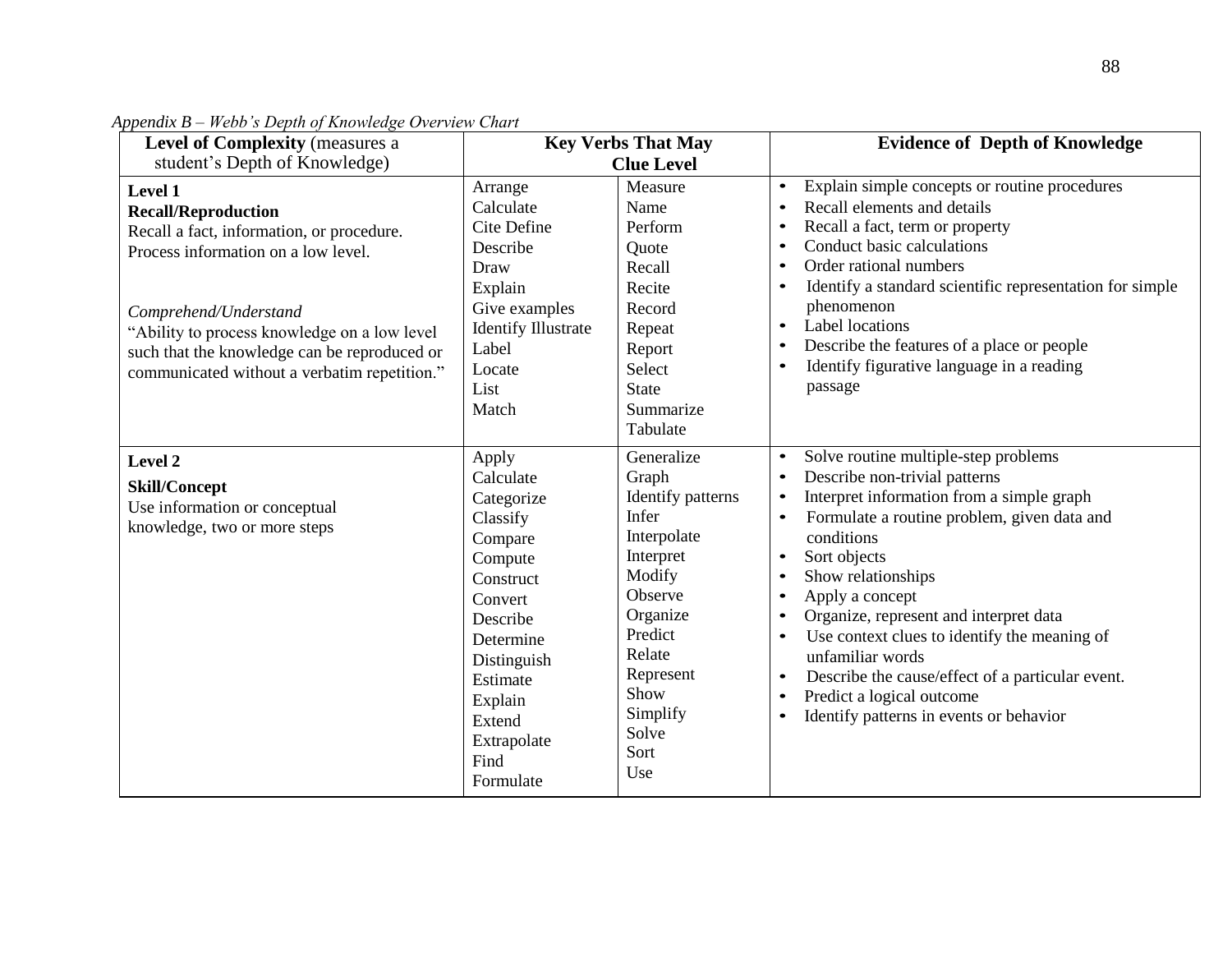*Appendix B – Webb's Depth of Knowledge Overview Chart*

| **Level of Complexity** (measures a student's Depth of Knowledge) | **Key Verbs That May Clue Level** | | **Evidence of Depth of Knowledge** |
|---|---|---|---|
| **Level 1**<br>**Recall/Reproduction**<br>Recall a fact, information, or procedure. Process information on a low level.<br><br>*Comprehend/Understand*<br>"Ability to process knowledge on a low level such that the knowledge can be reproduced or communicated without a verbatim repetition." | Arrange<br>Calculate<br>Cite Define<br>Describe<br>Draw<br>Explain<br>Give examples<br>Identify Illustrate<br>Label<br>Locate<br>List<br>Match | Measure<br>Name<br>Perform<br>Quote<br>Recall<br>Recite<br>Record<br>Repeat<br>Report<br>Select<br>State<br>Summarize<br>Tabulate | • Explain simple concepts or routine procedures<br>• Recall elements and details<br>• Recall a fact, term or property<br>• Conduct basic calculations<br>• Order rational numbers<br>• Identify a standard scientific representation for simple phenomenon<br>• Label locations<br>• Describe the features of a place or people<br>• Identify figurative language in a reading passage |
| **Level 2**<br>**Skill/Concept**<br>Use information or conceptual knowledge, two or more steps | Apply<br>Calculate<br>Categorize<br>Classify<br>Compare<br>Compute<br>Construct<br>Convert<br>Describe<br>Determine<br>Distinguish<br>Estimate<br>Explain<br>Extend<br>Extrapolate<br>Find<br>Formulate | Generalize<br>Graph<br>Identify patterns<br>Infer<br>Interpolate<br>Interpret<br>Modify<br>Observe<br>Organize<br>Predict<br>Relate<br>Represent<br>Show<br>Simplify<br>Solve<br>Sort<br>Use | • Solve routine multiple-step problems<br>• Describe non-trivial patterns<br>• Interpret information from a simple graph<br>• Formulate a routine problem, given data and conditions<br>• Sort objects<br>• Show relationships<br>• Apply a concept<br>• Organize, represent and interpret data<br>• Use context clues to identify the meaning of unfamiliar words<br>• Describe the cause/effect of a particular event.<br>• Predict a logical outcome<br>• Identify patterns in events or behavior |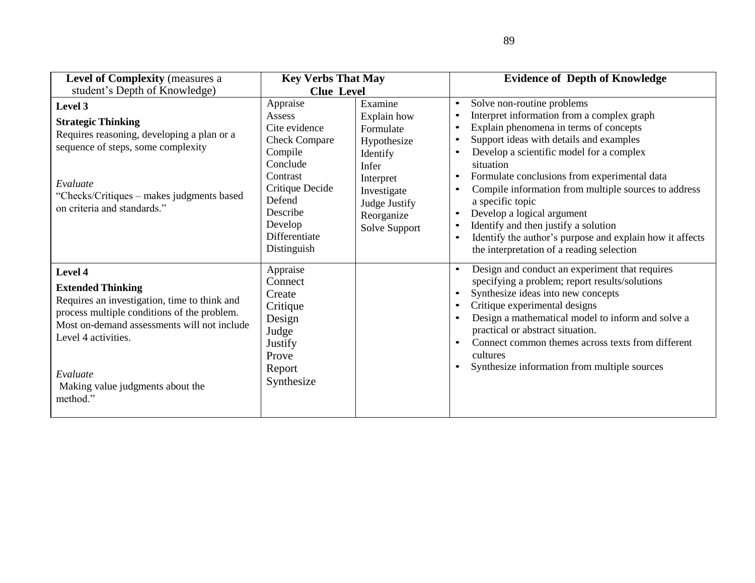| Level of Complexity (measures a student's Depth of Knowledge) | Key Verbs That May Clue Level | | Evidence of Depth of Knowledge |
|---|---|---|---|
| **Level 3**<br><br>**Strategic Thinking**<br>Requires reasoning, developing a plan or a sequence of steps, some complexity<br><br>*Evaluate*<br>"Checks/Critiques – makes judgments based on criteria and standards." | Appraise<br>Assess<br>Cite evidence<br>Check Compare<br>Compile<br>Conclude<br>Contrast<br>Critique Decide<br>Defend<br>Describe<br>Develop<br>Differentiate<br>Distinguish | Examine<br>Explain how<br>Formulate<br>Hypothesize<br>Identify<br>Infer<br>Interpret<br>Investigate<br>Judge Justify<br>Reorganize<br>Solve Support | • Solve non-routine problems<br>• Interpret information from a complex graph<br>• Explain phenomena in terms of concepts<br>• Support ideas with details and examples<br>• Develop a scientific model for a complex situation<br>• Formulate conclusions from experimental data<br>• Compile information from multiple sources to address a specific topic<br>• Develop a logical argument<br>• Identify and then justify a solution<br>• Identify the author's purpose and explain how it affects the interpretation of a reading selection |
| **Level 4**<br><br>**Extended Thinking**<br>Requires an investigation, time to think and process multiple conditions of the problem. Most on-demand assessments will not include Level 4 activities.<br><br>*Evaluate*<br>Making value judgments about the method." | Appraise<br>Connect<br>Create<br>Critique<br>Design<br>Judge<br>Justify<br>Prove<br>Report<br>Synthesize | | • Design and conduct an experiment that requires specifying a problem; report results/solutions<br>• Synthesize ideas into new concepts<br>• Critique experimental designs<br>• Design a mathematical model to inform and solve a practical or abstract situation.<br>• Connect common themes across texts from different cultures<br>• Synthesize information from multiple sources |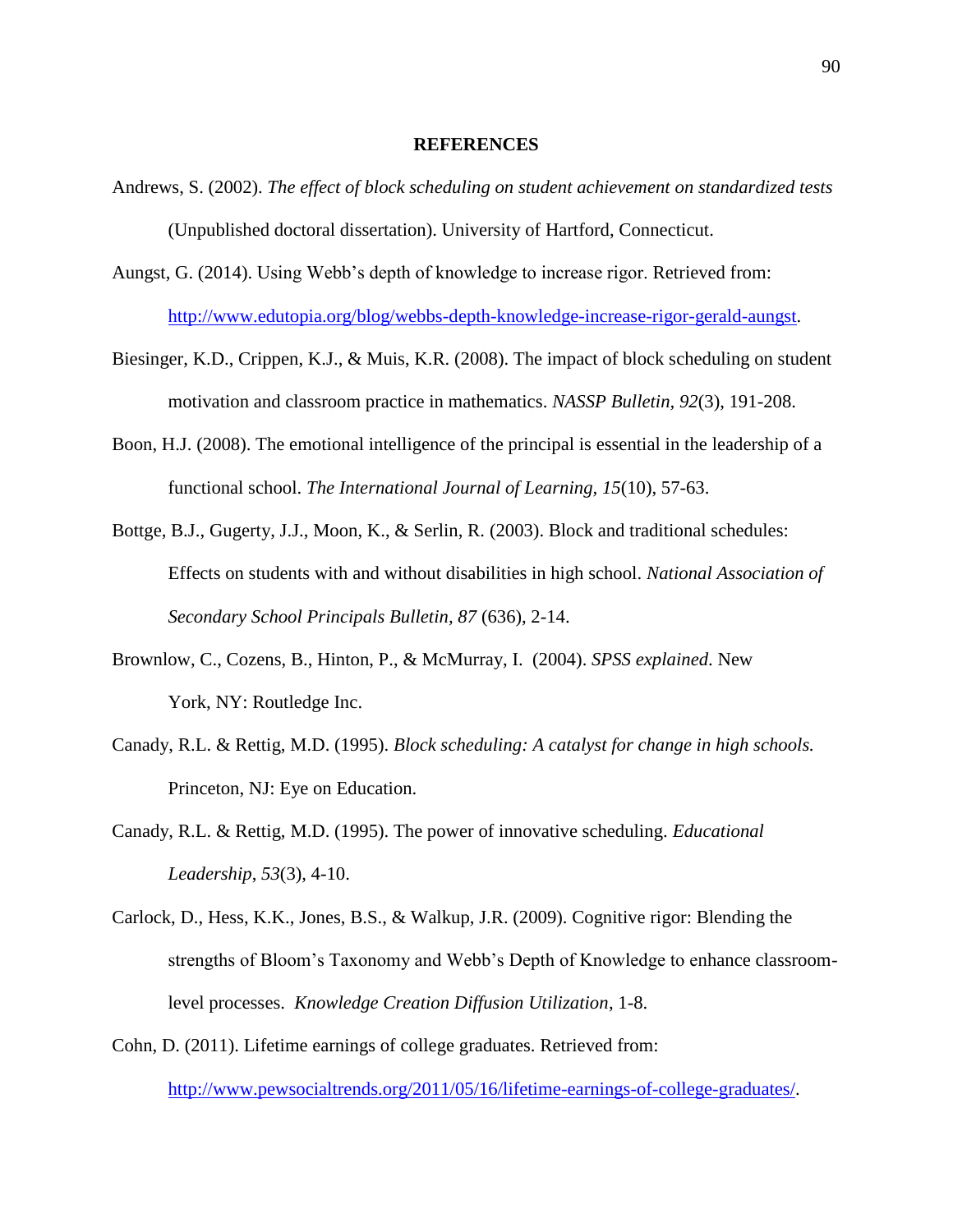# REFERENCES

Andrews, S. (2002). *The effect of block scheduling on student achievement on standardized tests* (Unpublished doctoral dissertation). University of Hartford, Connecticut.

Aungst, G. (2014). Using Webb's depth of knowledge to increase rigor. Retrieved from: http://www.edutopia.org/blog/webbs-depth-knowledge-increase-rigor-gerald-aungst.

Biesinger, K.D., Crippen, K.J., & Muis, K.R. (2008). The impact of block scheduling on student motivation and classroom practice in mathematics. *NASSP Bulletin, 92*(3), 191-208.

Boon, H.J. (2008). The emotional intelligence of the principal is essential in the leadership of a functional school. *The International Journal of Learning, 15*(10), 57-63.

Bottge, B.J., Gugerty, J.J., Moon, K., & Serlin, R. (2003). Block and traditional schedules: Effects on students with and without disabilities in high school. *National Association of Secondary School Principals Bulletin, 87* (636), 2-14.

Brownlow, C., Cozens, B., Hinton, P., & McMurray, I. (2004). *SPSS explained*. New York, NY: Routledge Inc.

Canady, R.L. & Rettig, M.D. (1995). *Block scheduling: A catalyst for change in high schools.* Princeton, NJ: Eye on Education.

Canady, R.L. & Rettig, M.D. (1995). The power of innovative scheduling. *Educational Leadership*, *53*(3), 4-10.

Carlock, D., Hess, K.K., Jones, B.S., & Walkup, J.R. (2009). Cognitive rigor: Blending the strengths of Bloom's Taxonomy and Webb's Depth of Knowledge to enhance classroom-level processes. *Knowledge Creation Diffusion Utilization*, 1-8.

Cohn, D. (2011). Lifetime earnings of college graduates. Retrieved from: http://www.pewsocialtrends.org/2011/05/16/lifetime-earnings-of-college-graduates/.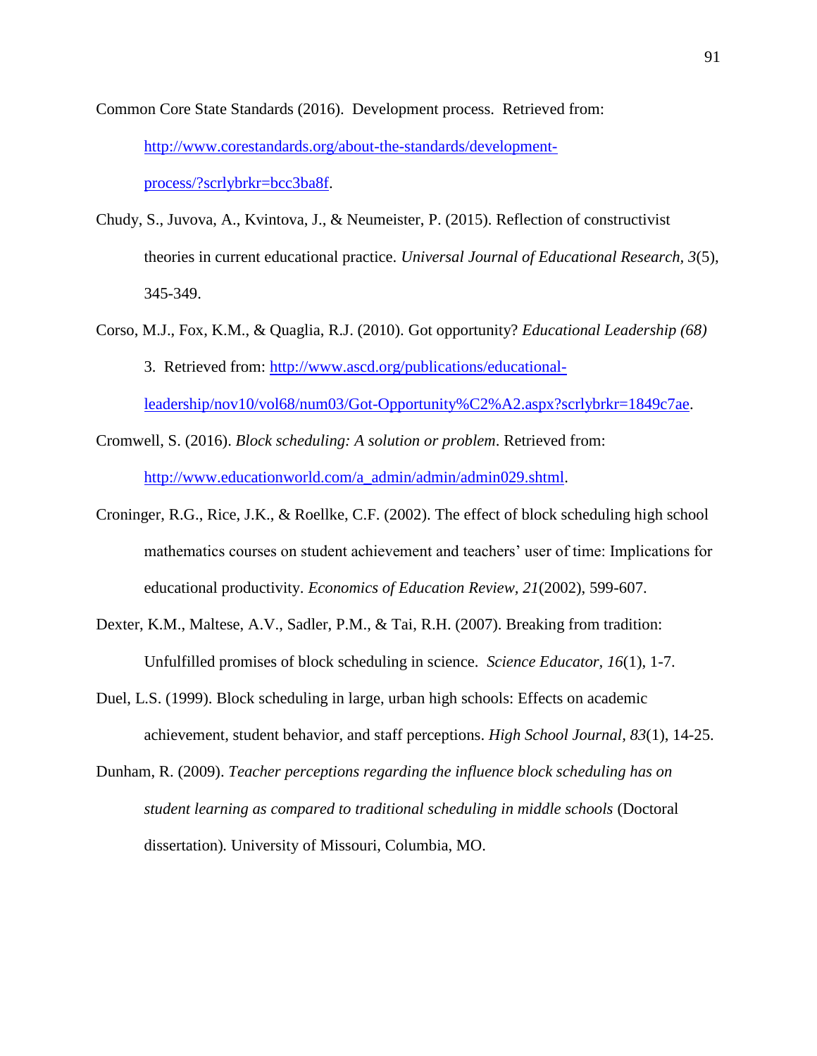Common Core State Standards (2016). Development process. Retrieved from: http://www.corestandards.org/about-the-standards/development-process/?scrlybrkr=bcc3ba8f.

Chudy, S., Juvova, A., Kvintova, J., & Neumeister, P. (2015). Reflection of constructivist theories in current educational practice. *Universal Journal of Educational Research, 3*(5), 345-349.

Corso, M.J., Fox, K.M., & Quaglia, R.J. (2010). Got opportunity? *Educational Leadership (68)* 3. Retrieved from: http://www.ascd.org/publications/educational-leadership/nov10/vol68/num03/Got-Opportunity%C2%A2.aspx?scrlybrkr=1849c7ae.

Cromwell, S. (2016). *Block scheduling: A solution or problem*. Retrieved from: http://www.educationworld.com/a_admin/admin/admin029.shtml.

Croninger, R.G., Rice, J.K., & Roellke, C.F. (2002). The effect of block scheduling high school mathematics courses on student achievement and teachers' user of time: Implications for educational productivity. *Economics of Education Review, 21*(2002), 599-607.

Dexter, K.M., Maltese, A.V., Sadler, P.M., & Tai, R.H. (2007). Breaking from tradition: Unfulfilled promises of block scheduling in science. *Science Educator, 16*(1), 1-7.

Duel, L.S. (1999). Block scheduling in large, urban high schools: Effects on academic achievement, student behavior, and staff perceptions. *High School Journal, 83*(1), 14-25.

Dunham, R. (2009). *Teacher perceptions regarding the influence block scheduling has on student learning as compared to traditional scheduling in middle schools* (Doctoral dissertation). University of Missouri, Columbia, MO.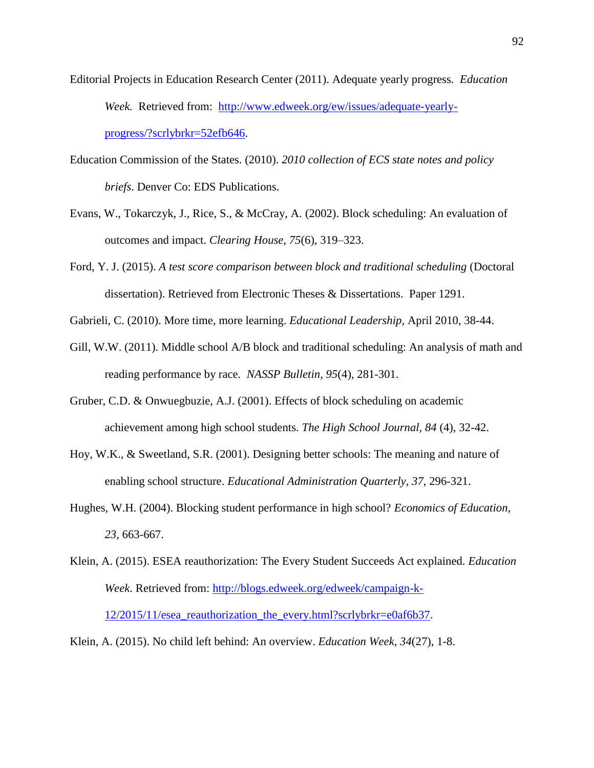Editorial Projects in Education Research Center (2011). Adequate yearly progress. *Education Week.* Retrieved from: [http://www.edweek.org/ew/issues/adequate-yearly-progress/?scrlybrkr=52efb646](http://www.edweek.org/ew/issues/adequate-yearly-progress/?scrlybrkr=52efb646).

Education Commission of the States. (2010). *2010 collection of ECS state notes and policy briefs*. Denver Co: EDS Publications.

Evans, W., Tokarczyk, J., Rice, S., & McCray, A. (2002). Block scheduling: An evaluation of outcomes and impact. *Clearing House, 75*(6), 319–323.

Ford, Y. J. (2015). *A test score comparison between block and traditional scheduling* (Doctoral dissertation). Retrieved from Electronic Theses & Dissertations. Paper 1291.

Gabrieli, C. (2010). More time, more learning. *Educational Leadership,* April 2010, 38-44.

Gill, W.W. (2011). Middle school A/B block and traditional scheduling: An analysis of math and reading performance by race. *NASSP Bulletin, 95*(4), 281-301.

Gruber, C.D. & Onwuegbuzie, A.J. (2001). Effects of block scheduling on academic achievement among high school students. *The High School Journal, 84* (4), 32-42.

Hoy, W.K., & Sweetland, S.R. (2001). Designing better schools: The meaning and nature of enabling school structure. *Educational Administration Quarterly, 37*, 296-321.

Hughes, W.H. (2004). Blocking student performance in high school? *Economics of Education, 23*, 663-667.

Klein, A. (2015). ESEA reauthorization: The Every Student Succeeds Act explained. *Education Week.* Retrieved from: [http://blogs.edweek.org/edweek/campaign-k-12/2015/11/esea_reauthorization_the_every.html?scrlybrkr=e0af6b37](http://blogs.edweek.org/edweek/campaign-k-12/2015/11/esea_reauthorization_the_every.html?scrlybrkr=e0af6b37).

Klein, A. (2015). No child left behind: An overview. *Education Week, 34*(27), 1-8.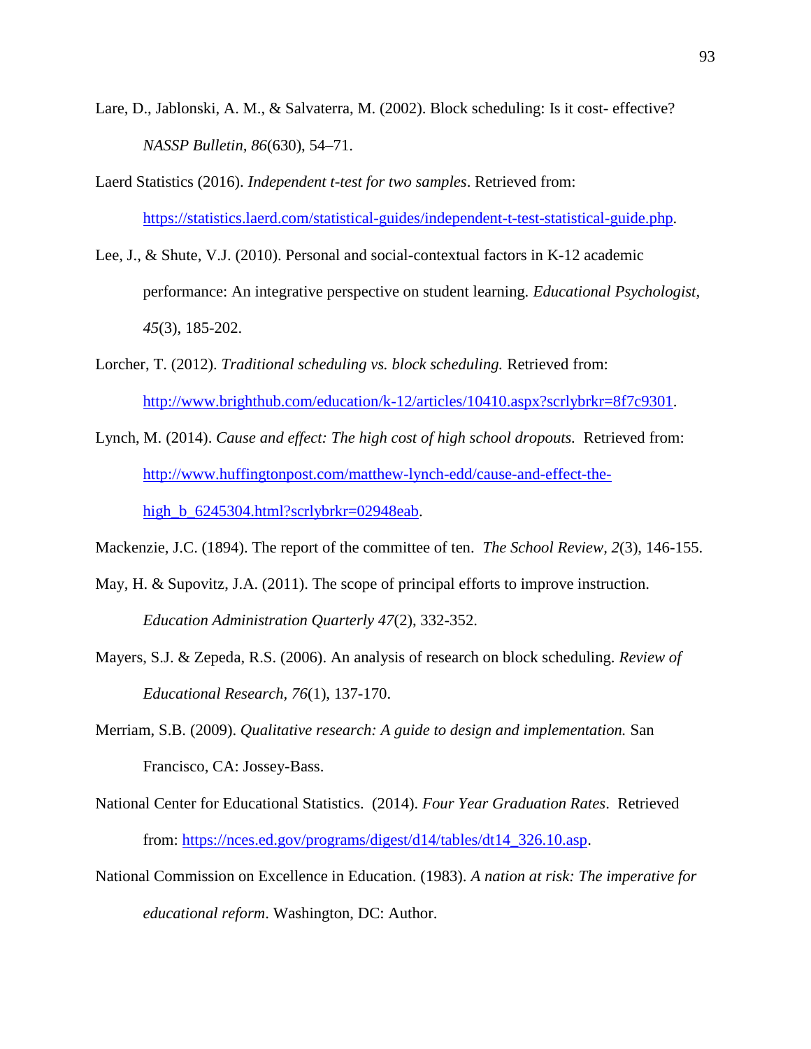Lare, D., Jablonski, A. M., & Salvaterra, M. (2002). Block scheduling: Is it cost- effective? *NASSP Bulletin, 86*(630), 54–71.

Laerd Statistics (2016). *Independent t-test for two samples*. Retrieved from: https://statistics.laerd.com/statistical-guides/independent-t-test-statistical-guide.php.

Lee, J., & Shute, V.J. (2010). Personal and social-contextual factors in K-12 academic performance: An integrative perspective on student learning. *Educational Psychologist, 45*(3), 185-202.

Lorcher, T. (2012). *Traditional scheduling vs. block scheduling.* Retrieved from: http://www.brighthub.com/education/k-12/articles/10410.aspx?scrlybrkr=8f7c9301.

Lynch, M. (2014). *Cause and effect: The high cost of high school dropouts.* Retrieved from: http://www.huffingtonpost.com/matthew-lynch-edd/cause-and-effect-the-high_b_6245304.html?scrlybrkr=02948eab.

Mackenzie, J.C. (1894). The report of the committee of ten. *The School Review, 2*(3), 146-155.

May, H. & Supovitz, J.A. (2011). The scope of principal efforts to improve instruction. *Education Administration Quarterly 47*(2), 332-352.

Mayers, S.J. & Zepeda, R.S. (2006). An analysis of research on block scheduling. *Review of Educational Research, 76*(1), 137-170.

Merriam, S.B. (2009). *Qualitative research: A guide to design and implementation.* San Francisco, CA: Jossey-Bass.

National Center for Educational Statistics. (2014). *Four Year Graduation Rates*. Retrieved from: https://nces.ed.gov/programs/digest/d14/tables/dt14_326.10.asp.

National Commission on Excellence in Education. (1983). *A nation at risk: The imperative for educational reform*. Washington, DC: Author.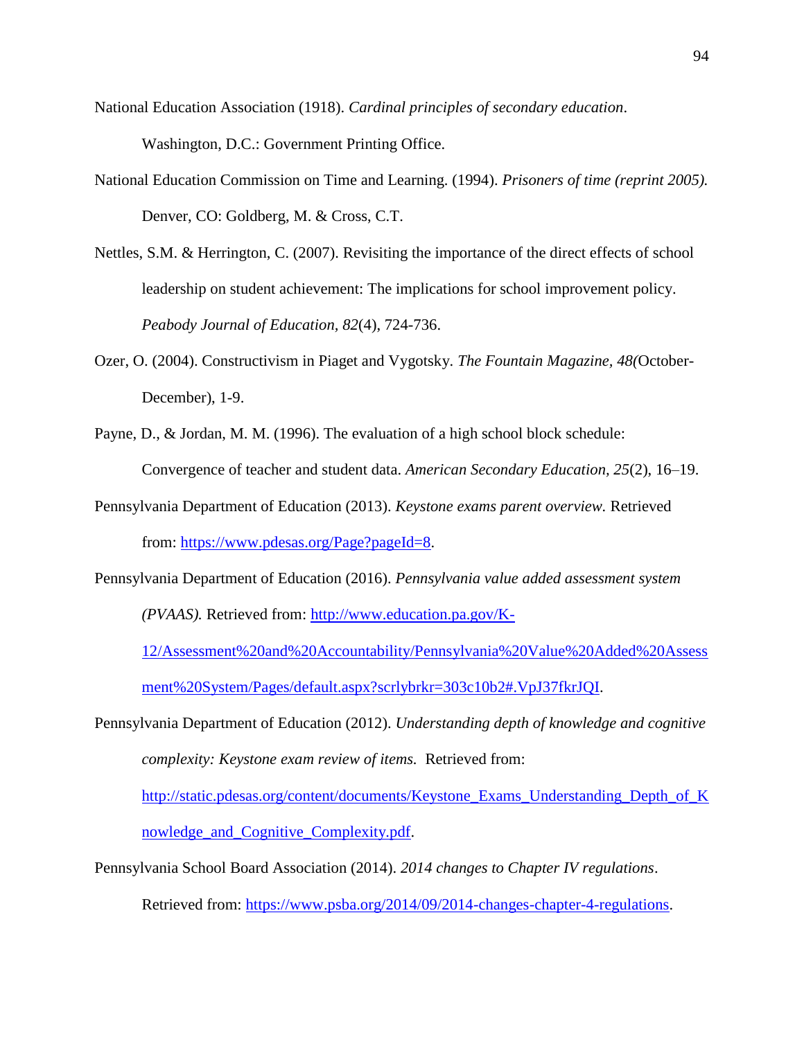National Education Association (1918). *Cardinal principles of secondary education*. Washington, D.C.: Government Printing Office.

National Education Commission on Time and Learning. (1994). *Prisoners of time (reprint 2005).* Denver, CO: Goldberg, M. & Cross, C.T.

Nettles, S.M. & Herrington, C. (2007). Revisiting the importance of the direct effects of school leadership on student achievement: The implications for school improvement policy. *Peabody Journal of Education, 82*(4), 724-736.

Ozer, O. (2004). Constructivism in Piaget and Vygotsky. *The Fountain Magazine, 48(*October-December), 1-9.

Payne, D., & Jordan, M. M. (1996). The evaluation of a high school block schedule: Convergence of teacher and student data. *American Secondary Education, 25*(2), 16–19.

Pennsylvania Department of Education (2013). *Keystone exams parent overview.* Retrieved from: https://www.pdesas.org/Page?pageId=8.

Pennsylvania Department of Education (2016). *Pennsylvania value added assessment system (PVAAS).* Retrieved from: http://www.education.pa.gov/K-12/Assessment%20and%20Accountability/Pennsylvania%20Value%20Added%20Assessment%20System/Pages/default.aspx?scrlybrkr=303c10b2#.VpJ37fkrJQI.

Pennsylvania Department of Education (2012). *Understanding depth of knowledge and cognitive complexity: Keystone exam review of items.* Retrieved from: http://static.pdesas.org/content/documents/Keystone_Exams_Understanding_Depth_of_Knowledge_and_Cognitive_Complexity.pdf.

Pennsylvania School Board Association (2014). *2014 changes to Chapter IV regulations*. Retrieved from: https://www.psba.org/2014/09/2014-changes-chapter-4-regulations.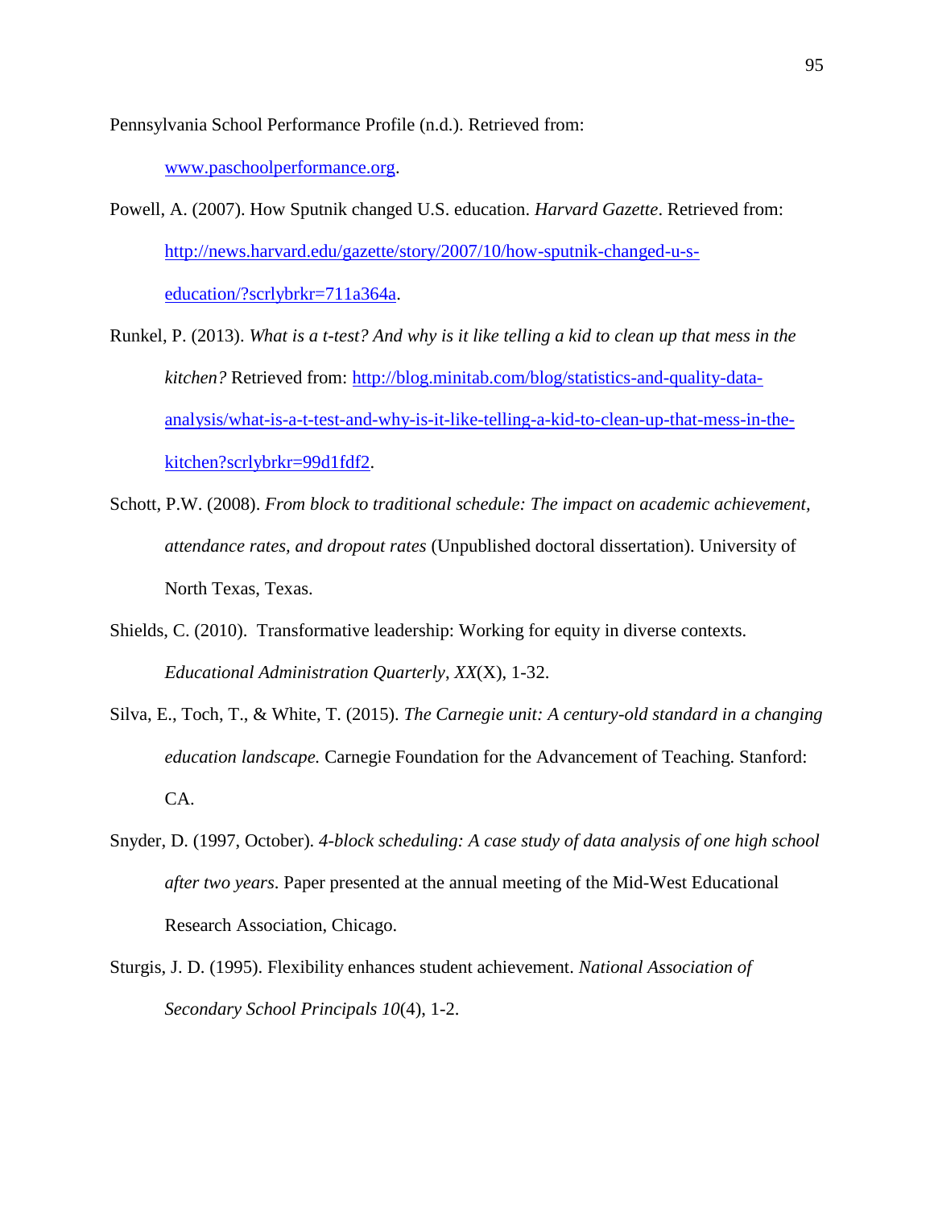Pennsylvania School Performance Profile (n.d.). Retrieved from: www.paschoolperformance.org.

Powell, A. (2007). How Sputnik changed U.S. education. *Harvard Gazette*. Retrieved from: http://news.harvard.edu/gazette/story/2007/10/how-sputnik-changed-u-s-education/?scrlybrkr=711a364a.

Runkel, P. (2013). *What is a t-test? And why is it like telling a kid to clean up that mess in the kitchen?* Retrieved from: http://blog.minitab.com/blog/statistics-and-quality-data-analysis/what-is-a-t-test-and-why-is-it-like-telling-a-kid-to-clean-up-that-mess-in-the-kitchen?scrlybrkr=99d1fdf2.

Schott, P.W. (2008). *From block to traditional schedule: The impact on academic achievement, attendance rates, and dropout rates* (Unpublished doctoral dissertation). University of North Texas, Texas.

Shields, C. (2010). Transformative leadership: Working for equity in diverse contexts. *Educational Administration Quarterly*, *XX*(X), 1-32.

Silva, E., Toch, T., & White, T. (2015). *The Carnegie unit: A century-old standard in a changing education landscape.* Carnegie Foundation for the Advancement of Teaching. Stanford: CA.

Snyder, D. (1997, October). *4-block scheduling: A case study of data analysis of one high school after two years*. Paper presented at the annual meeting of the Mid-West Educational Research Association, Chicago.

Sturgis, J. D. (1995). Flexibility enhances student achievement. *National Association of Secondary School Principals 10*(4), 1-2.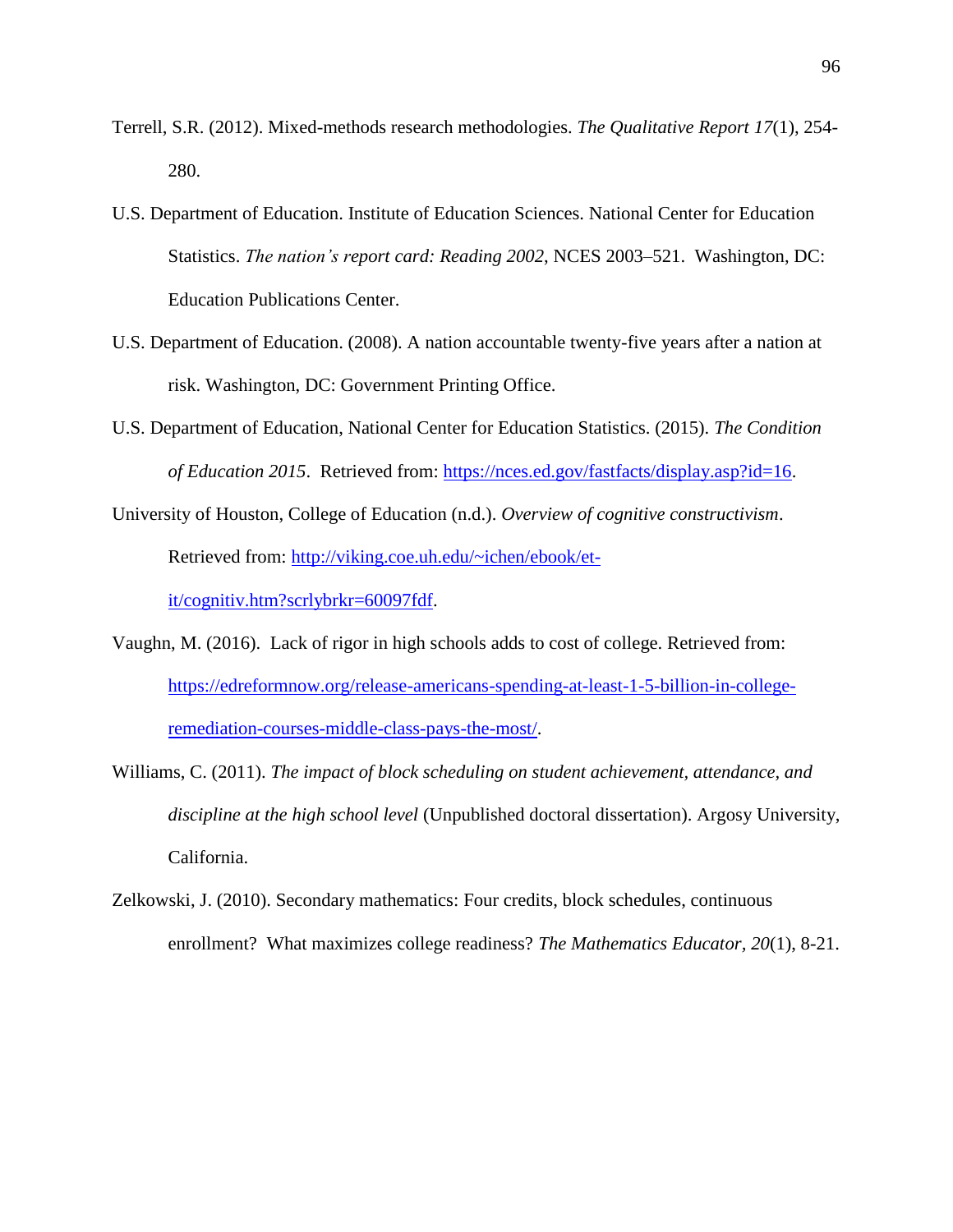Terrell, S.R. (2012). Mixed-methods research methodologies. *The Qualitative Report 17*(1), 254-280.

U.S. Department of Education. Institute of Education Sciences. National Center for Education Statistics. *The nation's report card: Reading 2002*, NCES 2003–521. Washington, DC: Education Publications Center.

U.S. Department of Education. (2008). A nation accountable twenty-five years after a nation at risk. Washington, DC: Government Printing Office.

U.S. Department of Education, National Center for Education Statistics. (2015). *The Condition of Education 2015*. Retrieved from: https://nces.ed.gov/fastfacts/display.asp?id=16.

University of Houston, College of Education (n.d.). *Overview of cognitive constructivism*. Retrieved from: http://viking.coe.uh.edu/~ichen/ebook/et-it/cognitiv.htm?scrlybrkr=60097fdf.

Vaughn, M. (2016). Lack of rigor in high schools adds to cost of college. Retrieved from: https://edreformnow.org/release-americans-spending-at-least-1-5-billion-in-college-remediation-courses-middle-class-pays-the-most/.

Williams, C. (2011). *The impact of block scheduling on student achievement, attendance, and discipline at the high school level* (Unpublished doctoral dissertation). Argosy University, California.

Zelkowski, J. (2010). Secondary mathematics: Four credits, block schedules, continuous enrollment? What maximizes college readiness? *The Mathematics Educator*, *20*(1), 8-21.